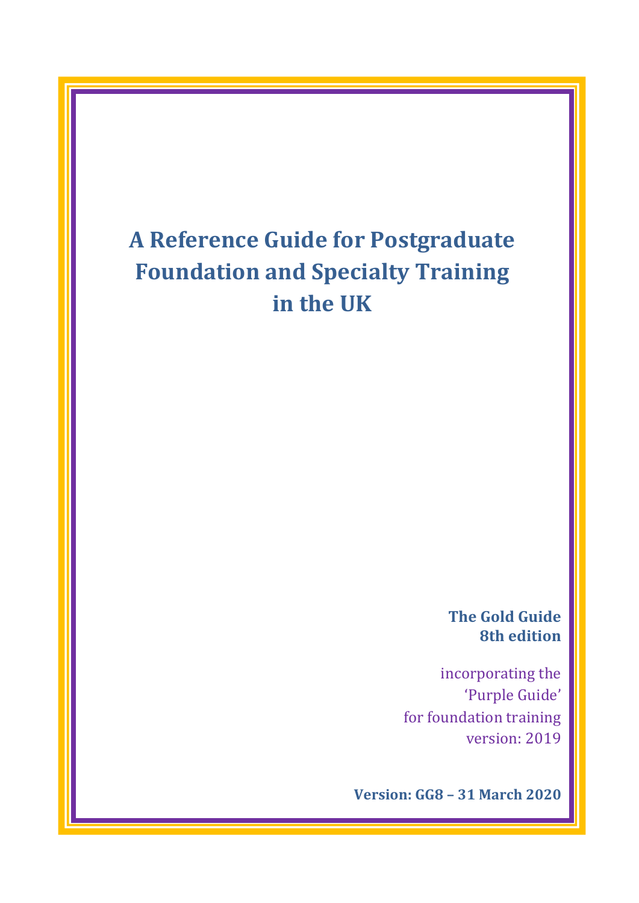# A Reference Guide for Postgraduate Foundation and Specialty Training in the UK

**The Gold Guide**
**8th edition**

incorporating the
'Purple Guide'
for foundation training
version: 2019

**Version: GG8 – 31 March 2020**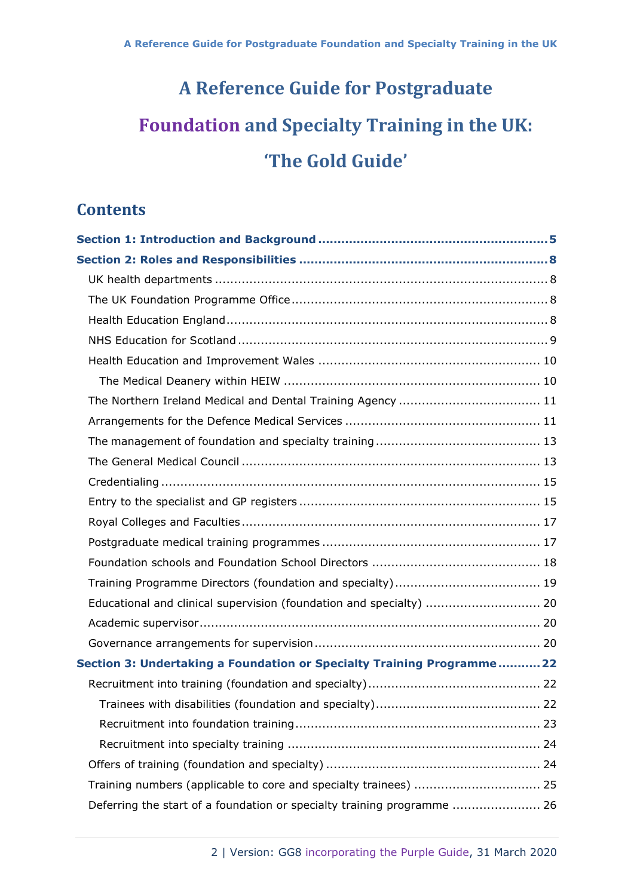# A Reference Guide for Postgraduate Foundation and Specialty Training in the UK: 'The Gold Guide'

## Contents

**Section 1: Introduction and Background** .......... 5

**Section 2: Roles and Responsibilities** .......... 8

- UK health departments .......... 8
- The UK Foundation Programme Office .......... 8
- Health Education England .......... 8
- NHS Education for Scotland .......... 9
- Health Education and Improvement Wales .......... 10
  - The Medical Deanery within HEIW .......... 10
- The Northern Ireland Medical and Dental Training Agency .......... 11
- Arrangements for the Defence Medical Services .......... 11
- The management of foundation and specialty training .......... 13
- The General Medical Council .......... 13
- Credentialing .......... 15
- Entry to the specialist and GP registers .......... 15
- Royal Colleges and Faculties .......... 17
- Postgraduate medical training programmes .......... 17
- Foundation schools and Foundation School Directors .......... 18
- Training Programme Directors (foundation and specialty) .......... 19
- Educational and clinical supervision (foundation and specialty) .......... 20
- Academic supervisor .......... 20
- Governance arrangements for supervision .......... 20

**Section 3: Undertaking a Foundation or Specialty Training Programme** .......... 22

- Recruitment into training (foundation and specialty) .......... 22
  - Trainees with disabilities (foundation and specialty) .......... 22
  - Recruitment into foundation training .......... 23
  - Recruitment into specialty training .......... 24
- Offers of training (foundation and specialty) .......... 24
- Training numbers (applicable to core and specialty trainees) .......... 25
- Deferring the start of a foundation or specialty training programme .......... 26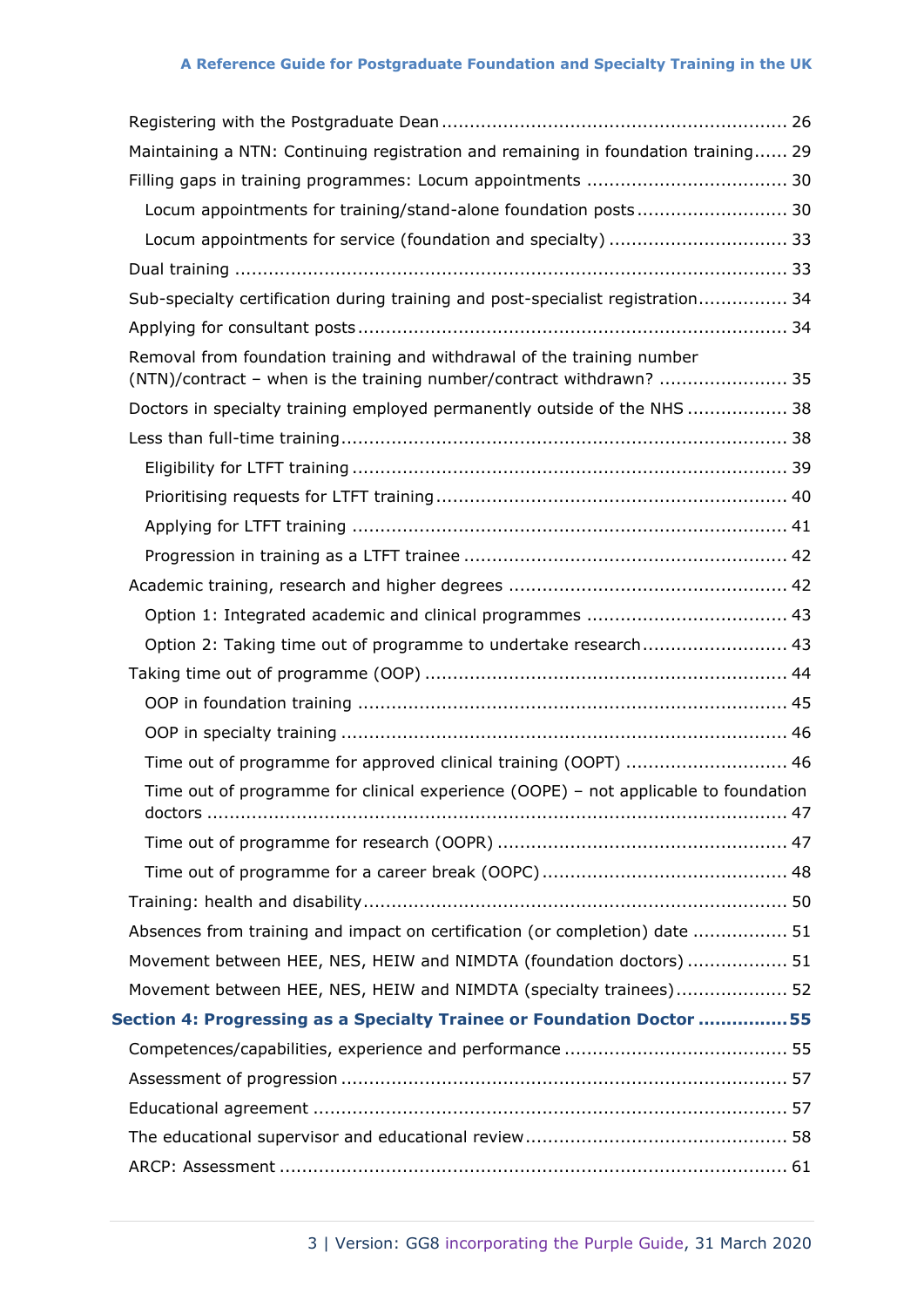Registering with the Postgraduate Dean ............................................................. 26

Maintaining a NTN: Continuing registration and remaining in foundation training...... 29

Filling gaps in training programmes: Locum appointments ..................................... 30

Locum appointments for training/stand-alone foundation posts ........................... 30

Locum appointments for service (foundation and specialty) ................................ 33

Dual training ..................................................................................................... 33

Sub-specialty certification during training and post-specialist registration................ 34

Applying for consultant posts ............................................................................. 34

Removal from foundation training and withdrawal of the training number (NTN)/contract – when is the training number/contract withdrawn? ....................... 35

Doctors in specialty training employed permanently outside of the NHS .................. 38

Less than full-time training ................................................................................ 38

Eligibility for LTFT training .............................................................................. 39

Prioritising requests for LTFT training ............................................................... 40

Applying for LTFT training ............................................................................... 41

Progression in training as a LTFT trainee .......................................................... 42

Academic training, research and higher degrees .................................................. 42

Option 1: Integrated academic and clinical programmes .................................... 43

Option 2: Taking time out of programme to undertake research .......................... 43

Taking time out of programme (OOP) ................................................................. 44

OOP in foundation training .............................................................................. 45

OOP in specialty training ................................................................................. 46

Time out of programme for approved clinical training (OOPT) ............................. 46

Time out of programme for clinical experience (OOPE) – not applicable to foundation doctors ......................................................................................................... 47

Time out of programme for research (OOPR) .................................................... 47

Time out of programme for a career break (OOPC) ............................................ 48

Training: health and disability ............................................................................ 50

Absences from training and impact on certification (or completion) date ................. 51

Movement between HEE, NES, HEIW and NIMDTA (foundation doctors) .................. 51

Movement between HEE, NES, HEIW and NIMDTA (specialty trainees) .................... 52

**Section 4: Progressing as a Specialty Trainee or Foundation Doctor ................ 55**

Competences/capabilities, experience and performance ........................................ 55

Assessment of progression ................................................................................ 57

Educational agreement ..................................................................................... 57

The educational supervisor and educational review .............................................. 58

ARCP: Assessment ........................................................................................... 61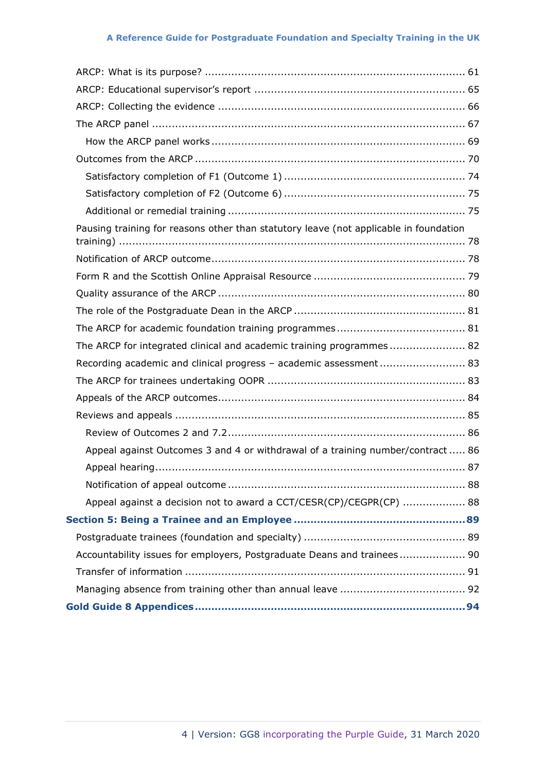ARCP: What is its purpose? ............................................................................ 61

ARCP: Educational supervisor's report ............................................................ 65

ARCP: Collecting the evidence ........................................................................ 66

The ARCP panel ............................................................................................ 67

  How the ARCP panel works ......................................................................... 69

Outcomes from the ARCP ................................................................................ 70

  Satisfactory completion of F1 (Outcome 1) ................................................... 74

  Satisfactory completion of F2 (Outcome 6) ................................................... 75

  Additional or remedial training ..................................................................... 75

Pausing training for reasons other than statutory leave (not applicable in foundation training) ......................................................................................................... 78

Notification of ARCP outcome .......................................................................... 78

Form R and the Scottish Online Appraisal Resource ............................................ 79

Quality assurance of the ARCP ........................................................................ 80

The role of the Postgraduate Dean in the ARCP ................................................. 81

The ARCP for academic foundation training programmes ..................................... 81

The ARCP for integrated clinical and academic training programmes ..................... 82

Recording academic and clinical progress – academic assessment ......................... 83

The ARCP for trainees undertaking OOPR .......................................................... 83

Appeals of the ARCP outcomes ........................................................................ 84

Reviews and appeals ..................................................................................... 85

  Review of Outcomes 2 and 7.2 ..................................................................... 86

  Appeal against Outcomes 3 and 4 or withdrawal of a training number/contract ..... 86

  Appeal hearing ........................................................................................... 87

  Notification of appeal outcome ..................................................................... 88

  Appeal against a decision not to award a CCT/CESR(CP)/CEGPR(CP) .................. 88

**Section 5: Being a Trainee and an Employee ................................................... 89**

Postgraduate trainees (foundation and specialty) ............................................... 89

Accountability issues for employers, Postgraduate Deans and trainees .................... 90

Transfer of information .................................................................................. 91

Managing absence from training other than annual leave ..................................... 92

**Gold Guide 8 Appendices ................................................................................ 94**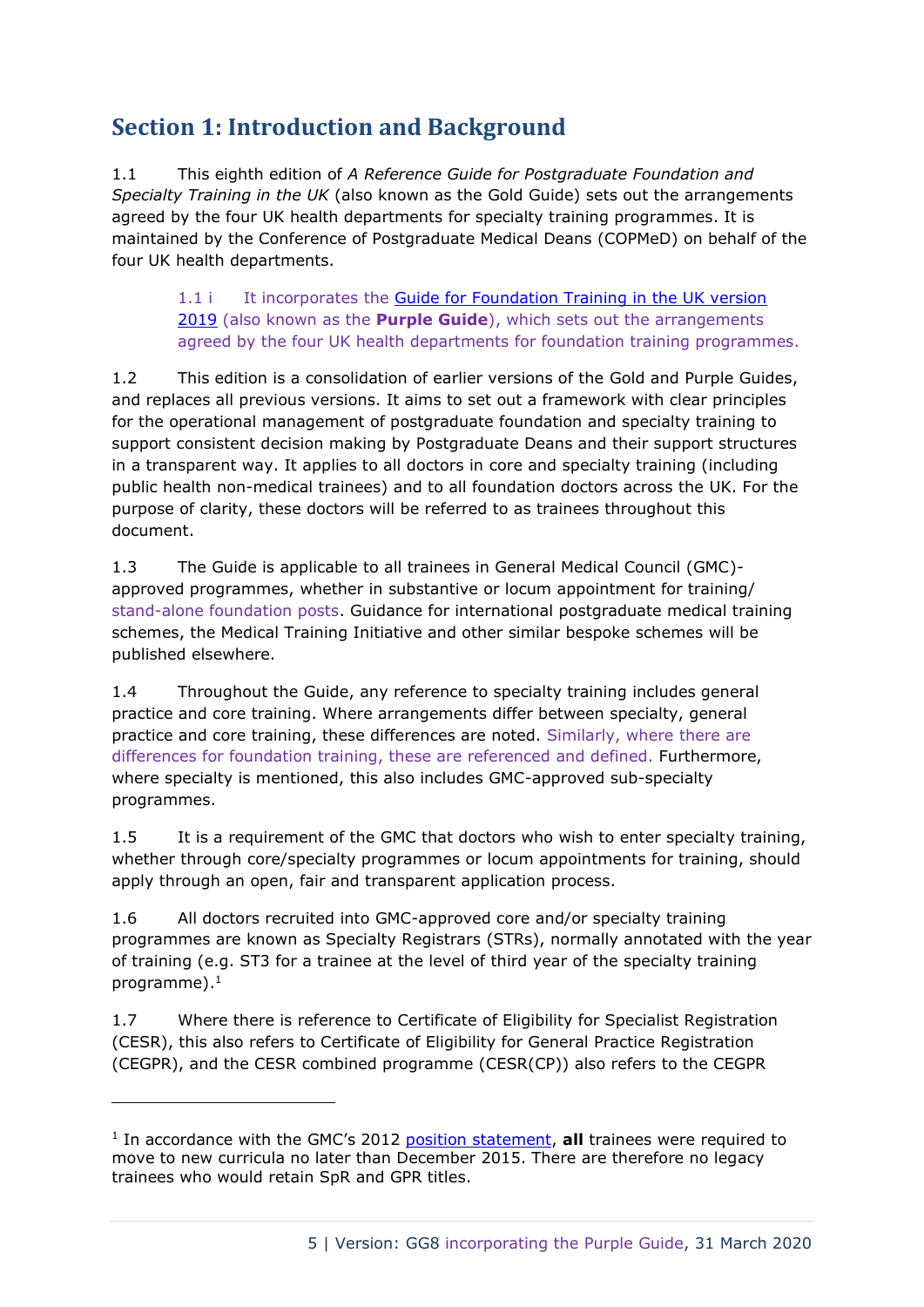## Section 1: Introduction and Background

1.1 This eighth edition of *A Reference Guide for Postgraduate Foundation and Specialty Training in the UK* (also known as the Gold Guide) sets out the arrangements agreed by the four UK health departments for specialty training programmes. It is maintained by the Conference of Postgraduate Medical Deans (COPMeD) on behalf of the four UK health departments.

> 1.1 i It incorporates the Guide for Foundation Training in the UK version 2019 (also known as the **Purple Guide**), which sets out the arrangements agreed by the four UK health departments for foundation training programmes.

1.2 This edition is a consolidation of earlier versions of the Gold and Purple Guides, and replaces all previous versions. It aims to set out a framework with clear principles for the operational management of postgraduate foundation and specialty training to support consistent decision making by Postgraduate Deans and their support structures in a transparent way. It applies to all doctors in core and specialty training (including public health non-medical trainees) and to all foundation doctors across the UK. For the purpose of clarity, these doctors will be referred to as trainees throughout this document.

1.3 The Guide is applicable to all trainees in General Medical Council (GMC)-approved programmes, whether in substantive or locum appointment for training/ stand-alone foundation posts. Guidance for international postgraduate medical training schemes, the Medical Training Initiative and other similar bespoke schemes will be published elsewhere.

1.4 Throughout the Guide, any reference to specialty training includes general practice and core training. Where arrangements differ between specialty, general practice and core training, these differences are noted. Similarly, where there are differences for foundation training, these are referenced and defined. Furthermore, where specialty is mentioned, this also includes GMC-approved sub-specialty programmes.

1.5 It is a requirement of the GMC that doctors who wish to enter specialty training, whether through core/specialty programmes or locum appointments for training, should apply through an open, fair and transparent application process.

1.6 All doctors recruited into GMC-approved core and/or specialty training programmes are known as Specialty Registrars (STRs), normally annotated with the year of training (e.g. ST3 for a trainee at the level of third year of the specialty training programme).[1]

1.7 Where there is reference to Certificate of Eligibility for Specialist Registration (CESR), this also refers to Certificate of Eligibility for General Practice Registration (CEGPR), and the CESR combined programme (CESR(CP)) also refers to the CEGPR

---

[1] In accordance with the GMC's 2012 position statement, **all** trainees were required to move to new curricula no later than December 2015. There are therefore no legacy trainees who would retain SpR and GPR titles.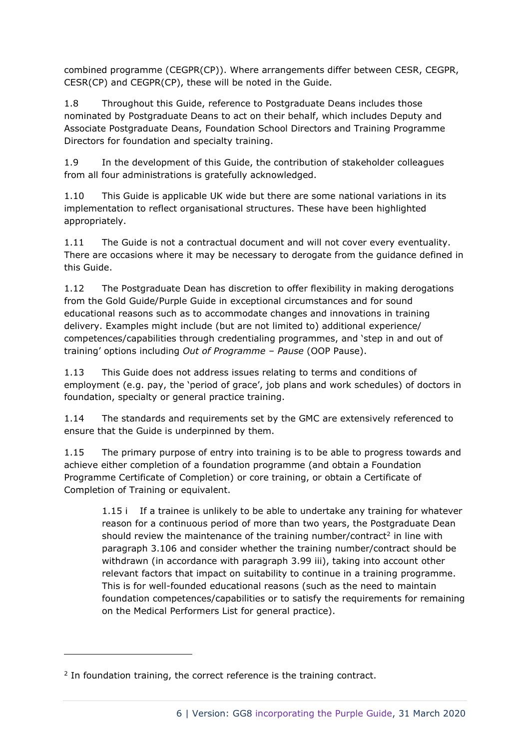combined programme (CEGPR(CP)). Where arrangements differ between CESR, CEGPR, CESR(CP) and CEGPR(CP), these will be noted in the Guide.

1.8 Throughout this Guide, reference to Postgraduate Deans includes those nominated by Postgraduate Deans to act on their behalf, which includes Deputy and Associate Postgraduate Deans, Foundation School Directors and Training Programme Directors for foundation and specialty training.

1.9 In the development of this Guide, the contribution of stakeholder colleagues from all four administrations is gratefully acknowledged.

1.10 This Guide is applicable UK wide but there are some national variations in its implementation to reflect organisational structures. These have been highlighted appropriately.

1.11 The Guide is not a contractual document and will not cover every eventuality. There are occasions where it may be necessary to derogate from the guidance defined in this Guide.

1.12 The Postgraduate Dean has discretion to offer flexibility in making derogations from the Gold Guide/Purple Guide in exceptional circumstances and for sound educational reasons such as to accommodate changes and innovations in training delivery. Examples might include (but are not limited to) additional experience/ competences/capabilities through credentialing programmes, and 'step in and out of training' options including *Out of Programme – Pause* (OOP Pause).

1.13 This Guide does not address issues relating to terms and conditions of employment (e.g. pay, the 'period of grace', job plans and work schedules) of doctors in foundation, specialty or general practice training.

1.14 The standards and requirements set by the GMC are extensively referenced to ensure that the Guide is underpinned by them.

1.15 The primary purpose of entry into training is to be able to progress towards and achieve either completion of a foundation programme (and obtain a Foundation Programme Certificate of Completion) or core training, or obtain a Certificate of Completion of Training or equivalent.

> 1.15 i If a trainee is unlikely to be able to undertake any training for whatever reason for a continuous period of more than two years, the Postgraduate Dean should review the maintenance of the training number/contract[2] in line with paragraph 3.106 and consider whether the training number/contract should be withdrawn (in accordance with paragraph 3.99 iii), taking into account other relevant factors that impact on suitability to continue in a training programme. This is for well-founded educational reasons (such as the need to maintain foundation competences/capabilities or to satisfy the requirements for remaining on the Medical Performers List for general practice).

[2] In foundation training, the correct reference is the training contract.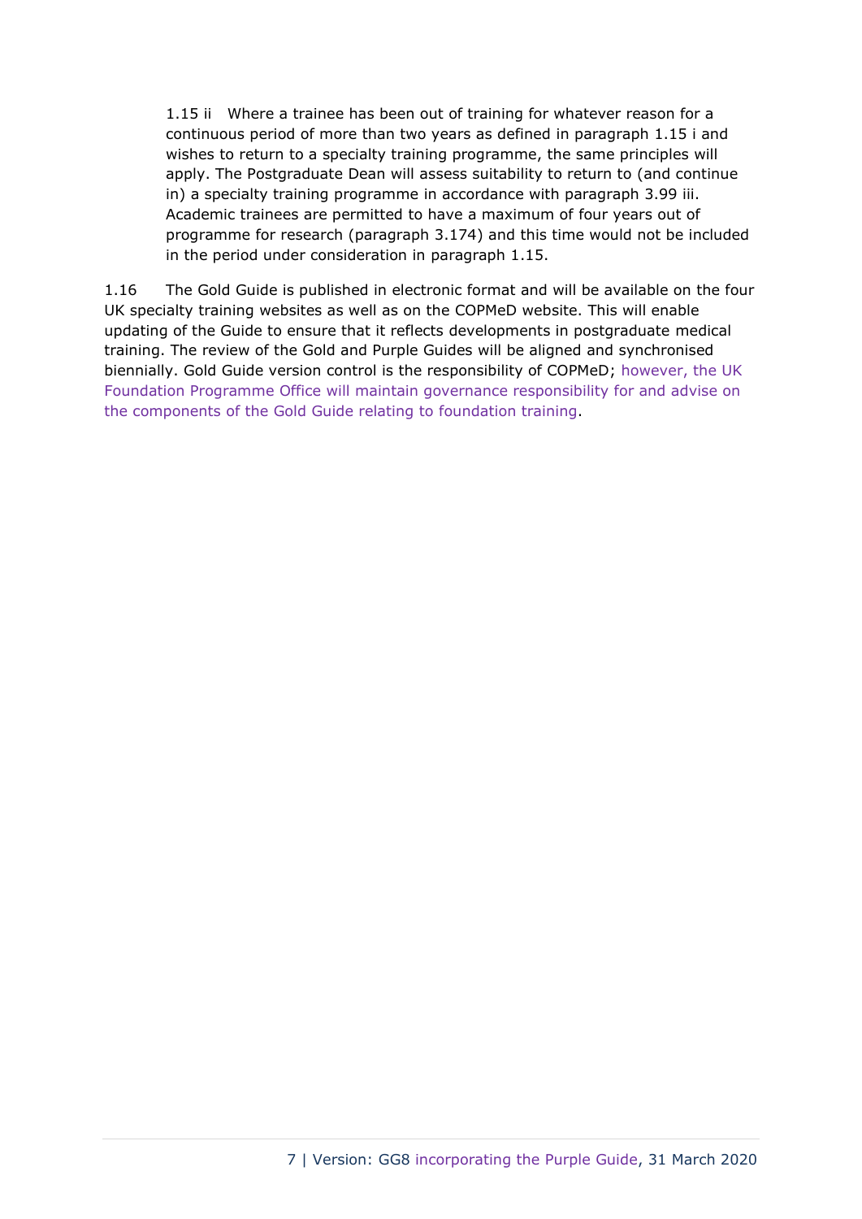1.15 ii Where a trainee has been out of training for whatever reason for a continuous period of more than two years as defined in paragraph 1.15 i and wishes to return to a specialty training programme, the same principles will apply. The Postgraduate Dean will assess suitability to return to (and continue in) a specialty training programme in accordance with paragraph 3.99 iii. Academic trainees are permitted to have a maximum of four years out of programme for research (paragraph 3.174) and this time would not be included in the period under consideration in paragraph 1.15.

1.16 The Gold Guide is published in electronic format and will be available on the four UK specialty training websites as well as on the COPMeD website. This will enable updating of the Guide to ensure that it reflects developments in postgraduate medical training. The review of the Gold and Purple Guides will be aligned and synchronised biennially. Gold Guide version control is the responsibility of COPMeD; however, the UK Foundation Programme Office will maintain governance responsibility for and advise on the components of the Gold Guide relating to foundation training.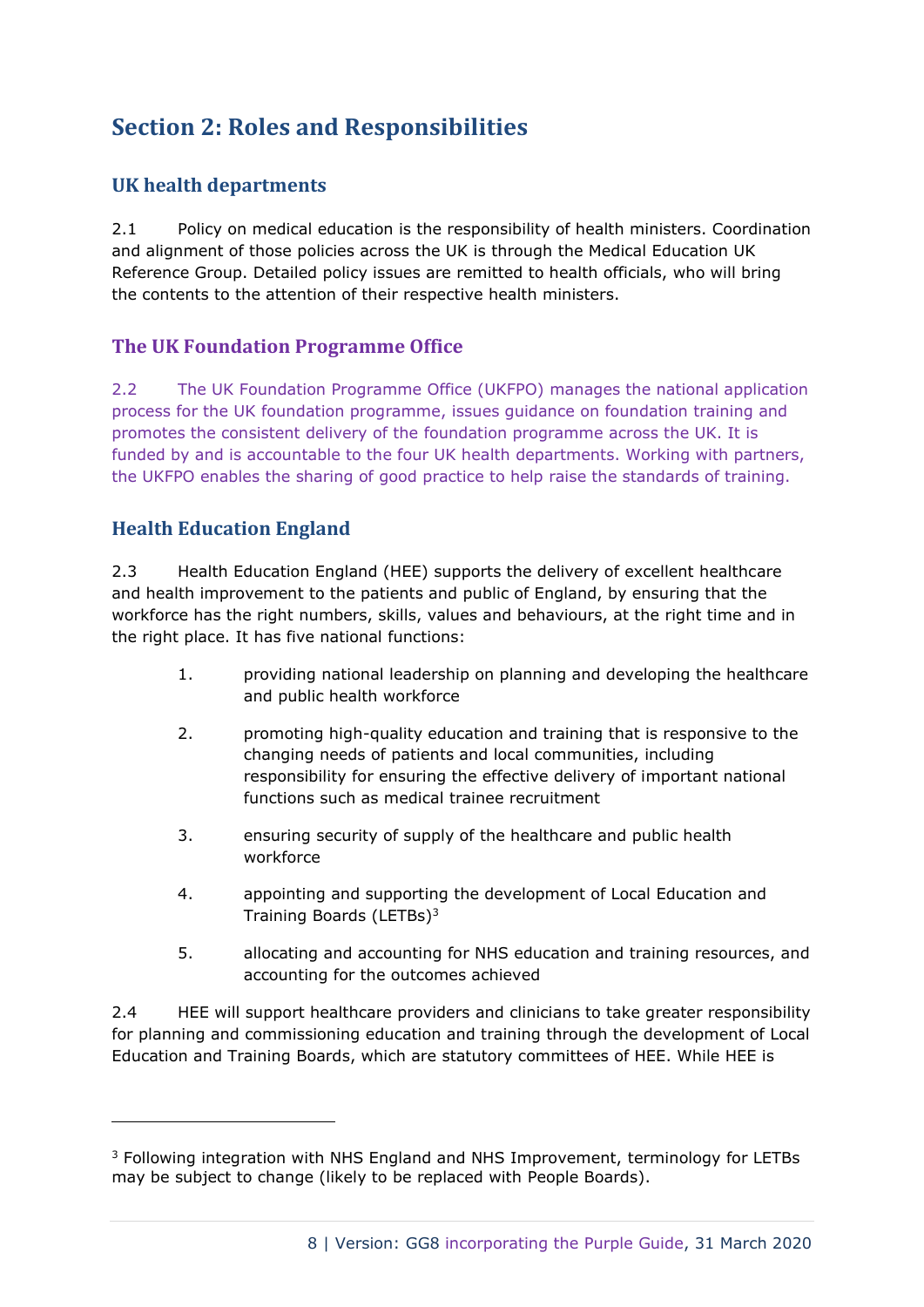# Section 2: Roles and Responsibilities

## UK health departments

2.1 Policy on medical education is the responsibility of health ministers. Coordination and alignment of those policies across the UK is through the Medical Education UK Reference Group. Detailed policy issues are remitted to health officials, who will bring the contents to the attention of their respective health ministers.

## The UK Foundation Programme Office

2.2 The UK Foundation Programme Office (UKFPO) manages the national application process for the UK foundation programme, issues guidance on foundation training and promotes the consistent delivery of the foundation programme across the UK. It is funded by and is accountable to the four UK health departments. Working with partners, the UKFPO enables the sharing of good practice to help raise the standards of training.

## Health Education England

2.3 Health Education England (HEE) supports the delivery of excellent healthcare and health improvement to the patients and public of England, by ensuring that the workforce has the right numbers, skills, values and behaviours, at the right time and in the right place. It has five national functions:

1. providing national leadership on planning and developing the healthcare and public health workforce
2. promoting high-quality education and training that is responsive to the changing needs of patients and local communities, including responsibility for ensuring the effective delivery of important national functions such as medical trainee recruitment
3. ensuring security of supply of the healthcare and public health workforce
4. appointing and supporting the development of Local Education and Training Boards (LETBs)[3]
5. allocating and accounting for NHS education and training resources, and accounting for the outcomes achieved

2.4 HEE will support healthcare providers and clinicians to take greater responsibility for planning and commissioning education and training through the development of Local Education and Training Boards, which are statutory committees of HEE. While HEE is

---

[3] Following integration with NHS England and NHS Improvement, terminology for LETBs may be subject to change (likely to be replaced with People Boards).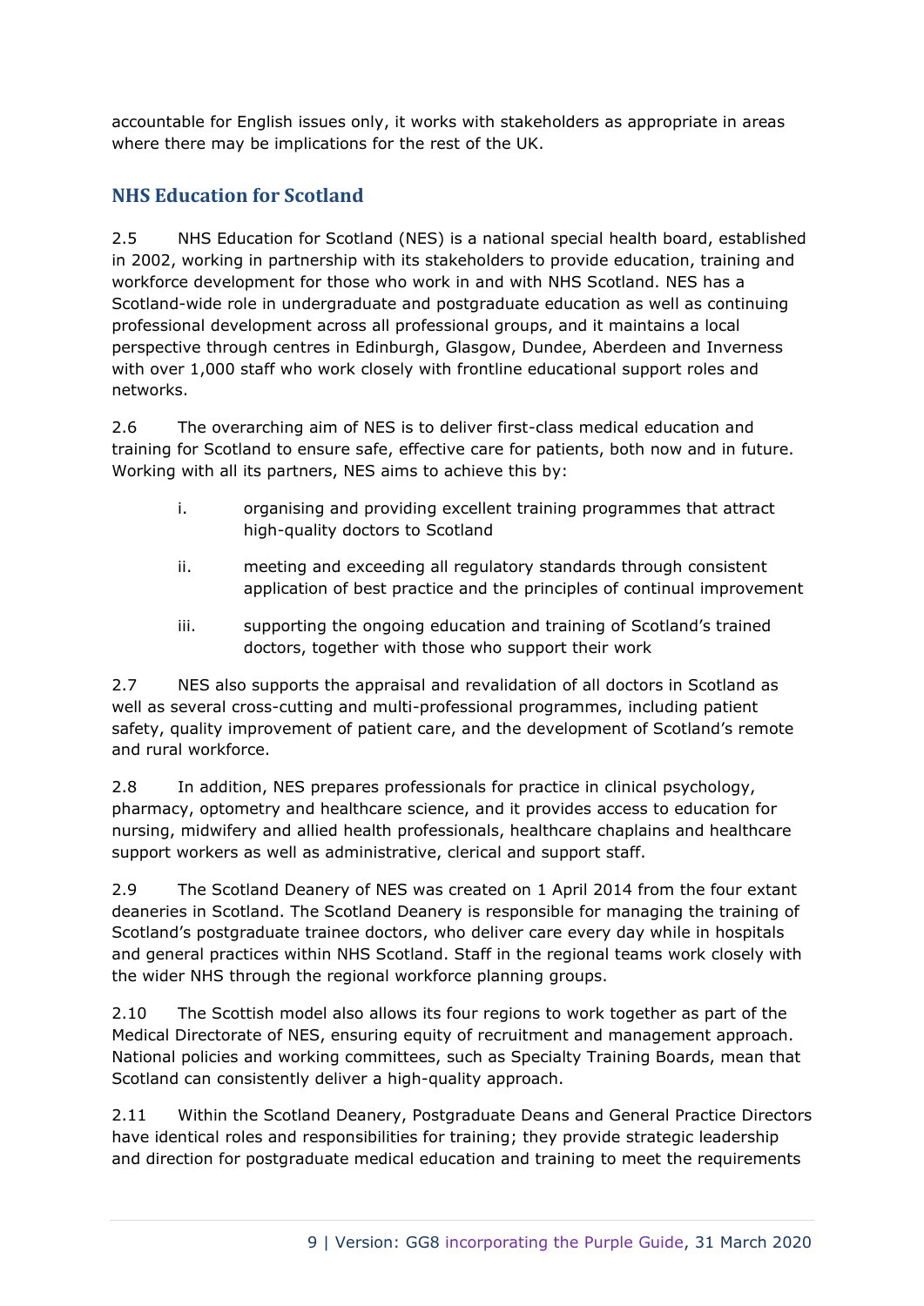accountable for English issues only, it works with stakeholders as appropriate in areas where there may be implications for the rest of the UK.

## NHS Education for Scotland

2.5 NHS Education for Scotland (NES) is a national special health board, established in 2002, working in partnership with its stakeholders to provide education, training and workforce development for those who work in and with NHS Scotland. NES has a Scotland-wide role in undergraduate and postgraduate education as well as continuing professional development across all professional groups, and it maintains a local perspective through centres in Edinburgh, Glasgow, Dundee, Aberdeen and Inverness with over 1,000 staff who work closely with frontline educational support roles and networks.

2.6 The overarching aim of NES is to deliver first-class medical education and training for Scotland to ensure safe, effective care for patients, both now and in future. Working with all its partners, NES aims to achieve this by:

i. organising and providing excellent training programmes that attract high-quality doctors to Scotland

ii. meeting and exceeding all regulatory standards through consistent application of best practice and the principles of continual improvement

iii. supporting the ongoing education and training of Scotland's trained doctors, together with those who support their work

2.7 NES also supports the appraisal and revalidation of all doctors in Scotland as well as several cross-cutting and multi-professional programmes, including patient safety, quality improvement of patient care, and the development of Scotland's remote and rural workforce.

2.8 In addition, NES prepares professionals for practice in clinical psychology, pharmacy, optometry and healthcare science, and it provides access to education for nursing, midwifery and allied health professionals, healthcare chaplains and healthcare support workers as well as administrative, clerical and support staff.

2.9 The Scotland Deanery of NES was created on 1 April 2014 from the four extant deaneries in Scotland. The Scotland Deanery is responsible for managing the training of Scotland's postgraduate trainee doctors, who deliver care every day while in hospitals and general practices within NHS Scotland. Staff in the regional teams work closely with the wider NHS through the regional workforce planning groups.

2.10 The Scottish model also allows its four regions to work together as part of the Medical Directorate of NES, ensuring equity of recruitment and management approach. National policies and working committees, such as Specialty Training Boards, mean that Scotland can consistently deliver a high-quality approach.

2.11 Within the Scotland Deanery, Postgraduate Deans and General Practice Directors have identical roles and responsibilities for training; they provide strategic leadership and direction for postgraduate medical education and training to meet the requirements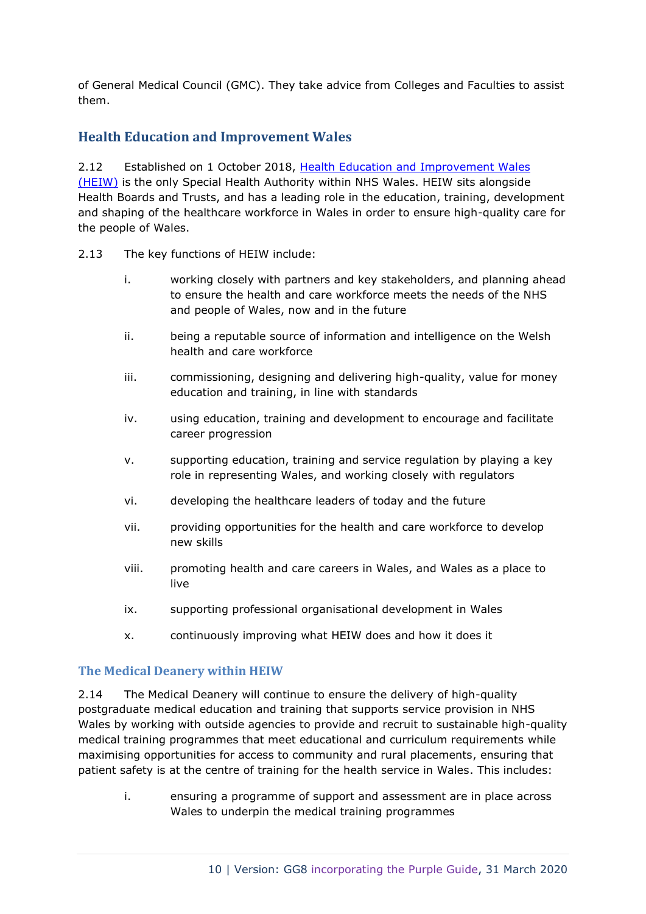of General Medical Council (GMC). They take advice from Colleges and Faculties to assist them.

## Health Education and Improvement Wales

2.12 Established on 1 October 2018, [Health Education and Improvement Wales (HEIW)]() is the only Special Health Authority within NHS Wales. HEIW sits alongside Health Boards and Trusts, and has a leading role in the education, training, development and shaping of the healthcare workforce in Wales in order to ensure high-quality care for the people of Wales.

2.13 The key functions of HEIW include:

- i. working closely with partners and key stakeholders, and planning ahead to ensure the health and care workforce meets the needs of the NHS and people of Wales, now and in the future
- ii. being a reputable source of information and intelligence on the Welsh health and care workforce
- iii. commissioning, designing and delivering high-quality, value for money education and training, in line with standards
- iv. using education, training and development to encourage and facilitate career progression
- v. supporting education, training and service regulation by playing a key role in representing Wales, and working closely with regulators
- vi. developing the healthcare leaders of today and the future
- vii. providing opportunities for the health and care workforce to develop new skills
- viii. promoting health and care careers in Wales, and Wales as a place to live
- ix. supporting professional organisational development in Wales
- x. continuously improving what HEIW does and how it does it

### The Medical Deanery within HEIW

2.14 The Medical Deanery will continue to ensure the delivery of high-quality postgraduate medical education and training that supports service provision in NHS Wales by working with outside agencies to provide and recruit to sustainable high-quality medical training programmes that meet educational and curriculum requirements while maximising opportunities for access to community and rural placements, ensuring that patient safety is at the centre of training for the health service in Wales. This includes:

- i. ensuring a programme of support and assessment are in place across Wales to underpin the medical training programmes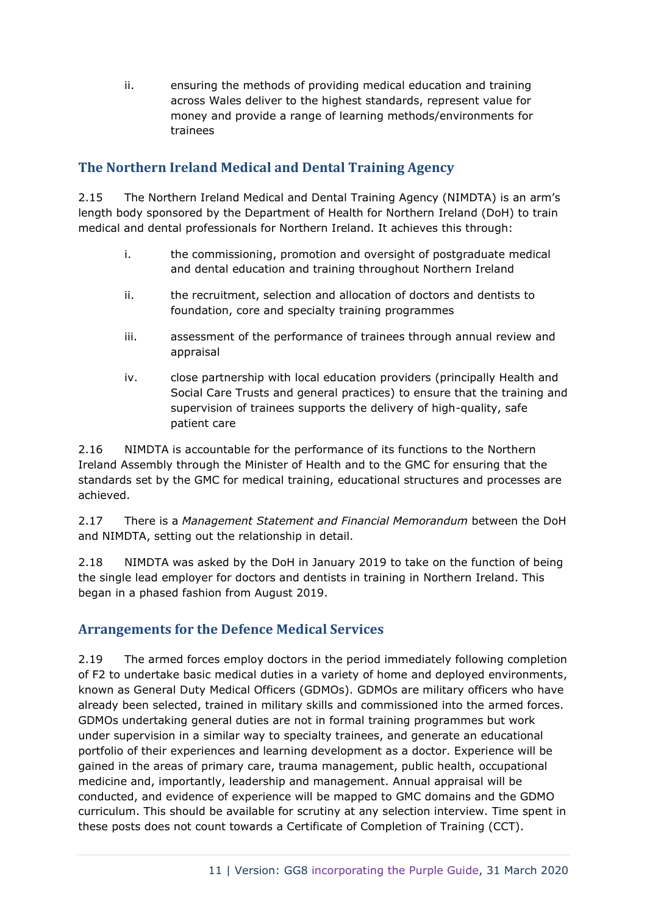ii. ensuring the methods of providing medical education and training across Wales deliver to the highest standards, represent value for money and provide a range of learning methods/environments for trainees

## The Northern Ireland Medical and Dental Training Agency

2.15 The Northern Ireland Medical and Dental Training Agency (NIMDTA) is an arm's length body sponsored by the Department of Health for Northern Ireland (DoH) to train medical and dental professionals for Northern Ireland. It achieves this through:

i. the commissioning, promotion and oversight of postgraduate medical and dental education and training throughout Northern Ireland

ii. the recruitment, selection and allocation of doctors and dentists to foundation, core and specialty training programmes

iii. assessment of the performance of trainees through annual review and appraisal

iv. close partnership with local education providers (principally Health and Social Care Trusts and general practices) to ensure that the training and supervision of trainees supports the delivery of high-quality, safe patient care

2.16 NIMDTA is accountable for the performance of its functions to the Northern Ireland Assembly through the Minister of Health and to the GMC for ensuring that the standards set by the GMC for medical training, educational structures and processes are achieved.

2.17 There is a *Management Statement and Financial Memorandum* between the DoH and NIMDTA, setting out the relationship in detail.

2.18 NIMDTA was asked by the DoH in January 2019 to take on the function of being the single lead employer for doctors and dentists in training in Northern Ireland. This began in a phased fashion from August 2019.

## Arrangements for the Defence Medical Services

2.19 The armed forces employ doctors in the period immediately following completion of F2 to undertake basic medical duties in a variety of home and deployed environments, known as General Duty Medical Officers (GDMOs). GDMOs are military officers who have already been selected, trained in military skills and commissioned into the armed forces. GDMOs undertaking general duties are not in formal training programmes but work under supervision in a similar way to specialty trainees, and generate an educational portfolio of their experiences and learning development as a doctor. Experience will be gained in the areas of primary care, trauma management, public health, occupational medicine and, importantly, leadership and management. Annual appraisal will be conducted, and evidence of experience will be mapped to GMC domains and the GDMO curriculum. This should be available for scrutiny at any selection interview. Time spent in these posts does not count towards a Certificate of Completion of Training (CCT).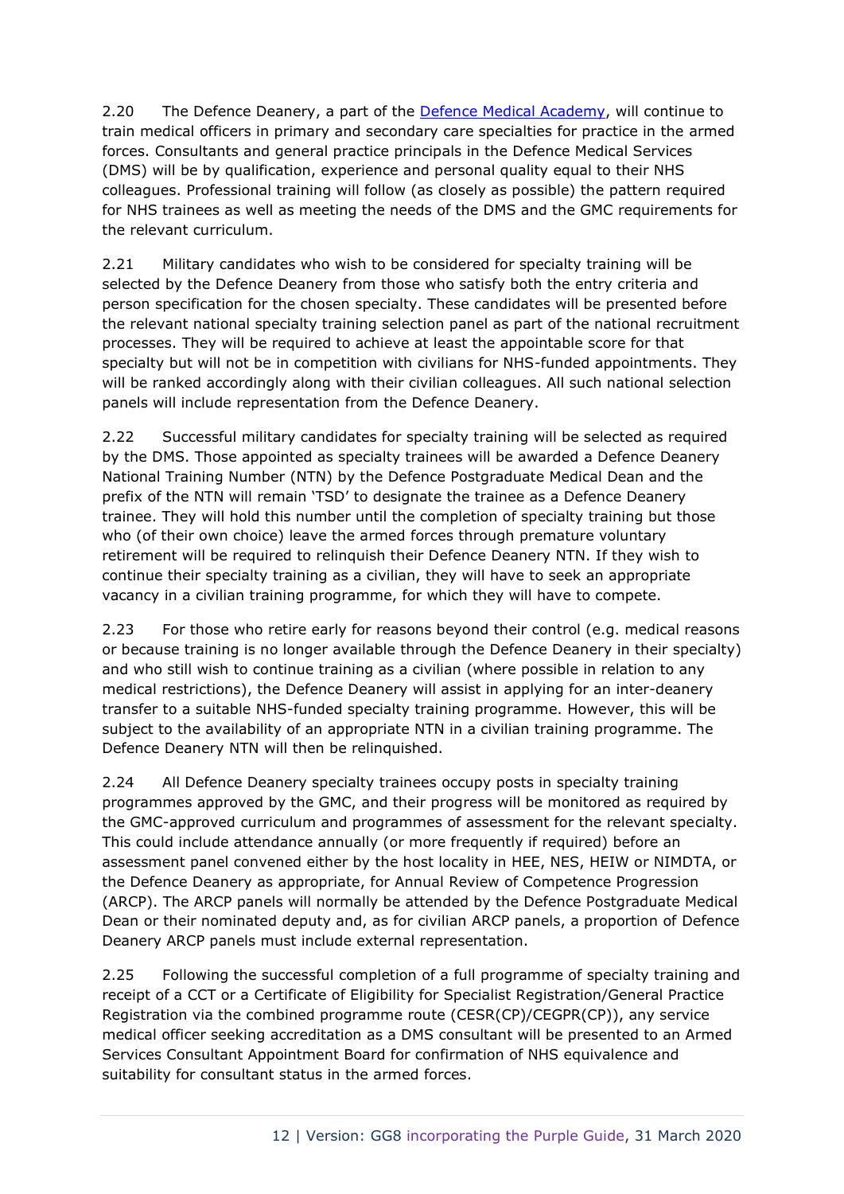2.20 The Defence Deanery, a part of the [Defence Medical Academy](), will continue to train medical officers in primary and secondary care specialties for practice in the armed forces. Consultants and general practice principals in the Defence Medical Services (DMS) will be by qualification, experience and personal quality equal to their NHS colleagues. Professional training will follow (as closely as possible) the pattern required for NHS trainees as well as meeting the needs of the DMS and the GMC requirements for the relevant curriculum.

2.21 Military candidates who wish to be considered for specialty training will be selected by the Defence Deanery from those who satisfy both the entry criteria and person specification for the chosen specialty. These candidates will be presented before the relevant national specialty training selection panel as part of the national recruitment processes. They will be required to achieve at least the appointable score for that specialty but will not be in competition with civilians for NHS-funded appointments. They will be ranked accordingly along with their civilian colleagues. All such national selection panels will include representation from the Defence Deanery.

2.22 Successful military candidates for specialty training will be selected as required by the DMS. Those appointed as specialty trainees will be awarded a Defence Deanery National Training Number (NTN) by the Defence Postgraduate Medical Dean and the prefix of the NTN will remain 'TSD' to designate the trainee as a Defence Deanery trainee. They will hold this number until the completion of specialty training but those who (of their own choice) leave the armed forces through premature voluntary retirement will be required to relinquish their Defence Deanery NTN. If they wish to continue their specialty training as a civilian, they will have to seek an appropriate vacancy in a civilian training programme, for which they will have to compete.

2.23 For those who retire early for reasons beyond their control (e.g. medical reasons or because training is no longer available through the Defence Deanery in their specialty) and who still wish to continue training as a civilian (where possible in relation to any medical restrictions), the Defence Deanery will assist in applying for an inter-deanery transfer to a suitable NHS-funded specialty training programme. However, this will be subject to the availability of an appropriate NTN in a civilian training programme. The Defence Deanery NTN will then be relinquished.

2.24 All Defence Deanery specialty trainees occupy posts in specialty training programmes approved by the GMC, and their progress will be monitored as required by the GMC-approved curriculum and programmes of assessment for the relevant specialty. This could include attendance annually (or more frequently if required) before an assessment panel convened either by the host locality in HEE, NES, HEIW or NIMDTA, or the Defence Deanery as appropriate, for Annual Review of Competence Progression (ARCP). The ARCP panels will normally be attended by the Defence Postgraduate Medical Dean or their nominated deputy and, as for civilian ARCP panels, a proportion of Defence Deanery ARCP panels must include external representation.

2.25 Following the successful completion of a full programme of specialty training and receipt of a CCT or a Certificate of Eligibility for Specialist Registration/General Practice Registration via the combined programme route (CESR(CP)/CEGPR(CP)), any service medical officer seeking accreditation as a DMS consultant will be presented to an Armed Services Consultant Appointment Board for confirmation of NHS equivalence and suitability for consultant status in the armed forces.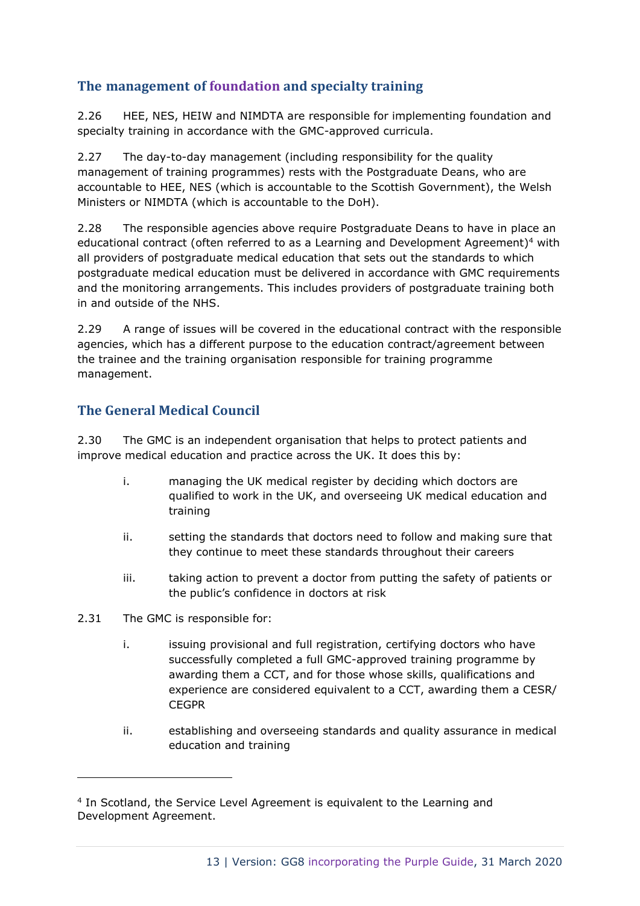## The management of foundation and specialty training

2.26 HEE, NES, HEIW and NIMDTA are responsible for implementing foundation and specialty training in accordance with the GMC-approved curricula.

2.27 The day-to-day management (including responsibility for the quality management of training programmes) rests with the Postgraduate Deans, who are accountable to HEE, NES (which is accountable to the Scottish Government), the Welsh Ministers or NIMDTA (which is accountable to the DoH).

2.28 The responsible agencies above require Postgraduate Deans to have in place an educational contract (often referred to as a Learning and Development Agreement)[4] with all providers of postgraduate medical education that sets out the standards to which postgraduate medical education must be delivered in accordance with GMC requirements and the monitoring arrangements. This includes providers of postgraduate training both in and outside of the NHS.

2.29 A range of issues will be covered in the educational contract with the responsible agencies, which has a different purpose to the education contract/agreement between the trainee and the training organisation responsible for training programme management.

## The General Medical Council

2.30 The GMC is an independent organisation that helps to protect patients and improve medical education and practice across the UK. It does this by:

i. managing the UK medical register by deciding which doctors are qualified to work in the UK, and overseeing UK medical education and training

ii. setting the standards that doctors need to follow and making sure that they continue to meet these standards throughout their careers

iii. taking action to prevent a doctor from putting the safety of patients or the public's confidence in doctors at risk

2.31 The GMC is responsible for:

i. issuing provisional and full registration, certifying doctors who have successfully completed a full GMC-approved training programme by awarding them a CCT, and for those whose skills, qualifications and experience are considered equivalent to a CCT, awarding them a CESR/ CEGPR

ii. establishing and overseeing standards and quality assurance in medical education and training

---

[4] In Scotland, the Service Level Agreement is equivalent to the Learning and Development Agreement.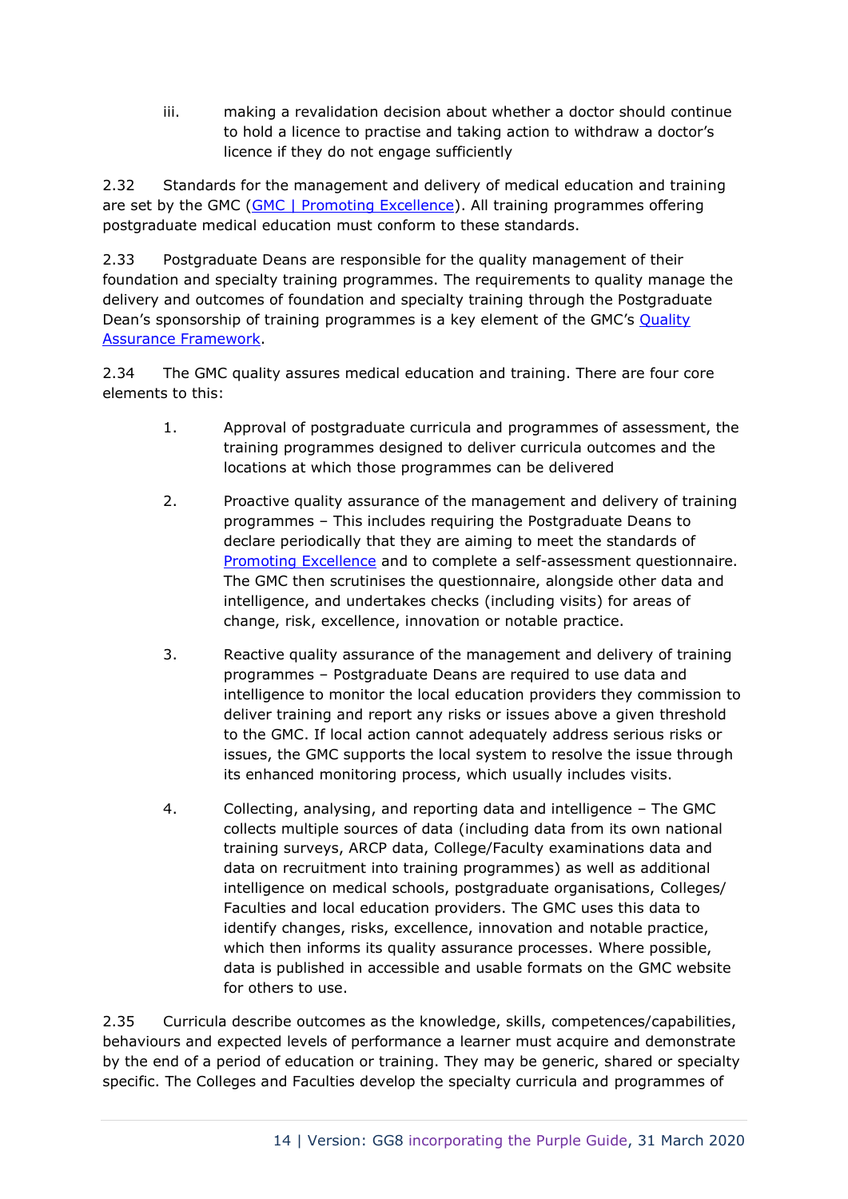iii. making a revalidation decision about whether a doctor should continue to hold a licence to practise and taking action to withdraw a doctor's licence if they do not engage sufficiently

2.32 Standards for the management and delivery of medical education and training are set by the GMC ([GMC | Promoting Excellence]()). All training programmes offering postgraduate medical education must conform to these standards.

2.33 Postgraduate Deans are responsible for the quality management of their foundation and specialty training programmes. The requirements to quality manage the delivery and outcomes of foundation and specialty training through the Postgraduate Dean's sponsorship of training programmes is a key element of the GMC's [Quality Assurance Framework]().

2.34 The GMC quality assures medical education and training. There are four core elements to this:

1. Approval of postgraduate curricula and programmes of assessment, the training programmes designed to deliver curricula outcomes and the locations at which those programmes can be delivered

2. Proactive quality assurance of the management and delivery of training programmes – This includes requiring the Postgraduate Deans to declare periodically that they are aiming to meet the standards of [Promoting Excellence]() and to complete a self-assessment questionnaire. The GMC then scrutinises the questionnaire, alongside other data and intelligence, and undertakes checks (including visits) for areas of change, risk, excellence, innovation or notable practice.

3. Reactive quality assurance of the management and delivery of training programmes – Postgraduate Deans are required to use data and intelligence to monitor the local education providers they commission to deliver training and report any risks or issues above a given threshold to the GMC. If local action cannot adequately address serious risks or issues, the GMC supports the local system to resolve the issue through its enhanced monitoring process, which usually includes visits.

4. Collecting, analysing, and reporting data and intelligence – The GMC collects multiple sources of data (including data from its own national training surveys, ARCP data, College/Faculty examinations data and data on recruitment into training programmes) as well as additional intelligence on medical schools, postgraduate organisations, Colleges/ Faculties and local education providers. The GMC uses this data to identify changes, risks, excellence, innovation and notable practice, which then informs its quality assurance processes. Where possible, data is published in accessible and usable formats on the GMC website for others to use.

2.35 Curricula describe outcomes as the knowledge, skills, competences/capabilities, behaviours and expected levels of performance a learner must acquire and demonstrate by the end of a period of education or training. They may be generic, shared or specialty specific. The Colleges and Faculties develop the specialty curricula and programmes of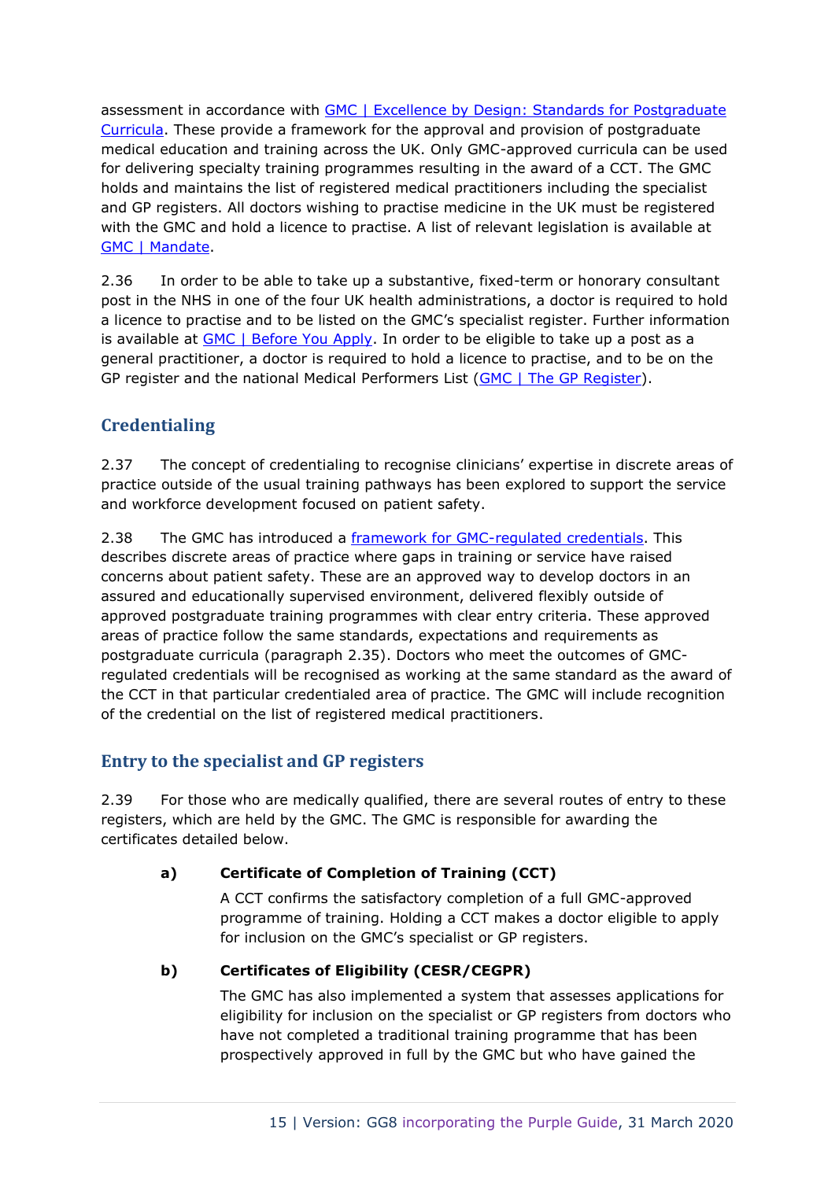assessment in accordance with GMC | Excellence by Design: Standards for Postgraduate Curricula. These provide a framework for the approval and provision of postgraduate medical education and training across the UK. Only GMC-approved curricula can be used for delivering specialty training programmes resulting in the award of a CCT. The GMC holds and maintains the list of registered medical practitioners including the specialist and GP registers. All doctors wishing to practise medicine in the UK must be registered with the GMC and hold a licence to practise. A list of relevant legislation is available at GMC | Mandate.

2.36 In order to be able to take up a substantive, fixed-term or honorary consultant post in the NHS in one of the four UK health administrations, a doctor is required to hold a licence to practise and to be listed on the GMC's specialist register. Further information is available at GMC | Before You Apply. In order to be eligible to take up a post as a general practitioner, a doctor is required to hold a licence to practise, and to be on the GP register and the national Medical Performers List (GMC | The GP Register).

## Credentialing

2.37 The concept of credentialing to recognise clinicians' expertise in discrete areas of practice outside of the usual training pathways has been explored to support the service and workforce development focused on patient safety.

2.38 The GMC has introduced a framework for GMC-regulated credentials. This describes discrete areas of practice where gaps in training or service have raised concerns about patient safety. These are an approved way to develop doctors in an assured and educationally supervised environment, delivered flexibly outside of approved postgraduate training programmes with clear entry criteria. These approved areas of practice follow the same standards, expectations and requirements as postgraduate curricula (paragraph 2.35). Doctors who meet the outcomes of GMC-regulated credentials will be recognised as working at the same standard as the award of the CCT in that particular credentialed area of practice. The GMC will include recognition of the credential on the list of registered medical practitioners.

## Entry to the specialist and GP registers

2.39 For those who are medically qualified, there are several routes of entry to these registers, which are held by the GMC. The GMC is responsible for awarding the certificates detailed below.

**a) Certificate of Completion of Training (CCT)**

A CCT confirms the satisfactory completion of a full GMC-approved programme of training. Holding a CCT makes a doctor eligible to apply for inclusion on the GMC's specialist or GP registers.

**b) Certificates of Eligibility (CESR/CEGPR)**

The GMC has also implemented a system that assesses applications for eligibility for inclusion on the specialist or GP registers from doctors who have not completed a traditional training programme that has been prospectively approved in full by the GMC but who have gained the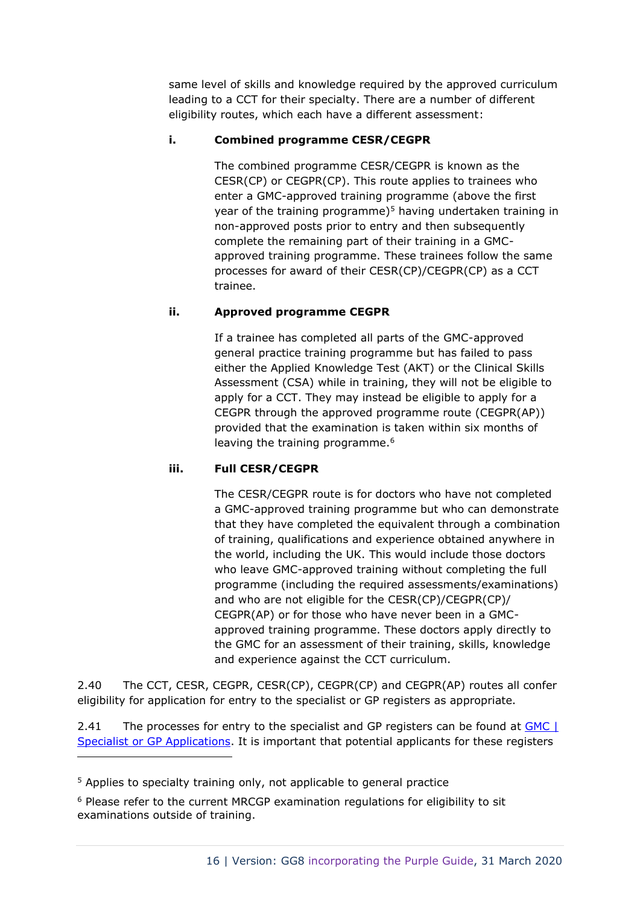same level of skills and knowledge required by the approved curriculum leading to a CCT for their specialty. There are a number of different eligibility routes, which each have a different assessment:

**i. Combined programme CESR/CEGPR**

The combined programme CESR/CEGPR is known as the CESR(CP) or CEGPR(CP). This route applies to trainees who enter a GMC-approved training programme (above the first year of the training programme)[5] having undertaken training in non-approved posts prior to entry and then subsequently complete the remaining part of their training in a GMC-approved training programme. These trainees follow the same processes for award of their CESR(CP)/CEGPR(CP) as a CCT trainee.

**ii. Approved programme CEGPR**

If a trainee has completed all parts of the GMC-approved general practice training programme but has failed to pass either the Applied Knowledge Test (AKT) or the Clinical Skills Assessment (CSA) while in training, they will not be eligible to apply for a CCT. They may instead be eligible to apply for a CEGPR through the approved programme route (CEGPR(AP)) provided that the examination is taken within six months of leaving the training programme.[6]

**iii. Full CESR/CEGPR**

The CESR/CEGPR route is for doctors who have not completed a GMC-approved training programme but who can demonstrate that they have completed the equivalent through a combination of training, qualifications and experience obtained anywhere in the world, including the UK. This would include those doctors who leave GMC-approved training without completing the full programme (including the required assessments/examinations) and who are not eligible for the CESR(CP)/CEGPR(CP)/ CEGPR(AP) or for those who have never been in a GMC-approved training programme. These doctors apply directly to the GMC for an assessment of their training, skills, knowledge and experience against the CCT curriculum.

2.40 The CCT, CESR, CEGPR, CESR(CP), CEGPR(CP) and CEGPR(AP) routes all confer eligibility for application for entry to the specialist or GP registers as appropriate.

2.41 The processes for entry to the specialist and GP registers can be found at [GMC | Specialist or GP Applications](). It is important that potential applicants for these registers

---

[5] Applies to specialty training only, not applicable to general practice

[6] Please refer to the current MRCGP examination regulations for eligibility to sit examinations outside of training.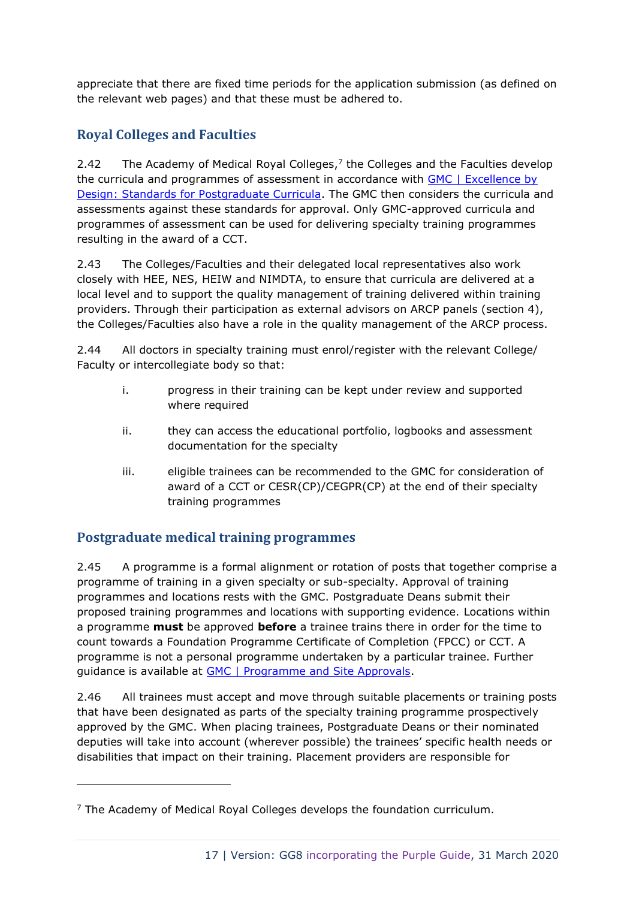appreciate that there are fixed time periods for the application submission (as defined on the relevant web pages) and that these must be adhered to.

## Royal Colleges and Faculties

2.42 The Academy of Medical Royal Colleges,[7] the Colleges and the Faculties develop the curricula and programmes of assessment in accordance with [GMC | Excellence by Design: Standards for Postgraduate Curricula](). The GMC then considers the curricula and assessments against these standards for approval. Only GMC-approved curricula and programmes of assessment can be used for delivering specialty training programmes resulting in the award of a CCT.

2.43 The Colleges/Faculties and their delegated local representatives also work closely with HEE, NES, HEIW and NIMDTA, to ensure that curricula are delivered at a local level and to support the quality management of training delivered within training providers. Through their participation as external advisors on ARCP panels (section 4), the Colleges/Faculties also have a role in the quality management of the ARCP process.

2.44 All doctors in specialty training must enrol/register with the relevant College/ Faculty or intercollegiate body so that:

i. progress in their training can be kept under review and supported where required

ii. they can access the educational portfolio, logbooks and assessment documentation for the specialty

iii. eligible trainees can be recommended to the GMC for consideration of award of a CCT or CESR(CP)/CEGPR(CP) at the end of their specialty training programmes

## Postgraduate medical training programmes

2.45 A programme is a formal alignment or rotation of posts that together comprise a programme of training in a given specialty or sub-specialty. Approval of training programmes and locations rests with the GMC. Postgraduate Deans submit their proposed training programmes and locations with supporting evidence. Locations within a programme **must** be approved **before** a trainee trains there in order for the time to count towards a Foundation Programme Certificate of Completion (FPCC) or CCT. A programme is not a personal programme undertaken by a particular trainee. Further guidance is available at [GMC | Programme and Site Approvals]().

2.46 All trainees must accept and move through suitable placements or training posts that have been designated as parts of the specialty training programme prospectively approved by the GMC. When placing trainees, Postgraduate Deans or their nominated deputies will take into account (wherever possible) the trainees' specific health needs or disabilities that impact on their training. Placement providers are responsible for

[7] The Academy of Medical Royal Colleges develops the foundation curriculum.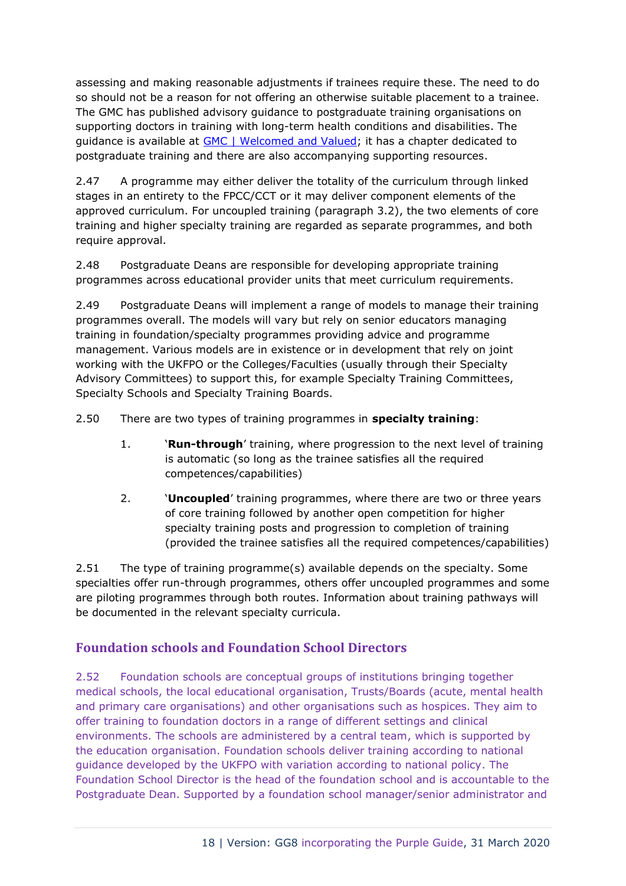assessing and making reasonable adjustments if trainees require these. The need to do so should not be a reason for not offering an otherwise suitable placement to a trainee. The GMC has published advisory guidance to postgraduate training organisations on supporting doctors in training with long-term health conditions and disabilities. The guidance is available at [GMC | Welcomed and Valued](); it has a chapter dedicated to postgraduate training and there are also accompanying supporting resources.

2.47 A programme may either deliver the totality of the curriculum through linked stages in an entirety to the FPCC/CCT or it may deliver component elements of the approved curriculum. For uncoupled training (paragraph 3.2), the two elements of core training and higher specialty training are regarded as separate programmes, and both require approval.

2.48 Postgraduate Deans are responsible for developing appropriate training programmes across educational provider units that meet curriculum requirements.

2.49 Postgraduate Deans will implement a range of models to manage their training programmes overall. The models will vary but rely on senior educators managing training in foundation/specialty programmes providing advice and programme management. Various models are in existence or in development that rely on joint working with the UKFPO or the Colleges/Faculties (usually through their Specialty Advisory Committees) to support this, for example Specialty Training Committees, Specialty Schools and Specialty Training Boards.

2.50 There are two types of training programmes in **specialty training**:

1. '**Run-through**' training, where progression to the next level of training is automatic (so long as the trainee satisfies all the required competences/capabilities)
2. '**Uncoupled**' training programmes, where there are two or three years of core training followed by another open competition for higher specialty training posts and progression to completion of training (provided the trainee satisfies all the required competences/capabilities)

2.51 The type of training programme(s) available depends on the specialty. Some specialties offer run-through programmes, others offer uncoupled programmes and some are piloting programmes through both routes. Information about training pathways will be documented in the relevant specialty curricula.

## Foundation schools and Foundation School Directors

2.52 Foundation schools are conceptual groups of institutions bringing together medical schools, the local educational organisation, Trusts/Boards (acute, mental health and primary care organisations) and other organisations such as hospices. They aim to offer training to foundation doctors in a range of different settings and clinical environments. The schools are administered by a central team, which is supported by the education organisation. Foundation schools deliver training according to national guidance developed by the UKFPO with variation according to national policy. The Foundation School Director is the head of the foundation school and is accountable to the Postgraduate Dean. Supported by a foundation school manager/senior administrator and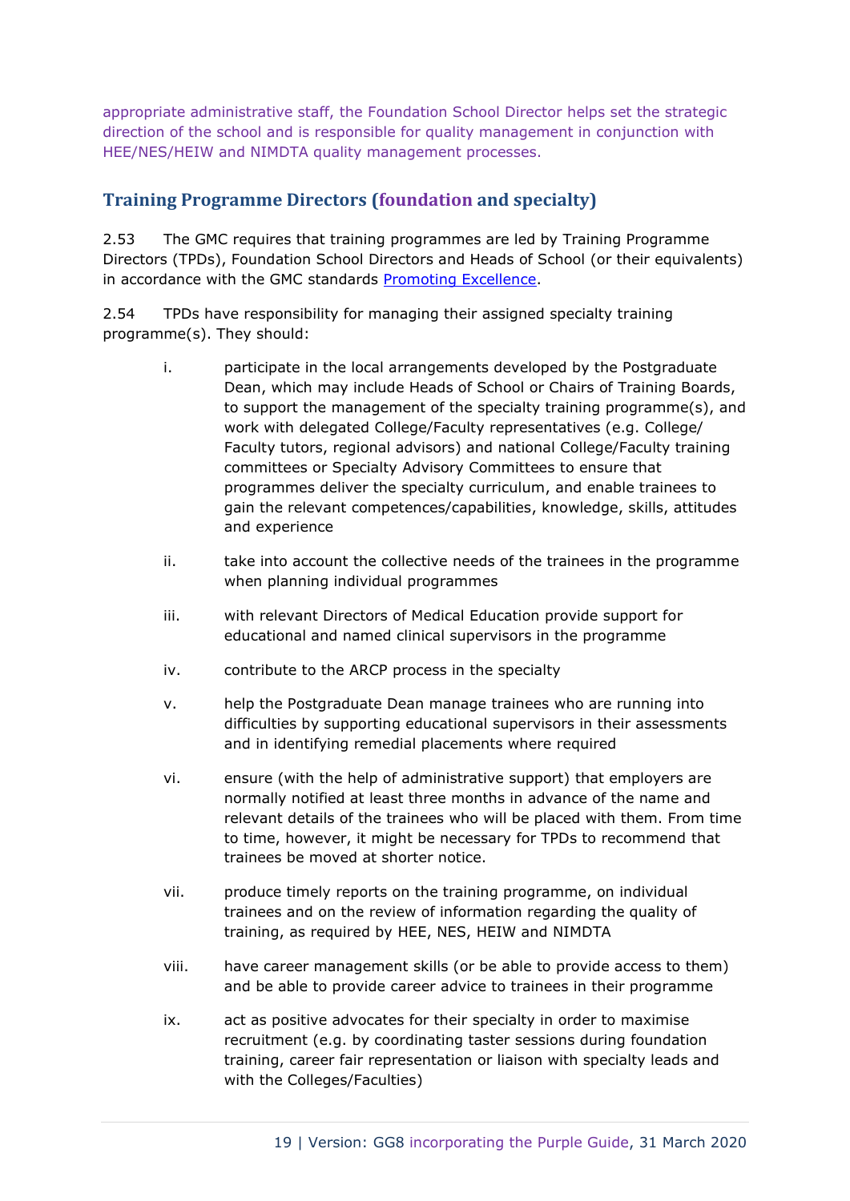appropriate administrative staff, the Foundation School Director helps set the strategic direction of the school and is responsible for quality management in conjunction with HEE/NES/HEIW and NIMDTA quality management processes.

## Training Programme Directors (foundation and specialty)

2.53 The GMC requires that training programmes are led by Training Programme Directors (TPDs), Foundation School Directors and Heads of School (or their equivalents) in accordance with the GMC standards [Promoting Excellence](https://www.gmc-uk.org/education/standards-guidance-and-curricula/standards-and-outcomes/promoting-excellence).

2.54 TPDs have responsibility for managing their assigned specialty training programme(s). They should:

i. participate in the local arrangements developed by the Postgraduate Dean, which may include Heads of School or Chairs of Training Boards, to support the management of the specialty training programme(s), and work with delegated College/Faculty representatives (e.g. College/ Faculty tutors, regional advisors) and national College/Faculty training committees or Specialty Advisory Committees to ensure that programmes deliver the specialty curriculum, and enable trainees to gain the relevant competences/capabilities, knowledge, skills, attitudes and experience

ii. take into account the collective needs of the trainees in the programme when planning individual programmes

iii. with relevant Directors of Medical Education provide support for educational and named clinical supervisors in the programme

iv. contribute to the ARCP process in the specialty

v. help the Postgraduate Dean manage trainees who are running into difficulties by supporting educational supervisors in their assessments and in identifying remedial placements where required

vi. ensure (with the help of administrative support) that employers are normally notified at least three months in advance of the name and relevant details of the trainees who will be placed with them. From time to time, however, it might be necessary for TPDs to recommend that trainees be moved at shorter notice.

vii. produce timely reports on the training programme, on individual trainees and on the review of information regarding the quality of training, as required by HEE, NES, HEIW and NIMDTA

viii. have career management skills (or be able to provide access to them) and be able to provide career advice to trainees in their programme

ix. act as positive advocates for their specialty in order to maximise recruitment (e.g. by coordinating taster sessions during foundation training, career fair representation or liaison with specialty leads and with the Colleges/Faculties)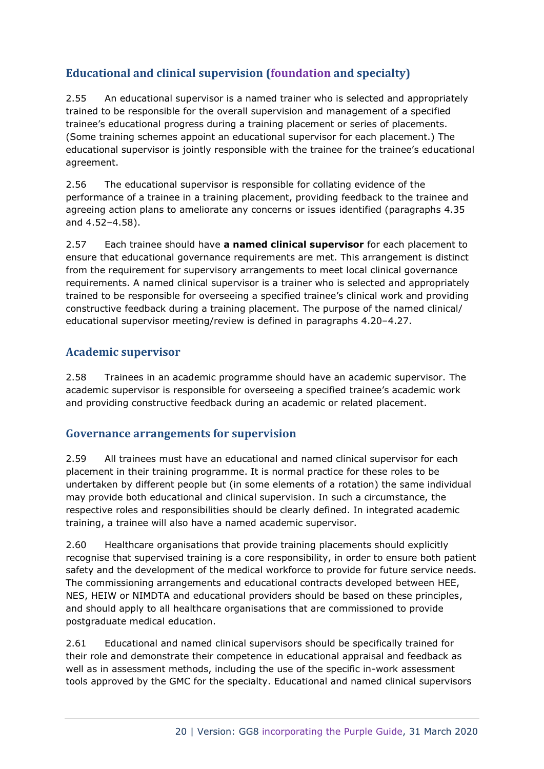## Educational and clinical supervision (foundation and specialty)

2.55 An educational supervisor is a named trainer who is selected and appropriately trained to be responsible for the overall supervision and management of a specified trainee's educational progress during a training placement or series of placements. (Some training schemes appoint an educational supervisor for each placement.) The educational supervisor is jointly responsible with the trainee for the trainee's educational agreement.

2.56 The educational supervisor is responsible for collating evidence of the performance of a trainee in a training placement, providing feedback to the trainee and agreeing action plans to ameliorate any concerns or issues identified (paragraphs 4.35 and 4.52–4.58).

2.57 Each trainee should have **a named clinical supervisor** for each placement to ensure that educational governance requirements are met. This arrangement is distinct from the requirement for supervisory arrangements to meet local clinical governance requirements. A named clinical supervisor is a trainer who is selected and appropriately trained to be responsible for overseeing a specified trainee's clinical work and providing constructive feedback during a training placement. The purpose of the named clinical/ educational supervisor meeting/review is defined in paragraphs 4.20–4.27.

## Academic supervisor

2.58 Trainees in an academic programme should have an academic supervisor. The academic supervisor is responsible for overseeing a specified trainee's academic work and providing constructive feedback during an academic or related placement.

## Governance arrangements for supervision

2.59 All trainees must have an educational and named clinical supervisor for each placement in their training programme. It is normal practice for these roles to be undertaken by different people but (in some elements of a rotation) the same individual may provide both educational and clinical supervision. In such a circumstance, the respective roles and responsibilities should be clearly defined. In integrated academic training, a trainee will also have a named academic supervisor.

2.60 Healthcare organisations that provide training placements should explicitly recognise that supervised training is a core responsibility, in order to ensure both patient safety and the development of the medical workforce to provide for future service needs. The commissioning arrangements and educational contracts developed between HEE, NES, HEIW or NIMDTA and educational providers should be based on these principles, and should apply to all healthcare organisations that are commissioned to provide postgraduate medical education.

2.61 Educational and named clinical supervisors should be specifically trained for their role and demonstrate their competence in educational appraisal and feedback as well as in assessment methods, including the use of the specific in-work assessment tools approved by the GMC for the specialty. Educational and named clinical supervisors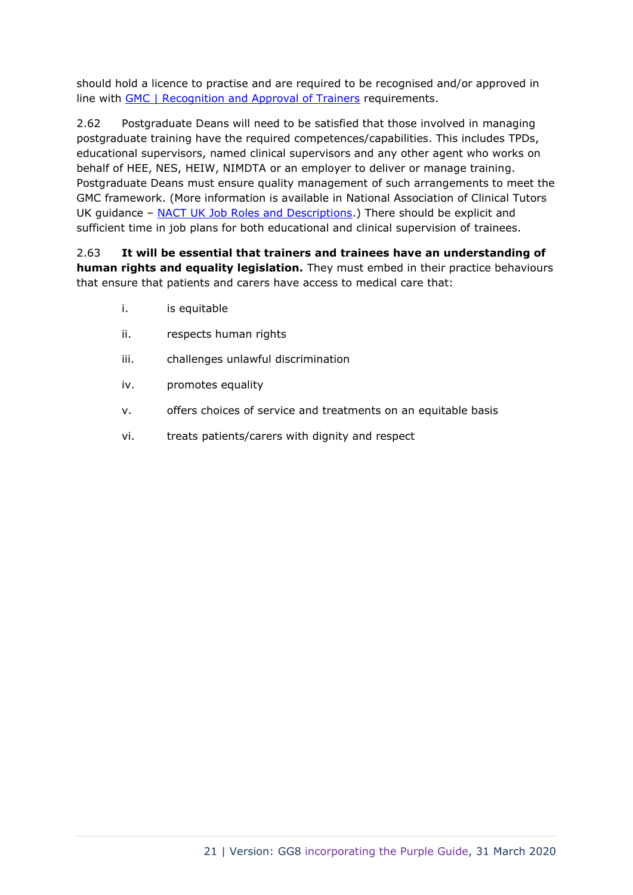should hold a licence to practise and are required to be recognised and/or approved in line with [GMC | Recognition and Approval of Trainers] requirements.

2.62 Postgraduate Deans will need to be satisfied that those involved in managing postgraduate training have the required competences/capabilities. This includes TPDs, educational supervisors, named clinical supervisors and any other agent who works on behalf of HEE, NES, HEIW, NIMDTA or an employer to deliver or manage training. Postgraduate Deans must ensure quality management of such arrangements to meet the GMC framework. (More information is available in National Association of Clinical Tutors UK guidance – [NACT UK Job Roles and Descriptions].) There should be explicit and sufficient time in job plans for both educational and clinical supervision of trainees.

2.63 **It will be essential that trainers and trainees have an understanding of human rights and equality legislation.** They must embed in their practice behaviours that ensure that patients and carers have access to medical care that:

i. is equitable

ii. respects human rights

iii. challenges unlawful discrimination

iv. promotes equality

v. offers choices of service and treatments on an equitable basis

vi. treats patients/carers with dignity and respect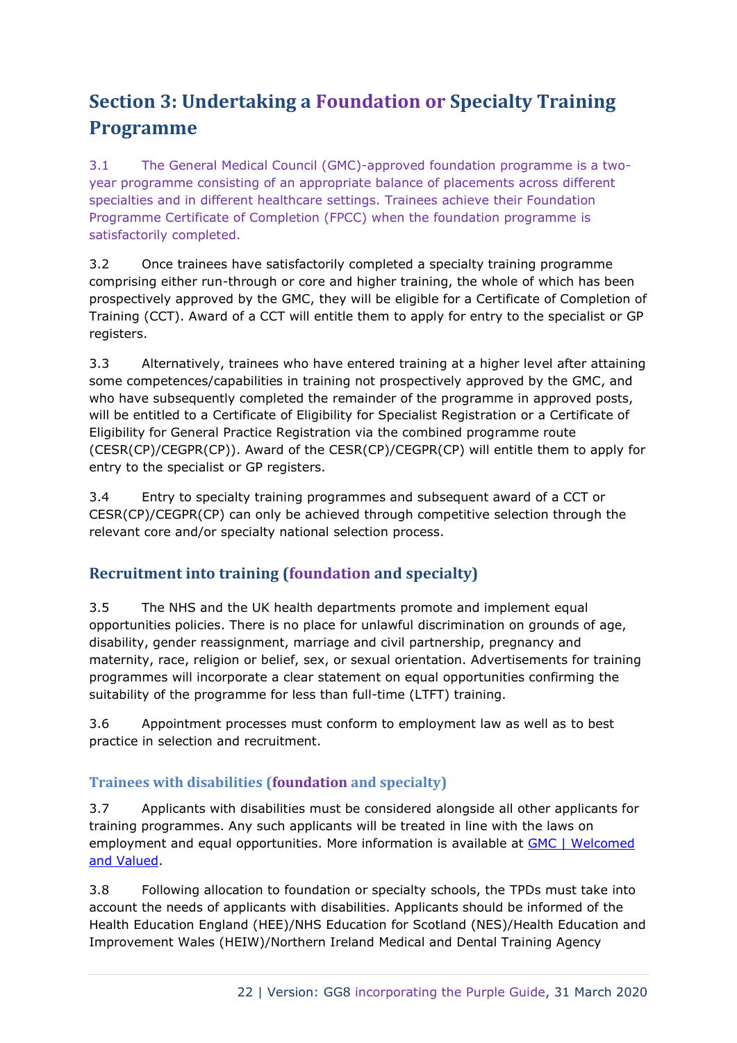# Section 3: Undertaking a Foundation or Specialty Training Programme

3.1 The General Medical Council (GMC)-approved foundation programme is a two-year programme consisting of an appropriate balance of placements across different specialties and in different healthcare settings. Trainees achieve their Foundation Programme Certificate of Completion (FPCC) when the foundation programme is satisfactorily completed.

3.2 Once trainees have satisfactorily completed a specialty training programme comprising either run-through or core and higher training, the whole of which has been prospectively approved by the GMC, they will be eligible for a Certificate of Completion of Training (CCT). Award of a CCT will entitle them to apply for entry to the specialist or GP registers.

3.3 Alternatively, trainees who have entered training at a higher level after attaining some competences/capabilities in training not prospectively approved by the GMC, and who have subsequently completed the remainder of the programme in approved posts, will be entitled to a Certificate of Eligibility for Specialist Registration or a Certificate of Eligibility for General Practice Registration via the combined programme route (CESR(CP)/CEGPR(CP)). Award of the CESR(CP)/CEGPR(CP) will entitle them to apply for entry to the specialist or GP registers.

3.4 Entry to specialty training programmes and subsequent award of a CCT or CESR(CP)/CEGPR(CP) can only be achieved through competitive selection through the relevant core and/or specialty national selection process.

## Recruitment into training (foundation and specialty)

3.5 The NHS and the UK health departments promote and implement equal opportunities policies. There is no place for unlawful discrimination on grounds of age, disability, gender reassignment, marriage and civil partnership, pregnancy and maternity, race, religion or belief, sex, or sexual orientation. Advertisements for training programmes will incorporate a clear statement on equal opportunities confirming the suitability of the programme for less than full-time (LTFT) training.

3.6 Appointment processes must conform to employment law as well as to best practice in selection and recruitment.

### Trainees with disabilities (foundation and specialty)

3.7 Applicants with disabilities must be considered alongside all other applicants for training programmes. Any such applicants will be treated in line with the laws on employment and equal opportunities. More information is available at [GMC | Welcomed and Valued](GMC | Welcomed and Valued).

3.8 Following allocation to foundation or specialty schools, the TPDs must take into account the needs of applicants with disabilities. Applicants should be informed of the Health Education England (HEE)/NHS Education for Scotland (NES)/Health Education and Improvement Wales (HEIW)/Northern Ireland Medical and Dental Training Agency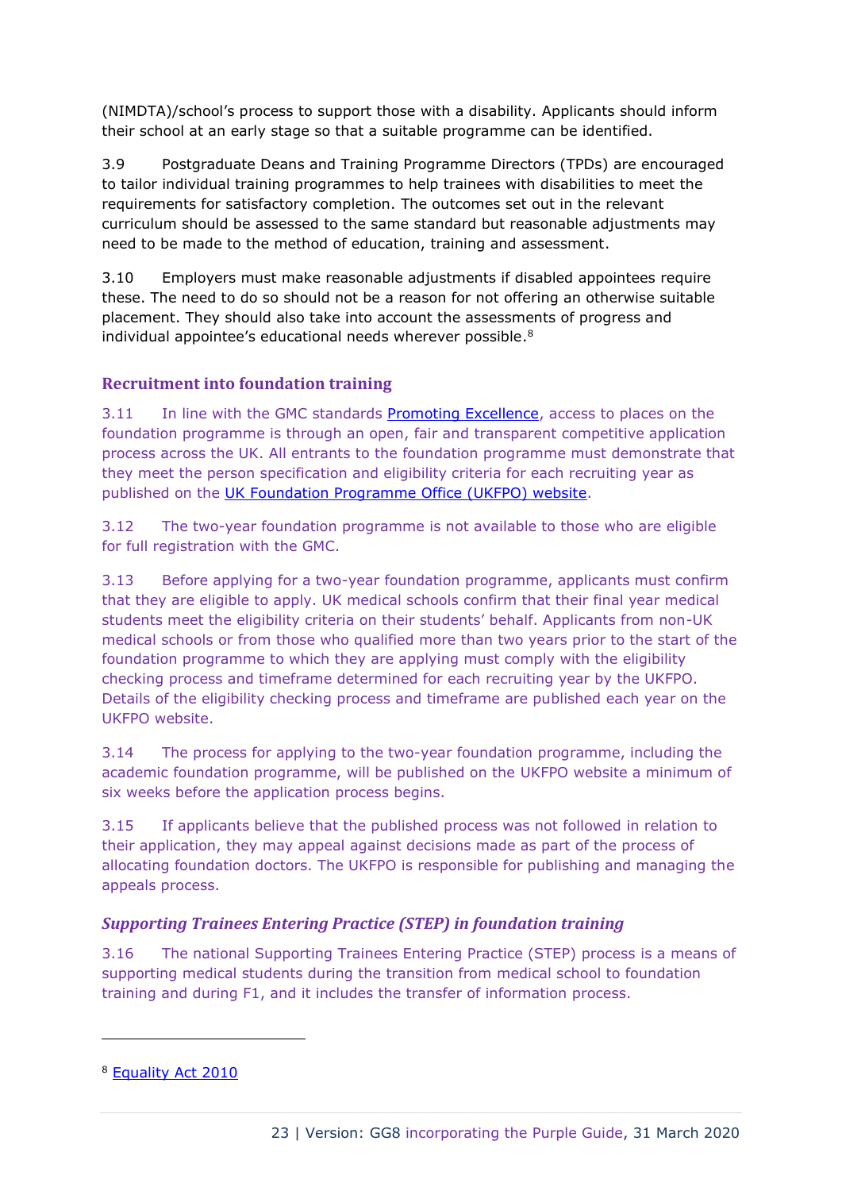(NIMDTA)/school's process to support those with a disability. Applicants should inform their school at an early stage so that a suitable programme can be identified.

3.9 Postgraduate Deans and Training Programme Directors (TPDs) are encouraged to tailor individual training programmes to help trainees with disabilities to meet the requirements for satisfactory completion. The outcomes set out in the relevant curriculum should be assessed to the same standard but reasonable adjustments may need to be made to the method of education, training and assessment.

3.10 Employers must make reasonable adjustments if disabled appointees require these. The need to do so should not be a reason for not offering an otherwise suitable placement. They should also take into account the assessments of progress and individual appointee's educational needs wherever possible.[8]

## Recruitment into foundation training

3.11 In line with the GMC standards Promoting Excellence, access to places on the foundation programme is through an open, fair and transparent competitive application process across the UK. All entrants to the foundation programme must demonstrate that they meet the person specification and eligibility criteria for each recruiting year as published on the UK Foundation Programme Office (UKFPO) website.

3.12 The two-year foundation programme is not available to those who are eligible for full registration with the GMC.

3.13 Before applying for a two-year foundation programme, applicants must confirm that they are eligible to apply. UK medical schools confirm that their final year medical students meet the eligibility criteria on their students' behalf. Applicants from non-UK medical schools or from those who qualified more than two years prior to the start of the foundation programme to which they are applying must comply with the eligibility checking process and timeframe determined for each recruiting year by the UKFPO. Details of the eligibility checking process and timeframe are published each year on the UKFPO website.

3.14 The process for applying to the two-year foundation programme, including the academic foundation programme, will be published on the UKFPO website a minimum of six weeks before the application process begins.

3.15 If applicants believe that the published process was not followed in relation to their application, they may appeal against decisions made as part of the process of allocating foundation doctors. The UKFPO is responsible for publishing and managing the appeals process.

### *Supporting Trainees Entering Practice (STEP) in foundation training*

3.16 The national Supporting Trainees Entering Practice (STEP) process is a means of supporting medical students during the transition from medical school to foundation training and during F1, and it includes the transfer of information process.

---

[8] Equality Act 2010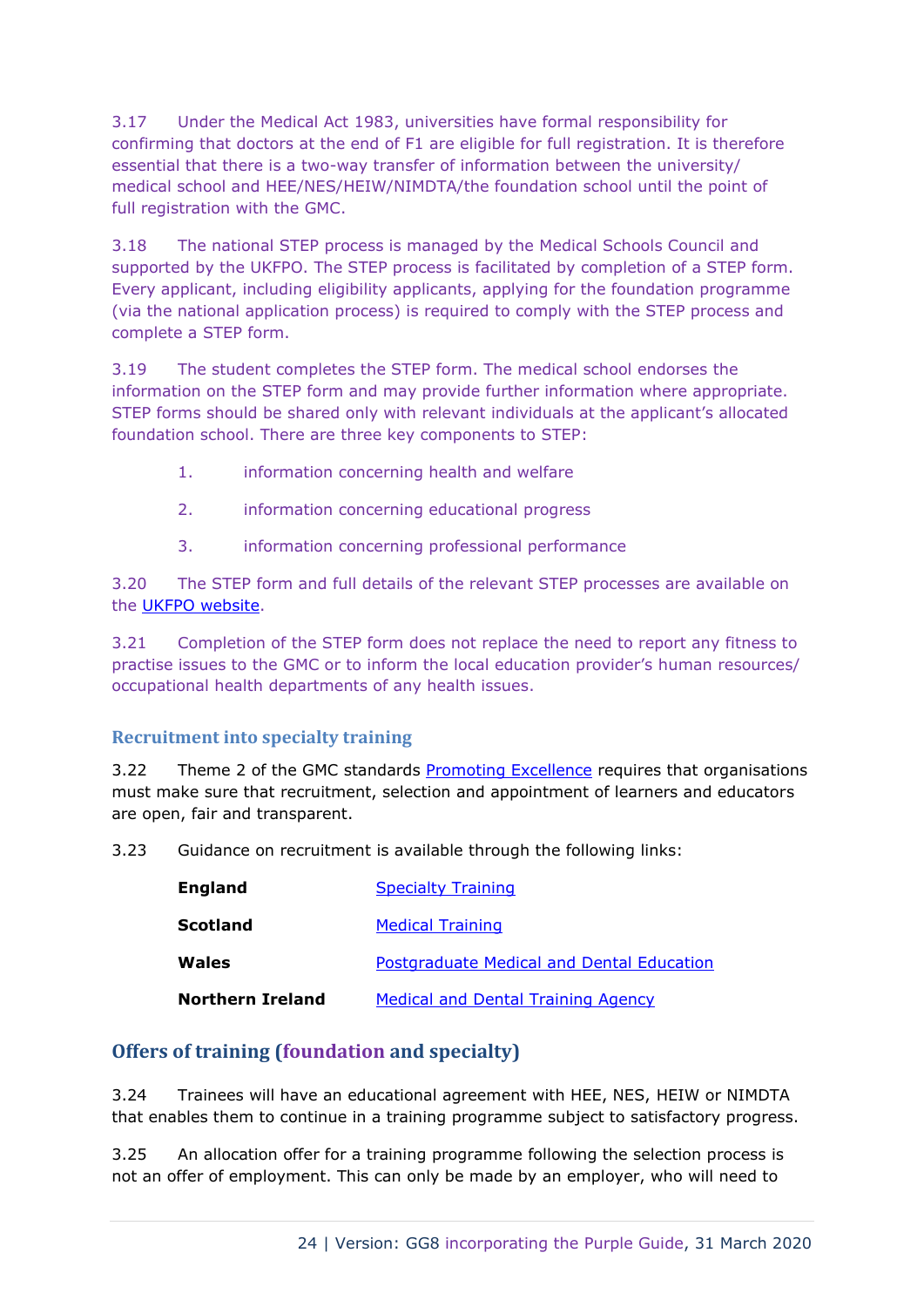3.17 Under the Medical Act 1983, universities have formal responsibility for confirming that doctors at the end of F1 are eligible for full registration. It is therefore essential that there is a two-way transfer of information between the university/ medical school and HEE/NES/HEIW/NIMDTA/the foundation school until the point of full registration with the GMC.

3.18 The national STEP process is managed by the Medical Schools Council and supported by the UKFPO. The STEP process is facilitated by completion of a STEP form. Every applicant, including eligibility applicants, applying for the foundation programme (via the national application process) is required to comply with the STEP process and complete a STEP form.

3.19 The student completes the STEP form. The medical school endorses the information on the STEP form and may provide further information where appropriate. STEP forms should be shared only with relevant individuals at the applicant's allocated foundation school. There are three key components to STEP:

1. information concerning health and welfare
2. information concerning educational progress
3. information concerning professional performance

3.20 The STEP form and full details of the relevant STEP processes are available on the UKFPO website.

3.21 Completion of the STEP form does not replace the need to report any fitness to practise issues to the GMC or to inform the local education provider's human resources/ occupational health departments of any health issues.

### Recruitment into specialty training

3.22 Theme 2 of the GMC standards Promoting Excellence requires that organisations must make sure that recruitment, selection and appointment of learners and educators are open, fair and transparent.

3.23 Guidance on recruitment is available through the following links:

| | |
|---|---|
| **England** | Specialty Training |
| **Scotland** | Medical Training |
| **Wales** | Postgraduate Medical and Dental Education |
| **Northern Ireland** | Medical and Dental Training Agency |

## Offers of training (foundation and specialty)

3.24 Trainees will have an educational agreement with HEE, NES, HEIW or NIMDTA that enables them to continue in a training programme subject to satisfactory progress.

3.25 An allocation offer for a training programme following the selection process is not an offer of employment. This can only be made by an employer, who will need to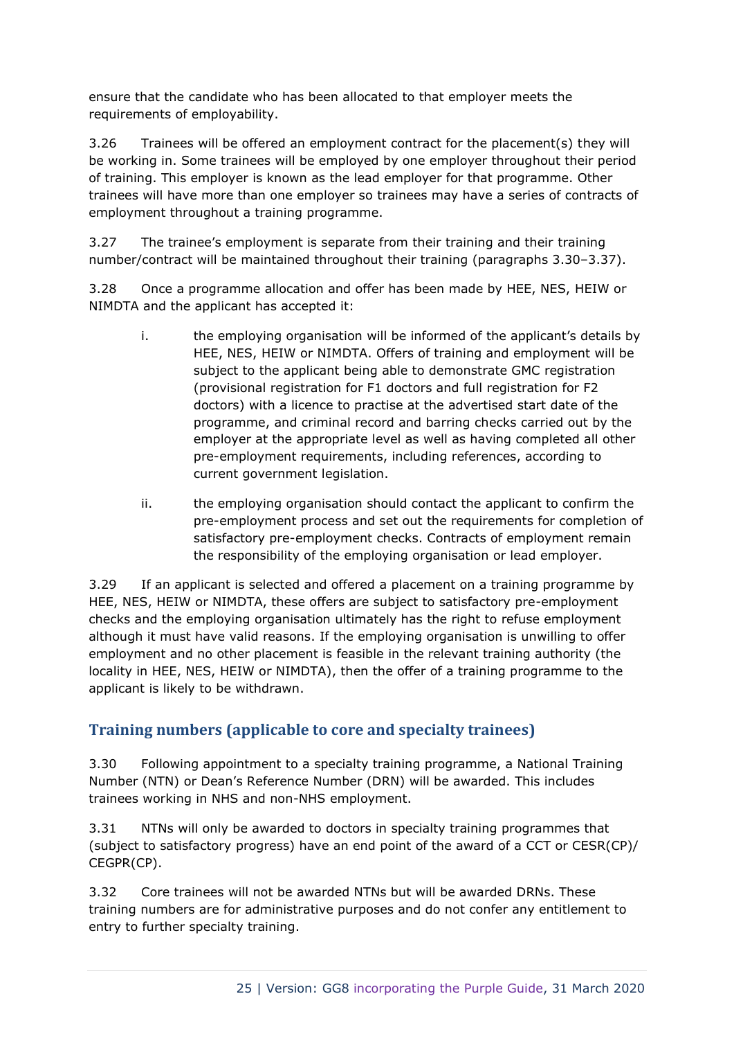ensure that the candidate who has been allocated to that employer meets the requirements of employability.

3.26 Trainees will be offered an employment contract for the placement(s) they will be working in. Some trainees will be employed by one employer throughout their period of training. This employer is known as the lead employer for that programme. Other trainees will have more than one employer so trainees may have a series of contracts of employment throughout a training programme.

3.27 The trainee's employment is separate from their training and their training number/contract will be maintained throughout their training (paragraphs 3.30–3.37).

3.28 Once a programme allocation and offer has been made by HEE, NES, HEIW or NIMDTA and the applicant has accepted it:

i. the employing organisation will be informed of the applicant's details by HEE, NES, HEIW or NIMDTA. Offers of training and employment will be subject to the applicant being able to demonstrate GMC registration (provisional registration for F1 doctors and full registration for F2 doctors) with a licence to practise at the advertised start date of the programme, and criminal record and barring checks carried out by the employer at the appropriate level as well as having completed all other pre-employment requirements, including references, according to current government legislation.

ii. the employing organisation should contact the applicant to confirm the pre-employment process and set out the requirements for completion of satisfactory pre-employment checks. Contracts of employment remain the responsibility of the employing organisation or lead employer.

3.29 If an applicant is selected and offered a placement on a training programme by HEE, NES, HEIW or NIMDTA, these offers are subject to satisfactory pre-employment checks and the employing organisation ultimately has the right to refuse employment although it must have valid reasons. If the employing organisation is unwilling to offer employment and no other placement is feasible in the relevant training authority (the locality in HEE, NES, HEIW or NIMDTA), then the offer of a training programme to the applicant is likely to be withdrawn.

## Training numbers (applicable to core and specialty trainees)

3.30 Following appointment to a specialty training programme, a National Training Number (NTN) or Dean's Reference Number (DRN) will be awarded. This includes trainees working in NHS and non-NHS employment.

3.31 NTNs will only be awarded to doctors in specialty training programmes that (subject to satisfactory progress) have an end point of the award of a CCT or CESR(CP)/CEGPR(CP).

3.32 Core trainees will not be awarded NTNs but will be awarded DRNs. These training numbers are for administrative purposes and do not confer any entitlement to entry to further specialty training.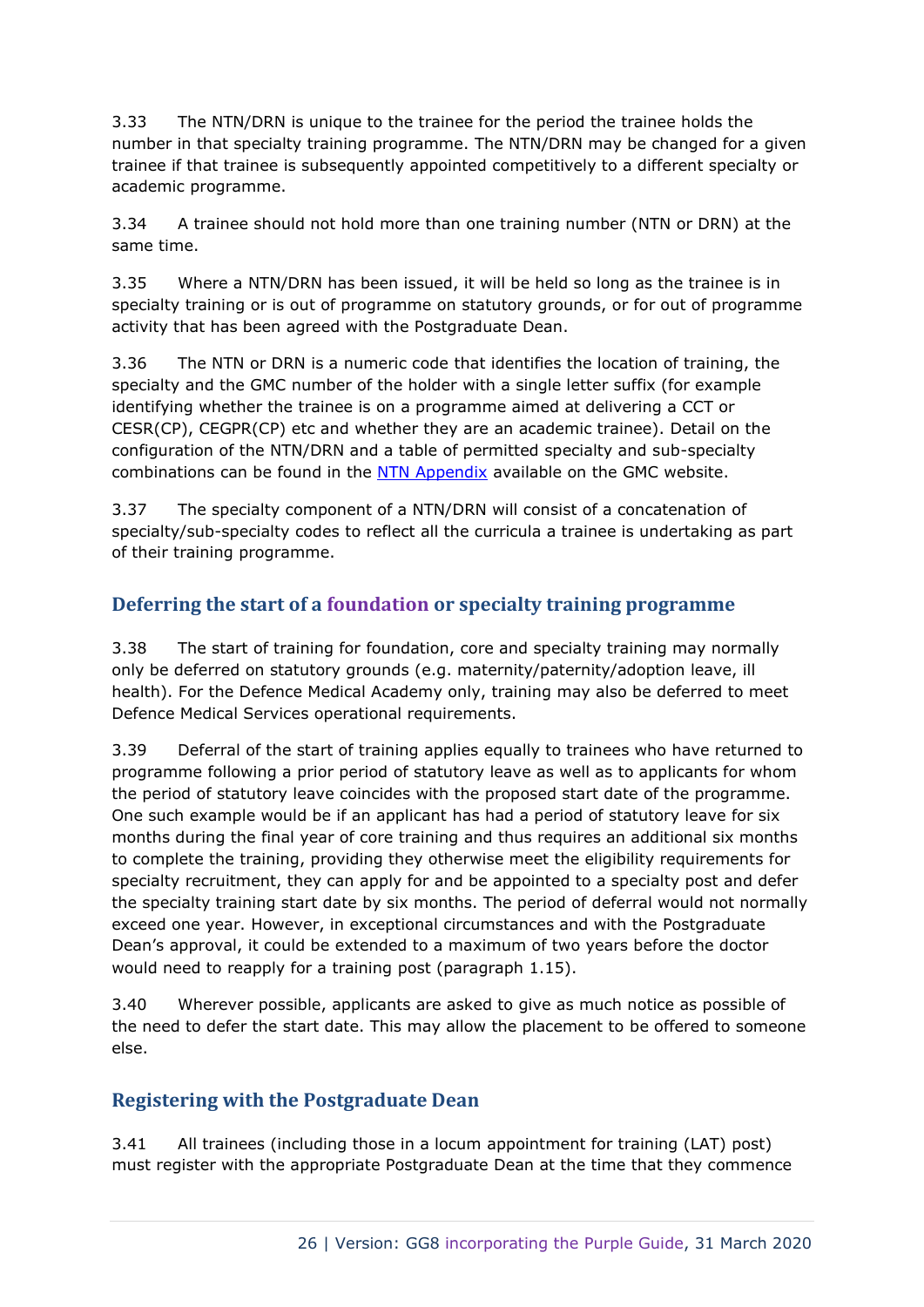3.33 The NTN/DRN is unique to the trainee for the period the trainee holds the number in that specialty training programme. The NTN/DRN may be changed for a given trainee if that trainee is subsequently appointed competitively to a different specialty or academic programme.

3.34 A trainee should not hold more than one training number (NTN or DRN) at the same time.

3.35 Where a NTN/DRN has been issued, it will be held so long as the trainee is in specialty training or is out of programme on statutory grounds, or for out of programme activity that has been agreed with the Postgraduate Dean.

3.36 The NTN or DRN is a numeric code that identifies the location of training, the specialty and the GMC number of the holder with a single letter suffix (for example identifying whether the trainee is on a programme aimed at delivering a CCT or CESR(CP), CEGPR(CP) etc and whether they are an academic trainee). Detail on the configuration of the NTN/DRN and a table of permitted specialty and sub-specialty combinations can be found in the NTN Appendix available on the GMC website.

3.37 The specialty component of a NTN/DRN will consist of a concatenation of specialty/sub-specialty codes to reflect all the curricula a trainee is undertaking as part of their training programme.

## Deferring the start of a foundation or specialty training programme

3.38 The start of training for foundation, core and specialty training may normally only be deferred on statutory grounds (e.g. maternity/paternity/adoption leave, ill health). For the Defence Medical Academy only, training may also be deferred to meet Defence Medical Services operational requirements.

3.39 Deferral of the start of training applies equally to trainees who have returned to programme following a prior period of statutory leave as well as to applicants for whom the period of statutory leave coincides with the proposed start date of the programme. One such example would be if an applicant has had a period of statutory leave for six months during the final year of core training and thus requires an additional six months to complete the training, providing they otherwise meet the eligibility requirements for specialty recruitment, they can apply for and be appointed to a specialty post and defer the specialty training start date by six months. The period of deferral would not normally exceed one year. However, in exceptional circumstances and with the Postgraduate Dean's approval, it could be extended to a maximum of two years before the doctor would need to reapply for a training post (paragraph 1.15).

3.40 Wherever possible, applicants are asked to give as much notice as possible of the need to defer the start date. This may allow the placement to be offered to someone else.

## Registering with the Postgraduate Dean

3.41 All trainees (including those in a locum appointment for training (LAT) post) must register with the appropriate Postgraduate Dean at the time that they commence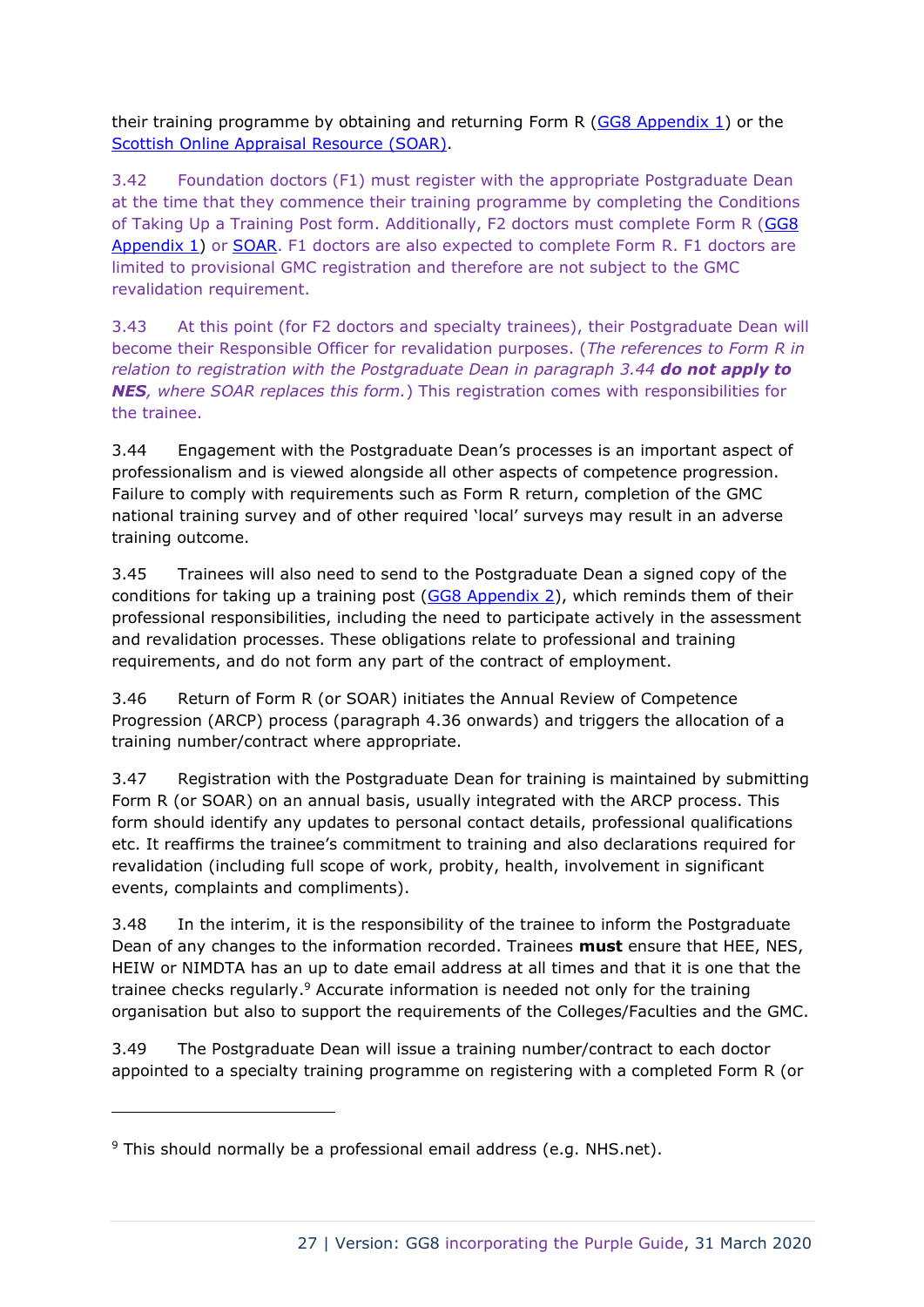their training programme by obtaining and returning Form R (GG8 Appendix 1) or the Scottish Online Appraisal Resource (SOAR).

3.42 Foundation doctors (F1) must register with the appropriate Postgraduate Dean at the time that they commence their training programme by completing the Conditions of Taking Up a Training Post form. Additionally, F2 doctors must complete Form R (GG8 Appendix 1) or SOAR. F1 doctors are also expected to complete Form R. F1 doctors are limited to provisional GMC registration and therefore are not subject to the GMC revalidation requirement.

3.43 At this point (for F2 doctors and specialty trainees), their Postgraduate Dean will become their Responsible Officer for revalidation purposes. (*The references to Form R in relation to registration with the Postgraduate Dean in paragraph 3.44* ***do not apply to NES****, where SOAR replaces this form.*) This registration comes with responsibilities for the trainee.

3.44 Engagement with the Postgraduate Dean's processes is an important aspect of professionalism and is viewed alongside all other aspects of competence progression. Failure to comply with requirements such as Form R return, completion of the GMC national training survey and of other required 'local' surveys may result in an adverse training outcome.

3.45 Trainees will also need to send to the Postgraduate Dean a signed copy of the conditions for taking up a training post (GG8 Appendix 2), which reminds them of their professional responsibilities, including the need to participate actively in the assessment and revalidation processes. These obligations relate to professional and training requirements, and do not form any part of the contract of employment.

3.46 Return of Form R (or SOAR) initiates the Annual Review of Competence Progression (ARCP) process (paragraph 4.36 onwards) and triggers the allocation of a training number/contract where appropriate.

3.47 Registration with the Postgraduate Dean for training is maintained by submitting Form R (or SOAR) on an annual basis, usually integrated with the ARCP process. This form should identify any updates to personal contact details, professional qualifications etc. It reaffirms the trainee's commitment to training and also declarations required for revalidation (including full scope of work, probity, health, involvement in significant events, complaints and compliments).

3.48 In the interim, it is the responsibility of the trainee to inform the Postgraduate Dean of any changes to the information recorded. Trainees **must** ensure that HEE, NES, HEIW or NIMDTA has an up to date email address at all times and that it is one that the trainee checks regularly.[9] Accurate information is needed not only for the training organisation but also to support the requirements of the Colleges/Faculties and the GMC.

3.49 The Postgraduate Dean will issue a training number/contract to each doctor appointed to a specialty training programme on registering with a completed Form R (or

[9] This should normally be a professional email address (e.g. NHS.net).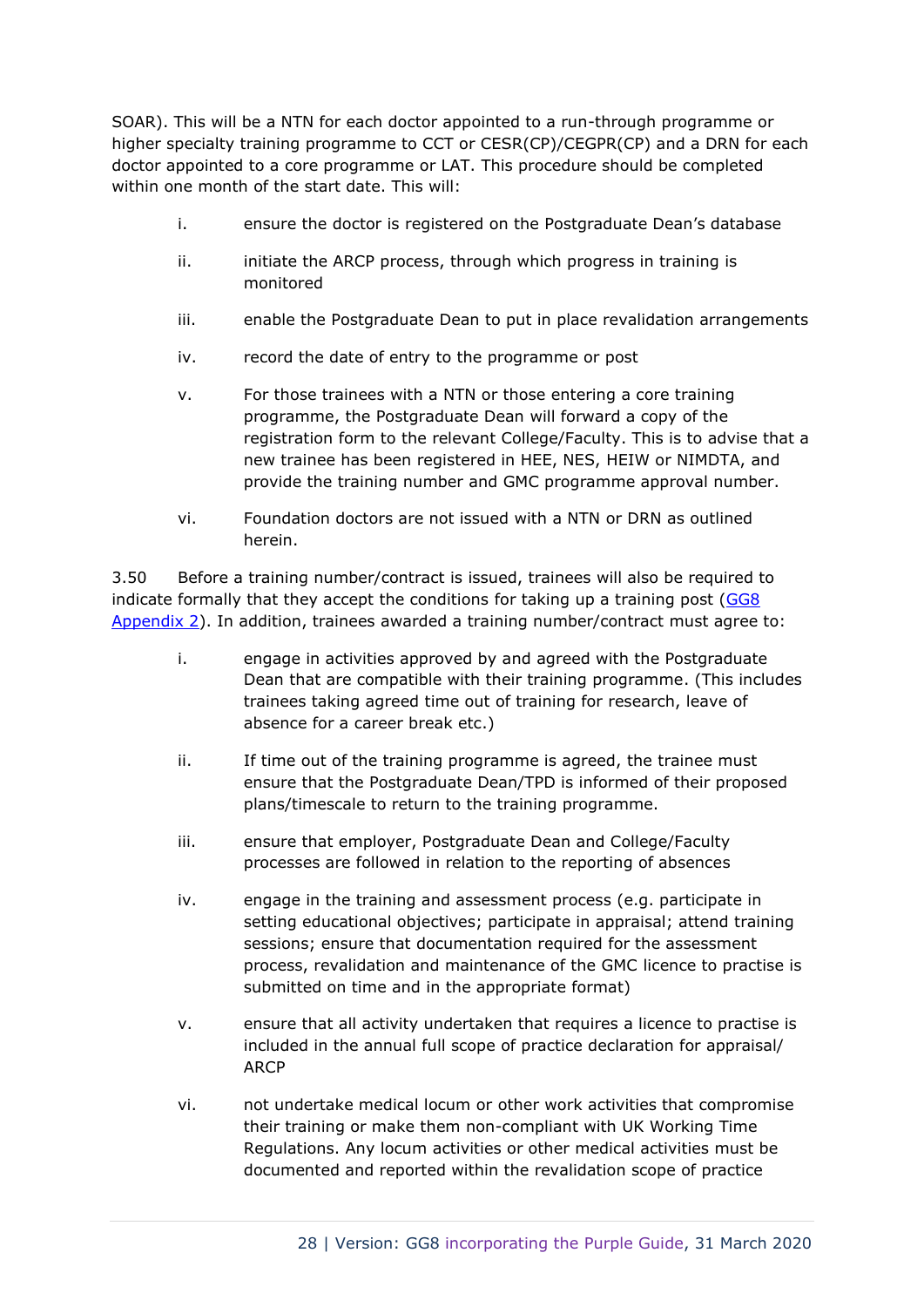SOAR). This will be a NTN for each doctor appointed to a run-through programme or higher specialty training programme to CCT or CESR(CP)/CEGPR(CP) and a DRN for each doctor appointed to a core programme or LAT. This procedure should be completed within one month of the start date. This will:

i. ensure the doctor is registered on the Postgraduate Dean's database

ii. initiate the ARCP process, through which progress in training is monitored

iii. enable the Postgraduate Dean to put in place revalidation arrangements

iv. record the date of entry to the programme or post

v. For those trainees with a NTN or those entering a core training programme, the Postgraduate Dean will forward a copy of the registration form to the relevant College/Faculty. This is to advise that a new trainee has been registered in HEE, NES, HEIW or NIMDTA, and provide the training number and GMC programme approval number.

vi. Foundation doctors are not issued with a NTN or DRN as outlined herein.

3.50 Before a training number/contract is issued, trainees will also be required to indicate formally that they accept the conditions for taking up a training post (GG8 Appendix 2). In addition, trainees awarded a training number/contract must agree to:

i. engage in activities approved by and agreed with the Postgraduate Dean that are compatible with their training programme. (This includes trainees taking agreed time out of training for research, leave of absence for a career break etc.)

ii. If time out of the training programme is agreed, the trainee must ensure that the Postgraduate Dean/TPD is informed of their proposed plans/timescale to return to the training programme.

iii. ensure that employer, Postgraduate Dean and College/Faculty processes are followed in relation to the reporting of absences

iv. engage in the training and assessment process (e.g. participate in setting educational objectives; participate in appraisal; attend training sessions; ensure that documentation required for the assessment process, revalidation and maintenance of the GMC licence to practise is submitted on time and in the appropriate format)

v. ensure that all activity undertaken that requires a licence to practise is included in the annual full scope of practice declaration for appraisal/ ARCP

vi. not undertake medical locum or other work activities that compromise their training or make them non-compliant with UK Working Time Regulations. Any locum activities or other medical activities must be documented and reported within the revalidation scope of practice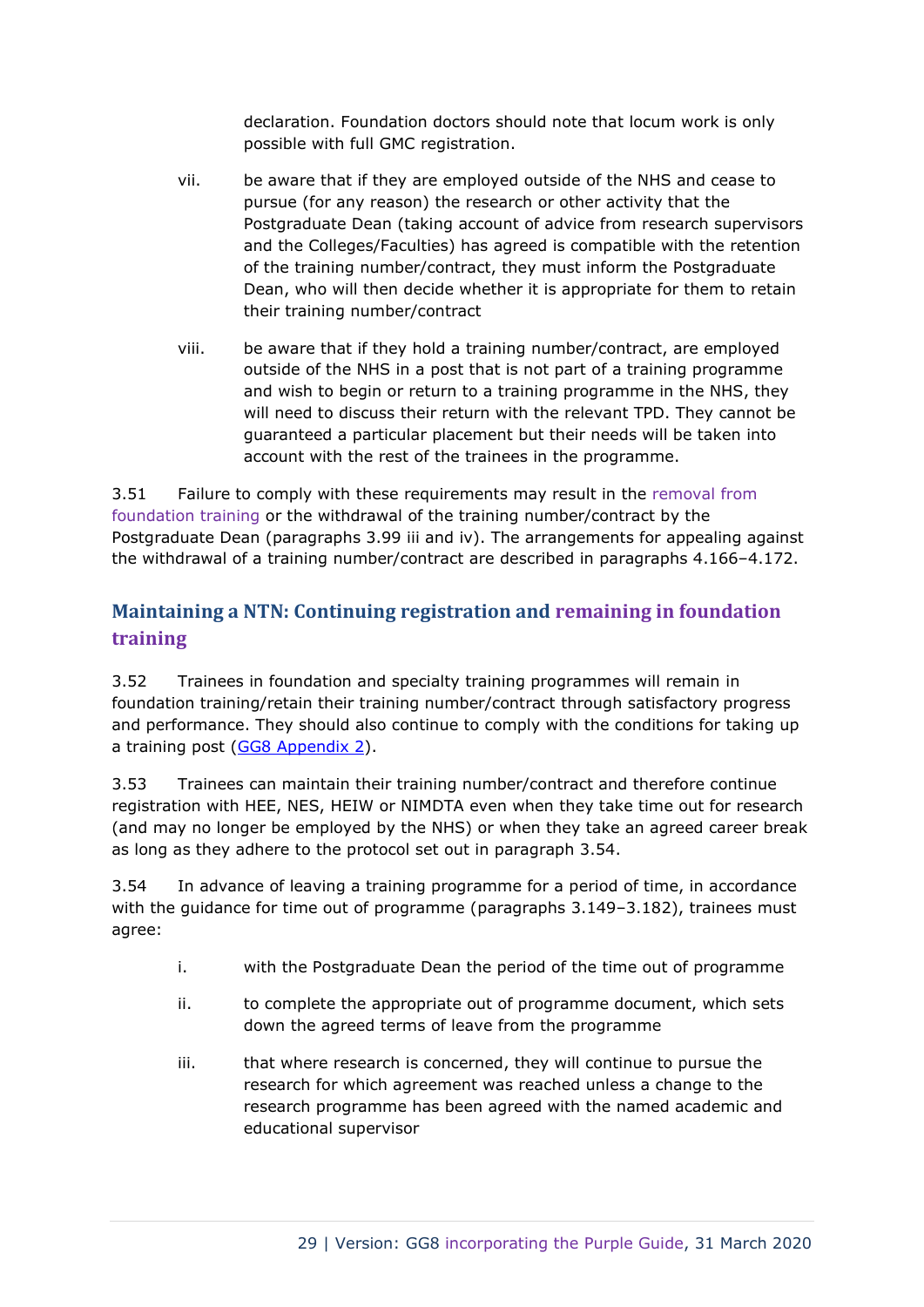declaration. Foundation doctors should note that locum work is only possible with full GMC registration.

vii. be aware that if they are employed outside of the NHS and cease to pursue (for any reason) the research or other activity that the Postgraduate Dean (taking account of advice from research supervisors and the Colleges/Faculties) has agreed is compatible with the retention of the training number/contract, they must inform the Postgraduate Dean, who will then decide whether it is appropriate for them to retain their training number/contract

viii. be aware that if they hold a training number/contract, are employed outside of the NHS in a post that is not part of a training programme and wish to begin or return to a training programme in the NHS, they will need to discuss their return with the relevant TPD. They cannot be guaranteed a particular placement but their needs will be taken into account with the rest of the trainees in the programme.

3.51 Failure to comply with these requirements may result in the removal from foundation training or the withdrawal of the training number/contract by the Postgraduate Dean (paragraphs 3.99 iii and iv). The arrangements for appealing against the withdrawal of a training number/contract are described in paragraphs 4.166–4.172.

## Maintaining a NTN: Continuing registration and remaining in foundation training

3.52 Trainees in foundation and specialty training programmes will remain in foundation training/retain their training number/contract through satisfactory progress and performance. They should also continue to comply with the conditions for taking up a training post (GG8 Appendix 2).

3.53 Trainees can maintain their training number/contract and therefore continue registration with HEE, NES, HEIW or NIMDTA even when they take time out for research (and may no longer be employed by the NHS) or when they take an agreed career break as long as they adhere to the protocol set out in paragraph 3.54.

3.54 In advance of leaving a training programme for a period of time, in accordance with the guidance for time out of programme (paragraphs 3.149–3.182), trainees must agree:

i. with the Postgraduate Dean the period of the time out of programme

ii. to complete the appropriate out of programme document, which sets down the agreed terms of leave from the programme

iii. that where research is concerned, they will continue to pursue the research for which agreement was reached unless a change to the research programme has been agreed with the named academic and educational supervisor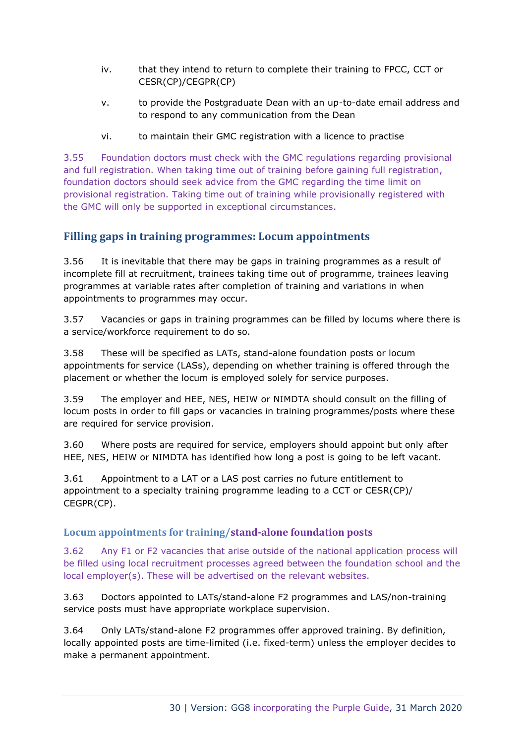iv. that they intend to return to complete their training to FPCC, CCT or CESR(CP)/CEGPR(CP)

v. to provide the Postgraduate Dean with an up-to-date email address and to respond to any communication from the Dean

vi. to maintain their GMC registration with a licence to practise

3.55 Foundation doctors must check with the GMC regulations regarding provisional and full registration. When taking time out of training before gaining full registration, foundation doctors should seek advice from the GMC regarding the time limit on provisional registration. Taking time out of training while provisionally registered with the GMC will only be supported in exceptional circumstances.

## Filling gaps in training programmes: Locum appointments

3.56 It is inevitable that there may be gaps in training programmes as a result of incomplete fill at recruitment, trainees taking time out of programme, trainees leaving programmes at variable rates after completion of training and variations in when appointments to programmes may occur.

3.57 Vacancies or gaps in training programmes can be filled by locums where there is a service/workforce requirement to do so.

3.58 These will be specified as LATs, stand-alone foundation posts or locum appointments for service (LASs), depending on whether training is offered through the placement or whether the locum is employed solely for service purposes.

3.59 The employer and HEE, NES, HEIW or NIMDTA should consult on the filling of locum posts in order to fill gaps or vacancies in training programmes/posts where these are required for service provision.

3.60 Where posts are required for service, employers should appoint but only after HEE, NES, HEIW or NIMDTA has identified how long a post is going to be left vacant.

3.61 Appointment to a LAT or a LAS post carries no future entitlement to appointment to a specialty training programme leading to a CCT or CESR(CP)/ CEGPR(CP).

### Locum appointments for training/stand-alone foundation posts

3.62 Any F1 or F2 vacancies that arise outside of the national application process will be filled using local recruitment processes agreed between the foundation school and the local employer(s). These will be advertised on the relevant websites.

3.63 Doctors appointed to LATs/stand-alone F2 programmes and LAS/non-training service posts must have appropriate workplace supervision.

3.64 Only LATs/stand-alone F2 programmes offer approved training. By definition, locally appointed posts are time-limited (i.e. fixed-term) unless the employer decides to make a permanent appointment.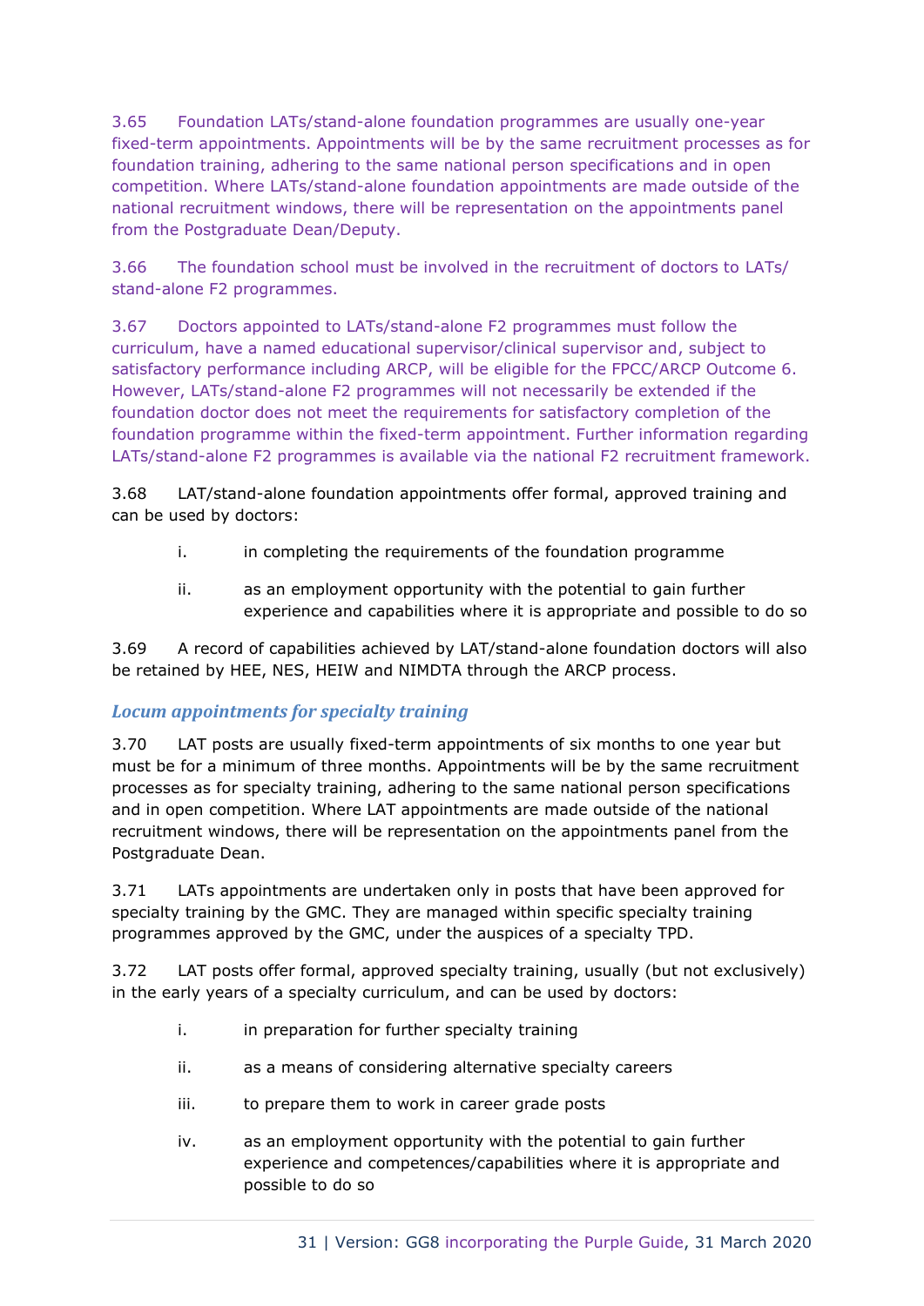3.65 Foundation LATs/stand-alone foundation programmes are usually one-year fixed-term appointments. Appointments will be by the same recruitment processes as for foundation training, adhering to the same national person specifications and in open competition. Where LATs/stand-alone foundation appointments are made outside of the national recruitment windows, there will be representation on the appointments panel from the Postgraduate Dean/Deputy.

3.66 The foundation school must be involved in the recruitment of doctors to LATs/ stand-alone F2 programmes.

3.67 Doctors appointed to LATs/stand-alone F2 programmes must follow the curriculum, have a named educational supervisor/clinical supervisor and, subject to satisfactory performance including ARCP, will be eligible for the FPCC/ARCP Outcome 6. However, LATs/stand-alone F2 programmes will not necessarily be extended if the foundation doctor does not meet the requirements for satisfactory completion of the foundation programme within the fixed-term appointment. Further information regarding LATs/stand-alone F2 programmes is available via the national F2 recruitment framework.

3.68 LAT/stand-alone foundation appointments offer formal, approved training and can be used by doctors:

i. in completing the requirements of the foundation programme

ii. as an employment opportunity with the potential to gain further experience and capabilities where it is appropriate and possible to do so

3.69 A record of capabilities achieved by LAT/stand-alone foundation doctors will also be retained by HEE, NES, HEIW and NIMDTA through the ARCP process.

### *Locum appointments for specialty training*

3.70 LAT posts are usually fixed-term appointments of six months to one year but must be for a minimum of three months. Appointments will be by the same recruitment processes as for specialty training, adhering to the same national person specifications and in open competition. Where LAT appointments are made outside of the national recruitment windows, there will be representation on the appointments panel from the Postgraduate Dean.

3.71 LATs appointments are undertaken only in posts that have been approved for specialty training by the GMC. They are managed within specific specialty training programmes approved by the GMC, under the auspices of a specialty TPD.

3.72 LAT posts offer formal, approved specialty training, usually (but not exclusively) in the early years of a specialty curriculum, and can be used by doctors:

i. in preparation for further specialty training

ii. as a means of considering alternative specialty careers

iii. to prepare them to work in career grade posts

iv. as an employment opportunity with the potential to gain further experience and competences/capabilities where it is appropriate and possible to do so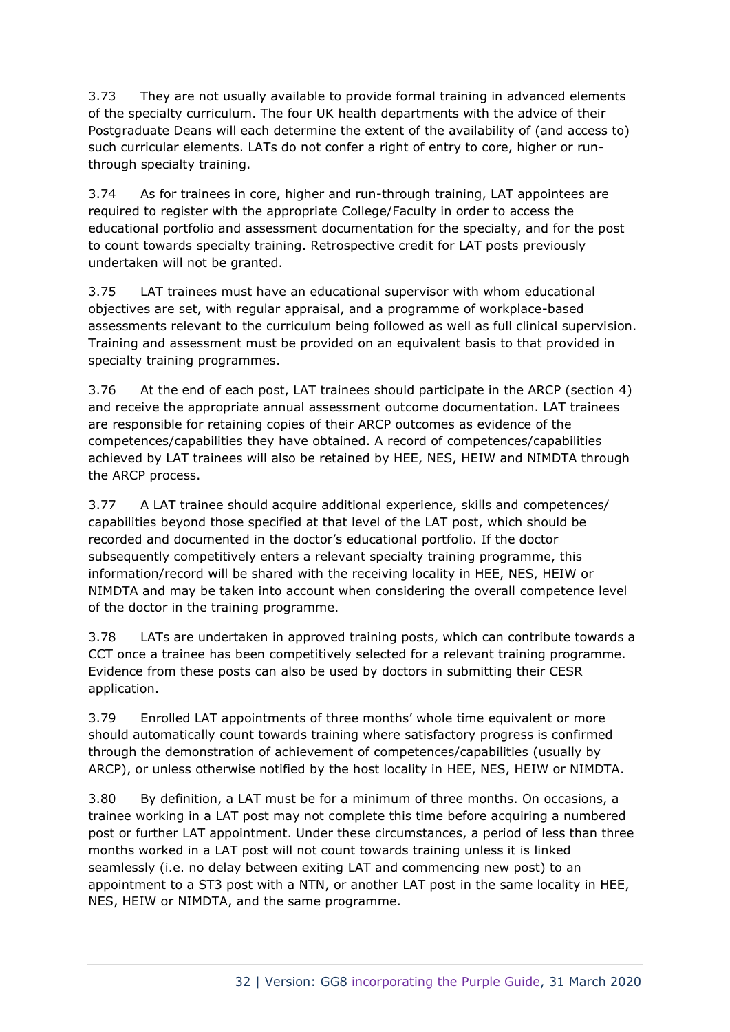3.73 They are not usually available to provide formal training in advanced elements of the specialty curriculum. The four UK health departments with the advice of their Postgraduate Deans will each determine the extent of the availability of (and access to) such curricular elements. LATs do not confer a right of entry to core, higher or run-through specialty training.

3.74 As for trainees in core, higher and run-through training, LAT appointees are required to register with the appropriate College/Faculty in order to access the educational portfolio and assessment documentation for the specialty, and for the post to count towards specialty training. Retrospective credit for LAT posts previously undertaken will not be granted.

3.75 LAT trainees must have an educational supervisor with whom educational objectives are set, with regular appraisal, and a programme of workplace-based assessments relevant to the curriculum being followed as well as full clinical supervision. Training and assessment must be provided on an equivalent basis to that provided in specialty training programmes.

3.76 At the end of each post, LAT trainees should participate in the ARCP (section 4) and receive the appropriate annual assessment outcome documentation. LAT trainees are responsible for retaining copies of their ARCP outcomes as evidence of the competences/capabilities they have obtained. A record of competences/capabilities achieved by LAT trainees will also be retained by HEE, NES, HEIW and NIMDTA through the ARCP process.

3.77 A LAT trainee should acquire additional experience, skills and competences/ capabilities beyond those specified at that level of the LAT post, which should be recorded and documented in the doctor's educational portfolio. If the doctor subsequently competitively enters a relevant specialty training programme, this information/record will be shared with the receiving locality in HEE, NES, HEIW or NIMDTA and may be taken into account when considering the overall competence level of the doctor in the training programme.

3.78 LATs are undertaken in approved training posts, which can contribute towards a CCT once a trainee has been competitively selected for a relevant training programme. Evidence from these posts can also be used by doctors in submitting their CESR application.

3.79 Enrolled LAT appointments of three months' whole time equivalent or more should automatically count towards training where satisfactory progress is confirmed through the demonstration of achievement of competences/capabilities (usually by ARCP), or unless otherwise notified by the host locality in HEE, NES, HEIW or NIMDTA.

3.80 By definition, a LAT must be for a minimum of three months. On occasions, a trainee working in a LAT post may not complete this time before acquiring a numbered post or further LAT appointment. Under these circumstances, a period of less than three months worked in a LAT post will not count towards training unless it is linked seamlessly (i.e. no delay between exiting LAT and commencing new post) to an appointment to a ST3 post with a NTN, or another LAT post in the same locality in HEE, NES, HEIW or NIMDTA, and the same programme.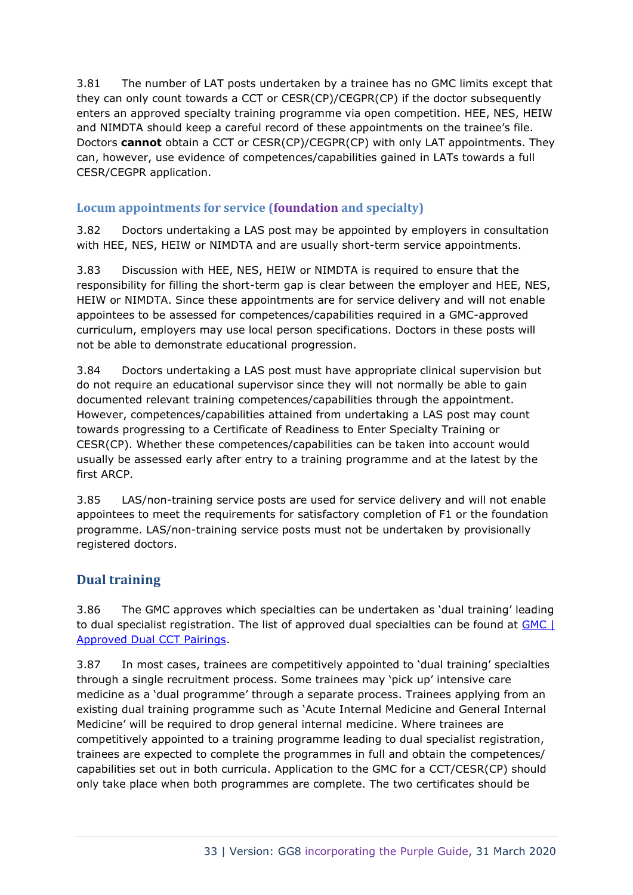3.81 The number of LAT posts undertaken by a trainee has no GMC limits except that they can only count towards a CCT or CESR(CP)/CEGPR(CP) if the doctor subsequently enters an approved specialty training programme via open competition. HEE, NES, HEIW and NIMDTA should keep a careful record of these appointments on the trainee's file. Doctors **cannot** obtain a CCT or CESR(CP)/CEGPR(CP) with only LAT appointments. They can, however, use evidence of competences/capabilities gained in LATs towards a full CESR/CEGPR application.

### Locum appointments for service (foundation and specialty)

3.82 Doctors undertaking a LAS post may be appointed by employers in consultation with HEE, NES, HEIW or NIMDTA and are usually short-term service appointments.

3.83 Discussion with HEE, NES, HEIW or NIMDTA is required to ensure that the responsibility for filling the short-term gap is clear between the employer and HEE, NES, HEIW or NIMDTA. Since these appointments are for service delivery and will not enable appointees to be assessed for competences/capabilities required in a GMC-approved curriculum, employers may use local person specifications. Doctors in these posts will not be able to demonstrate educational progression.

3.84 Doctors undertaking a LAS post must have appropriate clinical supervision but do not require an educational supervisor since they will not normally be able to gain documented relevant training competences/capabilities through the appointment. However, competences/capabilities attained from undertaking a LAS post may count towards progressing to a Certificate of Readiness to Enter Specialty Training or CESR(CP). Whether these competences/capabilities can be taken into account would usually be assessed early after entry to a training programme and at the latest by the first ARCP.

3.85 LAS/non-training service posts are used for service delivery and will not enable appointees to meet the requirements for satisfactory completion of F1 or the foundation programme. LAS/non-training service posts must not be undertaken by provisionally registered doctors.

## Dual training

3.86 The GMC approves which specialties can be undertaken as 'dual training' leading to dual specialist registration. The list of approved dual specialties can be found at [GMC | Approved Dual CCT Pairings].

3.87 In most cases, trainees are competitively appointed to 'dual training' specialties through a single recruitment process. Some trainees may 'pick up' intensive care medicine as a 'dual programme' through a separate process. Trainees applying from an existing dual training programme such as 'Acute Internal Medicine and General Internal Medicine' will be required to drop general internal medicine. Where trainees are competitively appointed to a training programme leading to dual specialist registration, trainees are expected to complete the programmes in full and obtain the competences/ capabilities set out in both curricula. Application to the GMC for a CCT/CESR(CP) should only take place when both programmes are complete. The two certificates should be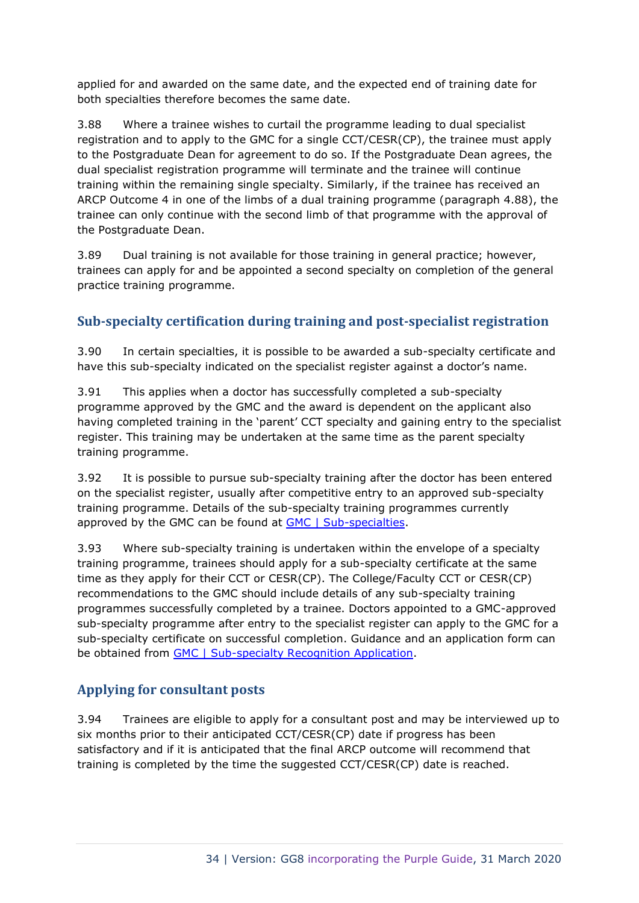applied for and awarded on the same date, and the expected end of training date for both specialties therefore becomes the same date.

3.88 Where a trainee wishes to curtail the programme leading to dual specialist registration and to apply to the GMC for a single CCT/CESR(CP), the trainee must apply to the Postgraduate Dean for agreement to do so. If the Postgraduate Dean agrees, the dual specialist registration programme will terminate and the trainee will continue training within the remaining single specialty. Similarly, if the trainee has received an ARCP Outcome 4 in one of the limbs of a dual training programme (paragraph 4.88), the trainee can only continue with the second limb of that programme with the approval of the Postgraduate Dean.

3.89 Dual training is not available for those training in general practice; however, trainees can apply for and be appointed a second specialty on completion of the general practice training programme.

## Sub-specialty certification during training and post-specialist registration

3.90 In certain specialties, it is possible to be awarded a sub-specialty certificate and have this sub-specialty indicated on the specialist register against a doctor's name.

3.91 This applies when a doctor has successfully completed a sub-specialty programme approved by the GMC and the award is dependent on the applicant also having completed training in the 'parent' CCT specialty and gaining entry to the specialist register. This training may be undertaken at the same time as the parent specialty training programme.

3.92 It is possible to pursue sub-specialty training after the doctor has been entered on the specialist register, usually after competitive entry to an approved sub-specialty training programme. Details of the sub-specialty training programmes currently approved by the GMC can be found at GMC | Sub-specialties.

3.93 Where sub-specialty training is undertaken within the envelope of a specialty training programme, trainees should apply for a sub-specialty certificate at the same time as they apply for their CCT or CESR(CP). The College/Faculty CCT or CESR(CP) recommendations to the GMC should include details of any sub-specialty training programmes successfully completed by a trainee. Doctors appointed to a GMC-approved sub-specialty programme after entry to the specialist register can apply to the GMC for a sub-specialty certificate on successful completion. Guidance and an application form can be obtained from GMC | Sub-specialty Recognition Application.

## Applying for consultant posts

3.94 Trainees are eligible to apply for a consultant post and may be interviewed up to six months prior to their anticipated CCT/CESR(CP) date if progress has been satisfactory and if it is anticipated that the final ARCP outcome will recommend that training is completed by the time the suggested CCT/CESR(CP) date is reached.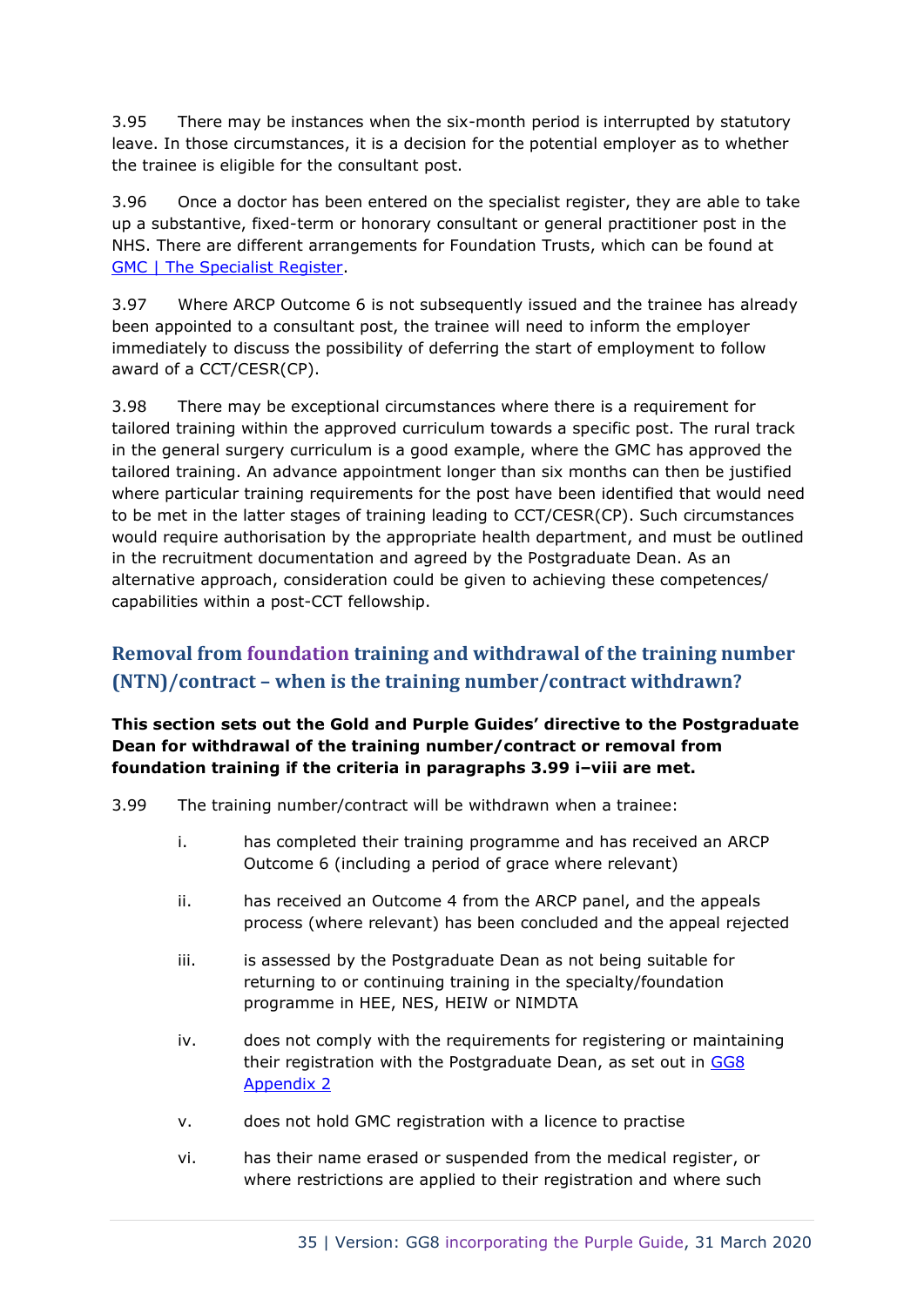3.95 There may be instances when the six-month period is interrupted by statutory leave. In those circumstances, it is a decision for the potential employer as to whether the trainee is eligible for the consultant post.

3.96 Once a doctor has been entered on the specialist register, they are able to take up a substantive, fixed-term or honorary consultant or general practitioner post in the NHS. There are different arrangements for Foundation Trusts, which can be found at [GMC | The Specialist Register](#).

3.97 Where ARCP Outcome 6 is not subsequently issued and the trainee has already been appointed to a consultant post, the trainee will need to inform the employer immediately to discuss the possibility of deferring the start of employment to follow award of a CCT/CESR(CP).

3.98 There may be exceptional circumstances where there is a requirement for tailored training within the approved curriculum towards a specific post. The rural track in the general surgery curriculum is a good example, where the GMC has approved the tailored training. An advance appointment longer than six months can then be justified where particular training requirements for the post have been identified that would need to be met in the latter stages of training leading to CCT/CESR(CP). Such circumstances would require authorisation by the appropriate health department, and must be outlined in the recruitment documentation and agreed by the Postgraduate Dean. As an alternative approach, consideration could be given to achieving these competences/capabilities within a post-CCT fellowship.

## Removal from foundation training and withdrawal of the training number (NTN)/contract – when is the training number/contract withdrawn?

**This section sets out the Gold and Purple Guides' directive to the Postgraduate Dean for withdrawal of the training number/contract or removal from foundation training if the criteria in paragraphs 3.99 i–viii are met.**

3.99 The training number/contract will be withdrawn when a trainee:

i. has completed their training programme and has received an ARCP Outcome 6 (including a period of grace where relevant)

ii. has received an Outcome 4 from the ARCP panel, and the appeals process (where relevant) has been concluded and the appeal rejected

iii. is assessed by the Postgraduate Dean as not being suitable for returning to or continuing training in the specialty/foundation programme in HEE, NES, HEIW or NIMDTA

iv. does not comply with the requirements for registering or maintaining their registration with the Postgraduate Dean, as set out in [GG8 Appendix 2](#)

v. does not hold GMC registration with a licence to practise

vi. has their name erased or suspended from the medical register, or where restrictions are applied to their registration and where such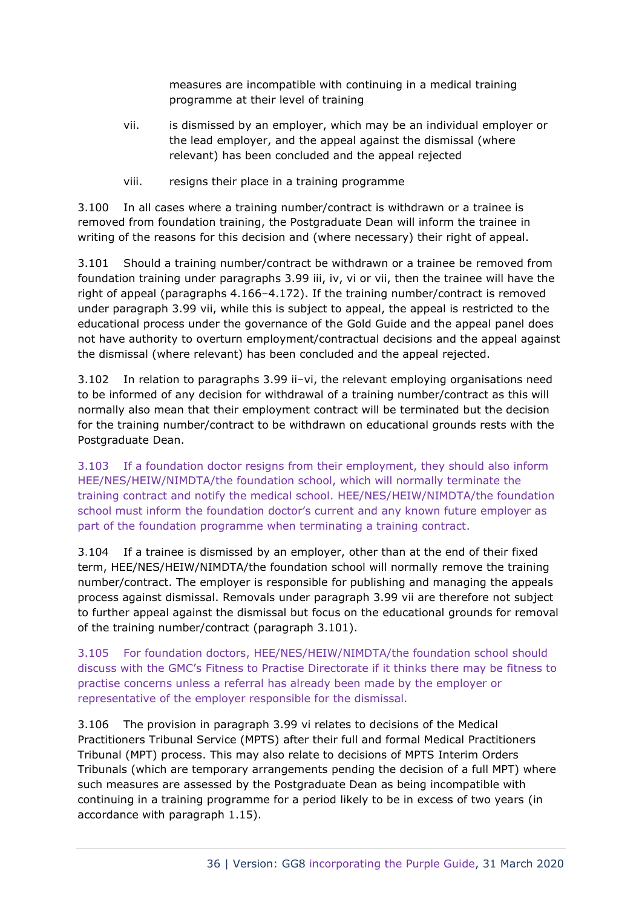measures are incompatible with continuing in a medical training programme at their level of training

vii. is dismissed by an employer, which may be an individual employer or the lead employer, and the appeal against the dismissal (where relevant) has been concluded and the appeal rejected

viii. resigns their place in a training programme

3.100 In all cases where a training number/contract is withdrawn or a trainee is removed from foundation training, the Postgraduate Dean will inform the trainee in writing of the reasons for this decision and (where necessary) their right of appeal.

3.101 Should a training number/contract be withdrawn or a trainee be removed from foundation training under paragraphs 3.99 iii, iv, vi or vii, then the trainee will have the right of appeal (paragraphs 4.166–4.172). If the training number/contract is removed under paragraph 3.99 vii, while this is subject to appeal, the appeal is restricted to the educational process under the governance of the Gold Guide and the appeal panel does not have authority to overturn employment/contractual decisions and the appeal against the dismissal (where relevant) has been concluded and the appeal rejected.

3.102 In relation to paragraphs 3.99 ii–vi, the relevant employing organisations need to be informed of any decision for withdrawal of a training number/contract as this will normally also mean that their employment contract will be terminated but the decision for the training number/contract to be withdrawn on educational grounds rests with the Postgraduate Dean.

3.103 If a foundation doctor resigns from their employment, they should also inform HEE/NES/HEIW/NIMDTA/the foundation school, which will normally terminate the training contract and notify the medical school. HEE/NES/HEIW/NIMDTA/the foundation school must inform the foundation doctor's current and any known future employer as part of the foundation programme when terminating a training contract.

3.104 If a trainee is dismissed by an employer, other than at the end of their fixed term, HEE/NES/HEIW/NIMDTA/the foundation school will normally remove the training number/contract. The employer is responsible for publishing and managing the appeals process against dismissal. Removals under paragraph 3.99 vii are therefore not subject to further appeal against the dismissal but focus on the educational grounds for removal of the training number/contract (paragraph 3.101).

3.105 For foundation doctors, HEE/NES/HEIW/NIMDTA/the foundation school should discuss with the GMC's Fitness to Practise Directorate if it thinks there may be fitness to practise concerns unless a referral has already been made by the employer or representative of the employer responsible for the dismissal.

3.106 The provision in paragraph 3.99 vi relates to decisions of the Medical Practitioners Tribunal Service (MPTS) after their full and formal Medical Practitioners Tribunal (MPT) process. This may also relate to decisions of MPTS Interim Orders Tribunals (which are temporary arrangements pending the decision of a full MPT) where such measures are assessed by the Postgraduate Dean as being incompatible with continuing in a training programme for a period likely to be in excess of two years (in accordance with paragraph 1.15).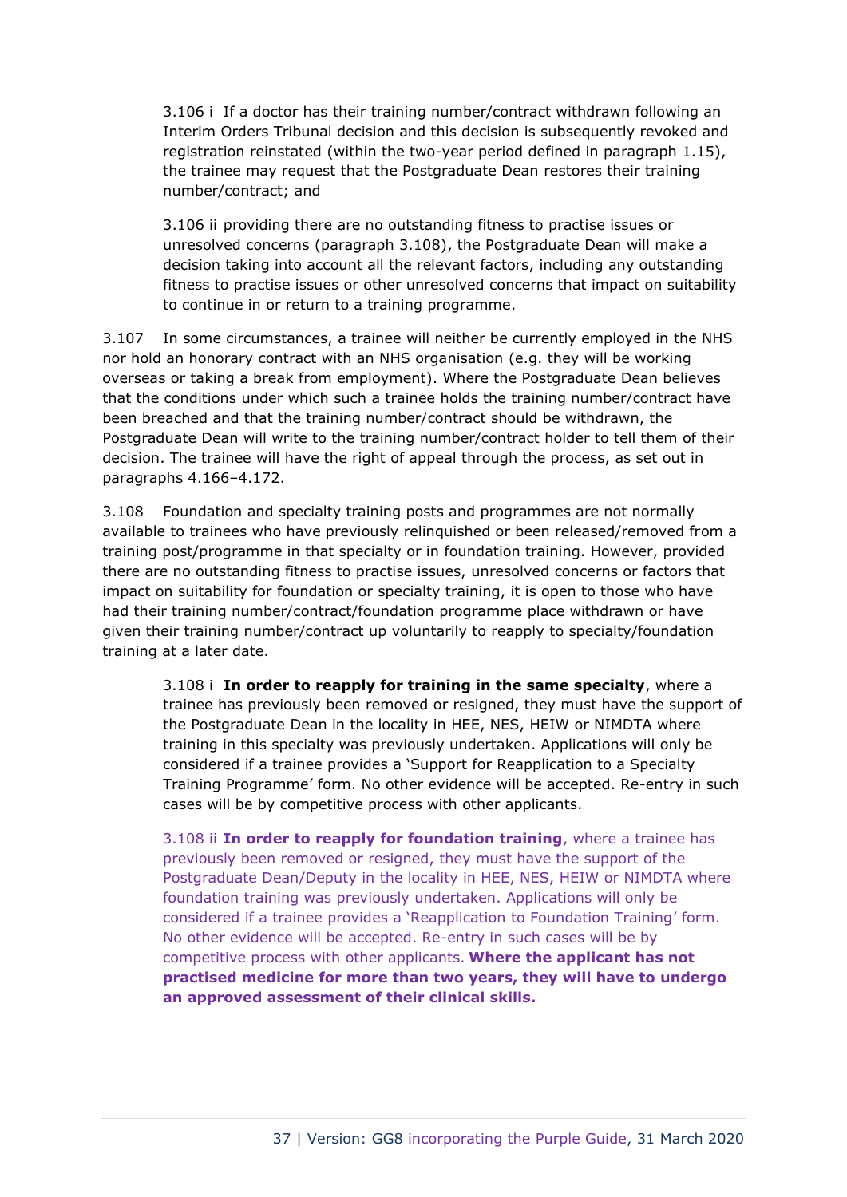3.106 i If a doctor has their training number/contract withdrawn following an Interim Orders Tribunal decision and this decision is subsequently revoked and registration reinstated (within the two-year period defined in paragraph 1.15), the trainee may request that the Postgraduate Dean restores their training number/contract; and

3.106 ii providing there are no outstanding fitness to practise issues or unresolved concerns (paragraph 3.108), the Postgraduate Dean will make a decision taking into account all the relevant factors, including any outstanding fitness to practise issues or other unresolved concerns that impact on suitability to continue in or return to a training programme.

3.107 In some circumstances, a trainee will neither be currently employed in the NHS nor hold an honorary contract with an NHS organisation (e.g. they will be working overseas or taking a break from employment). Where the Postgraduate Dean believes that the conditions under which such a trainee holds the training number/contract have been breached and that the training number/contract should be withdrawn, the Postgraduate Dean will write to the training number/contract holder to tell them of their decision. The trainee will have the right of appeal through the process, as set out in paragraphs 4.166–4.172.

3.108 Foundation and specialty training posts and programmes are not normally available to trainees who have previously relinquished or been released/removed from a training post/programme in that specialty or in foundation training. However, provided there are no outstanding fitness to practise issues, unresolved concerns or factors that impact on suitability for foundation or specialty training, it is open to those who have had their training number/contract/foundation programme place withdrawn or have given their training number/contract up voluntarily to reapply to specialty/foundation training at a later date.

3.108 i **In order to reapply for training in the same specialty**, where a trainee has previously been removed or resigned, they must have the support of the Postgraduate Dean in the locality in HEE, NES, HEIW or NIMDTA where training in this specialty was previously undertaken. Applications will only be considered if a trainee provides a 'Support for Reapplication to a Specialty Training Programme' form. No other evidence will be accepted. Re-entry in such cases will be by competitive process with other applicants.

3.108 ii **In order to reapply for foundation training**, where a trainee has previously been removed or resigned, they must have the support of the Postgraduate Dean/Deputy in the locality in HEE, NES, HEIW or NIMDTA where foundation training was previously undertaken. Applications will only be considered if a trainee provides a 'Reapplication to Foundation Training' form. No other evidence will be accepted. Re-entry in such cases will be by competitive process with other applicants. **Where the applicant has not practised medicine for more than two years, they will have to undergo an approved assessment of their clinical skills.**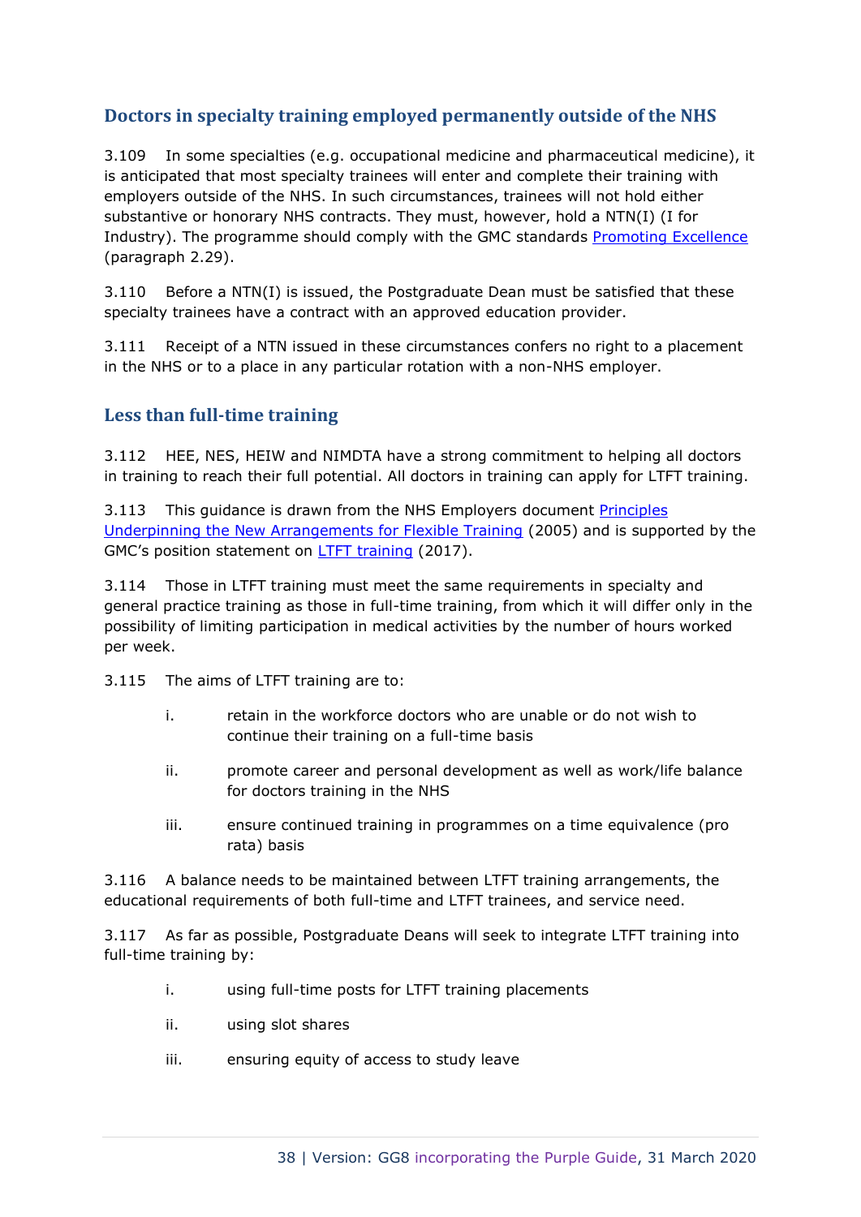## Doctors in specialty training employed permanently outside of the NHS

3.109 In some specialties (e.g. occupational medicine and pharmaceutical medicine), it is anticipated that most specialty trainees will enter and complete their training with employers outside of the NHS. In such circumstances, trainees will not hold either substantive or honorary NHS contracts. They must, however, hold a NTN(I) (I for Industry). The programme should comply with the GMC standards Promoting Excellence (paragraph 2.29).

3.110 Before a NTN(I) is issued, the Postgraduate Dean must be satisfied that these specialty trainees have a contract with an approved education provider.

3.111 Receipt of a NTN issued in these circumstances confers no right to a placement in the NHS or to a place in any particular rotation with a non-NHS employer.

## Less than full-time training

3.112 HEE, NES, HEIW and NIMDTA have a strong commitment to helping all doctors in training to reach their full potential. All doctors in training can apply for LTFT training.

3.113 This guidance is drawn from the NHS Employers document Principles Underpinning the New Arrangements for Flexible Training (2005) and is supported by the GMC's position statement on LTFT training (2017).

3.114 Those in LTFT training must meet the same requirements in specialty and general practice training as those in full-time training, from which it will differ only in the possibility of limiting participation in medical activities by the number of hours worked per week.

3.115 The aims of LTFT training are to:

i. retain in the workforce doctors who are unable or do not wish to continue their training on a full-time basis

ii. promote career and personal development as well as work/life balance for doctors training in the NHS

iii. ensure continued training in programmes on a time equivalence (pro rata) basis

3.116 A balance needs to be maintained between LTFT training arrangements, the educational requirements of both full-time and LTFT trainees, and service need.

3.117 As far as possible, Postgraduate Deans will seek to integrate LTFT training into full-time training by:

i. using full-time posts for LTFT training placements

ii. using slot shares

iii. ensuring equity of access to study leave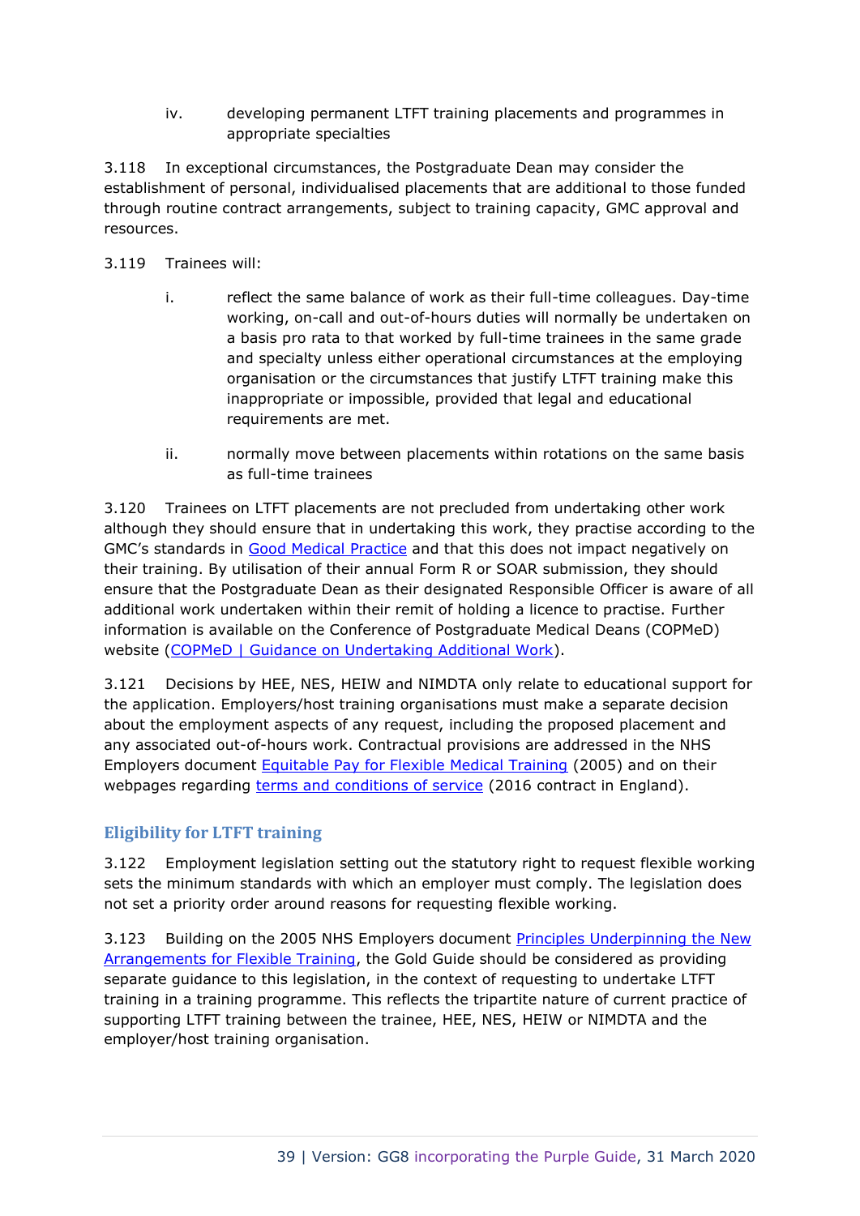iv. developing permanent LTFT training placements and programmes in appropriate specialties

3.118 In exceptional circumstances, the Postgraduate Dean may consider the establishment of personal, individualised placements that are additional to those funded through routine contract arrangements, subject to training capacity, GMC approval and resources.

3.119 Trainees will:

i. reflect the same balance of work as their full-time colleagues. Day-time working, on-call and out-of-hours duties will normally be undertaken on a basis pro rata to that worked by full-time trainees in the same grade and specialty unless either operational circumstances at the employing organisation or the circumstances that justify LTFT training make this inappropriate or impossible, provided that legal and educational requirements are met.

ii. normally move between placements within rotations on the same basis as full-time trainees

3.120 Trainees on LTFT placements are not precluded from undertaking other work although they should ensure that in undertaking this work, they practise according to the GMC's standards in Good Medical Practice and that this does not impact negatively on their training. By utilisation of their annual Form R or SOAR submission, they should ensure that the Postgraduate Dean as their designated Responsible Officer is aware of all additional work undertaken within their remit of holding a licence to practise. Further information is available on the Conference of Postgraduate Medical Deans (COPMeD) website (COPMeD | Guidance on Undertaking Additional Work).

3.121 Decisions by HEE, NES, HEIW and NIMDTA only relate to educational support for the application. Employers/host training organisations must make a separate decision about the employment aspects of any request, including the proposed placement and any associated out-of-hours work. Contractual provisions are addressed in the NHS Employers document Equitable Pay for Flexible Medical Training (2005) and on their webpages regarding terms and conditions of service (2016 contract in England).

## Eligibility for LTFT training

3.122 Employment legislation setting out the statutory right to request flexible working sets the minimum standards with which an employer must comply. The legislation does not set a priority order around reasons for requesting flexible working.

3.123 Building on the 2005 NHS Employers document Principles Underpinning the New Arrangements for Flexible Training, the Gold Guide should be considered as providing separate guidance to this legislation, in the context of requesting to undertake LTFT training in a training programme. This reflects the tripartite nature of current practice of supporting LTFT training between the trainee, HEE, NES, HEIW or NIMDTA and the employer/host training organisation.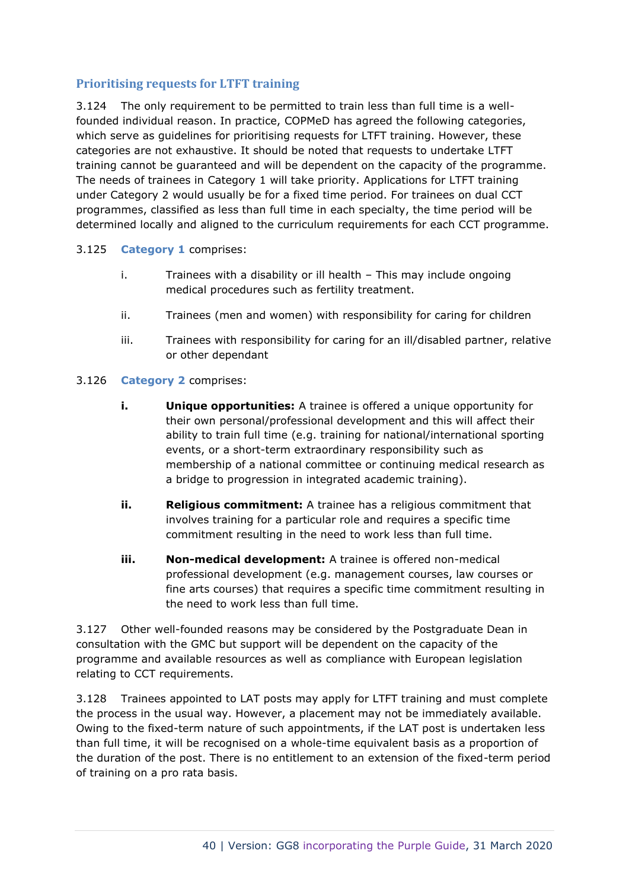## Prioritising requests for LTFT training

3.124 The only requirement to be permitted to train less than full time is a well-founded individual reason. In practice, COPMeD has agreed the following categories, which serve as guidelines for prioritising requests for LTFT training. However, these categories are not exhaustive. It should be noted that requests to undertake LTFT training cannot be guaranteed and will be dependent on the capacity of the programme. The needs of trainees in Category 1 will take priority. Applications for LTFT training under Category 2 would usually be for a fixed time period. For trainees on dual CCT programmes, classified as less than full time in each specialty, the time period will be determined locally and aligned to the curriculum requirements for each CCT programme.

3.125 **Category 1** comprises:

- i. Trainees with a disability or ill health – This may include ongoing medical procedures such as fertility treatment.
- ii. Trainees (men and women) with responsibility for caring for children
- iii. Trainees with responsibility for caring for an ill/disabled partner, relative or other dependant

3.126 **Category 2** comprises:

- **i. Unique opportunities:** A trainee is offered a unique opportunity for their own personal/professional development and this will affect their ability to train full time (e.g. training for national/international sporting events, or a short-term extraordinary responsibility such as membership of a national committee or continuing medical research as a bridge to progression in integrated academic training).
- **ii. Religious commitment:** A trainee has a religious commitment that involves training for a particular role and requires a specific time commitment resulting in the need to work less than full time.
- **iii. Non-medical development:** A trainee is offered non-medical professional development (e.g. management courses, law courses or fine arts courses) that requires a specific time commitment resulting in the need to work less than full time.

3.127 Other well-founded reasons may be considered by the Postgraduate Dean in consultation with the GMC but support will be dependent on the capacity of the programme and available resources as well as compliance with European legislation relating to CCT requirements.

3.128 Trainees appointed to LAT posts may apply for LTFT training and must complete the process in the usual way. However, a placement may not be immediately available. Owing to the fixed-term nature of such appointments, if the LAT post is undertaken less than full time, it will be recognised on a whole-time equivalent basis as a proportion of the duration of the post. There is no entitlement to an extension of the fixed-term period of training on a pro rata basis.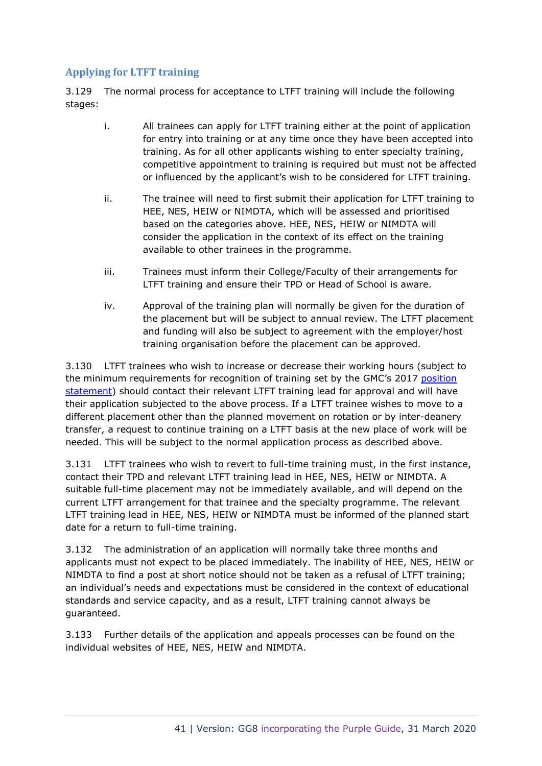## Applying for LTFT training

3.129 The normal process for acceptance to LTFT training will include the following stages:

i. All trainees can apply for LTFT training either at the point of application for entry into training or at any time once they have been accepted into training. As for all other applicants wishing to enter specialty training, competitive appointment to training is required but must not be affected or influenced by the applicant's wish to be considered for LTFT training.

ii. The trainee will need to first submit their application for LTFT training to HEE, NES, HEIW or NIMDTA, which will be assessed and prioritised based on the categories above. HEE, NES, HEIW or NIMDTA will consider the application in the context of its effect on the training available to other trainees in the programme.

iii. Trainees must inform their College/Faculty of their arrangements for LTFT training and ensure their TPD or Head of School is aware.

iv. Approval of the training plan will normally be given for the duration of the placement but will be subject to annual review. The LTFT placement and funding will also be subject to agreement with the employer/host training organisation before the placement can be approved.

3.130 LTFT trainees who wish to increase or decrease their working hours (subject to the minimum requirements for recognition of training set by the GMC's 2017 position statement) should contact their relevant LTFT training lead for approval and will have their application subjected to the above process. If a LTFT trainee wishes to move to a different placement other than the planned movement on rotation or by inter-deanery transfer, a request to continue training on a LTFT basis at the new place of work will be needed. This will be subject to the normal application process as described above.

3.131 LTFT trainees who wish to revert to full-time training must, in the first instance, contact their TPD and relevant LTFT training lead in HEE, NES, HEIW or NIMDTA. A suitable full-time placement may not be immediately available, and will depend on the current LTFT arrangement for that trainee and the specialty programme. The relevant LTFT training lead in HEE, NES, HEIW or NIMDTA must be informed of the planned start date for a return to full-time training.

3.132 The administration of an application will normally take three months and applicants must not expect to be placed immediately. The inability of HEE, NES, HEIW or NIMDTA to find a post at short notice should not be taken as a refusal of LTFT training; an individual's needs and expectations must be considered in the context of educational standards and service capacity, and as a result, LTFT training cannot always be guaranteed.

3.133 Further details of the application and appeals processes can be found on the individual websites of HEE, NES, HEIW and NIMDTA.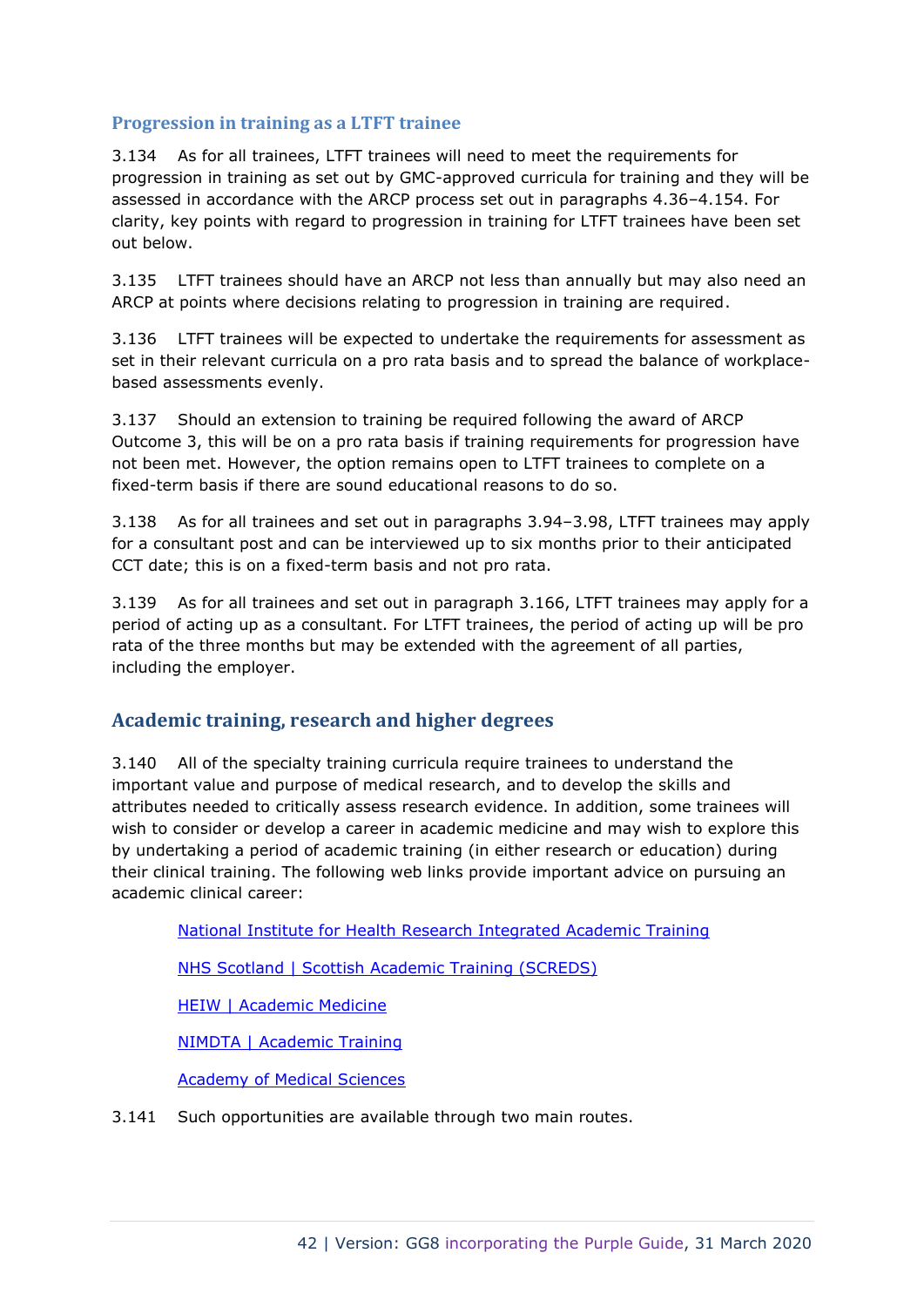### Progression in training as a LTFT trainee

3.134 As for all trainees, LTFT trainees will need to meet the requirements for progression in training as set out by GMC-approved curricula for training and they will be assessed in accordance with the ARCP process set out in paragraphs 4.36–4.154. For clarity, key points with regard to progression in training for LTFT trainees have been set out below.

3.135 LTFT trainees should have an ARCP not less than annually but may also need an ARCP at points where decisions relating to progression in training are required.

3.136 LTFT trainees will be expected to undertake the requirements for assessment as set in their relevant curricula on a pro rata basis and to spread the balance of workplace-based assessments evenly.

3.137 Should an extension to training be required following the award of ARCP Outcome 3, this will be on a pro rata basis if training requirements for progression have not been met. However, the option remains open to LTFT trainees to complete on a fixed-term basis if there are sound educational reasons to do so.

3.138 As for all trainees and set out in paragraphs 3.94–3.98, LTFT trainees may apply for a consultant post and can be interviewed up to six months prior to their anticipated CCT date; this is on a fixed-term basis and not pro rata.

3.139 As for all trainees and set out in paragraph 3.166, LTFT trainees may apply for a period of acting up as a consultant. For LTFT trainees, the period of acting up will be pro rata of the three months but may be extended with the agreement of all parties, including the employer.

## Academic training, research and higher degrees

3.140 All of the specialty training curricula require trainees to understand the important value and purpose of medical research, and to develop the skills and attributes needed to critically assess research evidence. In addition, some trainees will wish to consider or develop a career in academic medicine and may wish to explore this by undertaking a period of academic training (in either research or education) during their clinical training. The following web links provide important advice on pursuing an academic clinical career:

National Institute for Health Research Integrated Academic Training

NHS Scotland | Scottish Academic Training (SCREDS)

HEIW | Academic Medicine

NIMDTA | Academic Training

Academy of Medical Sciences

3.141 Such opportunities are available through two main routes.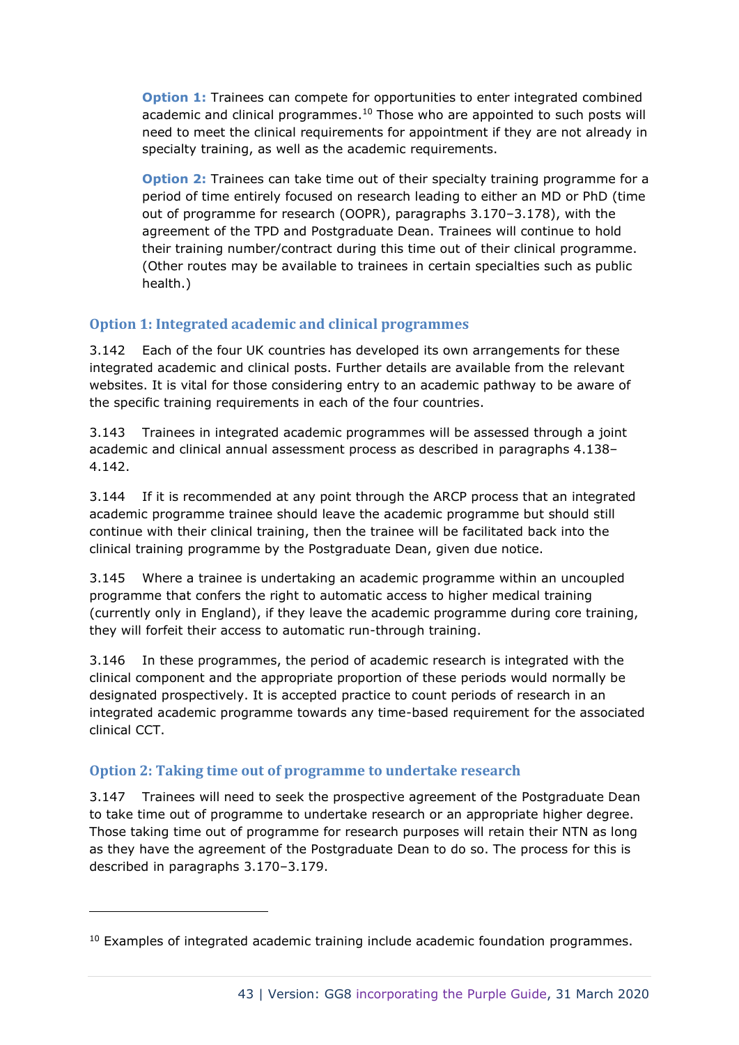**Option 1:** Trainees can compete for opportunities to enter integrated combined academic and clinical programmes.[10] Those who are appointed to such posts will need to meet the clinical requirements for appointment if they are not already in specialty training, as well as the academic requirements.

**Option 2:** Trainees can take time out of their specialty training programme for a period of time entirely focused on research leading to either an MD or PhD (time out of programme for research (OOPR), paragraphs 3.170–3.178), with the agreement of the TPD and Postgraduate Dean. Trainees will continue to hold their training number/contract during this time out of their clinical programme. (Other routes may be available to trainees in certain specialties such as public health.)

### Option 1: Integrated academic and clinical programmes

3.142 Each of the four UK countries has developed its own arrangements for these integrated academic and clinical posts. Further details are available from the relevant websites. It is vital for those considering entry to an academic pathway to be aware of the specific training requirements in each of the four countries.

3.143 Trainees in integrated academic programmes will be assessed through a joint academic and clinical annual assessment process as described in paragraphs 4.138–4.142.

3.144 If it is recommended at any point through the ARCP process that an integrated academic programme trainee should leave the academic programme but should still continue with their clinical training, then the trainee will be facilitated back into the clinical training programme by the Postgraduate Dean, given due notice.

3.145 Where a trainee is undertaking an academic programme within an uncoupled programme that confers the right to automatic access to higher medical training (currently only in England), if they leave the academic programme during core training, they will forfeit their access to automatic run-through training.

3.146 In these programmes, the period of academic research is integrated with the clinical component and the appropriate proportion of these periods would normally be designated prospectively. It is accepted practice to count periods of research in an integrated academic programme towards any time-based requirement for the associated clinical CCT.

### Option 2: Taking time out of programme to undertake research

3.147 Trainees will need to seek the prospective agreement of the Postgraduate Dean to take time out of programme to undertake research or an appropriate higher degree. Those taking time out of programme for research purposes will retain their NTN as long as they have the agreement of the Postgraduate Dean to do so. The process for this is described in paragraphs 3.170–3.179.

---

[10] Examples of integrated academic training include academic foundation programmes.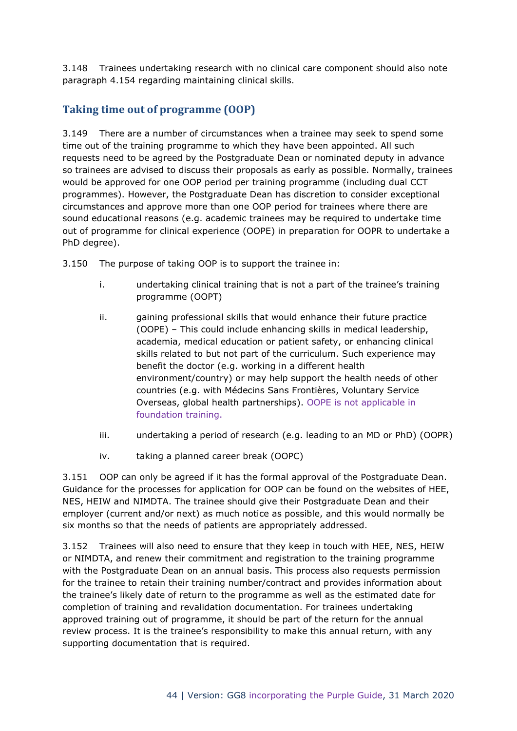3.148 Trainees undertaking research with no clinical care component should also note paragraph 4.154 regarding maintaining clinical skills.

## Taking time out of programme (OOP)

3.149 There are a number of circumstances when a trainee may seek to spend some time out of the training programme to which they have been appointed. All such requests need to be agreed by the Postgraduate Dean or nominated deputy in advance so trainees are advised to discuss their proposals as early as possible. Normally, trainees would be approved for one OOP period per training programme (including dual CCT programmes). However, the Postgraduate Dean has discretion to consider exceptional circumstances and approve more than one OOP period for trainees where there are sound educational reasons (e.g. academic trainees may be required to undertake time out of programme for clinical experience (OOPE) in preparation for OOPR to undertake a PhD degree).

3.150 The purpose of taking OOP is to support the trainee in:

i. undertaking clinical training that is not a part of the trainee's training programme (OOPT)

ii. gaining professional skills that would enhance their future practice (OOPE) – This could include enhancing skills in medical leadership, academia, medical education or patient safety, or enhancing clinical skills related to but not part of the curriculum. Such experience may benefit the doctor (e.g. working in a different health environment/country) or may help support the health needs of other countries (e.g. with Médecins Sans Frontières, Voluntary Service Overseas, global health partnerships). OOPE is not applicable in foundation training.

iii. undertaking a period of research (e.g. leading to an MD or PhD) (OOPR)

iv. taking a planned career break (OOPC)

3.151 OOP can only be agreed if it has the formal approval of the Postgraduate Dean. Guidance for the processes for application for OOP can be found on the websites of HEE, NES, HEIW and NIMDTA. The trainee should give their Postgraduate Dean and their employer (current and/or next) as much notice as possible, and this would normally be six months so that the needs of patients are appropriately addressed.

3.152 Trainees will also need to ensure that they keep in touch with HEE, NES, HEIW or NIMDTA, and renew their commitment and registration to the training programme with the Postgraduate Dean on an annual basis. This process also requests permission for the trainee to retain their training number/contract and provides information about the trainee's likely date of return to the programme as well as the estimated date for completion of training and revalidation documentation. For trainees undertaking approved training out of programme, it should be part of the return for the annual review process. It is the trainee's responsibility to make this annual return, with any supporting documentation that is required.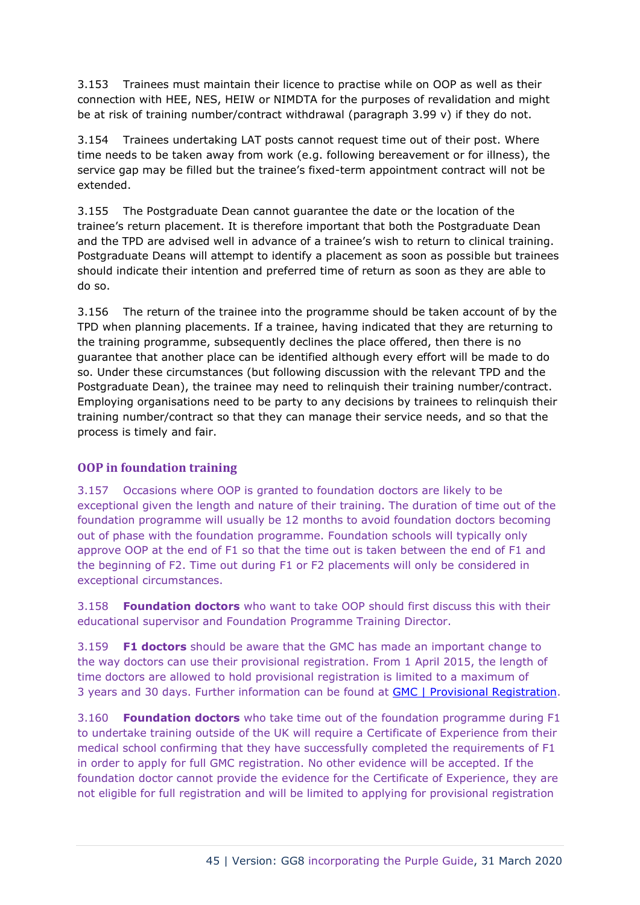3.153 Trainees must maintain their licence to practise while on OOP as well as their connection with HEE, NES, HEIW or NIMDTA for the purposes of revalidation and might be at risk of training number/contract withdrawal (paragraph 3.99 v) if they do not.

3.154 Trainees undertaking LAT posts cannot request time out of their post. Where time needs to be taken away from work (e.g. following bereavement or for illness), the service gap may be filled but the trainee's fixed-term appointment contract will not be extended.

3.155 The Postgraduate Dean cannot guarantee the date or the location of the trainee's return placement. It is therefore important that both the Postgraduate Dean and the TPD are advised well in advance of a trainee's wish to return to clinical training. Postgraduate Deans will attempt to identify a placement as soon as possible but trainees should indicate their intention and preferred time of return as soon as they are able to do so.

3.156 The return of the trainee into the programme should be taken account of by the TPD when planning placements. If a trainee, having indicated that they are returning to the training programme, subsequently declines the place offered, then there is no guarantee that another place can be identified although every effort will be made to do so. Under these circumstances (but following discussion with the relevant TPD and the Postgraduate Dean), the trainee may need to relinquish their training number/contract. Employing organisations need to be party to any decisions by trainees to relinquish their training number/contract so that they can manage their service needs, and so that the process is timely and fair.

### OOP in foundation training

3.157 Occasions where OOP is granted to foundation doctors are likely to be exceptional given the length and nature of their training. The duration of time out of the foundation programme will usually be 12 months to avoid foundation doctors becoming out of phase with the foundation programme. Foundation schools will typically only approve OOP at the end of F1 so that the time out is taken between the end of F1 and the beginning of F2. Time out during F1 or F2 placements will only be considered in exceptional circumstances.

3.158 **Foundation doctors** who want to take OOP should first discuss this with their educational supervisor and Foundation Programme Training Director.

3.159 **F1 doctors** should be aware that the GMC has made an important change to the way doctors can use their provisional registration. From 1 April 2015, the length of time doctors are allowed to hold provisional registration is limited to a maximum of 3 years and 30 days. Further information can be found at [GMC | Provisional Registration](GMC | Provisional Registration).

3.160 **Foundation doctors** who take time out of the foundation programme during F1 to undertake training outside of the UK will require a Certificate of Experience from their medical school confirming that they have successfully completed the requirements of F1 in order to apply for full GMC registration. No other evidence will be accepted. If the foundation doctor cannot provide the evidence for the Certificate of Experience, they are not eligible for full registration and will be limited to applying for provisional registration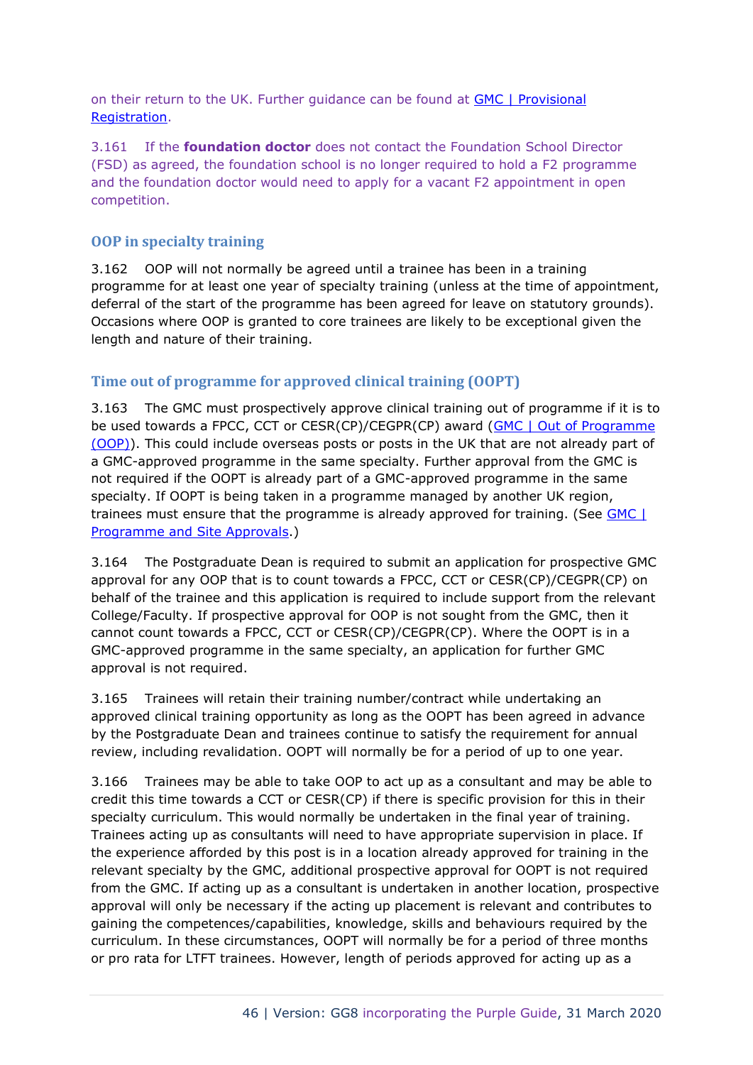on their return to the UK. Further guidance can be found at [GMC | Provisional Registration](#).

3.161 If the **foundation doctor** does not contact the Foundation School Director (FSD) as agreed, the foundation school is no longer required to hold a F2 programme and the foundation doctor would need to apply for a vacant F2 appointment in open competition.

### OOP in specialty training

3.162 OOP will not normally be agreed until a trainee has been in a training programme for at least one year of specialty training (unless at the time of appointment, deferral of the start of the programme has been agreed for leave on statutory grounds). Occasions where OOP is granted to core trainees are likely to be exceptional given the length and nature of their training.

### Time out of programme for approved clinical training (OOPT)

3.163 The GMC must prospectively approve clinical training out of programme if it is to be used towards a FPCC, CCT or CESR(CP)/CEGPR(CP) award ([GMC | Out of Programme (OOP)](#)). This could include overseas posts or posts in the UK that are not already part of a GMC-approved programme in the same specialty. Further approval from the GMC is not required if the OOPT is already part of a GMC-approved programme in the same specialty. If OOPT is being taken in a programme managed by another UK region, trainees must ensure that the programme is already approved for training. (See [GMC | Programme and Site Approvals](#).)

3.164 The Postgraduate Dean is required to submit an application for prospective GMC approval for any OOP that is to count towards a FPCC, CCT or CESR(CP)/CEGPR(CP) on behalf of the trainee and this application is required to include support from the relevant College/Faculty. If prospective approval for OOP is not sought from the GMC, then it cannot count towards a FPCC, CCT or CESR(CP)/CEGPR(CP). Where the OOPT is in a GMC-approved programme in the same specialty, an application for further GMC approval is not required.

3.165 Trainees will retain their training number/contract while undertaking an approved clinical training opportunity as long as the OOPT has been agreed in advance by the Postgraduate Dean and trainees continue to satisfy the requirement for annual review, including revalidation. OOPT will normally be for a period of up to one year.

3.166 Trainees may be able to take OOP to act up as a consultant and may be able to credit this time towards a CCT or CESR(CP) if there is specific provision for this in their specialty curriculum. This would normally be undertaken in the final year of training. Trainees acting up as consultants will need to have appropriate supervision in place. If the experience afforded by this post is in a location already approved for training in the relevant specialty by the GMC, additional prospective approval for OOPT is not required from the GMC. If acting up as a consultant is undertaken in another location, prospective approval will only be necessary if the acting up placement is relevant and contributes to gaining the competences/capabilities, knowledge, skills and behaviours required by the curriculum. In these circumstances, OOPT will normally be for a period of three months or pro rata for LTFT trainees. However, length of periods approved for acting up as a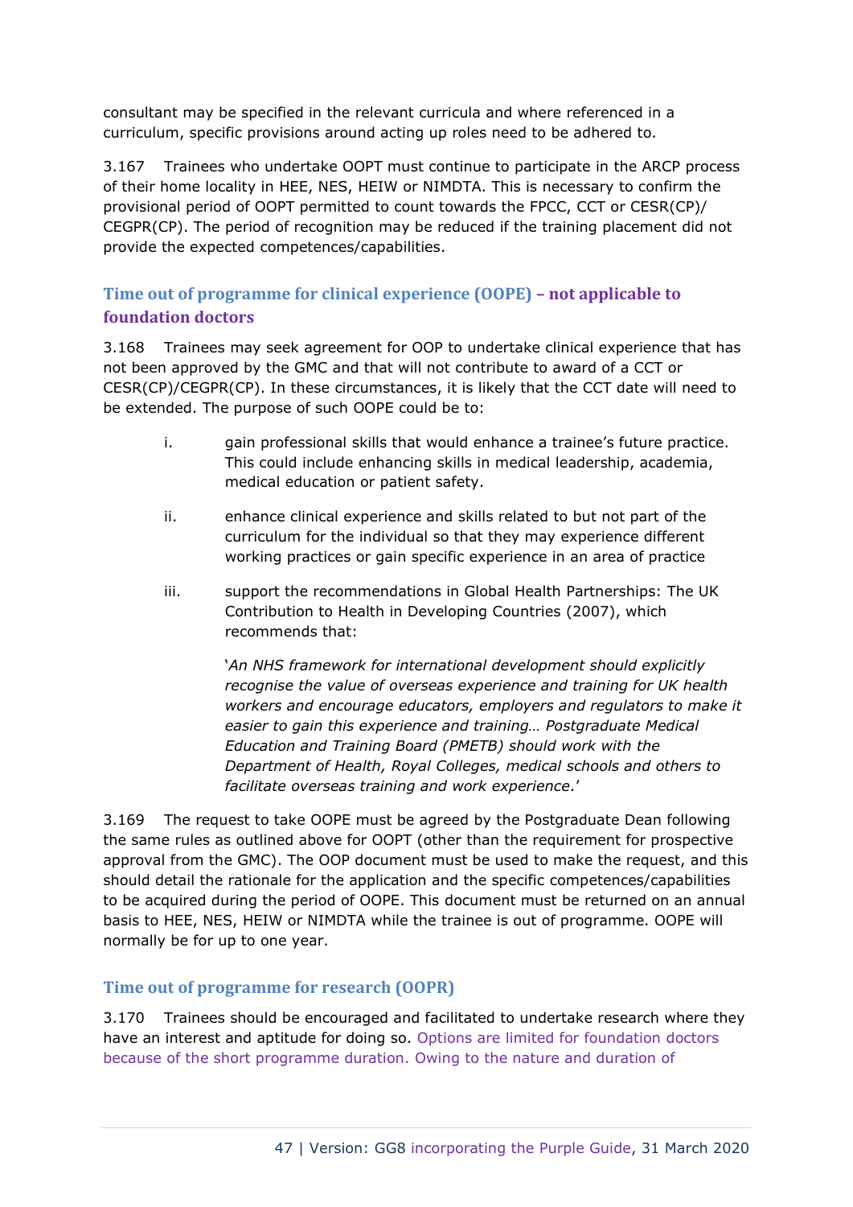consultant may be specified in the relevant curricula and where referenced in a curriculum, specific provisions around acting up roles need to be adhered to.

3.167 Trainees who undertake OOPT must continue to participate in the ARCP process of their home locality in HEE, NES, HEIW or NIMDTA. This is necessary to confirm the provisional period of OOPT permitted to count towards the FPCC, CCT or CESR(CP)/ CEGPR(CP). The period of recognition may be reduced if the training placement did not provide the expected competences/capabilities.

### Time out of programme for clinical experience (OOPE) – not applicable to foundation doctors

3.168 Trainees may seek agreement for OOP to undertake clinical experience that has not been approved by the GMC and that will not contribute to award of a CCT or CESR(CP)/CEGPR(CP). In these circumstances, it is likely that the CCT date will need to be extended. The purpose of such OOPE could be to:

i. gain professional skills that would enhance a trainee's future practice. This could include enhancing skills in medical leadership, academia, medical education or patient safety.

ii. enhance clinical experience and skills related to but not part of the curriculum for the individual so that they may experience different working practices or gain specific experience in an area of practice

iii. support the recommendations in Global Health Partnerships: The UK Contribution to Health in Developing Countries (2007), which recommends that:

> '*An NHS framework for international development should explicitly recognise the value of overseas experience and training for UK health workers and encourage educators, employers and regulators to make it easier to gain this experience and training… Postgraduate Medical Education and Training Board (PMETB) should work with the Department of Health, Royal Colleges, medical schools and others to facilitate overseas training and work experience.*'

3.169 The request to take OOPE must be agreed by the Postgraduate Dean following the same rules as outlined above for OOPT (other than the requirement for prospective approval from the GMC). The OOP document must be used to make the request, and this should detail the rationale for the application and the specific competences/capabilities to be acquired during the period of OOPE. This document must be returned on an annual basis to HEE, NES, HEIW or NIMDTA while the trainee is out of programme. OOPE will normally be for up to one year.

### Time out of programme for research (OOPR)

3.170 Trainees should be encouraged and facilitated to undertake research where they have an interest and aptitude for doing so. Options are limited for foundation doctors because of the short programme duration. Owing to the nature and duration of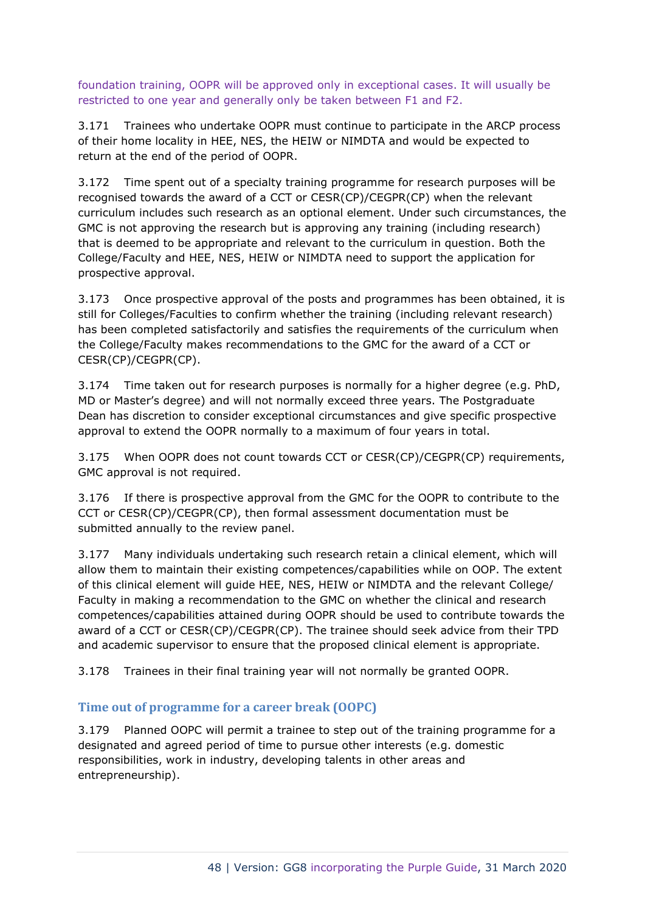foundation training, OOPR will be approved only in exceptional cases. It will usually be restricted to one year and generally only be taken between F1 and F2.

3.171 Trainees who undertake OOPR must continue to participate in the ARCP process of their home locality in HEE, NES, the HEIW or NIMDTA and would be expected to return at the end of the period of OOPR.

3.172 Time spent out of a specialty training programme for research purposes will be recognised towards the award of a CCT or CESR(CP)/CEGPR(CP) when the relevant curriculum includes such research as an optional element. Under such circumstances, the GMC is not approving the research but is approving any training (including research) that is deemed to be appropriate and relevant to the curriculum in question. Both the College/Faculty and HEE, NES, HEIW or NIMDTA need to support the application for prospective approval.

3.173 Once prospective approval of the posts and programmes has been obtained, it is still for Colleges/Faculties to confirm whether the training (including relevant research) has been completed satisfactorily and satisfies the requirements of the curriculum when the College/Faculty makes recommendations to the GMC for the award of a CCT or CESR(CP)/CEGPR(CP).

3.174 Time taken out for research purposes is normally for a higher degree (e.g. PhD, MD or Master's degree) and will not normally exceed three years. The Postgraduate Dean has discretion to consider exceptional circumstances and give specific prospective approval to extend the OOPR normally to a maximum of four years in total.

3.175 When OOPR does not count towards CCT or CESR(CP)/CEGPR(CP) requirements, GMC approval is not required.

3.176 If there is prospective approval from the GMC for the OOPR to contribute to the CCT or CESR(CP)/CEGPR(CP), then formal assessment documentation must be submitted annually to the review panel.

3.177 Many individuals undertaking such research retain a clinical element, which will allow them to maintain their existing competences/capabilities while on OOP. The extent of this clinical element will guide HEE, NES, HEIW or NIMDTA and the relevant College/ Faculty in making a recommendation to the GMC on whether the clinical and research competences/capabilities attained during OOPR should be used to contribute towards the award of a CCT or CESR(CP)/CEGPR(CP). The trainee should seek advice from their TPD and academic supervisor to ensure that the proposed clinical element is appropriate.

3.178 Trainees in their final training year will not normally be granted OOPR.

### Time out of programme for a career break (OOPC)

3.179 Planned OOPC will permit a trainee to step out of the training programme for a designated and agreed period of time to pursue other interests (e.g. domestic responsibilities, work in industry, developing talents in other areas and entrepreneurship).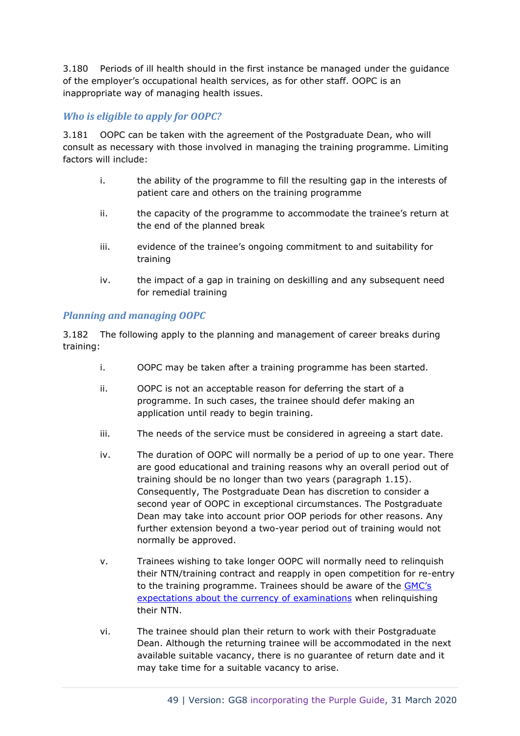3.180 Periods of ill health should in the first instance be managed under the guidance of the employer's occupational health services, as for other staff. OOPC is an inappropriate way of managing health issues.

### *Who is eligible to apply for OOPC?*

3.181 OOPC can be taken with the agreement of the Postgraduate Dean, who will consult as necessary with those involved in managing the training programme. Limiting factors will include:

i. the ability of the programme to fill the resulting gap in the interests of patient care and others on the training programme

ii. the capacity of the programme to accommodate the trainee's return at the end of the planned break

iii. evidence of the trainee's ongoing commitment to and suitability for training

iv. the impact of a gap in training on deskilling and any subsequent need for remedial training

### *Planning and managing OOPC*

3.182 The following apply to the planning and management of career breaks during training:

i. OOPC may be taken after a training programme has been started.

ii. OOPC is not an acceptable reason for deferring the start of a programme. In such cases, the trainee should defer making an application until ready to begin training.

iii. The needs of the service must be considered in agreeing a start date.

iv. The duration of OOPC will normally be a period of up to one year. There are good educational and training reasons why an overall period out of training should be no longer than two years (paragraph 1.15). Consequently, The Postgraduate Dean has discretion to consider a second year of OOPC in exceptional circumstances. The Postgraduate Dean may take into account prior OOP periods for other reasons. Any further extension beyond a two-year period out of training would not normally be approved.

v. Trainees wishing to take longer OOPC will normally need to relinquish their NTN/training contract and reapply in open competition for re-entry to the training programme. Trainees should be aware of the GMC's expectations about the currency of examinations when relinquishing their NTN.

vi. The trainee should plan their return to work with their Postgraduate Dean. Although the returning trainee will be accommodated in the next available suitable vacancy, there is no guarantee of return date and it may take time for a suitable vacancy to arise.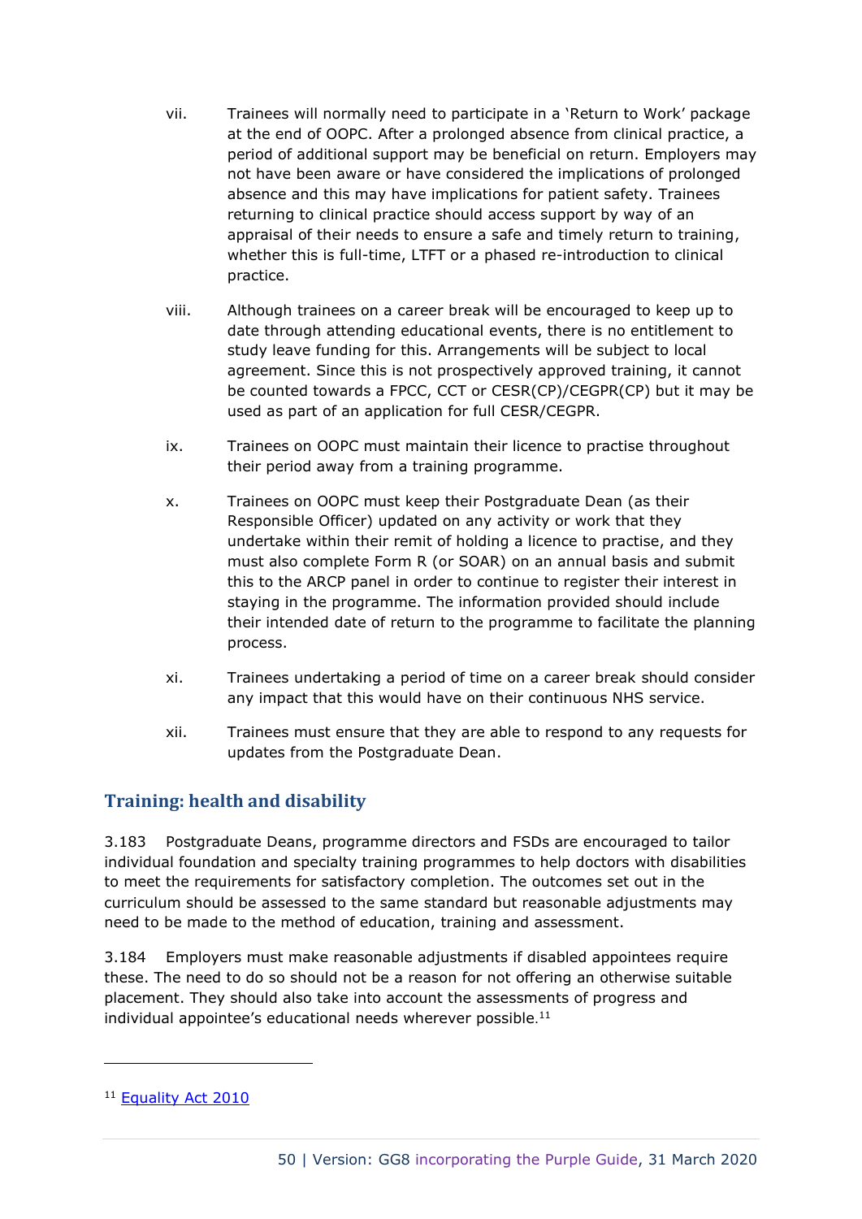vii. Trainees will normally need to participate in a 'Return to Work' package at the end of OOPC. After a prolonged absence from clinical practice, a period of additional support may be beneficial on return. Employers may not have been aware or have considered the implications of prolonged absence and this may have implications for patient safety. Trainees returning to clinical practice should access support by way of an appraisal of their needs to ensure a safe and timely return to training, whether this is full-time, LTFT or a phased re-introduction to clinical practice.

viii. Although trainees on a career break will be encouraged to keep up to date through attending educational events, there is no entitlement to study leave funding for this. Arrangements will be subject to local agreement. Since this is not prospectively approved training, it cannot be counted towards a FPCC, CCT or CESR(CP)/CEGPR(CP) but it may be used as part of an application for full CESR/CEGPR.

ix. Trainees on OOPC must maintain their licence to practise throughout their period away from a training programme.

x. Trainees on OOPC must keep their Postgraduate Dean (as their Responsible Officer) updated on any activity or work that they undertake within their remit of holding a licence to practise, and they must also complete Form R (or SOAR) on an annual basis and submit this to the ARCP panel in order to continue to register their interest in staying in the programme. The information provided should include their intended date of return to the programme to facilitate the planning process.

xi. Trainees undertaking a period of time on a career break should consider any impact that this would have on their continuous NHS service.

xii. Trainees must ensure that they are able to respond to any requests for updates from the Postgraduate Dean.

## Training: health and disability

3.183 Postgraduate Deans, programme directors and FSDs are encouraged to tailor individual foundation and specialty training programmes to help doctors with disabilities to meet the requirements for satisfactory completion. The outcomes set out in the curriculum should be assessed to the same standard but reasonable adjustments may need to be made to the method of education, training and assessment.

3.184 Employers must make reasonable adjustments if disabled appointees require these. The need to do so should not be a reason for not offering an otherwise suitable placement. They should also take into account the assessments of progress and individual appointee's educational needs wherever possible.[11]

[11] Equality Act 2010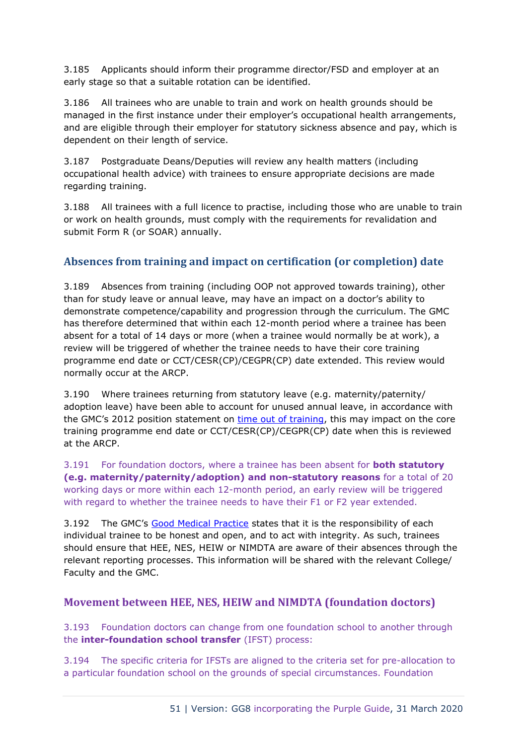3.185 Applicants should inform their programme director/FSD and employer at an early stage so that a suitable rotation can be identified.

3.186 All trainees who are unable to train and work on health grounds should be managed in the first instance under their employer's occupational health arrangements, and are eligible through their employer for statutory sickness absence and pay, which is dependent on their length of service.

3.187 Postgraduate Deans/Deputies will review any health matters (including occupational health advice) with trainees to ensure appropriate decisions are made regarding training.

3.188 All trainees with a full licence to practise, including those who are unable to train or work on health grounds, must comply with the requirements for revalidation and submit Form R (or SOAR) annually.

## Absences from training and impact on certification (or completion) date

3.189 Absences from training (including OOP not approved towards training), other than for study leave or annual leave, may have an impact on a doctor's ability to demonstrate competence/capability and progression through the curriculum. The GMC has therefore determined that within each 12-month period where a trainee has been absent for a total of 14 days or more (when a trainee would normally be at work), a review will be triggered of whether the trainee needs to have their core training programme end date or CCT/CESR(CP)/CEGPR(CP) date extended. This review would normally occur at the ARCP.

3.190 Where trainees returning from statutory leave (e.g. maternity/paternity/ adoption leave) have been able to account for unused annual leave, in accordance with the GMC's 2012 position statement on time out of training, this may impact on the core training programme end date or CCT/CESR(CP)/CEGPR(CP) date when this is reviewed at the ARCP.

3.191 For foundation doctors, where a trainee has been absent for **both statutory (e.g. maternity/paternity/adoption) and non-statutory reasons** for a total of 20 working days or more within each 12-month period, an early review will be triggered with regard to whether the trainee needs to have their F1 or F2 year extended.

3.192 The GMC's Good Medical Practice states that it is the responsibility of each individual trainee to be honest and open, and to act with integrity. As such, trainees should ensure that HEE, NES, HEIW or NIMDTA are aware of their absences through the relevant reporting processes. This information will be shared with the relevant College/ Faculty and the GMC.

## Movement between HEE, NES, HEIW and NIMDTA (foundation doctors)

3.193 Foundation doctors can change from one foundation school to another through the **inter-foundation school transfer** (IFST) process:

3.194 The specific criteria for IFSTs are aligned to the criteria set for pre-allocation to a particular foundation school on the grounds of special circumstances. Foundation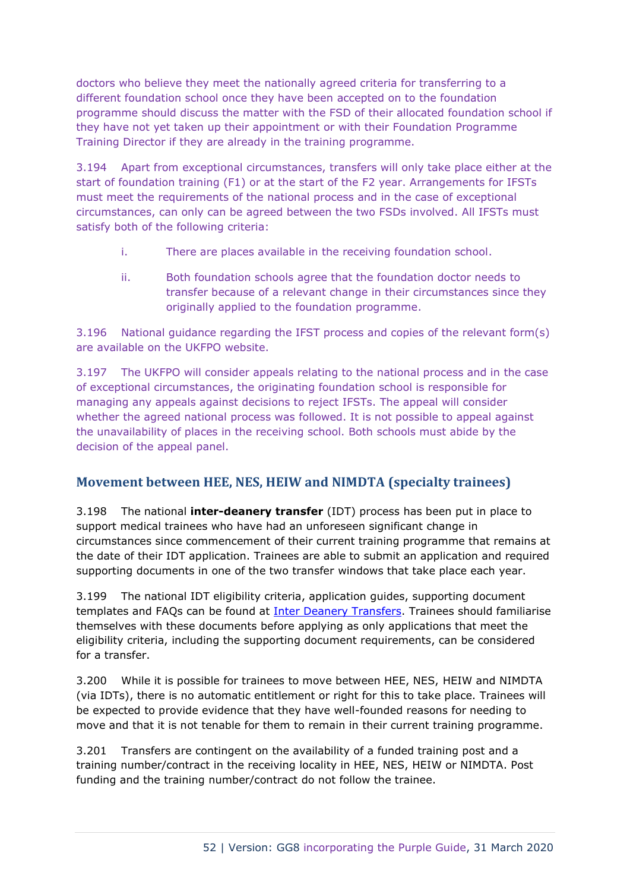doctors who believe they meet the nationally agreed criteria for transferring to a different foundation school once they have been accepted on to the foundation programme should discuss the matter with the FSD of their allocated foundation school if they have not yet taken up their appointment or with their Foundation Programme Training Director if they are already in the training programme.

3.194 Apart from exceptional circumstances, transfers will only take place either at the start of foundation training (F1) or at the start of the F2 year. Arrangements for IFSTs must meet the requirements of the national process and in the case of exceptional circumstances, can only can be agreed between the two FSDs involved. All IFSTs must satisfy both of the following criteria:

i. There are places available in the receiving foundation school.

ii. Both foundation schools agree that the foundation doctor needs to transfer because of a relevant change in their circumstances since they originally applied to the foundation programme.

3.196 National guidance regarding the IFST process and copies of the relevant form(s) are available on the UKFPO website.

3.197 The UKFPO will consider appeals relating to the national process and in the case of exceptional circumstances, the originating foundation school is responsible for managing any appeals against decisions to reject IFSTs. The appeal will consider whether the agreed national process was followed. It is not possible to appeal against the unavailability of places in the receiving school. Both schools must abide by the decision of the appeal panel.

## Movement between HEE, NES, HEIW and NIMDTA (specialty trainees)

3.198 The national **inter-deanery transfer** (IDT) process has been put in place to support medical trainees who have had an unforeseen significant change in circumstances since commencement of their current training programme that remains at the date of their IDT application. Trainees are able to submit an application and required supporting documents in one of the two transfer windows that take place each year.

3.199 The national IDT eligibility criteria, application guides, supporting document templates and FAQs can be found at [Inter Deanery Transfers](). Trainees should familiarise themselves with these documents before applying as only applications that meet the eligibility criteria, including the supporting document requirements, can be considered for a transfer.

3.200 While it is possible for trainees to move between HEE, NES, HEIW and NIMDTA (via IDTs), there is no automatic entitlement or right for this to take place. Trainees will be expected to provide evidence that they have well-founded reasons for needing to move and that it is not tenable for them to remain in their current training programme.

3.201 Transfers are contingent on the availability of a funded training post and a training number/contract in the receiving locality in HEE, NES, HEIW or NIMDTA. Post funding and the training number/contract do not follow the trainee.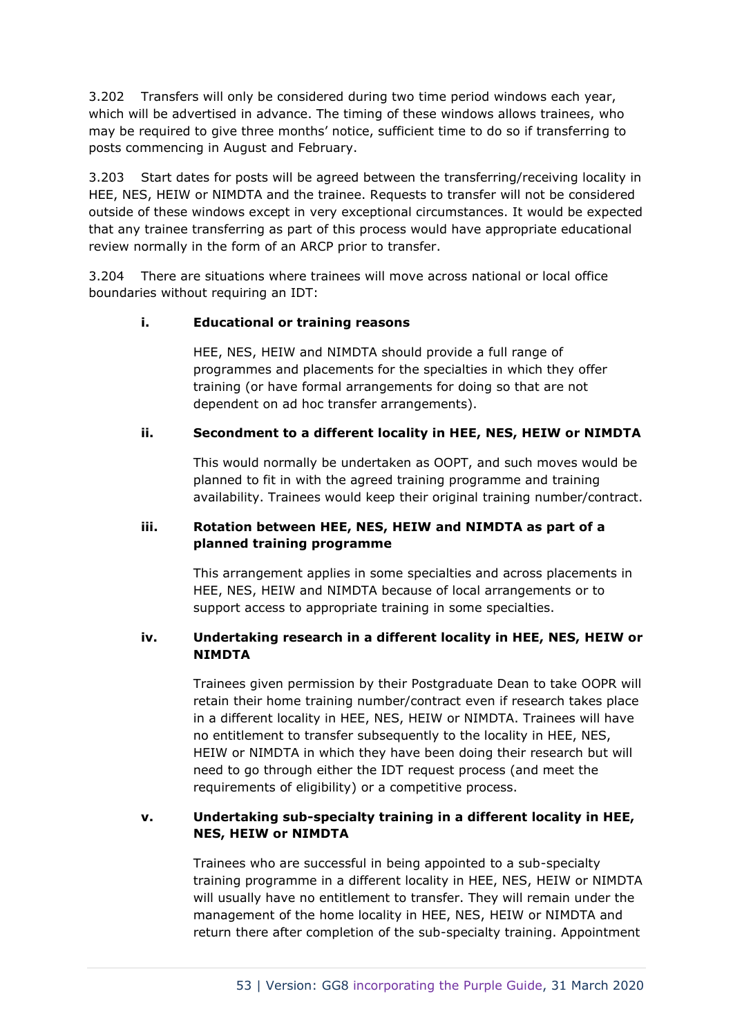3.202 Transfers will only be considered during two time period windows each year, which will be advertised in advance. The timing of these windows allows trainees, who may be required to give three months' notice, sufficient time to do so if transferring to posts commencing in August and February.

3.203 Start dates for posts will be agreed between the transferring/receiving locality in HEE, NES, HEIW or NIMDTA and the trainee. Requests to transfer will not be considered outside of these windows except in very exceptional circumstances. It would be expected that any trainee transferring as part of this process would have appropriate educational review normally in the form of an ARCP prior to transfer.

3.204 There are situations where trainees will move across national or local office boundaries without requiring an IDT:

**i. Educational or training reasons**

HEE, NES, HEIW and NIMDTA should provide a full range of programmes and placements for the specialties in which they offer training (or have formal arrangements for doing so that are not dependent on ad hoc transfer arrangements).

**ii. Secondment to a different locality in HEE, NES, HEIW or NIMDTA**

This would normally be undertaken as OOPT, and such moves would be planned to fit in with the agreed training programme and training availability. Trainees would keep their original training number/contract.

**iii. Rotation between HEE, NES, HEIW and NIMDTA as part of a planned training programme**

This arrangement applies in some specialties and across placements in HEE, NES, HEIW and NIMDTA because of local arrangements or to support access to appropriate training in some specialties.

**iv. Undertaking research in a different locality in HEE, NES, HEIW or NIMDTA**

Trainees given permission by their Postgraduate Dean to take OOPR will retain their home training number/contract even if research takes place in a different locality in HEE, NES, HEIW or NIMDTA. Trainees will have no entitlement to transfer subsequently to the locality in HEE, NES, HEIW or NIMDTA in which they have been doing their research but will need to go through either the IDT request process (and meet the requirements of eligibility) or a competitive process.

**v. Undertaking sub-specialty training in a different locality in HEE, NES, HEIW or NIMDTA**

Trainees who are successful in being appointed to a sub-specialty training programme in a different locality in HEE, NES, HEIW or NIMDTA will usually have no entitlement to transfer. They will remain under the management of the home locality in HEE, NES, HEIW or NIMDTA and return there after completion of the sub-specialty training. Appointment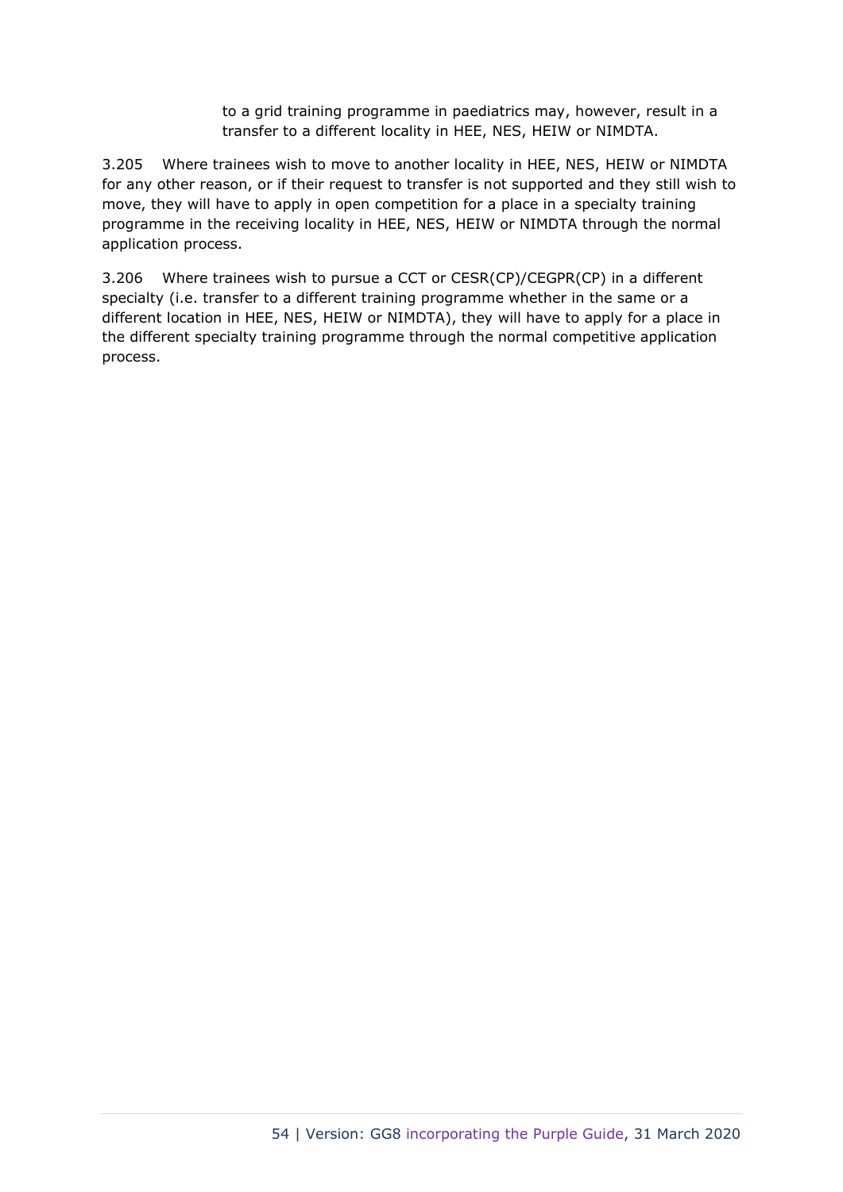to a grid training programme in paediatrics may, however, result in a transfer to a different locality in HEE, NES, HEIW or NIMDTA.

3.205 Where trainees wish to move to another locality in HEE, NES, HEIW or NIMDTA for any other reason, or if their request to transfer is not supported and they still wish to move, they will have to apply in open competition for a place in a specialty training programme in the receiving locality in HEE, NES, HEIW or NIMDTA through the normal application process.

3.206 Where trainees wish to pursue a CCT or CESR(CP)/CEGPR(CP) in a different specialty (i.e. transfer to a different training programme whether in the same or a different location in HEE, NES, HEIW or NIMDTA), they will have to apply for a place in the different specialty training programme through the normal competitive application process.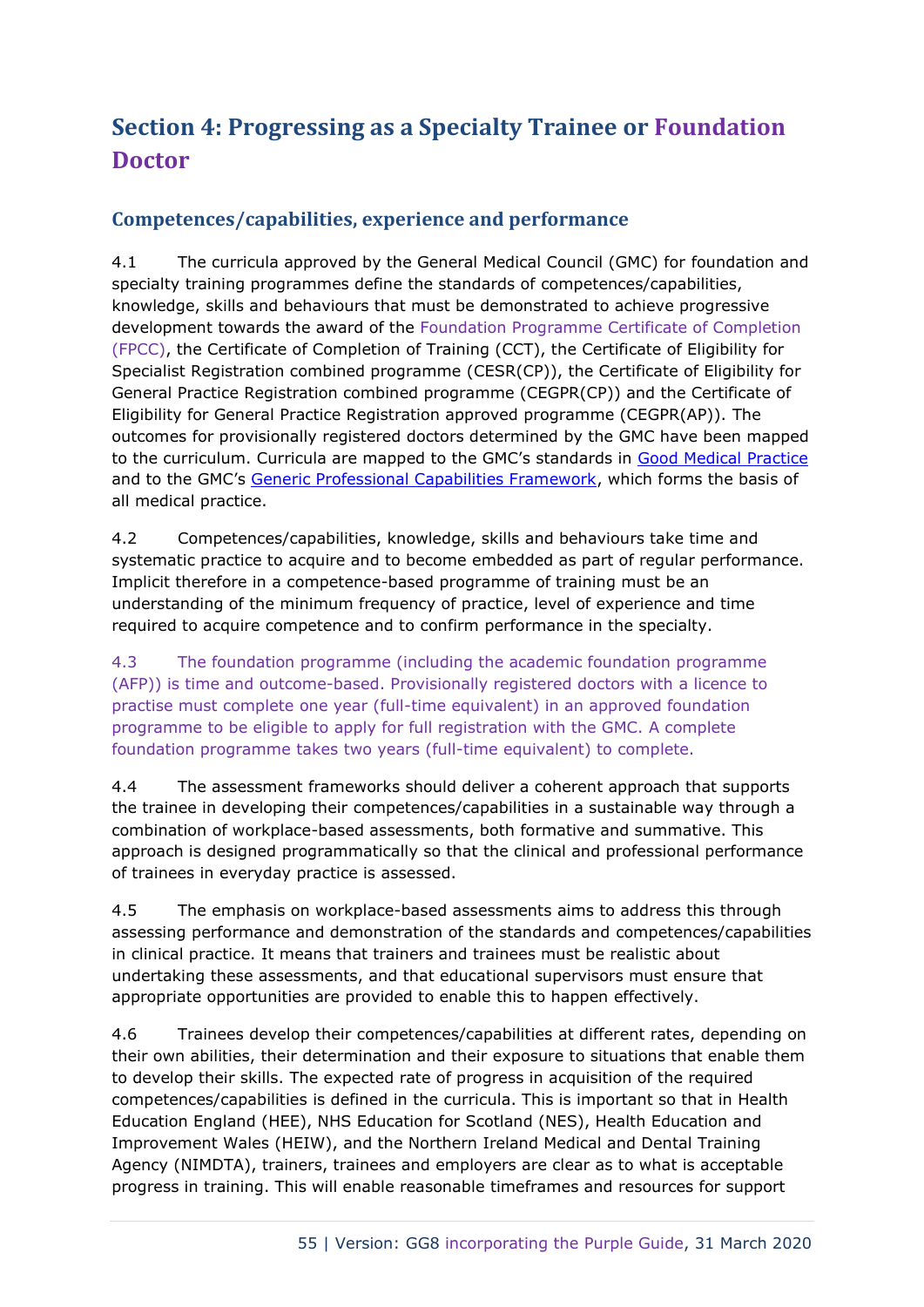# Section 4: Progressing as a Specialty Trainee or Foundation Doctor

## Competences/capabilities, experience and performance

4.1 The curricula approved by the General Medical Council (GMC) for foundation and specialty training programmes define the standards of competences/capabilities, knowledge, skills and behaviours that must be demonstrated to achieve progressive development towards the award of the Foundation Programme Certificate of Completion (FPCC), the Certificate of Completion of Training (CCT), the Certificate of Eligibility for Specialist Registration combined programme (CESR(CP)), the Certificate of Eligibility for General Practice Registration combined programme (CEGPR(CP)) and the Certificate of Eligibility for General Practice Registration approved programme (CEGPR(AP)). The outcomes for provisionally registered doctors determined by the GMC have been mapped to the curriculum. Curricula are mapped to the GMC's standards in Good Medical Practice and to the GMC's Generic Professional Capabilities Framework, which forms the basis of all medical practice.

4.2 Competences/capabilities, knowledge, skills and behaviours take time and systematic practice to acquire and to become embedded as part of regular performance. Implicit therefore in a competence-based programme of training must be an understanding of the minimum frequency of practice, level of experience and time required to acquire competence and to confirm performance in the specialty.

4.3 The foundation programme (including the academic foundation programme (AFP)) is time and outcome-based. Provisionally registered doctors with a licence to practise must complete one year (full-time equivalent) in an approved foundation programme to be eligible to apply for full registration with the GMC. A complete foundation programme takes two years (full-time equivalent) to complete.

4.4 The assessment frameworks should deliver a coherent approach that supports the trainee in developing their competences/capabilities in a sustainable way through a combination of workplace-based assessments, both formative and summative. This approach is designed programmatically so that the clinical and professional performance of trainees in everyday practice is assessed.

4.5 The emphasis on workplace-based assessments aims to address this through assessing performance and demonstration of the standards and competences/capabilities in clinical practice. It means that trainers and trainees must be realistic about undertaking these assessments, and that educational supervisors must ensure that appropriate opportunities are provided to enable this to happen effectively.

4.6 Trainees develop their competences/capabilities at different rates, depending on their own abilities, their determination and their exposure to situations that enable them to develop their skills. The expected rate of progress in acquisition of the required competences/capabilities is defined in the curricula. This is important so that in Health Education England (HEE), NHS Education for Scotland (NES), Health Education and Improvement Wales (HEIW), and the Northern Ireland Medical and Dental Training Agency (NIMDTA), trainers, trainees and employers are clear as to what is acceptable progress in training. This will enable reasonable timeframes and resources for support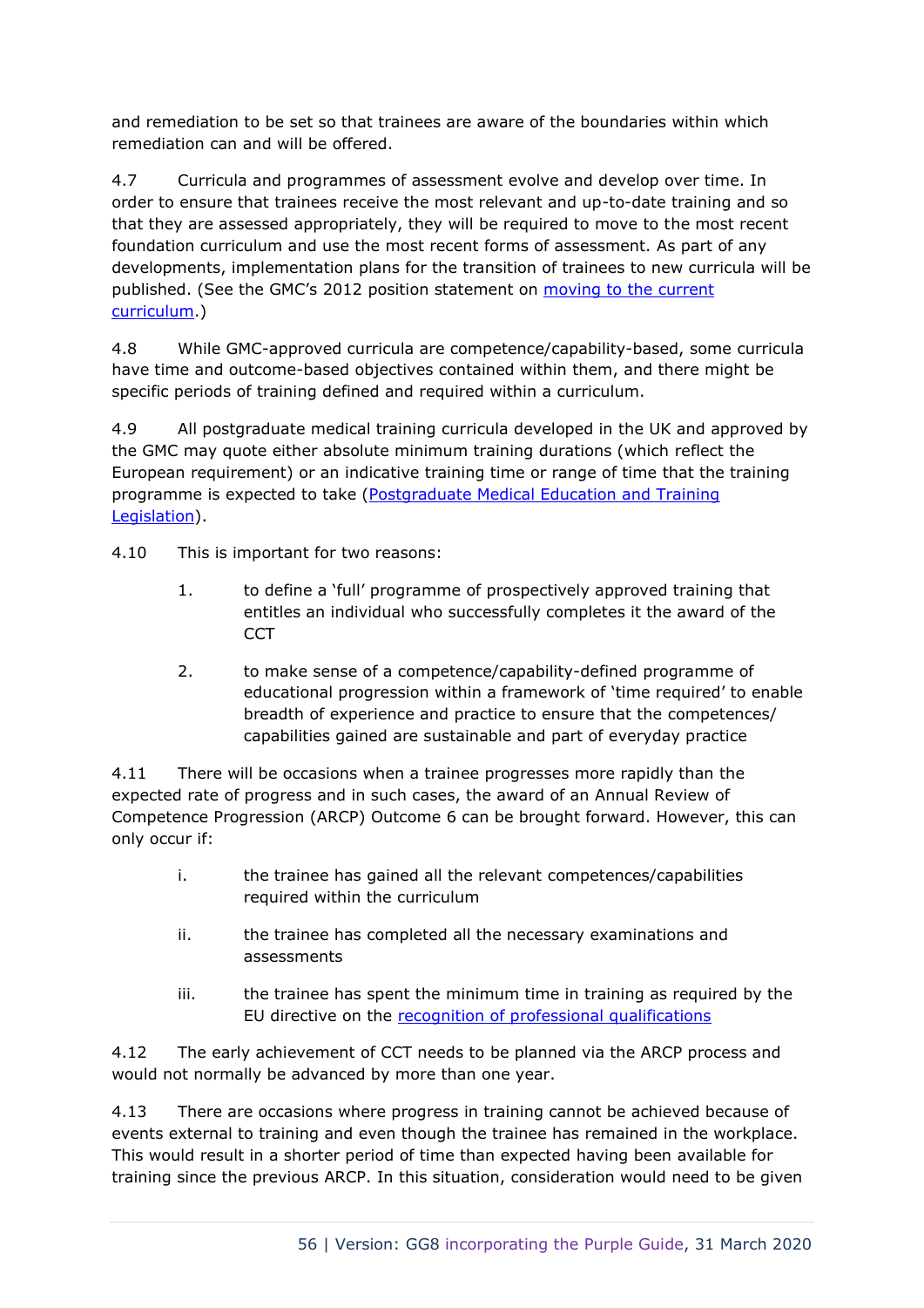and remediation to be set so that trainees are aware of the boundaries within which remediation can and will be offered.

4.7 Curricula and programmes of assessment evolve and develop over time. In order to ensure that trainees receive the most relevant and up-to-date training and so that they are assessed appropriately, they will be required to move to the most recent foundation curriculum and use the most recent forms of assessment. As part of any developments, implementation plans for the transition of trainees to new curricula will be published. (See the GMC's 2012 position statement on moving to the current curriculum.)

4.8 While GMC-approved curricula are competence/capability-based, some curricula have time and outcome-based objectives contained within them, and there might be specific periods of training defined and required within a curriculum.

4.9 All postgraduate medical training curricula developed in the UK and approved by the GMC may quote either absolute minimum training durations (which reflect the European requirement) or an indicative training time or range of time that the training programme is expected to take (Postgraduate Medical Education and Training Legislation).

4.10 This is important for two reasons:

1. to define a 'full' programme of prospectively approved training that entitles an individual who successfully completes it the award of the CCT
2. to make sense of a competence/capability-defined programme of educational progression within a framework of 'time required' to enable breadth of experience and practice to ensure that the competences/ capabilities gained are sustainable and part of everyday practice

4.11 There will be occasions when a trainee progresses more rapidly than the expected rate of progress and in such cases, the award of an Annual Review of Competence Progression (ARCP) Outcome 6 can be brought forward. However, this can only occur if:

i. the trainee has gained all the relevant competences/capabilities required within the curriculum

ii. the trainee has completed all the necessary examinations and assessments

iii. the trainee has spent the minimum time in training as required by the EU directive on the recognition of professional qualifications

4.12 The early achievement of CCT needs to be planned via the ARCP process and would not normally be advanced by more than one year.

4.13 There are occasions where progress in training cannot be achieved because of events external to training and even though the trainee has remained in the workplace. This would result in a shorter period of time than expected having been available for training since the previous ARCP. In this situation, consideration would need to be given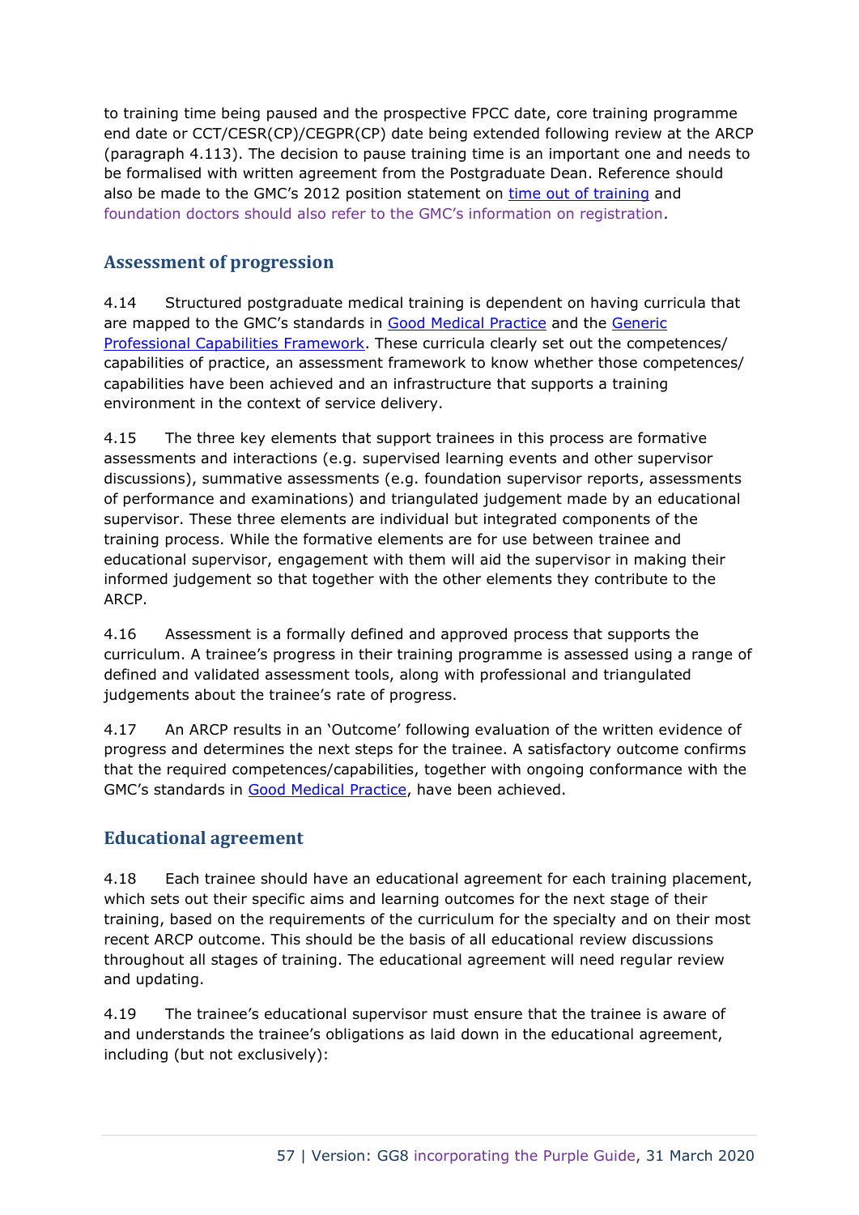to training time being paused and the prospective FPCC date, core training programme end date or CCT/CESR(CP)/CEGPR(CP) date being extended following review at the ARCP (paragraph 4.113). The decision to pause training time is an important one and needs to be formalised with written agreement from the Postgraduate Dean. Reference should also be made to the GMC's 2012 position statement on time out of training and foundation doctors should also refer to the GMC's information on registration.

## Assessment of progression

4.14 Structured postgraduate medical training is dependent on having curricula that are mapped to the GMC's standards in Good Medical Practice and the Generic Professional Capabilities Framework. These curricula clearly set out the competences/ capabilities of practice, an assessment framework to know whether those competences/ capabilities have been achieved and an infrastructure that supports a training environment in the context of service delivery.

4.15 The three key elements that support trainees in this process are formative assessments and interactions (e.g. supervised learning events and other supervisor discussions), summative assessments (e.g. foundation supervisor reports, assessments of performance and examinations) and triangulated judgement made by an educational supervisor. These three elements are individual but integrated components of the training process. While the formative elements are for use between trainee and educational supervisor, engagement with them will aid the supervisor in making their informed judgement so that together with the other elements they contribute to the ARCP.

4.16 Assessment is a formally defined and approved process that supports the curriculum. A trainee's progress in their training programme is assessed using a range of defined and validated assessment tools, along with professional and triangulated judgements about the trainee's rate of progress.

4.17 An ARCP results in an 'Outcome' following evaluation of the written evidence of progress and determines the next steps for the trainee. A satisfactory outcome confirms that the required competences/capabilities, together with ongoing conformance with the GMC's standards in Good Medical Practice, have been achieved.

## Educational agreement

4.18 Each trainee should have an educational agreement for each training placement, which sets out their specific aims and learning outcomes for the next stage of their training, based on the requirements of the curriculum for the specialty and on their most recent ARCP outcome. This should be the basis of all educational review discussions throughout all stages of training. The educational agreement will need regular review and updating.

4.19 The trainee's educational supervisor must ensure that the trainee is aware of and understands the trainee's obligations as laid down in the educational agreement, including (but not exclusively):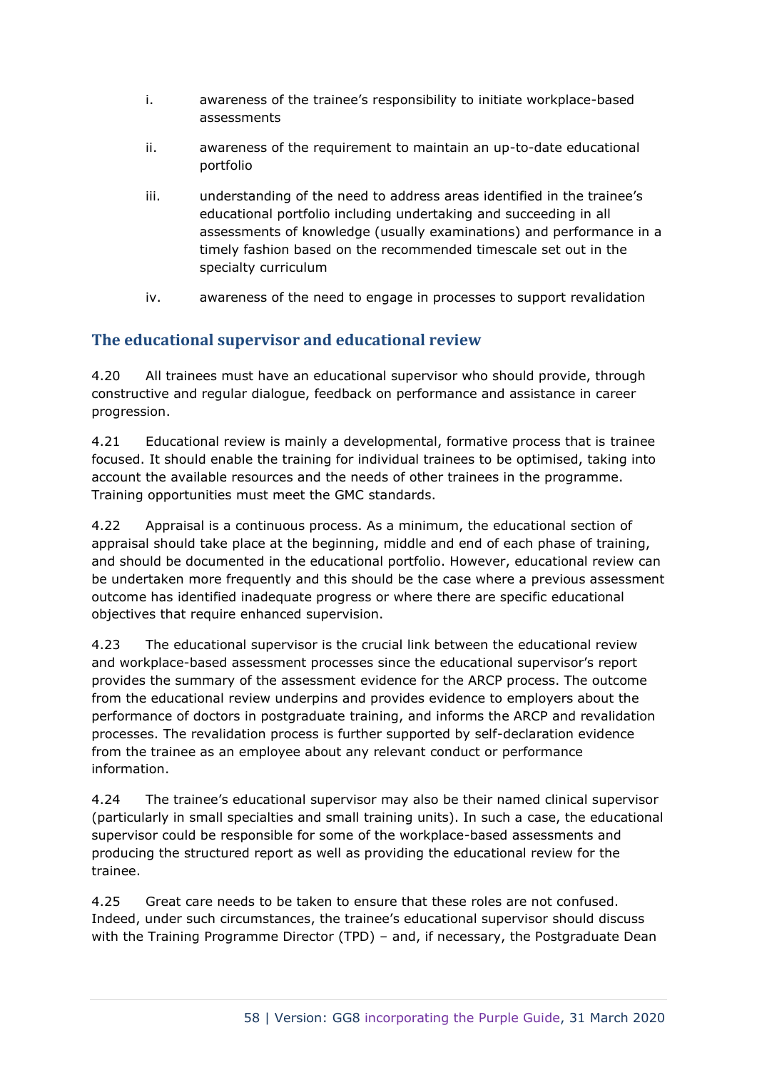i. awareness of the trainee's responsibility to initiate workplace-based assessments

ii. awareness of the requirement to maintain an up-to-date educational portfolio

iii. understanding of the need to address areas identified in the trainee's educational portfolio including undertaking and succeeding in all assessments of knowledge (usually examinations) and performance in a timely fashion based on the recommended timescale set out in the specialty curriculum

iv. awareness of the need to engage in processes to support revalidation

## The educational supervisor and educational review

4.20 All trainees must have an educational supervisor who should provide, through constructive and regular dialogue, feedback on performance and assistance in career progression.

4.21 Educational review is mainly a developmental, formative process that is trainee focused. It should enable the training for individual trainees to be optimised, taking into account the available resources and the needs of other trainees in the programme. Training opportunities must meet the GMC standards.

4.22 Appraisal is a continuous process. As a minimum, the educational section of appraisal should take place at the beginning, middle and end of each phase of training, and should be documented in the educational portfolio. However, educational review can be undertaken more frequently and this should be the case where a previous assessment outcome has identified inadequate progress or where there are specific educational objectives that require enhanced supervision.

4.23 The educational supervisor is the crucial link between the educational review and workplace-based assessment processes since the educational supervisor's report provides the summary of the assessment evidence for the ARCP process. The outcome from the educational review underpins and provides evidence to employers about the performance of doctors in postgraduate training, and informs the ARCP and revalidation processes. The revalidation process is further supported by self-declaration evidence from the trainee as an employee about any relevant conduct or performance information.

4.24 The trainee's educational supervisor may also be their named clinical supervisor (particularly in small specialties and small training units). In such a case, the educational supervisor could be responsible for some of the workplace-based assessments and producing the structured report as well as providing the educational review for the trainee.

4.25 Great care needs to be taken to ensure that these roles are not confused. Indeed, under such circumstances, the trainee's educational supervisor should discuss with the Training Programme Director (TPD) – and, if necessary, the Postgraduate Dean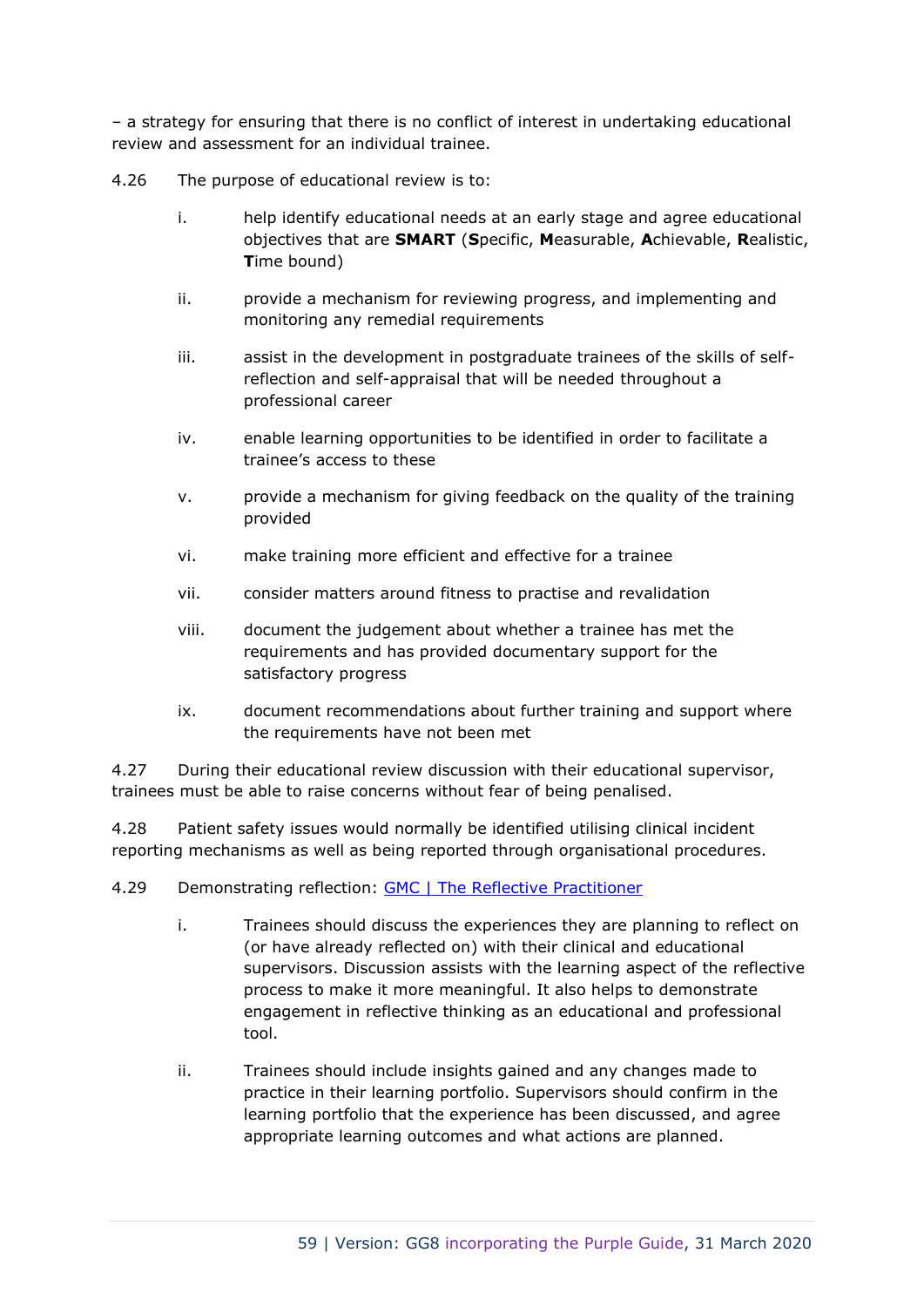– a strategy for ensuring that there is no conflict of interest in undertaking educational review and assessment for an individual trainee.

4.26 The purpose of educational review is to:

i. help identify educational needs at an early stage and agree educational objectives that are **SMART** (**S**pecific, **M**easurable, **A**chievable, **R**ealistic, **T**ime bound)

ii. provide a mechanism for reviewing progress, and implementing and monitoring any remedial requirements

iii. assist in the development in postgraduate trainees of the skills of self-reflection and self-appraisal that will be needed throughout a professional career

iv. enable learning opportunities to be identified in order to facilitate a trainee's access to these

v. provide a mechanism for giving feedback on the quality of the training provided

vi. make training more efficient and effective for a trainee

vii. consider matters around fitness to practise and revalidation

viii. document the judgement about whether a trainee has met the requirements and has provided documentary support for the satisfactory progress

ix. document recommendations about further training and support where the requirements have not been met

4.27 During their educational review discussion with their educational supervisor, trainees must be able to raise concerns without fear of being penalised.

4.28 Patient safety issues would normally be identified utilising clinical incident reporting mechanisms as well as being reported through organisational procedures.

4.29 Demonstrating reflection: [GMC | The Reflective Practitioner]

i. Trainees should discuss the experiences they are planning to reflect on (or have already reflected on) with their clinical and educational supervisors. Discussion assists with the learning aspect of the reflective process to make it more meaningful. It also helps to demonstrate engagement in reflective thinking as an educational and professional tool.

ii. Trainees should include insights gained and any changes made to practice in their learning portfolio. Supervisors should confirm in the learning portfolio that the experience has been discussed, and agree appropriate learning outcomes and what actions are planned.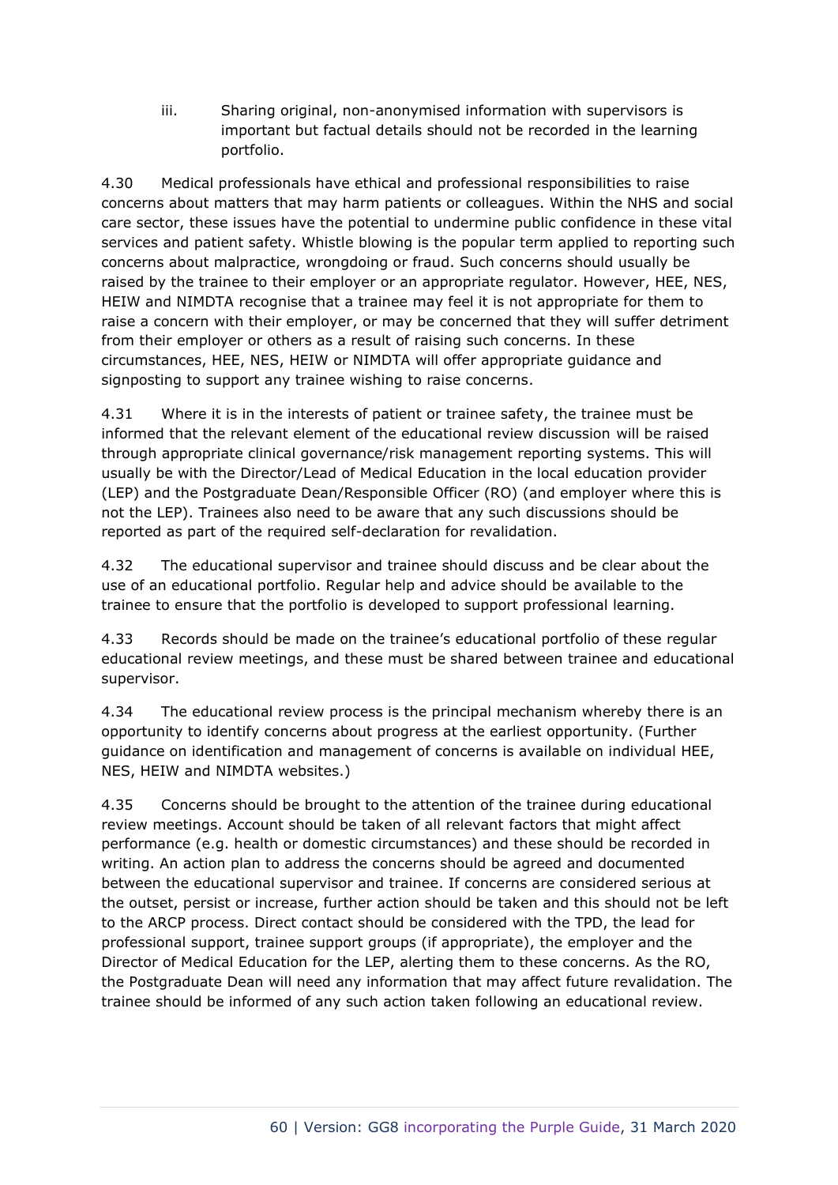iii. Sharing original, non-anonymised information with supervisors is important but factual details should not be recorded in the learning portfolio.

4.30 Medical professionals have ethical and professional responsibilities to raise concerns about matters that may harm patients or colleagues. Within the NHS and social care sector, these issues have the potential to undermine public confidence in these vital services and patient safety. Whistle blowing is the popular term applied to reporting such concerns about malpractice, wrongdoing or fraud. Such concerns should usually be raised by the trainee to their employer or an appropriate regulator. However, HEE, NES, HEIW and NIMDTA recognise that a trainee may feel it is not appropriate for them to raise a concern with their employer, or may be concerned that they will suffer detriment from their employer or others as a result of raising such concerns. In these circumstances, HEE, NES, HEIW or NIMDTA will offer appropriate guidance and signposting to support any trainee wishing to raise concerns.

4.31 Where it is in the interests of patient or trainee safety, the trainee must be informed that the relevant element of the educational review discussion will be raised through appropriate clinical governance/risk management reporting systems. This will usually be with the Director/Lead of Medical Education in the local education provider (LEP) and the Postgraduate Dean/Responsible Officer (RO) (and employer where this is not the LEP). Trainees also need to be aware that any such discussions should be reported as part of the required self-declaration for revalidation.

4.32 The educational supervisor and trainee should discuss and be clear about the use of an educational portfolio. Regular help and advice should be available to the trainee to ensure that the portfolio is developed to support professional learning.

4.33 Records should be made on the trainee's educational portfolio of these regular educational review meetings, and these must be shared between trainee and educational supervisor.

4.34 The educational review process is the principal mechanism whereby there is an opportunity to identify concerns about progress at the earliest opportunity. (Further guidance on identification and management of concerns is available on individual HEE, NES, HEIW and NIMDTA websites.)

4.35 Concerns should be brought to the attention of the trainee during educational review meetings. Account should be taken of all relevant factors that might affect performance (e.g. health or domestic circumstances) and these should be recorded in writing. An action plan to address the concerns should be agreed and documented between the educational supervisor and trainee. If concerns are considered serious at the outset, persist or increase, further action should be taken and this should not be left to the ARCP process. Direct contact should be considered with the TPD, the lead for professional support, trainee support groups (if appropriate), the employer and the Director of Medical Education for the LEP, alerting them to these concerns. As the RO, the Postgraduate Dean will need any information that may affect future revalidation. The trainee should be informed of any such action taken following an educational review.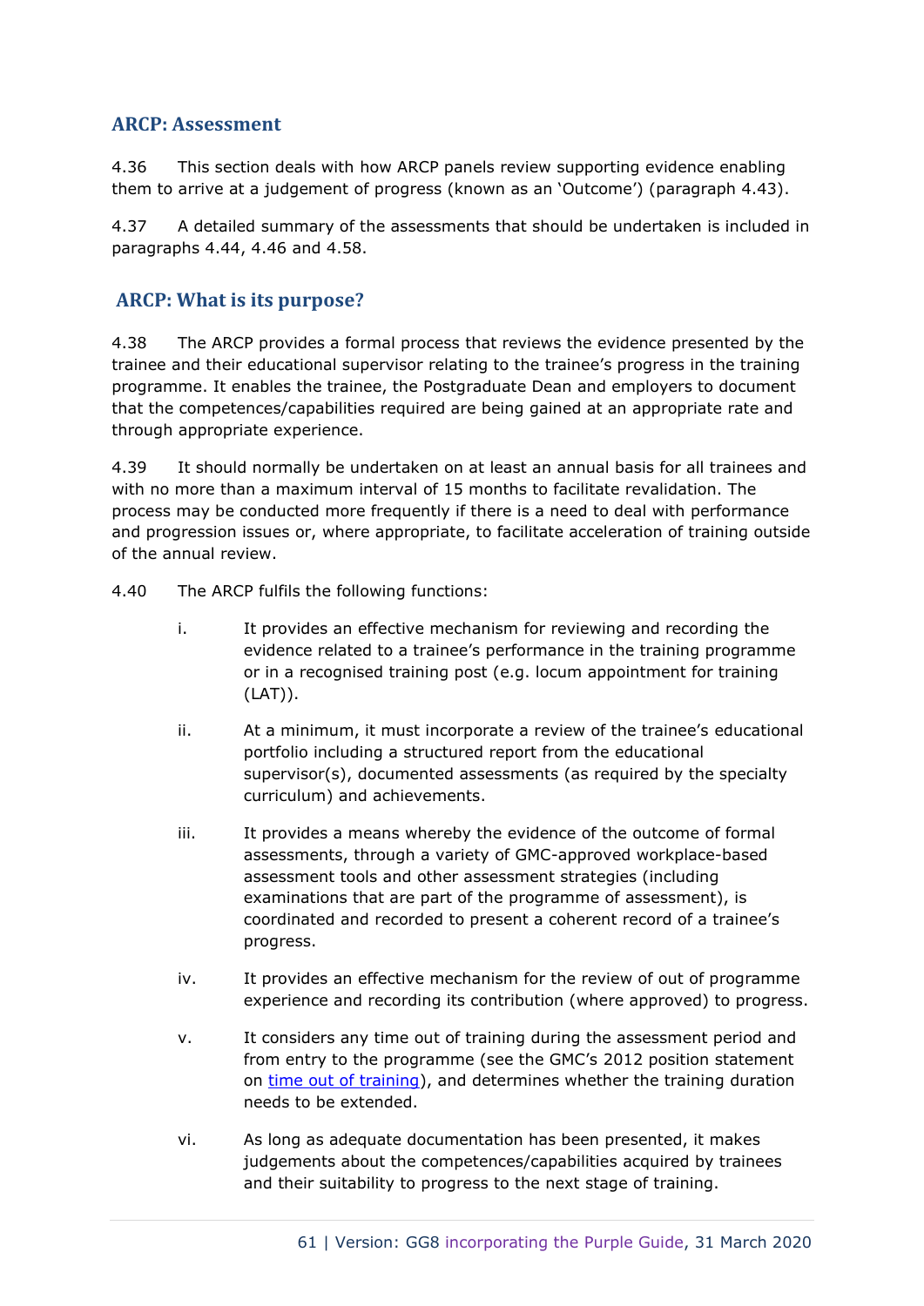## ARCP: Assessment

4.36 This section deals with how ARCP panels review supporting evidence enabling them to arrive at a judgement of progress (known as an 'Outcome') (paragraph 4.43).

4.37 A detailed summary of the assessments that should be undertaken is included in paragraphs 4.44, 4.46 and 4.58.

## ARCP: What is its purpose?

4.38 The ARCP provides a formal process that reviews the evidence presented by the trainee and their educational supervisor relating to the trainee's progress in the training programme. It enables the trainee, the Postgraduate Dean and employers to document that the competences/capabilities required are being gained at an appropriate rate and through appropriate experience.

4.39 It should normally be undertaken on at least an annual basis for all trainees and with no more than a maximum interval of 15 months to facilitate revalidation. The process may be conducted more frequently if there is a need to deal with performance and progression issues or, where appropriate, to facilitate acceleration of training outside of the annual review.

4.40 The ARCP fulfils the following functions:

i. It provides an effective mechanism for reviewing and recording the evidence related to a trainee's performance in the training programme or in a recognised training post (e.g. locum appointment for training (LAT)).

ii. At a minimum, it must incorporate a review of the trainee's educational portfolio including a structured report from the educational supervisor(s), documented assessments (as required by the specialty curriculum) and achievements.

iii. It provides a means whereby the evidence of the outcome of formal assessments, through a variety of GMC-approved workplace-based assessment tools and other assessment strategies (including examinations that are part of the programme of assessment), is coordinated and recorded to present a coherent record of a trainee's progress.

iv. It provides an effective mechanism for the review of out of programme experience and recording its contribution (where approved) to progress.

v. It considers any time out of training during the assessment period and from entry to the programme (see the GMC's 2012 position statement on time out of training), and determines whether the training duration needs to be extended.

vi. As long as adequate documentation has been presented, it makes judgements about the competences/capabilities acquired by trainees and their suitability to progress to the next stage of training.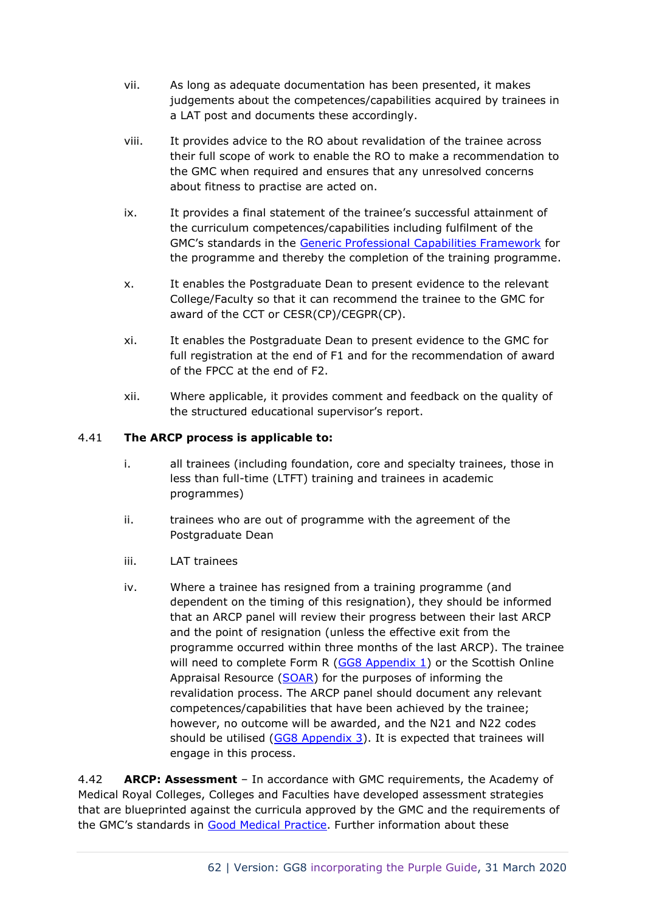vii. As long as adequate documentation has been presented, it makes judgements about the competences/capabilities acquired by trainees in a LAT post and documents these accordingly.

viii. It provides advice to the RO about revalidation of the trainee across their full scope of work to enable the RO to make a recommendation to the GMC when required and ensures that any unresolved concerns about fitness to practise are acted on.

ix. It provides a final statement of the trainee's successful attainment of the curriculum competences/capabilities including fulfilment of the GMC's standards in the [Generic Professional Capabilities Framework]() for the programme and thereby the completion of the training programme.

x. It enables the Postgraduate Dean to present evidence to the relevant College/Faculty so that it can recommend the trainee to the GMC for award of the CCT or CESR(CP)/CEGPR(CP).

xi. It enables the Postgraduate Dean to present evidence to the GMC for full registration at the end of F1 and for the recommendation of award of the FPCC at the end of F2.

xii. Where applicable, it provides comment and feedback on the quality of the structured educational supervisor's report.

4.41 **The ARCP process is applicable to:**

i. all trainees (including foundation, core and specialty trainees, those in less than full-time (LTFT) training and trainees in academic programmes)

ii. trainees who are out of programme with the agreement of the Postgraduate Dean

iii. LAT trainees

iv. Where a trainee has resigned from a training programme (and dependent on the timing of this resignation), they should be informed that an ARCP panel will review their progress between their last ARCP and the point of resignation (unless the effective exit from the programme occurred within three months of the last ARCP). The trainee will need to complete Form R ([GG8 Appendix 1]()) or the Scottish Online Appraisal Resource ([SOAR]()) for the purposes of informing the revalidation process. The ARCP panel should document any relevant competences/capabilities that have been achieved by the trainee; however, no outcome will be awarded, and the N21 and N22 codes should be utilised ([GG8 Appendix 3]()). It is expected that trainees will engage in this process.

4.42 **ARCP: Assessment** – In accordance with GMC requirements, the Academy of Medical Royal Colleges, Colleges and Faculties have developed assessment strategies that are blueprinted against the curricula approved by the GMC and the requirements of the GMC's standards in [Good Medical Practice](). Further information about these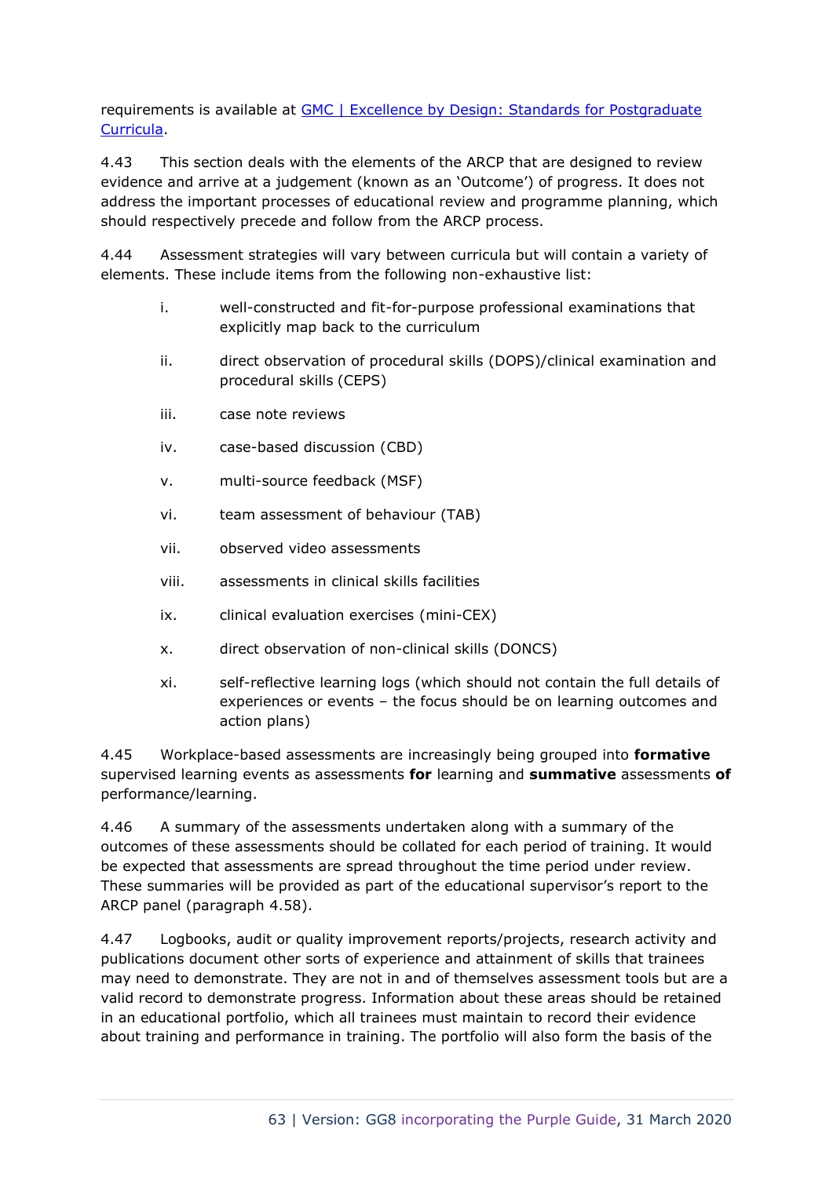requirements is available at [GMC | Excellence by Design: Standards for Postgraduate Curricula](GMC | Excellence by Design: Standards for Postgraduate Curricula).

4.43 This section deals with the elements of the ARCP that are designed to review evidence and arrive at a judgement (known as an 'Outcome') of progress. It does not address the important processes of educational review and programme planning, which should respectively precede and follow from the ARCP process.

4.44 Assessment strategies will vary between curricula but will contain a variety of elements. These include items from the following non-exhaustive list:

i. well-constructed and fit-for-purpose professional examinations that explicitly map back to the curriculum

ii. direct observation of procedural skills (DOPS)/clinical examination and procedural skills (CEPS)

iii. case note reviews

iv. case-based discussion (CBD)

v. multi-source feedback (MSF)

vi. team assessment of behaviour (TAB)

vii. observed video assessments

viii. assessments in clinical skills facilities

ix. clinical evaluation exercises (mini-CEX)

x. direct observation of non-clinical skills (DONCS)

xi. self-reflective learning logs (which should not contain the full details of experiences or events – the focus should be on learning outcomes and action plans)

4.45 Workplace-based assessments are increasingly being grouped into **formative** supervised learning events as assessments **for** learning and **summative** assessments **of** performance/learning.

4.46 A summary of the assessments undertaken along with a summary of the outcomes of these assessments should be collated for each period of training. It would be expected that assessments are spread throughout the time period under review. These summaries will be provided as part of the educational supervisor's report to the ARCP panel (paragraph 4.58).

4.47 Logbooks, audit or quality improvement reports/projects, research activity and publications document other sorts of experience and attainment of skills that trainees may need to demonstrate. They are not in and of themselves assessment tools but are a valid record to demonstrate progress. Information about these areas should be retained in an educational portfolio, which all trainees must maintain to record their evidence about training and performance in training. The portfolio will also form the basis of the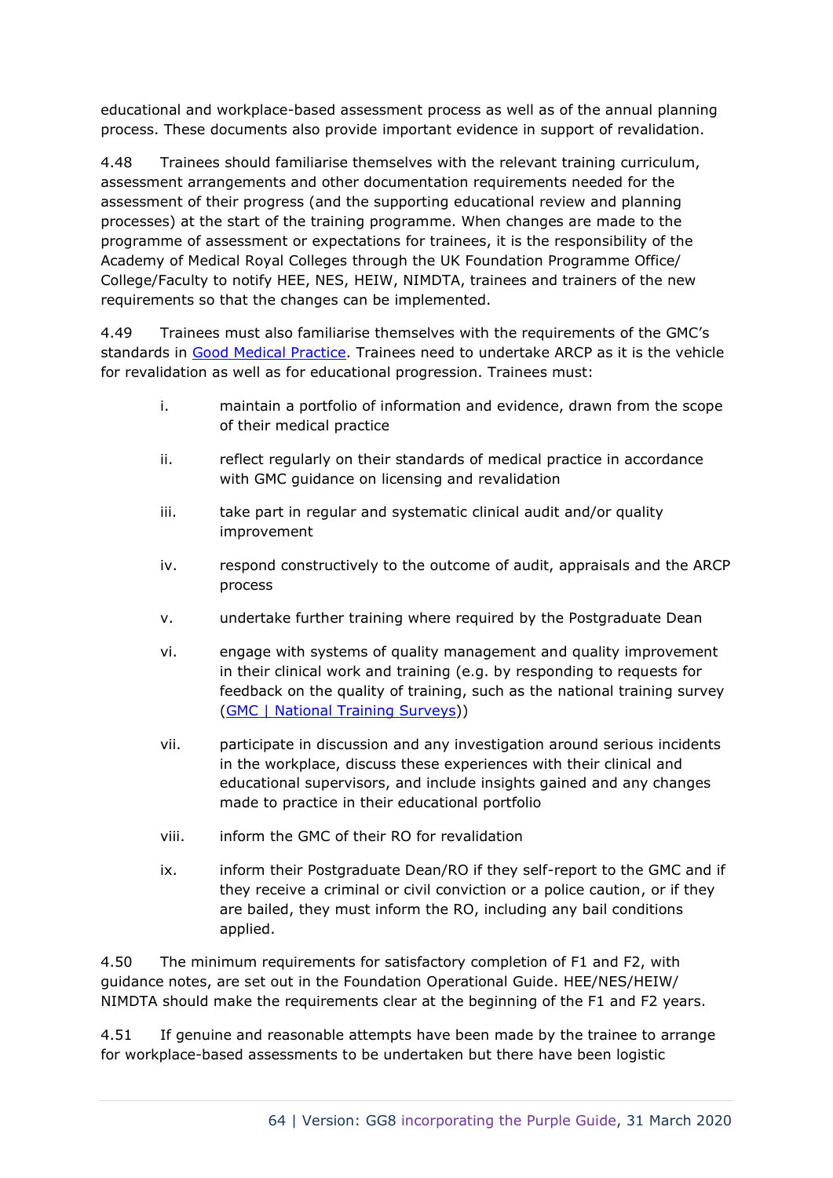educational and workplace-based assessment process as well as of the annual planning process. These documents also provide important evidence in support of revalidation.

4.48 Trainees should familiarise themselves with the relevant training curriculum, assessment arrangements and other documentation requirements needed for the assessment of their progress (and the supporting educational review and planning processes) at the start of the training programme. When changes are made to the programme of assessment or expectations for trainees, it is the responsibility of the Academy of Medical Royal Colleges through the UK Foundation Programme Office/ College/Faculty to notify HEE, NES, HEIW, NIMDTA, trainees and trainers of the new requirements so that the changes can be implemented.

4.49 Trainees must also familiarise themselves with the requirements of the GMC's standards in Good Medical Practice. Trainees need to undertake ARCP as it is the vehicle for revalidation as well as for educational progression. Trainees must:

i. maintain a portfolio of information and evidence, drawn from the scope of their medical practice

ii. reflect regularly on their standards of medical practice in accordance with GMC guidance on licensing and revalidation

iii. take part in regular and systematic clinical audit and/or quality improvement

iv. respond constructively to the outcome of audit, appraisals and the ARCP process

v. undertake further training where required by the Postgraduate Dean

vi. engage with systems of quality management and quality improvement in their clinical work and training (e.g. by responding to requests for feedback on the quality of training, such as the national training survey (GMC | National Training Surveys))

vii. participate in discussion and any investigation around serious incidents in the workplace, discuss these experiences with their clinical and educational supervisors, and include insights gained and any changes made to practice in their educational portfolio

viii. inform the GMC of their RO for revalidation

ix. inform their Postgraduate Dean/RO if they self-report to the GMC and if they receive a criminal or civil conviction or a police caution, or if they are bailed, they must inform the RO, including any bail conditions applied.

4.50 The minimum requirements for satisfactory completion of F1 and F2, with guidance notes, are set out in the Foundation Operational Guide. HEE/NES/HEIW/ NIMDTA should make the requirements clear at the beginning of the F1 and F2 years.

4.51 If genuine and reasonable attempts have been made by the trainee to arrange for workplace-based assessments to be undertaken but there have been logistic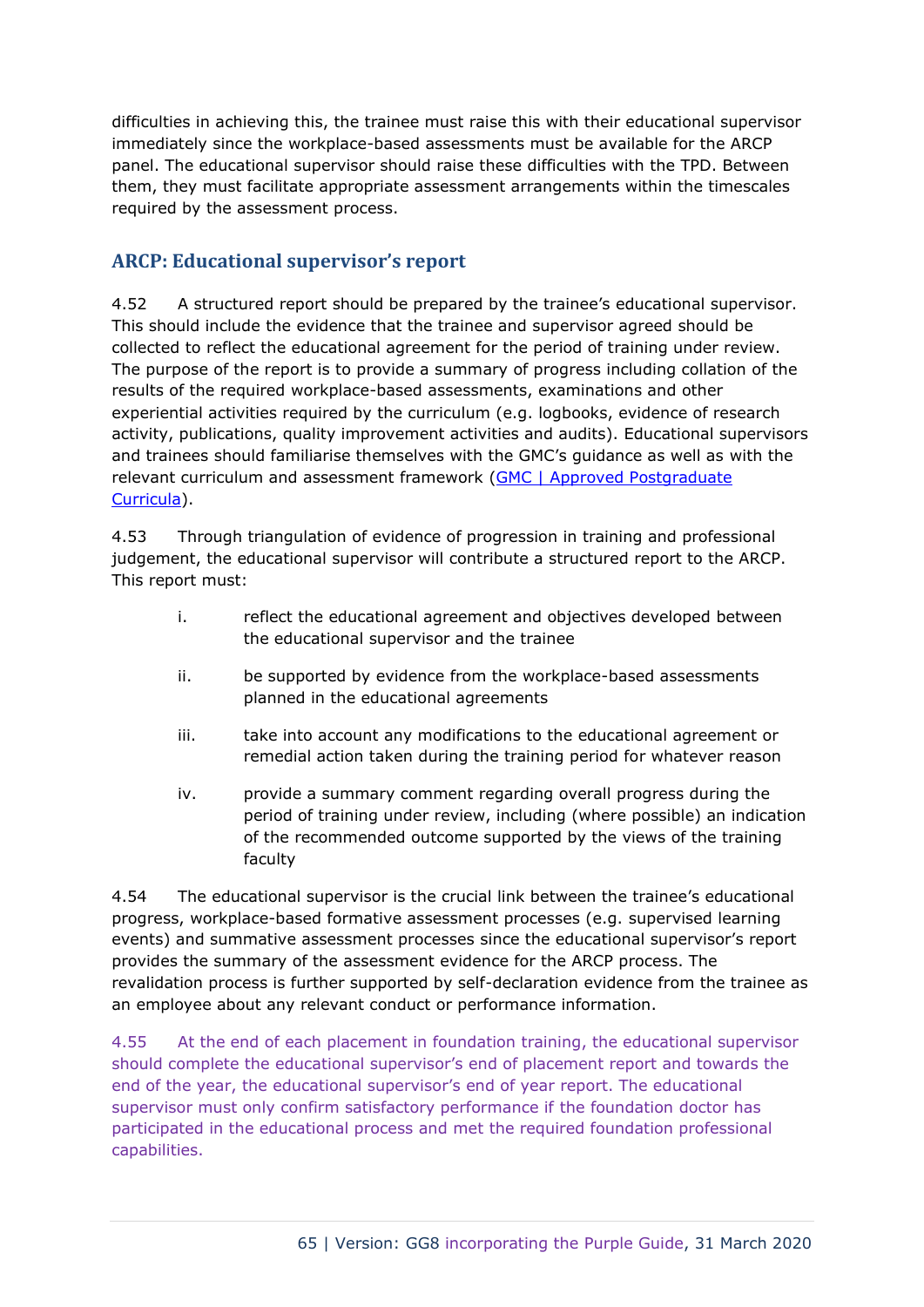difficulties in achieving this, the trainee must raise this with their educational supervisor immediately since the workplace-based assessments must be available for the ARCP panel. The educational supervisor should raise these difficulties with the TPD. Between them, they must facilitate appropriate assessment arrangements within the timescales required by the assessment process.

## ARCP: Educational supervisor's report

4.52 A structured report should be prepared by the trainee's educational supervisor. This should include the evidence that the trainee and supervisor agreed should be collected to reflect the educational agreement for the period of training under review. The purpose of the report is to provide a summary of progress including collation of the results of the required workplace-based assessments, examinations and other experiential activities required by the curriculum (e.g. logbooks, evidence of research activity, publications, quality improvement activities and audits). Educational supervisors and trainees should familiarise themselves with the GMC's guidance as well as with the relevant curriculum and assessment framework (GMC | Approved Postgraduate Curricula).

4.53 Through triangulation of evidence of progression in training and professional judgement, the educational supervisor will contribute a structured report to the ARCP. This report must:

i. reflect the educational agreement and objectives developed between the educational supervisor and the trainee

ii. be supported by evidence from the workplace-based assessments planned in the educational agreements

iii. take into account any modifications to the educational agreement or remedial action taken during the training period for whatever reason

iv. provide a summary comment regarding overall progress during the period of training under review, including (where possible) an indication of the recommended outcome supported by the views of the training faculty

4.54 The educational supervisor is the crucial link between the trainee's educational progress, workplace-based formative assessment processes (e.g. supervised learning events) and summative assessment processes since the educational supervisor's report provides the summary of the assessment evidence for the ARCP process. The revalidation process is further supported by self-declaration evidence from the trainee as an employee about any relevant conduct or performance information.

4.55 At the end of each placement in foundation training, the educational supervisor should complete the educational supervisor's end of placement report and towards the end of the year, the educational supervisor's end of year report. The educational supervisor must only confirm satisfactory performance if the foundation doctor has participated in the educational process and met the required foundation professional capabilities.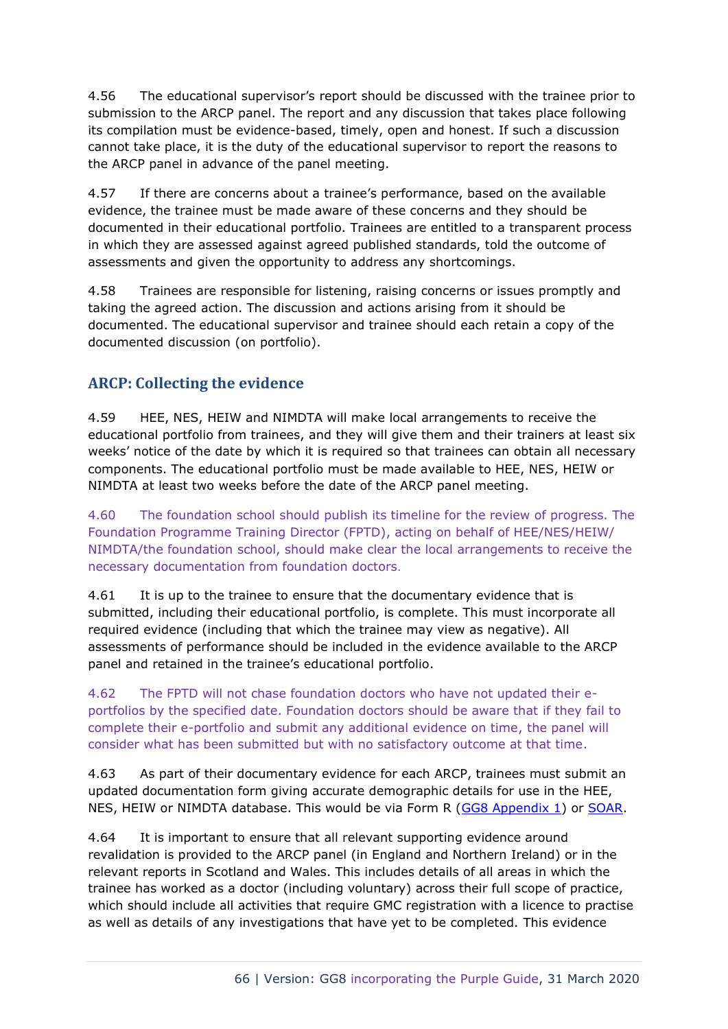4.56 The educational supervisor's report should be discussed with the trainee prior to submission to the ARCP panel. The report and any discussion that takes place following its compilation must be evidence-based, timely, open and honest. If such a discussion cannot take place, it is the duty of the educational supervisor to report the reasons to the ARCP panel in advance of the panel meeting.

4.57 If there are concerns about a trainee's performance, based on the available evidence, the trainee must be made aware of these concerns and they should be documented in their educational portfolio. Trainees are entitled to a transparent process in which they are assessed against agreed published standards, told the outcome of assessments and given the opportunity to address any shortcomings.

4.58 Trainees are responsible for listening, raising concerns or issues promptly and taking the agreed action. The discussion and actions arising from it should be documented. The educational supervisor and trainee should each retain a copy of the documented discussion (on portfolio).

## ARCP: Collecting the evidence

4.59 HEE, NES, HEIW and NIMDTA will make local arrangements to receive the educational portfolio from trainees, and they will give them and their trainers at least six weeks' notice of the date by which it is required so that trainees can obtain all necessary components. The educational portfolio must be made available to HEE, NES, HEIW or NIMDTA at least two weeks before the date of the ARCP panel meeting.

4.60 The foundation school should publish its timeline for the review of progress. The Foundation Programme Training Director (FPTD), acting on behalf of HEE/NES/HEIW/NIMDTA/the foundation school, should make clear the local arrangements to receive the necessary documentation from foundation doctors.

4.61 It is up to the trainee to ensure that the documentary evidence that is submitted, including their educational portfolio, is complete. This must incorporate all required evidence (including that which the trainee may view as negative). All assessments of performance should be included in the evidence available to the ARCP panel and retained in the trainee's educational portfolio.

4.62 The FPTD will not chase foundation doctors who have not updated their e-portfolios by the specified date. Foundation doctors should be aware that if they fail to complete their e-portfolio and submit any additional evidence on time, the panel will consider what has been submitted but with no satisfactory outcome at that time.

4.63 As part of their documentary evidence for each ARCP, trainees must submit an updated documentation form giving accurate demographic details for use in the HEE, NES, HEIW or NIMDTA database. This would be via Form R (GG8 Appendix 1) or SOAR.

4.64 It is important to ensure that all relevant supporting evidence around revalidation is provided to the ARCP panel (in England and Northern Ireland) or in the relevant reports in Scotland and Wales. This includes details of all areas in which the trainee has worked as a doctor (including voluntary) across their full scope of practice, which should include all activities that require GMC registration with a licence to practise as well as details of any investigations that have yet to be completed. This evidence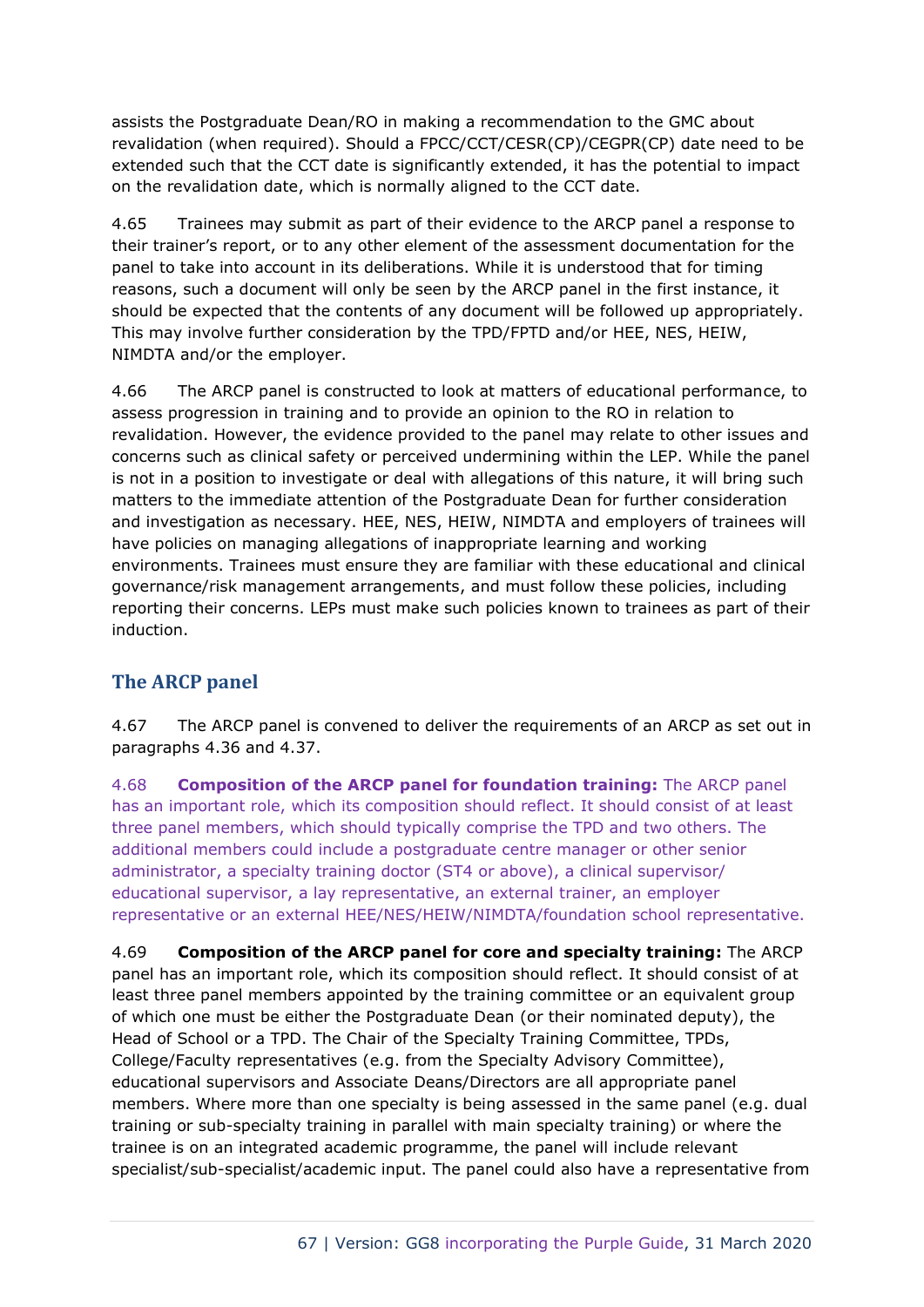assists the Postgraduate Dean/RO in making a recommendation to the GMC about revalidation (when required). Should a FPCC/CCT/CESR(CP)/CEGPR(CP) date need to be extended such that the CCT date is significantly extended, it has the potential to impact on the revalidation date, which is normally aligned to the CCT date.

4.65 Trainees may submit as part of their evidence to the ARCP panel a response to their trainer's report, or to any other element of the assessment documentation for the panel to take into account in its deliberations. While it is understood that for timing reasons, such a document will only be seen by the ARCP panel in the first instance, it should be expected that the contents of any document will be followed up appropriately. This may involve further consideration by the TPD/FPTD and/or HEE, NES, HEIW, NIMDTA and/or the employer.

4.66 The ARCP panel is constructed to look at matters of educational performance, to assess progression in training and to provide an opinion to the RO in relation to revalidation. However, the evidence provided to the panel may relate to other issues and concerns such as clinical safety or perceived undermining within the LEP. While the panel is not in a position to investigate or deal with allegations of this nature, it will bring such matters to the immediate attention of the Postgraduate Dean for further consideration and investigation as necessary. HEE, NES, HEIW, NIMDTA and employers of trainees will have policies on managing allegations of inappropriate learning and working environments. Trainees must ensure they are familiar with these educational and clinical governance/risk management arrangements, and must follow these policies, including reporting their concerns. LEPs must make such policies known to trainees as part of their induction.

## The ARCP panel

4.67 The ARCP panel is convened to deliver the requirements of an ARCP as set out in paragraphs 4.36 and 4.37.

4.68 **Composition of the ARCP panel for foundation training:** The ARCP panel has an important role, which its composition should reflect. It should consist of at least three panel members, which should typically comprise the TPD and two others. The additional members could include a postgraduate centre manager or other senior administrator, a specialty training doctor (ST4 or above), a clinical supervisor/ educational supervisor, a lay representative, an external trainer, an employer representative or an external HEE/NES/HEIW/NIMDTA/foundation school representative.

4.69 **Composition of the ARCP panel for core and specialty training:** The ARCP panel has an important role, which its composition should reflect. It should consist of at least three panel members appointed by the training committee or an equivalent group of which one must be either the Postgraduate Dean (or their nominated deputy), the Head of School or a TPD. The Chair of the Specialty Training Committee, TPDs, College/Faculty representatives (e.g. from the Specialty Advisory Committee), educational supervisors and Associate Deans/Directors are all appropriate panel members. Where more than one specialty is being assessed in the same panel (e.g. dual training or sub-specialty training in parallel with main specialty training) or where the trainee is on an integrated academic programme, the panel will include relevant specialist/sub-specialist/academic input. The panel could also have a representative from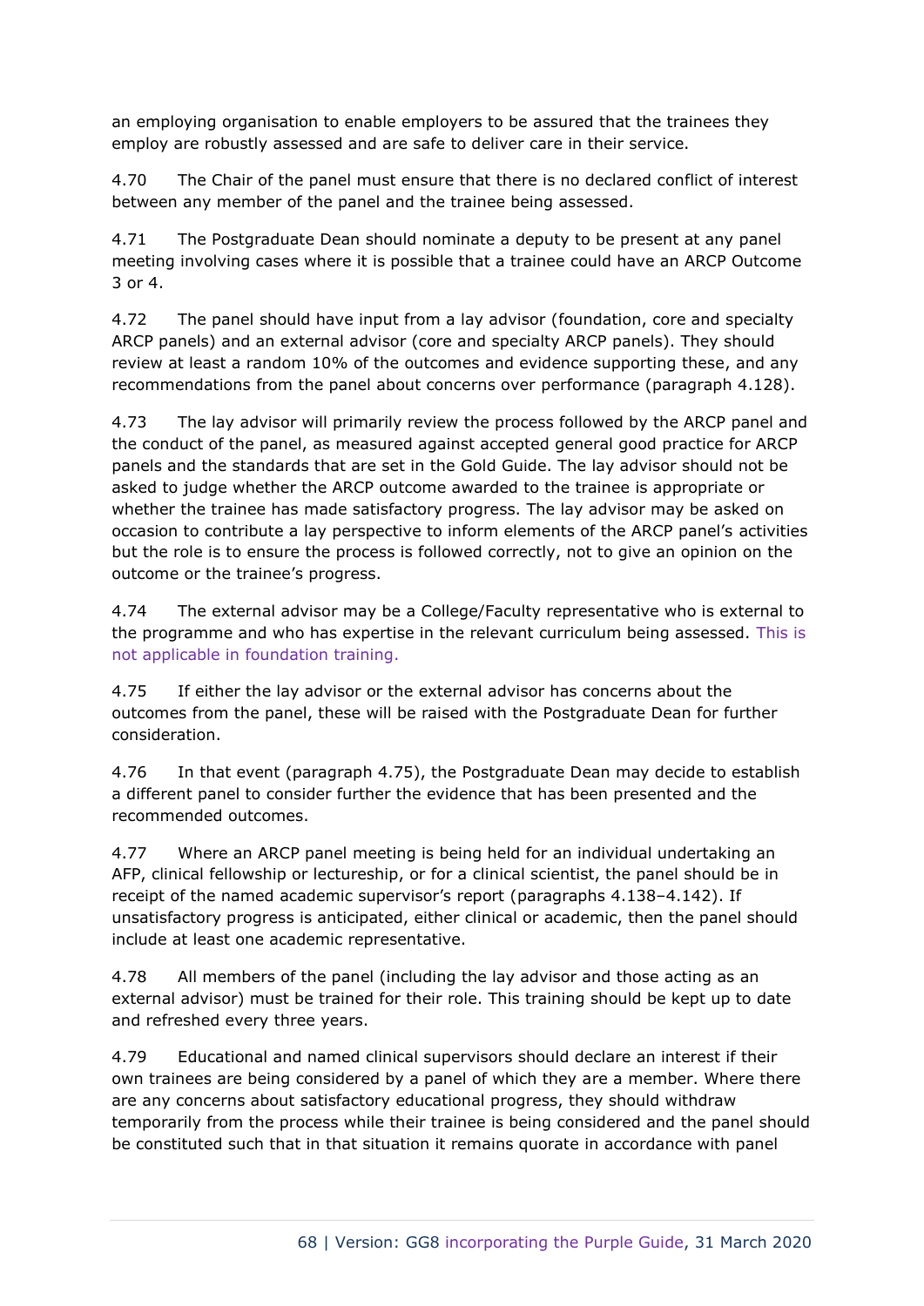an employing organisation to enable employers to be assured that the trainees they employ are robustly assessed and are safe to deliver care in their service.

4.70 The Chair of the panel must ensure that there is no declared conflict of interest between any member of the panel and the trainee being assessed.

4.71 The Postgraduate Dean should nominate a deputy to be present at any panel meeting involving cases where it is possible that a trainee could have an ARCP Outcome 3 or 4.

4.72 The panel should have input from a lay advisor (foundation, core and specialty ARCP panels) and an external advisor (core and specialty ARCP panels). They should review at least a random 10% of the outcomes and evidence supporting these, and any recommendations from the panel about concerns over performance (paragraph 4.128).

4.73 The lay advisor will primarily review the process followed by the ARCP panel and the conduct of the panel, as measured against accepted general good practice for ARCP panels and the standards that are set in the Gold Guide. The lay advisor should not be asked to judge whether the ARCP outcome awarded to the trainee is appropriate or whether the trainee has made satisfactory progress. The lay advisor may be asked on occasion to contribute a lay perspective to inform elements of the ARCP panel's activities but the role is to ensure the process is followed correctly, not to give an opinion on the outcome or the trainee's progress.

4.74 The external advisor may be a College/Faculty representative who is external to the programme and who has expertise in the relevant curriculum being assessed. This is not applicable in foundation training.

4.75 If either the lay advisor or the external advisor has concerns about the outcomes from the panel, these will be raised with the Postgraduate Dean for further consideration.

4.76 In that event (paragraph 4.75), the Postgraduate Dean may decide to establish a different panel to consider further the evidence that has been presented and the recommended outcomes.

4.77 Where an ARCP panel meeting is being held for an individual undertaking an AFP, clinical fellowship or lectureship, or for a clinical scientist, the panel should be in receipt of the named academic supervisor's report (paragraphs 4.138–4.142). If unsatisfactory progress is anticipated, either clinical or academic, then the panel should include at least one academic representative.

4.78 All members of the panel (including the lay advisor and those acting as an external advisor) must be trained for their role. This training should be kept up to date and refreshed every three years.

4.79 Educational and named clinical supervisors should declare an interest if their own trainees are being considered by a panel of which they are a member. Where there are any concerns about satisfactory educational progress, they should withdraw temporarily from the process while their trainee is being considered and the panel should be constituted such that in that situation it remains quorate in accordance with panel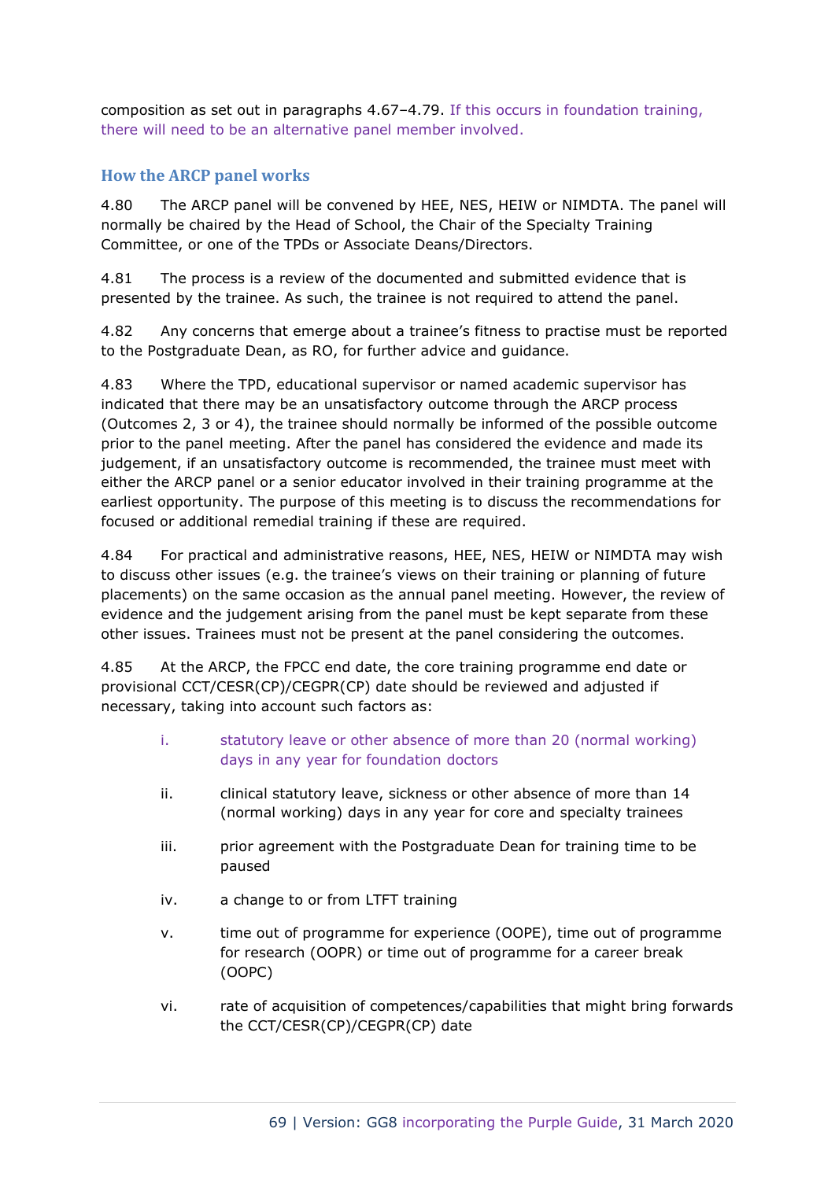composition as set out in paragraphs 4.67–4.79. If this occurs in foundation training, there will need to be an alternative panel member involved.

### How the ARCP panel works

4.80 The ARCP panel will be convened by HEE, NES, HEIW or NIMDTA. The panel will normally be chaired by the Head of School, the Chair of the Specialty Training Committee, or one of the TPDs or Associate Deans/Directors.

4.81 The process is a review of the documented and submitted evidence that is presented by the trainee. As such, the trainee is not required to attend the panel.

4.82 Any concerns that emerge about a trainee's fitness to practise must be reported to the Postgraduate Dean, as RO, for further advice and guidance.

4.83 Where the TPD, educational supervisor or named academic supervisor has indicated that there may be an unsatisfactory outcome through the ARCP process (Outcomes 2, 3 or 4), the trainee should normally be informed of the possible outcome prior to the panel meeting. After the panel has considered the evidence and made its judgement, if an unsatisfactory outcome is recommended, the trainee must meet with either the ARCP panel or a senior educator involved in their training programme at the earliest opportunity. The purpose of this meeting is to discuss the recommendations for focused or additional remedial training if these are required.

4.84 For practical and administrative reasons, HEE, NES, HEIW or NIMDTA may wish to discuss other issues (e.g. the trainee's views on their training or planning of future placements) on the same occasion as the annual panel meeting. However, the review of evidence and the judgement arising from the panel must be kept separate from these other issues. Trainees must not be present at the panel considering the outcomes.

4.85 At the ARCP, the FPCC end date, the core training programme end date or provisional CCT/CESR(CP)/CEGPR(CP) date should be reviewed and adjusted if necessary, taking into account such factors as:

i. statutory leave or other absence of more than 20 (normal working) days in any year for foundation doctors

ii. clinical statutory leave, sickness or other absence of more than 14 (normal working) days in any year for core and specialty trainees

iii. prior agreement with the Postgraduate Dean for training time to be paused

iv. a change to or from LTFT training

v. time out of programme for experience (OOPE), time out of programme for research (OOPR) or time out of programme for a career break (OOPC)

vi. rate of acquisition of competences/capabilities that might bring forwards the CCT/CESR(CP)/CEGPR(CP) date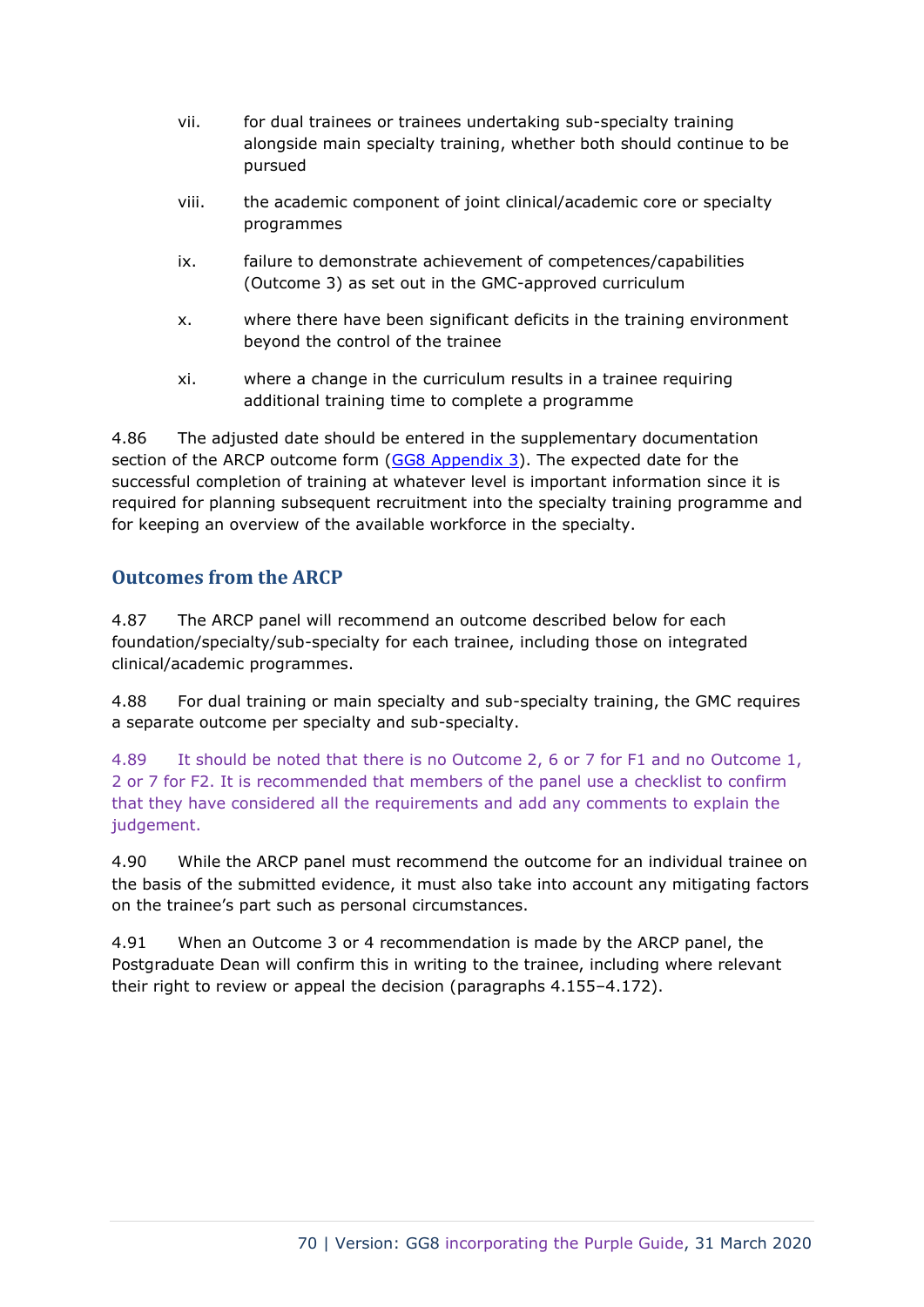vii. for dual trainees or trainees undertaking sub-specialty training alongside main specialty training, whether both should continue to be pursued

viii. the academic component of joint clinical/academic core or specialty programmes

ix. failure to demonstrate achievement of competences/capabilities (Outcome 3) as set out in the GMC-approved curriculum

x. where there have been significant deficits in the training environment beyond the control of the trainee

xi. where a change in the curriculum results in a trainee requiring additional training time to complete a programme

4.86 The adjusted date should be entered in the supplementary documentation section of the ARCP outcome form (GG8 Appendix 3). The expected date for the successful completion of training at whatever level is important information since it is required for planning subsequent recruitment into the specialty training programme and for keeping an overview of the available workforce in the specialty.

## Outcomes from the ARCP

4.87 The ARCP panel will recommend an outcome described below for each foundation/specialty/sub-specialty for each trainee, including those on integrated clinical/academic programmes.

4.88 For dual training or main specialty and sub-specialty training, the GMC requires a separate outcome per specialty and sub-specialty.

4.89 It should be noted that there is no Outcome 2, 6 or 7 for F1 and no Outcome 1, 2 or 7 for F2. It is recommended that members of the panel use a checklist to confirm that they have considered all the requirements and add any comments to explain the judgement.

4.90 While the ARCP panel must recommend the outcome for an individual trainee on the basis of the submitted evidence, it must also take into account any mitigating factors on the trainee's part such as personal circumstances.

4.91 When an Outcome 3 or 4 recommendation is made by the ARCP panel, the Postgraduate Dean will confirm this in writing to the trainee, including where relevant their right to review or appeal the decision (paragraphs 4.155–4.172).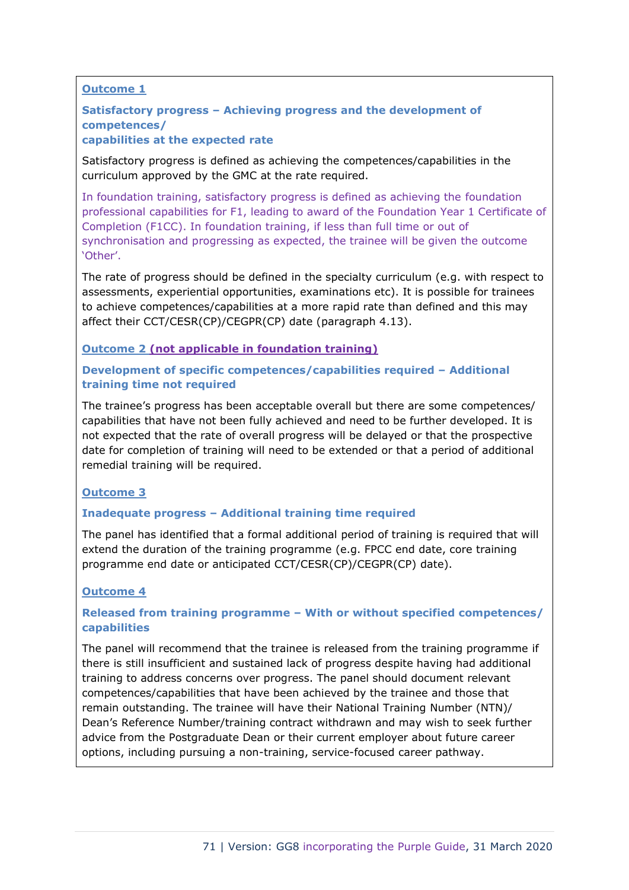**Outcome 1**

**Satisfactory progress – Achieving progress and the development of competences/ capabilities at the expected rate**

Satisfactory progress is defined as achieving the competences/capabilities in the curriculum approved by the GMC at the rate required.

In foundation training, satisfactory progress is defined as achieving the foundation professional capabilities for F1, leading to award of the Foundation Year 1 Certificate of Completion (F1CC). In foundation training, if less than full time or out of synchronisation and progressing as expected, the trainee will be given the outcome 'Other'.

The rate of progress should be defined in the specialty curriculum (e.g. with respect to assessments, experiential opportunities, examinations etc). It is possible for trainees to achieve competences/capabilities at a more rapid rate than defined and this may affect their CCT/CESR(CP)/CEGPR(CP) date (paragraph 4.13).

**Outcome 2 (not applicable in foundation training)**

**Development of specific competences/capabilities required – Additional training time not required**

The trainee's progress has been acceptable overall but there are some competences/ capabilities that have not been fully achieved and need to be further developed. It is not expected that the rate of overall progress will be delayed or that the prospective date for completion of training will need to be extended or that a period of additional remedial training will be required.

**Outcome 3**

**Inadequate progress – Additional training time required**

The panel has identified that a formal additional period of training is required that will extend the duration of the training programme (e.g. FPCC end date, core training programme end date or anticipated CCT/CESR(CP)/CEGPR(CP) date).

**Outcome 4**

**Released from training programme – With or without specified competences/ capabilities**

The panel will recommend that the trainee is released from the training programme if there is still insufficient and sustained lack of progress despite having had additional training to address concerns over progress. The panel should document relevant competences/capabilities that have been achieved by the trainee and those that remain outstanding. The trainee will have their National Training Number (NTN)/ Dean's Reference Number/training contract withdrawn and may wish to seek further advice from the Postgraduate Dean or their current employer about future career options, including pursuing a non-training, service-focused career pathway.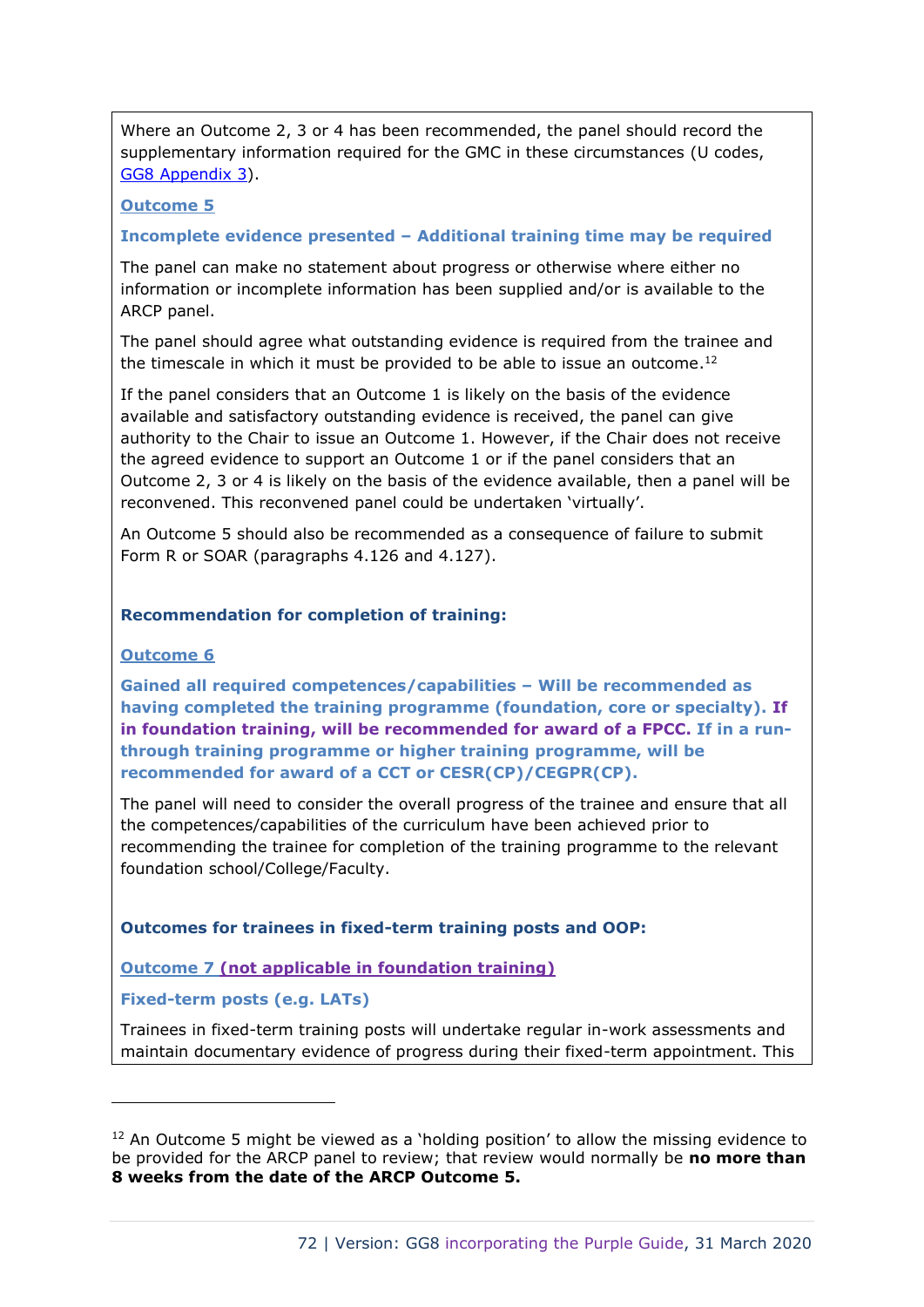Where an Outcome 2, 3 or 4 has been recommended, the panel should record the supplementary information required for the GMC in these circumstances (U codes, GG8 Appendix 3).

**Outcome 5**

**Incomplete evidence presented – Additional training time may be required**

The panel can make no statement about progress or otherwise where either no information or incomplete information has been supplied and/or is available to the ARCP panel.

The panel should agree what outstanding evidence is required from the trainee and the timescale in which it must be provided to be able to issue an outcome.[12]

If the panel considers that an Outcome 1 is likely on the basis of the evidence available and satisfactory outstanding evidence is received, the panel can give authority to the Chair to issue an Outcome 1. However, if the Chair does not receive the agreed evidence to support an Outcome 1 or if the panel considers that an Outcome 2, 3 or 4 is likely on the basis of the evidence available, then a panel will be reconvened. This reconvened panel could be undertaken 'virtually'.

An Outcome 5 should also be recommended as a consequence of failure to submit Form R or SOAR (paragraphs 4.126 and 4.127).

**Recommendation for completion of training:**

**Outcome 6**

**Gained all required competences/capabilities – Will be recommended as having completed the training programme (foundation, core or specialty). If in foundation training, will be recommended for award of a FPCC. If in a run-through training programme or higher training programme, will be recommended for award of a CCT or CESR(CP)/CEGPR(CP).**

The panel will need to consider the overall progress of the trainee and ensure that all the competences/capabilities of the curriculum have been achieved prior to recommending the trainee for completion of the training programme to the relevant foundation school/College/Faculty.

**Outcomes for trainees in fixed-term training posts and OOP:**

**Outcome 7 (not applicable in foundation training)**

**Fixed-term posts (e.g. LATs)**

Trainees in fixed-term training posts will undertake regular in-work assessments and maintain documentary evidence of progress during their fixed-term appointment. This

---

[12] An Outcome 5 might be viewed as a 'holding position' to allow the missing evidence to be provided for the ARCP panel to review; that review would normally be **no more than 8 weeks from the date of the ARCP Outcome 5.**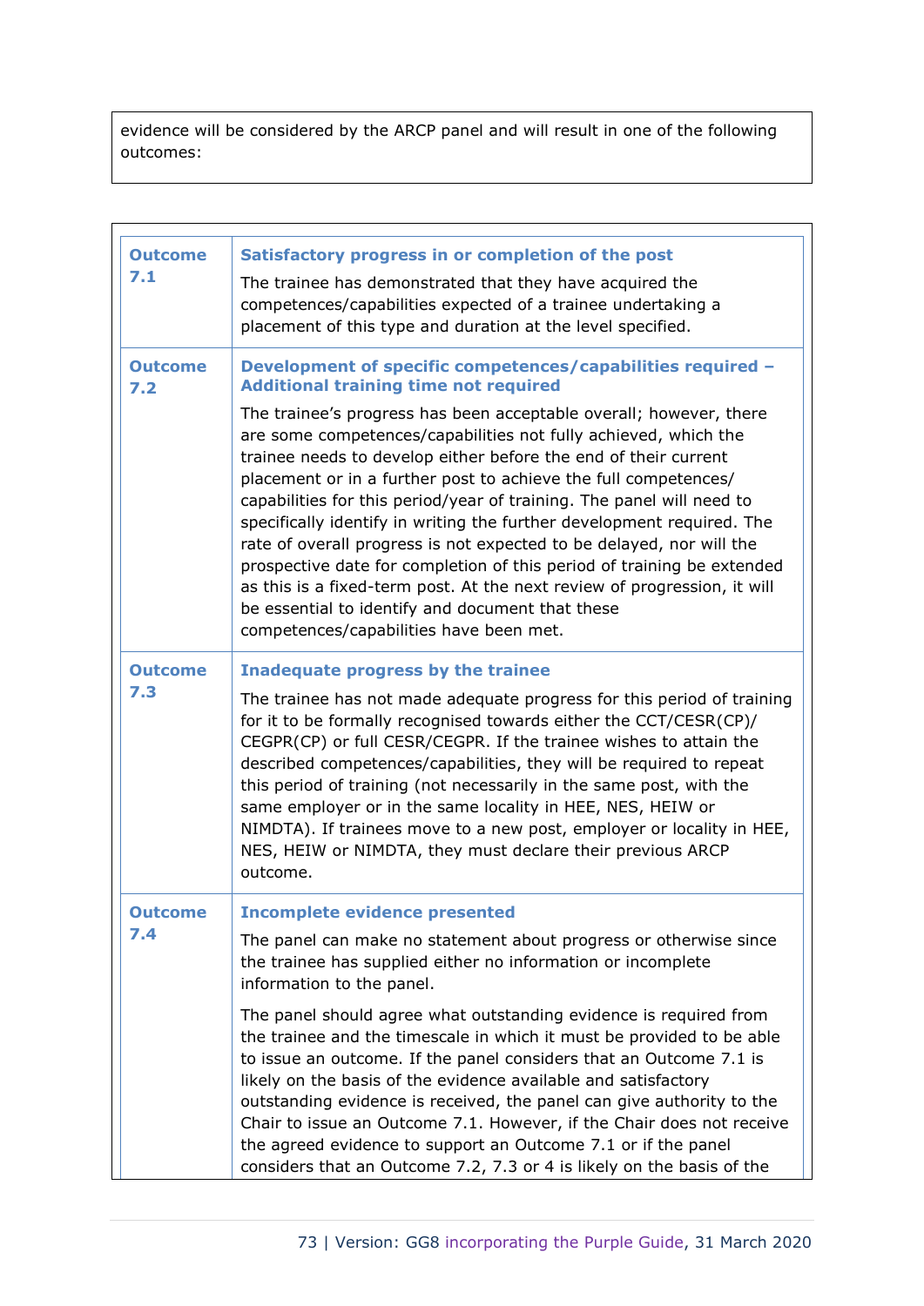evidence will be considered by the ARCP panel and will result in one of the following outcomes:

| | |
|---|---|
| **Outcome 7.1** | **Satisfactory progress in or completion of the post**<br><br>The trainee has demonstrated that they have acquired the competences/capabilities expected of a trainee undertaking a placement of this type and duration at the level specified. |
| **Outcome 7.2** | **Development of specific competences/capabilities required – Additional training time not required**<br><br>The trainee's progress has been acceptable overall; however, there are some competences/capabilities not fully achieved, which the trainee needs to develop either before the end of their current placement or in a further post to achieve the full competences/ capabilities for this period/year of training. The panel will need to specifically identify in writing the further development required. The rate of overall progress is not expected to be delayed, nor will the prospective date for completion of this period of training be extended as this is a fixed-term post. At the next review of progression, it will be essential to identify and document that these competences/capabilities have been met. |
| **Outcome 7.3** | **Inadequate progress by the trainee**<br><br>The trainee has not made adequate progress for this period of training for it to be formally recognised towards either the CCT/CESR(CP)/ CEGPR(CP) or full CESR/CEGPR. If the trainee wishes to attain the described competences/capabilities, they will be required to repeat this period of training (not necessarily in the same post, with the same employer or in the same locality in HEE, NES, HEIW or NIMDTA). If trainees move to a new post, employer or locality in HEE, NES, HEIW or NIMDTA, they must declare their previous ARCP outcome. |
| **Outcome 7.4** | **Incomplete evidence presented**<br><br>The panel can make no statement about progress or otherwise since the trainee has supplied either no information or incomplete information to the panel.<br><br>The panel should agree what outstanding evidence is required from the trainee and the timescale in which it must be provided to be able to issue an outcome. If the panel considers that an Outcome 7.1 is likely on the basis of the evidence available and satisfactory outstanding evidence is received, the panel can give authority to the Chair to issue an Outcome 7.1. However, if the Chair does not receive the agreed evidence to support an Outcome 7.1 or if the panel considers that an Outcome 7.2, 7.3 or 4 is likely on the basis of the |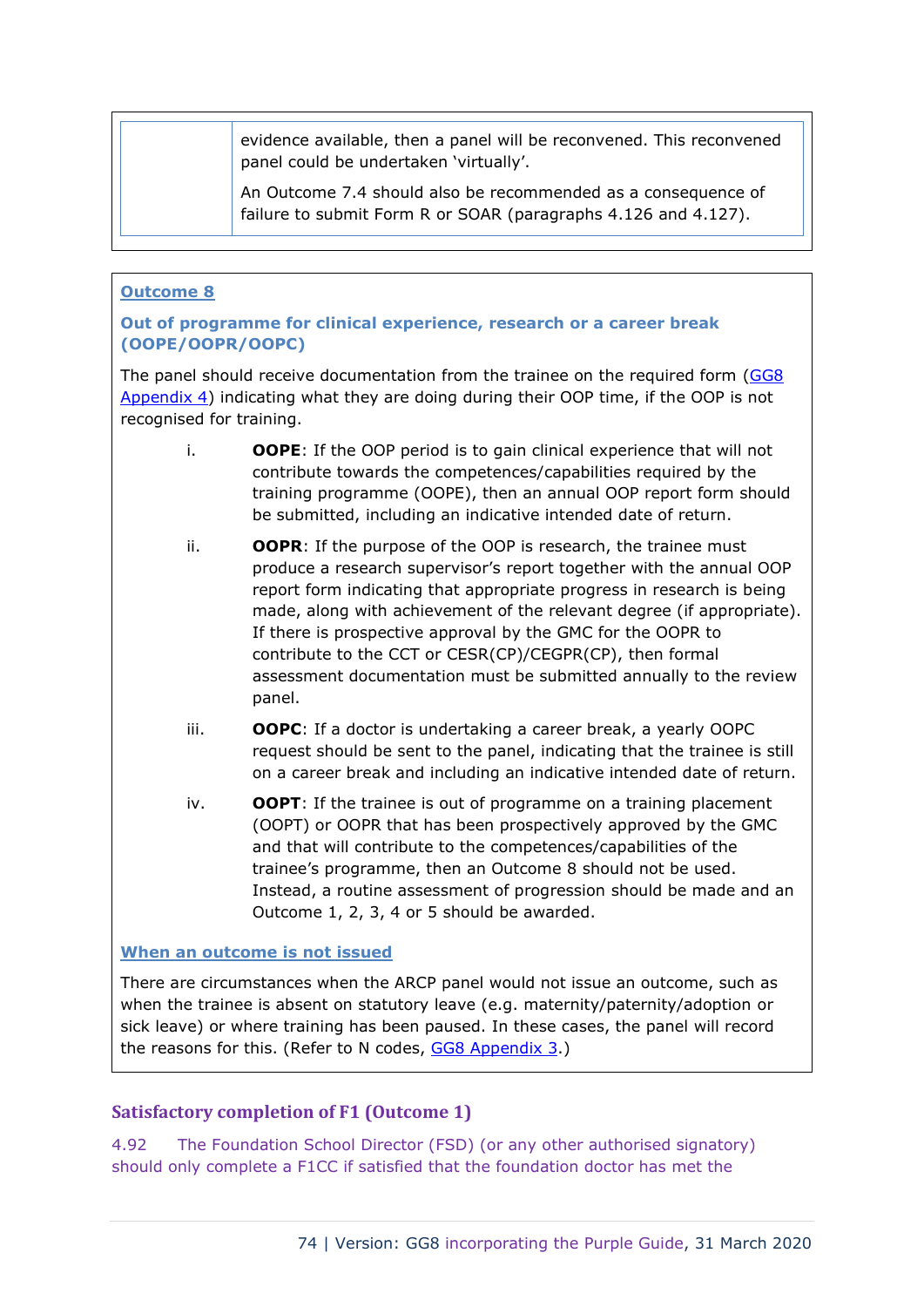| | evidence available, then a panel will be reconvened. This reconvened panel could be undertaken 'virtually'. An Outcome 7.4 should also be recommended as a consequence of failure to submit Form R or SOAR (paragraphs 4.126 and 4.127). |
|---|---|

### Outcome 8

### Out of programme for clinical experience, research or a career break (OOPE/OOPR/OOPC)

The panel should receive documentation from the trainee on the required form (GG8 Appendix 4) indicating what they are doing during their OOP time, if the OOP is not recognised for training.

i. **OOPE**: If the OOP period is to gain clinical experience that will not contribute towards the competences/capabilities required by the training programme (OOPE), then an annual OOP report form should be submitted, including an indicative intended date of return.

ii. **OOPR**: If the purpose of the OOP is research, the trainee must produce a research supervisor's report together with the annual OOP report form indicating that appropriate progress in research is being made, along with achievement of the relevant degree (if appropriate). If there is prospective approval by the GMC for the OOPR to contribute to the CCT or CESR(CP)/CEGPR(CP), then formal assessment documentation must be submitted annually to the review panel.

iii. **OOPC**: If a doctor is undertaking a career break, a yearly OOPC request should be sent to the panel, indicating that the trainee is still on a career break and including an indicative intended date of return.

iv. **OOPT**: If the trainee is out of programme on a training placement (OOPT) or OOPR that has been prospectively approved by the GMC and that will contribute to the competences/capabilities of the trainee's programme, then an Outcome 8 should not be used. Instead, a routine assessment of progression should be made and an Outcome 1, 2, 3, 4 or 5 should be awarded.

### When an outcome is not issued

There are circumstances when the ARCP panel would not issue an outcome, such as when the trainee is absent on statutory leave (e.g. maternity/paternity/adoption or sick leave) or where training has been paused. In these cases, the panel will record the reasons for this. (Refer to N codes, GG8 Appendix 3.)

## Satisfactory completion of F1 (Outcome 1)

4.92 The Foundation School Director (FSD) (or any other authorised signatory) should only complete a F1CC if satisfied that the foundation doctor has met the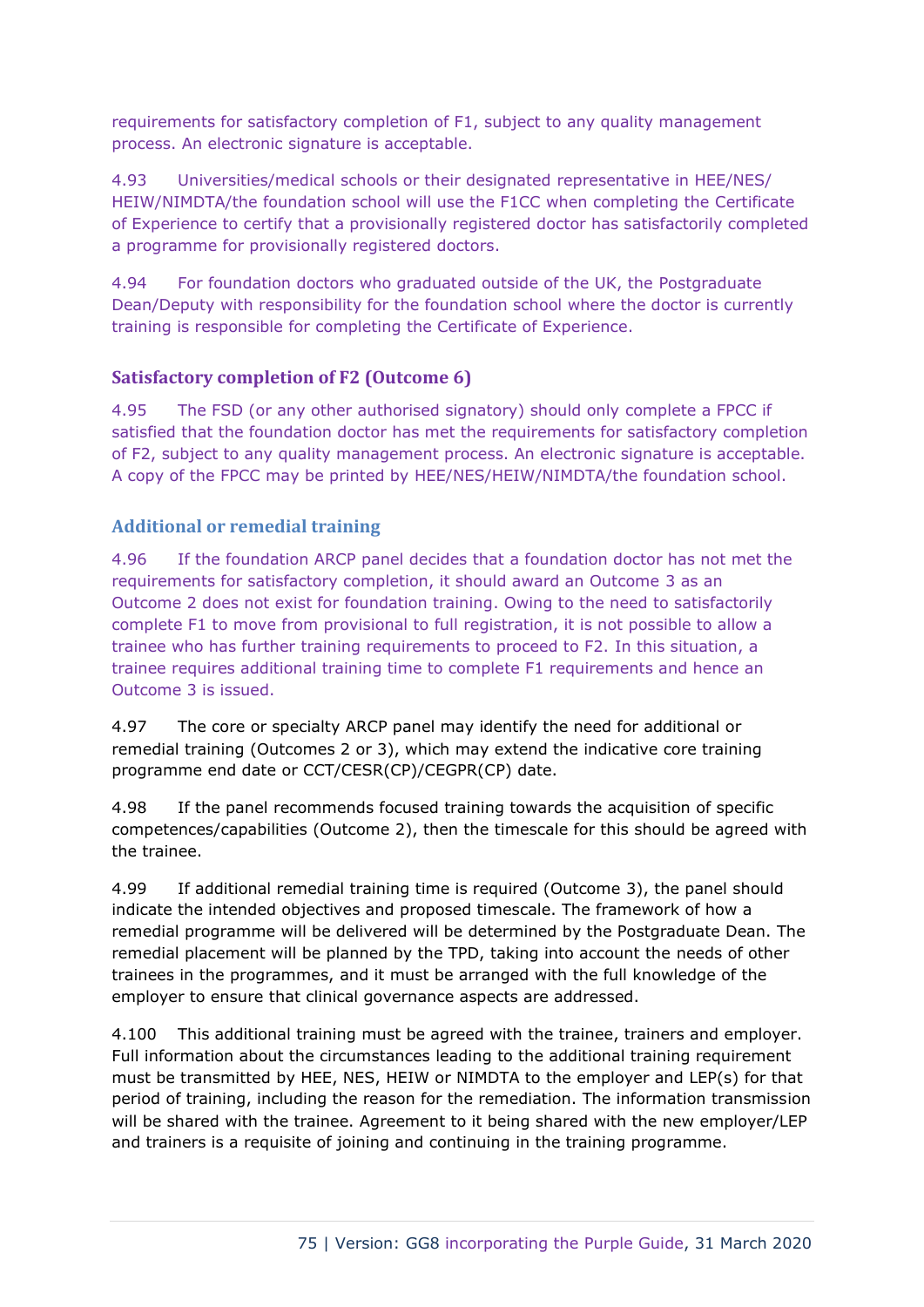requirements for satisfactory completion of F1, subject to any quality management process. An electronic signature is acceptable.

4.93 Universities/medical schools or their designated representative in HEE/NES/ HEIW/NIMDTA/the foundation school will use the F1CC when completing the Certificate of Experience to certify that a provisionally registered doctor has satisfactorily completed a programme for provisionally registered doctors.

4.94 For foundation doctors who graduated outside of the UK, the Postgraduate Dean/Deputy with responsibility for the foundation school where the doctor is currently training is responsible for completing the Certificate of Experience.

### Satisfactory completion of F2 (Outcome 6)

4.95 The FSD (or any other authorised signatory) should only complete a FPCC if satisfied that the foundation doctor has met the requirements for satisfactory completion of F2, subject to any quality management process. An electronic signature is acceptable. A copy of the FPCC may be printed by HEE/NES/HEIW/NIMDTA/the foundation school.

### Additional or remedial training

4.96 If the foundation ARCP panel decides that a foundation doctor has not met the requirements for satisfactory completion, it should award an Outcome 3 as an Outcome 2 does not exist for foundation training. Owing to the need to satisfactorily complete F1 to move from provisional to full registration, it is not possible to allow a trainee who has further training requirements to proceed to F2. In this situation, a trainee requires additional training time to complete F1 requirements and hence an Outcome 3 is issued.

4.97 The core or specialty ARCP panel may identify the need for additional or remedial training (Outcomes 2 or 3), which may extend the indicative core training programme end date or CCT/CESR(CP)/CEGPR(CP) date.

4.98 If the panel recommends focused training towards the acquisition of specific competences/capabilities (Outcome 2), then the timescale for this should be agreed with the trainee.

4.99 If additional remedial training time is required (Outcome 3), the panel should indicate the intended objectives and proposed timescale. The framework of how a remedial programme will be delivered will be determined by the Postgraduate Dean. The remedial placement will be planned by the TPD, taking into account the needs of other trainees in the programmes, and it must be arranged with the full knowledge of the employer to ensure that clinical governance aspects are addressed.

4.100 This additional training must be agreed with the trainee, trainers and employer. Full information about the circumstances leading to the additional training requirement must be transmitted by HEE, NES, HEIW or NIMDTA to the employer and LEP(s) for that period of training, including the reason for the remediation. The information transmission will be shared with the trainee. Agreement to it being shared with the new employer/LEP and trainers is a requisite of joining and continuing in the training programme.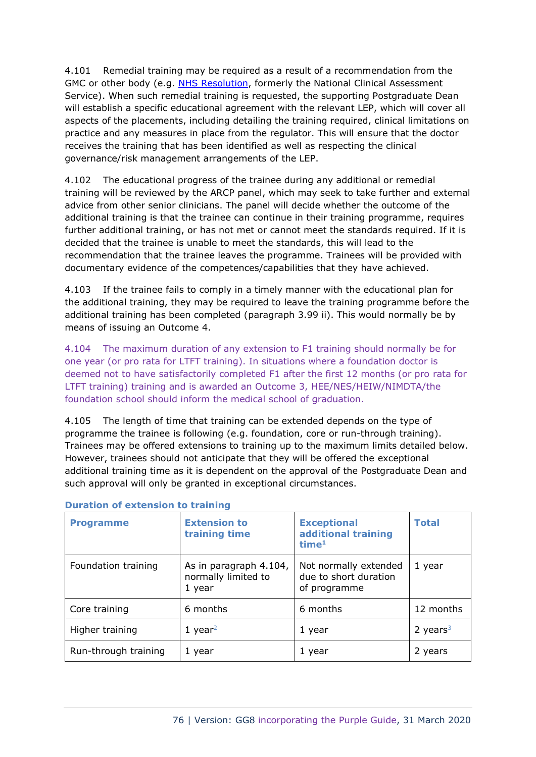4.101 Remedial training may be required as a result of a recommendation from the GMC or other body (e.g. [NHS Resolution], formerly the National Clinical Assessment Service). When such remedial training is requested, the supporting Postgraduate Dean will establish a specific educational agreement with the relevant LEP, which will cover all aspects of the placements, including detailing the training required, clinical limitations on practice and any measures in place from the regulator. This will ensure that the doctor receives the training that has been identified as well as respecting the clinical governance/risk management arrangements of the LEP.

4.102 The educational progress of the trainee during any additional or remedial training will be reviewed by the ARCP panel, which may seek to take further and external advice from other senior clinicians. The panel will decide whether the outcome of the additional training is that the trainee can continue in their training programme, requires further additional training, or has not met or cannot meet the standards required. If it is decided that the trainee is unable to meet the standards, this will lead to the recommendation that the trainee leaves the programme. Trainees will be provided with documentary evidence of the competences/capabilities that they have achieved.

4.103 If the trainee fails to comply in a timely manner with the educational plan for the additional training, they may be required to leave the training programme before the additional training has been completed (paragraph 3.99 ii). This would normally be by means of issuing an Outcome 4.

4.104 The maximum duration of any extension to F1 training should normally be for one year (or pro rata for LTFT training). In situations where a foundation doctor is deemed not to have satisfactorily completed F1 after the first 12 months (or pro rata for LTFT training) training and is awarded an Outcome 3, HEE/NES/HEIW/NIMDTA/the foundation school should inform the medical school of graduation.

4.105 The length of time that training can be extended depends on the type of programme the trainee is following (e.g. foundation, core or run-through training). Trainees may be offered extensions to training up to the maximum limits detailed below. However, trainees should not anticipate that they will be offered the exceptional additional training time as it is dependent on the approval of the Postgraduate Dean and such approval will only be granted in exceptional circumstances.

### Duration of extension to training

| Programme | Extension to training time | Exceptional additional training time[1] | Total |
|---|---|---|---|
| Foundation training | As in paragraph 4.104, normally limited to 1 year | Not normally extended due to short duration of programme | 1 year |
| Core training | 6 months | 6 months | 12 months |
| Higher training | 1 year[2] | 1 year | 2 years[3] |
| Run-through training | 1 year | 1 year | 2 years |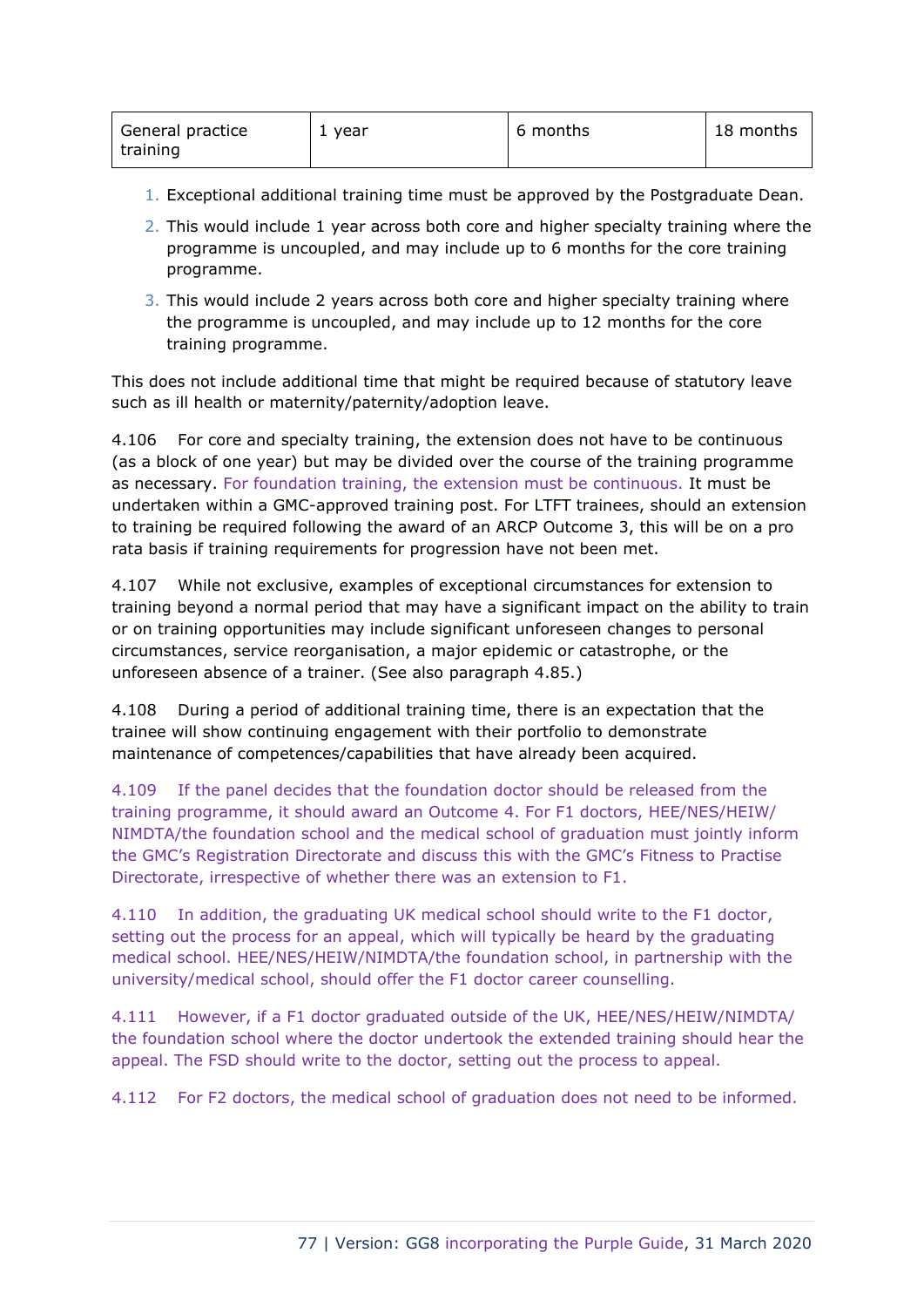| General practice training | 1 year | 6 months | 18 months |
|---|---|---|---|

1. Exceptional additional training time must be approved by the Postgraduate Dean.
2. This would include 1 year across both core and higher specialty training where the programme is uncoupled, and may include up to 6 months for the core training programme.
3. This would include 2 years across both core and higher specialty training where the programme is uncoupled, and may include up to 12 months for the core training programme.

This does not include additional time that might be required because of statutory leave such as ill health or maternity/paternity/adoption leave.

4.106 For core and specialty training, the extension does not have to be continuous (as a block of one year) but may be divided over the course of the training programme as necessary. For foundation training, the extension must be continuous. It must be undertaken within a GMC-approved training post. For LTFT trainees, should an extension to training be required following the award of an ARCP Outcome 3, this will be on a pro rata basis if training requirements for progression have not been met.

4.107 While not exclusive, examples of exceptional circumstances for extension to training beyond a normal period that may have a significant impact on the ability to train or on training opportunities may include significant unforeseen changes to personal circumstances, service reorganisation, a major epidemic or catastrophe, or the unforeseen absence of a trainer. (See also paragraph 4.85.)

4.108 During a period of additional training time, there is an expectation that the trainee will show continuing engagement with their portfolio to demonstrate maintenance of competences/capabilities that have already been acquired.

4.109 If the panel decides that the foundation doctor should be released from the training programme, it should award an Outcome 4. For F1 doctors, HEE/NES/HEIW/NIMDTA/the foundation school and the medical school of graduation must jointly inform the GMC's Registration Directorate and discuss this with the GMC's Fitness to Practise Directorate, irrespective of whether there was an extension to F1.

4.110 In addition, the graduating UK medical school should write to the F1 doctor, setting out the process for an appeal, which will typically be heard by the graduating medical school. HEE/NES/HEIW/NIMDTA/the foundation school, in partnership with the university/medical school, should offer the F1 doctor career counselling.

4.111 However, if a F1 doctor graduated outside of the UK, HEE/NES/HEIW/NIMDTA/the foundation school where the doctor undertook the extended training should hear the appeal. The FSD should write to the doctor, setting out the process to appeal.

4.112 For F2 doctors, the medical school of graduation does not need to be informed.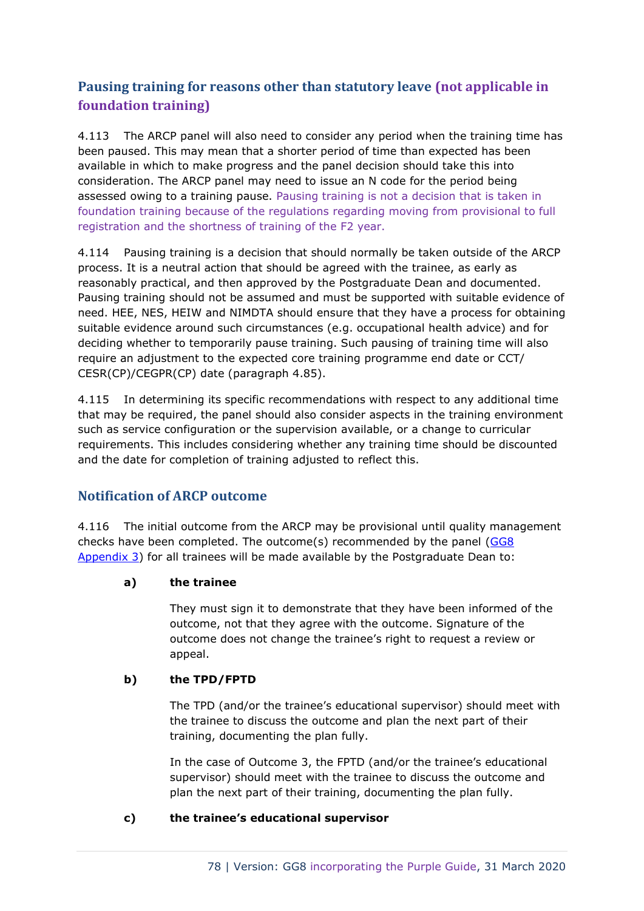## Pausing training for reasons other than statutory leave (not applicable in foundation training)

4.113 The ARCP panel will also need to consider any period when the training time has been paused. This may mean that a shorter period of time than expected has been available in which to make progress and the panel decision should take this into consideration. The ARCP panel may need to issue an N code for the period being assessed owing to a training pause. Pausing training is not a decision that is taken in foundation training because of the regulations regarding moving from provisional to full registration and the shortness of training of the F2 year.

4.114 Pausing training is a decision that should normally be taken outside of the ARCP process. It is a neutral action that should be agreed with the trainee, as early as reasonably practical, and then approved by the Postgraduate Dean and documented. Pausing training should not be assumed and must be supported with suitable evidence of need. HEE, NES, HEIW and NIMDTA should ensure that they have a process for obtaining suitable evidence around such circumstances (e.g. occupational health advice) and for deciding whether to temporarily pause training. Such pausing of training time will also require an adjustment to the expected core training programme end date or CCT/ CESR(CP)/CEGPR(CP) date (paragraph 4.85).

4.115 In determining its specific recommendations with respect to any additional time that may be required, the panel should also consider aspects in the training environment such as service configuration or the supervision available, or a change to curricular requirements. This includes considering whether any training time should be discounted and the date for completion of training adjusted to reflect this.

## Notification of ARCP outcome

4.116 The initial outcome from the ARCP may be provisional until quality management checks have been completed. The outcome(s) recommended by the panel (GG8 Appendix 3) for all trainees will be made available by the Postgraduate Dean to:

**a) the trainee**

They must sign it to demonstrate that they have been informed of the outcome, not that they agree with the outcome. Signature of the outcome does not change the trainee's right to request a review or appeal.

**b) the TPD/FPTD**

The TPD (and/or the trainee's educational supervisor) should meet with the trainee to discuss the outcome and plan the next part of their training, documenting the plan fully.

In the case of Outcome 3, the FPTD (and/or the trainee's educational supervisor) should meet with the trainee to discuss the outcome and plan the next part of their training, documenting the plan fully.

**c) the trainee's educational supervisor**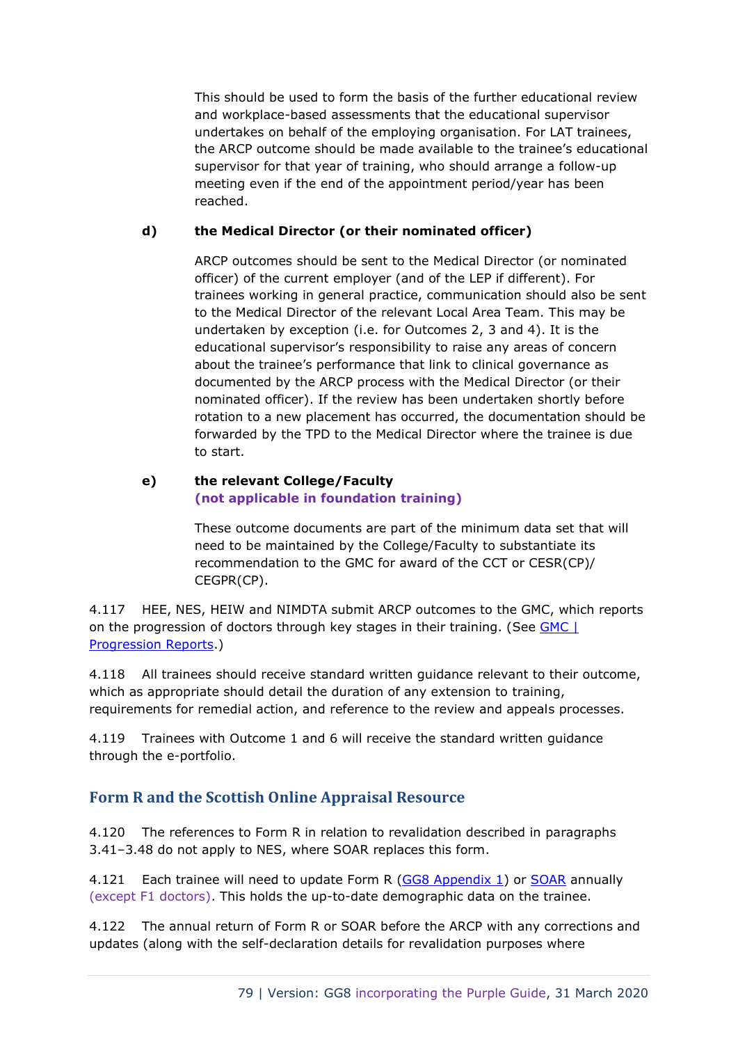This should be used to form the basis of the further educational review and workplace-based assessments that the educational supervisor undertakes on behalf of the employing organisation. For LAT trainees, the ARCP outcome should be made available to the trainee's educational supervisor for that year of training, who should arrange a follow-up meeting even if the end of the appointment period/year has been reached.

**d) the Medical Director (or their nominated officer)**

ARCP outcomes should be sent to the Medical Director (or nominated officer) of the current employer (and of the LEP if different). For trainees working in general practice, communication should also be sent to the Medical Director of the relevant Local Area Team. This may be undertaken by exception (i.e. for Outcomes 2, 3 and 4). It is the educational supervisor's responsibility to raise any areas of concern about the trainee's performance that link to clinical governance as documented by the ARCP process with the Medical Director (or their nominated officer). If the review has been undertaken shortly before rotation to a new placement has occurred, the documentation should be forwarded by the TPD to the Medical Director where the trainee is due to start.

**e) the relevant College/Faculty**
**(not applicable in foundation training)**

These outcome documents are part of the minimum data set that will need to be maintained by the College/Faculty to substantiate its recommendation to the GMC for award of the CCT or CESR(CP)/ CEGPR(CP).

4.117 HEE, NES, HEIW and NIMDTA submit ARCP outcomes to the GMC, which reports on the progression of doctors through key stages in their training. (See [GMC | Progression Reports](GMC | Progression Reports).)

4.118 All trainees should receive standard written guidance relevant to their outcome, which as appropriate should detail the duration of any extension to training, requirements for remedial action, and reference to the review and appeals processes.

4.119 Trainees with Outcome 1 and 6 will receive the standard written guidance through the e-portfolio.

## Form R and the Scottish Online Appraisal Resource

4.120 The references to Form R in relation to revalidation described in paragraphs 3.41–3.48 do not apply to NES, where SOAR replaces this form.

4.121 Each trainee will need to update Form R (GG8 Appendix 1) or SOAR annually (except F1 doctors). This holds the up-to-date demographic data on the trainee.

4.122 The annual return of Form R or SOAR before the ARCP with any corrections and updates (along with the self-declaration details for revalidation purposes where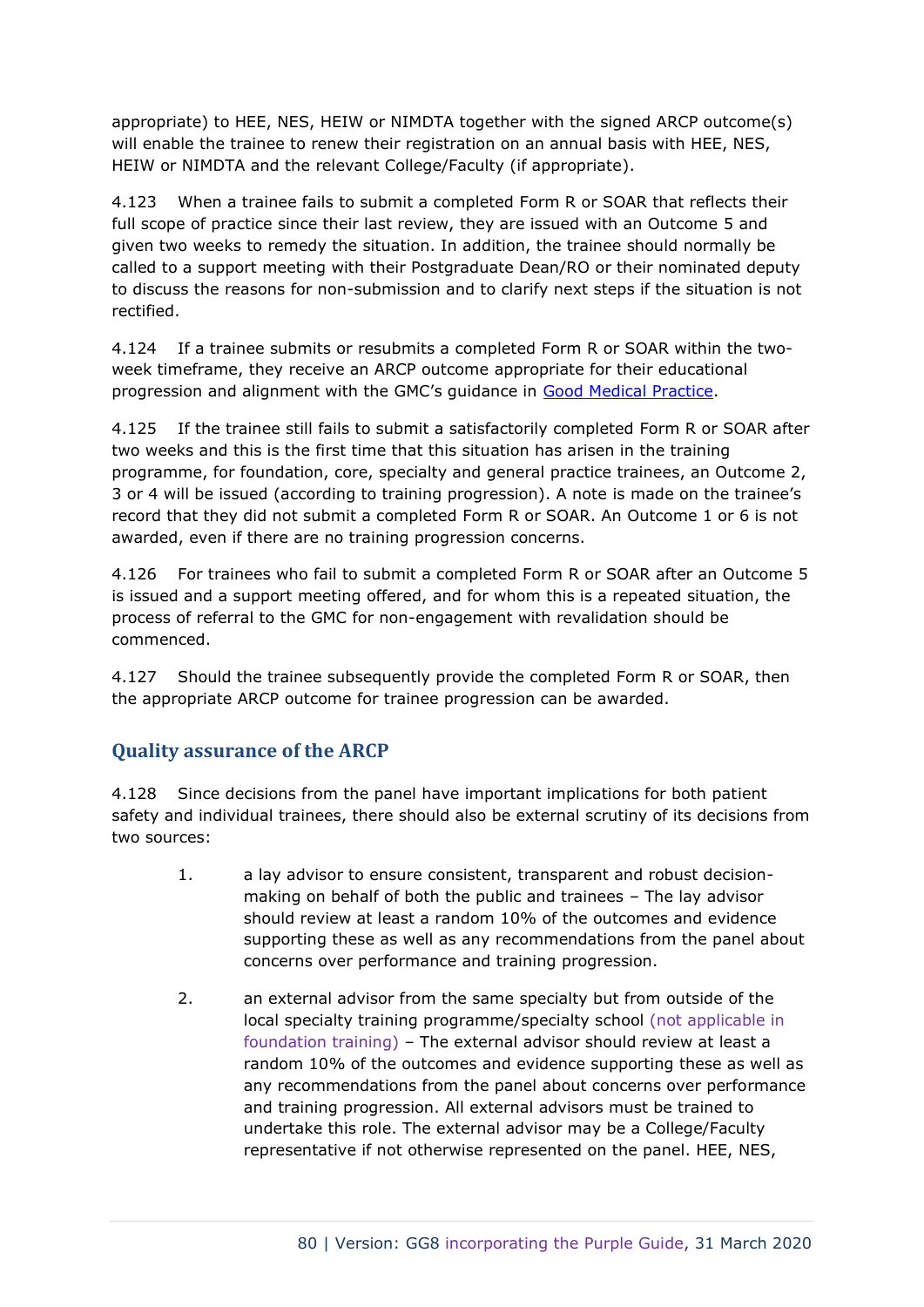appropriate) to HEE, NES, HEIW or NIMDTA together with the signed ARCP outcome(s) will enable the trainee to renew their registration on an annual basis with HEE, NES, HEIW or NIMDTA and the relevant College/Faculty (if appropriate).

4.123 When a trainee fails to submit a completed Form R or SOAR that reflects their full scope of practice since their last review, they are issued with an Outcome 5 and given two weeks to remedy the situation. In addition, the trainee should normally be called to a support meeting with their Postgraduate Dean/RO or their nominated deputy to discuss the reasons for non-submission and to clarify next steps if the situation is not rectified.

4.124 If a trainee submits or resubmits a completed Form R or SOAR within the two-week timeframe, they receive an ARCP outcome appropriate for their educational progression and alignment with the GMC's guidance in [Good Medical Practice](#).

4.125 If the trainee still fails to submit a satisfactorily completed Form R or SOAR after two weeks and this is the first time that this situation has arisen in the training programme, for foundation, core, specialty and general practice trainees, an Outcome 2, 3 or 4 will be issued (according to training progression). A note is made on the trainee's record that they did not submit a completed Form R or SOAR. An Outcome 1 or 6 is not awarded, even if there are no training progression concerns.

4.126 For trainees who fail to submit a completed Form R or SOAR after an Outcome 5 is issued and a support meeting offered, and for whom this is a repeated situation, the process of referral to the GMC for non-engagement with revalidation should be commenced.

4.127 Should the trainee subsequently provide the completed Form R or SOAR, then the appropriate ARCP outcome for trainee progression can be awarded.

## Quality assurance of the ARCP

4.128 Since decisions from the panel have important implications for both patient safety and individual trainees, there should also be external scrutiny of its decisions from two sources:

1. a lay advisor to ensure consistent, transparent and robust decision-making on behalf of both the public and trainees – The lay advisor should review at least a random 10% of the outcomes and evidence supporting these as well as any recommendations from the panel about concerns over performance and training progression.

2. an external advisor from the same specialty but from outside of the local specialty training programme/specialty school (not applicable in foundation training) – The external advisor should review at least a random 10% of the outcomes and evidence supporting these as well as any recommendations from the panel about concerns over performance and training progression. All external advisors must be trained to undertake this role. The external advisor may be a College/Faculty representative if not otherwise represented on the panel. HEE, NES,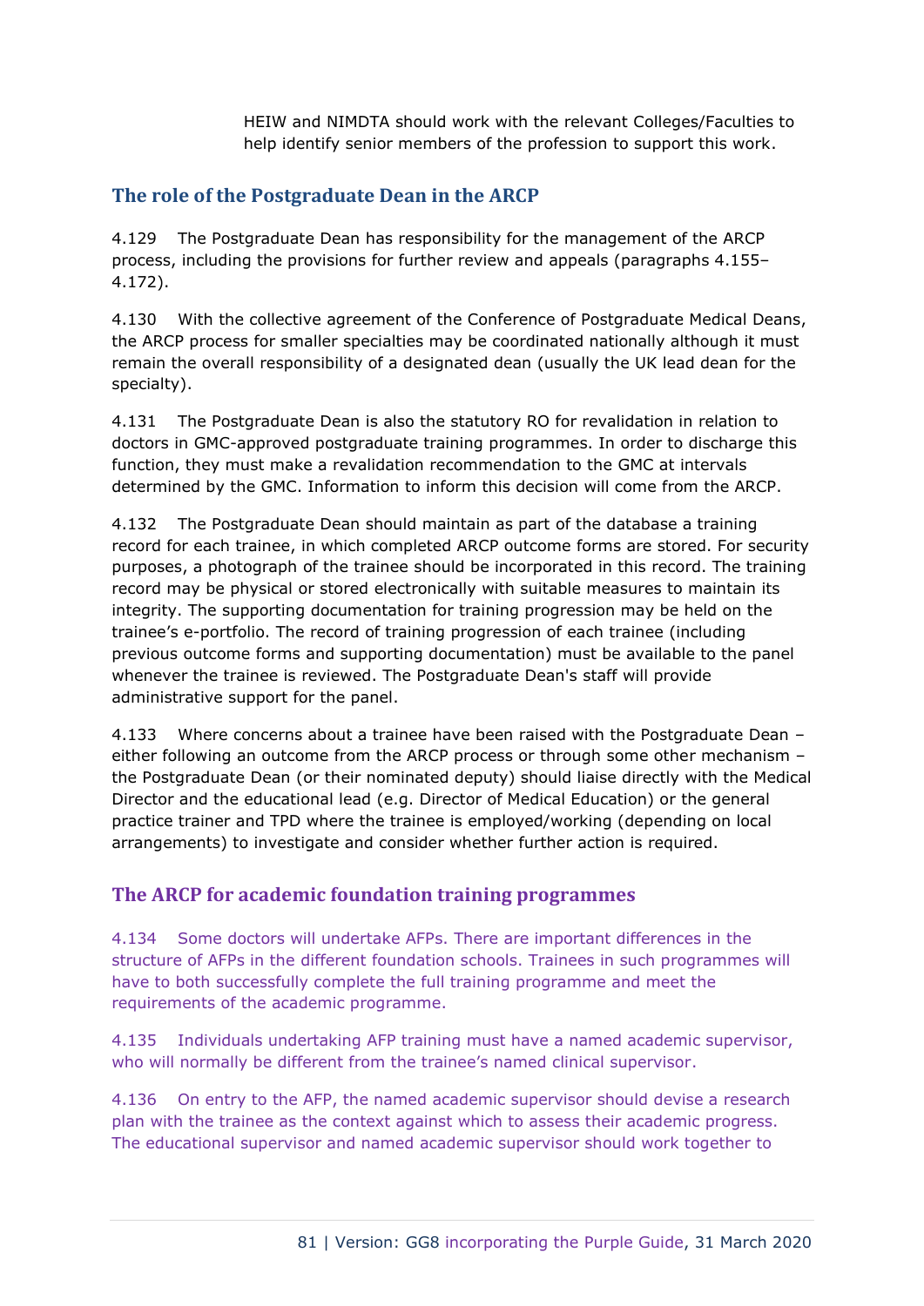HEIW and NIMDTA should work with the relevant Colleges/Faculties to help identify senior members of the profession to support this work.

## The role of the Postgraduate Dean in the ARCP

4.129 The Postgraduate Dean has responsibility for the management of the ARCP process, including the provisions for further review and appeals (paragraphs 4.155–4.172).

4.130 With the collective agreement of the Conference of Postgraduate Medical Deans, the ARCP process for smaller specialties may be coordinated nationally although it must remain the overall responsibility of a designated dean (usually the UK lead dean for the specialty).

4.131 The Postgraduate Dean is also the statutory RO for revalidation in relation to doctors in GMC-approved postgraduate training programmes. In order to discharge this function, they must make a revalidation recommendation to the GMC at intervals determined by the GMC. Information to inform this decision will come from the ARCP.

4.132 The Postgraduate Dean should maintain as part of the database a training record for each trainee, in which completed ARCP outcome forms are stored. For security purposes, a photograph of the trainee should be incorporated in this record. The training record may be physical or stored electronically with suitable measures to maintain its integrity. The supporting documentation for training progression may be held on the trainee's e-portfolio. The record of training progression of each trainee (including previous outcome forms and supporting documentation) must be available to the panel whenever the trainee is reviewed. The Postgraduate Dean's staff will provide administrative support for the panel.

4.133 Where concerns about a trainee have been raised with the Postgraduate Dean – either following an outcome from the ARCP process or through some other mechanism – the Postgraduate Dean (or their nominated deputy) should liaise directly with the Medical Director and the educational lead (e.g. Director of Medical Education) or the general practice trainer and TPD where the trainee is employed/working (depending on local arrangements) to investigate and consider whether further action is required.

## The ARCP for academic foundation training programmes

4.134 Some doctors will undertake AFPs. There are important differences in the structure of AFPs in the different foundation schools. Trainees in such programmes will have to both successfully complete the full training programme and meet the requirements of the academic programme.

4.135 Individuals undertaking AFP training must have a named academic supervisor, who will normally be different from the trainee's named clinical supervisor.

4.136 On entry to the AFP, the named academic supervisor should devise a research plan with the trainee as the context against which to assess their academic progress. The educational supervisor and named academic supervisor should work together to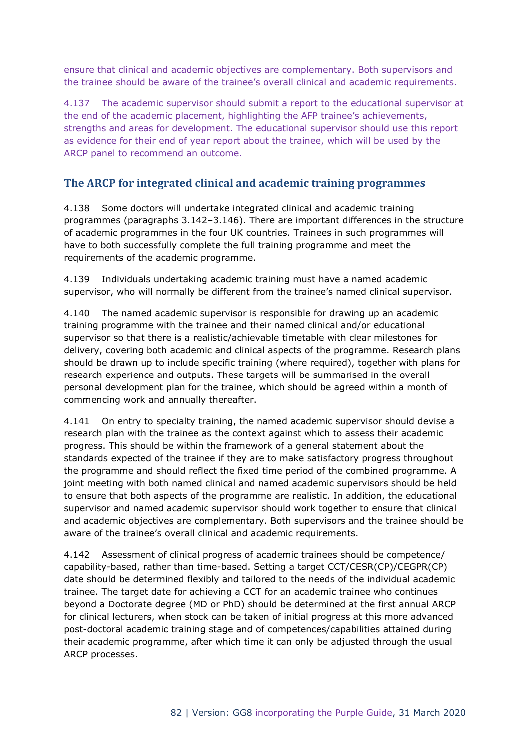ensure that clinical and academic objectives are complementary. Both supervisors and the trainee should be aware of the trainee's overall clinical and academic requirements.

4.137 The academic supervisor should submit a report to the educational supervisor at the end of the academic placement, highlighting the AFP trainee's achievements, strengths and areas for development. The educational supervisor should use this report as evidence for their end of year report about the trainee, which will be used by the ARCP panel to recommend an outcome.

## The ARCP for integrated clinical and academic training programmes

4.138 Some doctors will undertake integrated clinical and academic training programmes (paragraphs 3.142–3.146). There are important differences in the structure of academic programmes in the four UK countries. Trainees in such programmes will have to both successfully complete the full training programme and meet the requirements of the academic programme.

4.139 Individuals undertaking academic training must have a named academic supervisor, who will normally be different from the trainee's named clinical supervisor.

4.140 The named academic supervisor is responsible for drawing up an academic training programme with the trainee and their named clinical and/or educational supervisor so that there is a realistic/achievable timetable with clear milestones for delivery, covering both academic and clinical aspects of the programme. Research plans should be drawn up to include specific training (where required), together with plans for research experience and outputs. These targets will be summarised in the overall personal development plan for the trainee, which should be agreed within a month of commencing work and annually thereafter.

4.141 On entry to specialty training, the named academic supervisor should devise a research plan with the trainee as the context against which to assess their academic progress. This should be within the framework of a general statement about the standards expected of the trainee if they are to make satisfactory progress throughout the programme and should reflect the fixed time period of the combined programme. A joint meeting with both named clinical and named academic supervisors should be held to ensure that both aspects of the programme are realistic. In addition, the educational supervisor and named academic supervisor should work together to ensure that clinical and academic objectives are complementary. Both supervisors and the trainee should be aware of the trainee's overall clinical and academic requirements.

4.142 Assessment of clinical progress of academic trainees should be competence/ capability-based, rather than time-based. Setting a target CCT/CESR(CP)/CEGPR(CP) date should be determined flexibly and tailored to the needs of the individual academic trainee. The target date for achieving a CCT for an academic trainee who continues beyond a Doctorate degree (MD or PhD) should be determined at the first annual ARCP for clinical lecturers, when stock can be taken of initial progress at this more advanced post-doctoral academic training stage and of competences/capabilities attained during their academic programme, after which time it can only be adjusted through the usual ARCP processes.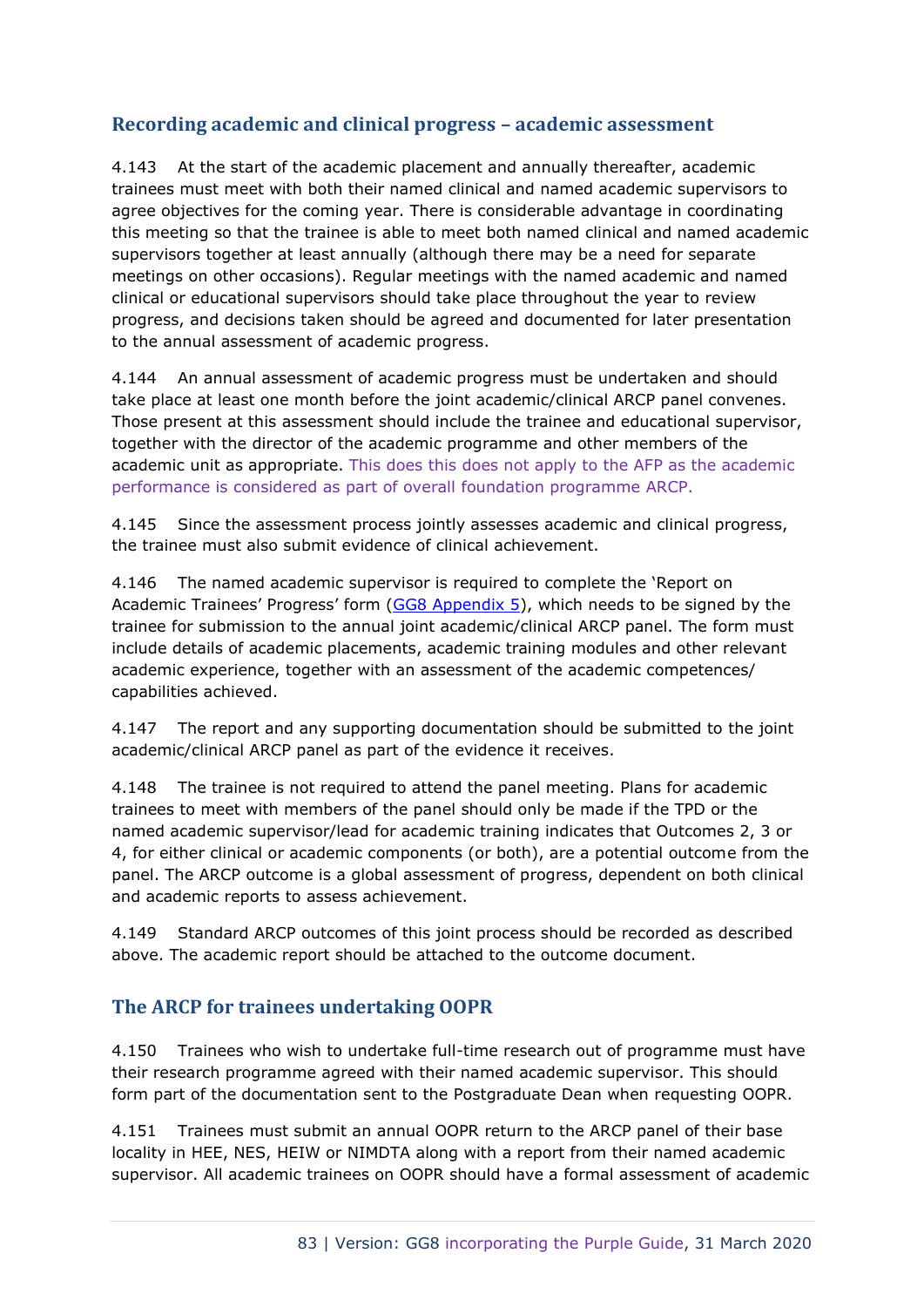## Recording academic and clinical progress – academic assessment

4.143 At the start of the academic placement and annually thereafter, academic trainees must meet with both their named clinical and named academic supervisors to agree objectives for the coming year. There is considerable advantage in coordinating this meeting so that the trainee is able to meet both named clinical and named academic supervisors together at least annually (although there may be a need for separate meetings on other occasions). Regular meetings with the named academic and named clinical or educational supervisors should take place throughout the year to review progress, and decisions taken should be agreed and documented for later presentation to the annual assessment of academic progress.

4.144 An annual assessment of academic progress must be undertaken and should take place at least one month before the joint academic/clinical ARCP panel convenes. Those present at this assessment should include the trainee and educational supervisor, together with the director of the academic programme and other members of the academic unit as appropriate. This does this does not apply to the AFP as the academic performance is considered as part of overall foundation programme ARCP.

4.145 Since the assessment process jointly assesses academic and clinical progress, the trainee must also submit evidence of clinical achievement.

4.146 The named academic supervisor is required to complete the 'Report on Academic Trainees' Progress' form (GG8 Appendix 5), which needs to be signed by the trainee for submission to the annual joint academic/clinical ARCP panel. The form must include details of academic placements, academic training modules and other relevant academic experience, together with an assessment of the academic competences/ capabilities achieved.

4.147 The report and any supporting documentation should be submitted to the joint academic/clinical ARCP panel as part of the evidence it receives.

4.148 The trainee is not required to attend the panel meeting. Plans for academic trainees to meet with members of the panel should only be made if the TPD or the named academic supervisor/lead for academic training indicates that Outcomes 2, 3 or 4, for either clinical or academic components (or both), are a potential outcome from the panel. The ARCP outcome is a global assessment of progress, dependent on both clinical and academic reports to assess achievement.

4.149 Standard ARCP outcomes of this joint process should be recorded as described above. The academic report should be attached to the outcome document.

## The ARCP for trainees undertaking OOPR

4.150 Trainees who wish to undertake full-time research out of programme must have their research programme agreed with their named academic supervisor. This should form part of the documentation sent to the Postgraduate Dean when requesting OOPR.

4.151 Trainees must submit an annual OOPR return to the ARCP panel of their base locality in HEE, NES, HEIW or NIMDTA along with a report from their named academic supervisor. All academic trainees on OOPR should have a formal assessment of academic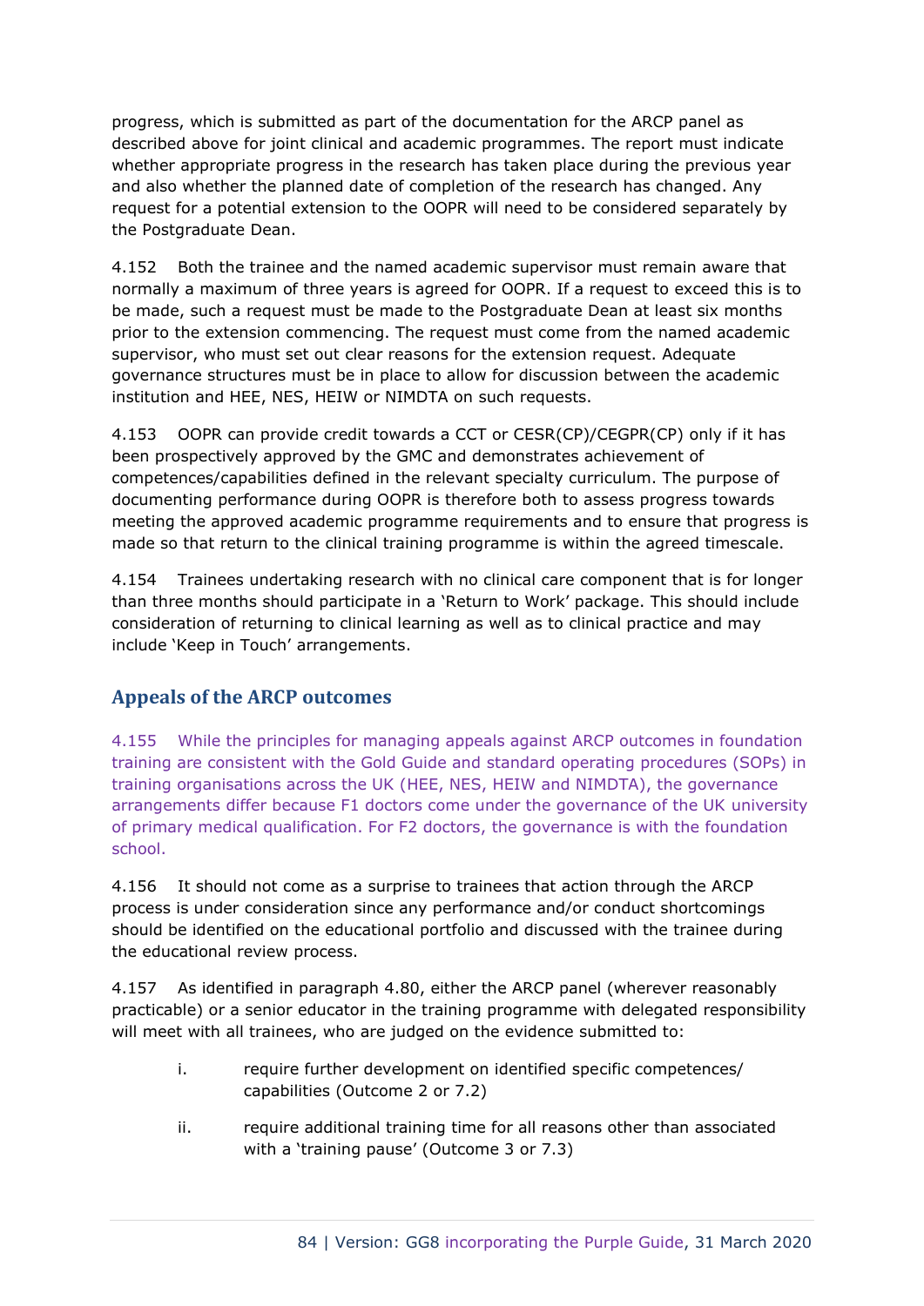progress, which is submitted as part of the documentation for the ARCP panel as described above for joint clinical and academic programmes. The report must indicate whether appropriate progress in the research has taken place during the previous year and also whether the planned date of completion of the research has changed. Any request for a potential extension to the OOPR will need to be considered separately by the Postgraduate Dean.

4.152 Both the trainee and the named academic supervisor must remain aware that normally a maximum of three years is agreed for OOPR. If a request to exceed this is to be made, such a request must be made to the Postgraduate Dean at least six months prior to the extension commencing. The request must come from the named academic supervisor, who must set out clear reasons for the extension request. Adequate governance structures must be in place to allow for discussion between the academic institution and HEE, NES, HEIW or NIMDTA on such requests.

4.153 OOPR can provide credit towards a CCT or CESR(CP)/CEGPR(CP) only if it has been prospectively approved by the GMC and demonstrates achievement of competences/capabilities defined in the relevant specialty curriculum. The purpose of documenting performance during OOPR is therefore both to assess progress towards meeting the approved academic programme requirements and to ensure that progress is made so that return to the clinical training programme is within the agreed timescale.

4.154 Trainees undertaking research with no clinical care component that is for longer than three months should participate in a 'Return to Work' package. This should include consideration of returning to clinical learning as well as to clinical practice and may include 'Keep in Touch' arrangements.

## Appeals of the ARCP outcomes

4.155 While the principles for managing appeals against ARCP outcomes in foundation training are consistent with the Gold Guide and standard operating procedures (SOPs) in training organisations across the UK (HEE, NES, HEIW and NIMDTA), the governance arrangements differ because F1 doctors come under the governance of the UK university of primary medical qualification. For F2 doctors, the governance is with the foundation school.

4.156 It should not come as a surprise to trainees that action through the ARCP process is under consideration since any performance and/or conduct shortcomings should be identified on the educational portfolio and discussed with the trainee during the educational review process.

4.157 As identified in paragraph 4.80, either the ARCP panel (wherever reasonably practicable) or a senior educator in the training programme with delegated responsibility will meet with all trainees, who are judged on the evidence submitted to:

i. require further development on identified specific competences/ capabilities (Outcome 2 or 7.2)

ii. require additional training time for all reasons other than associated with a 'training pause' (Outcome 3 or 7.3)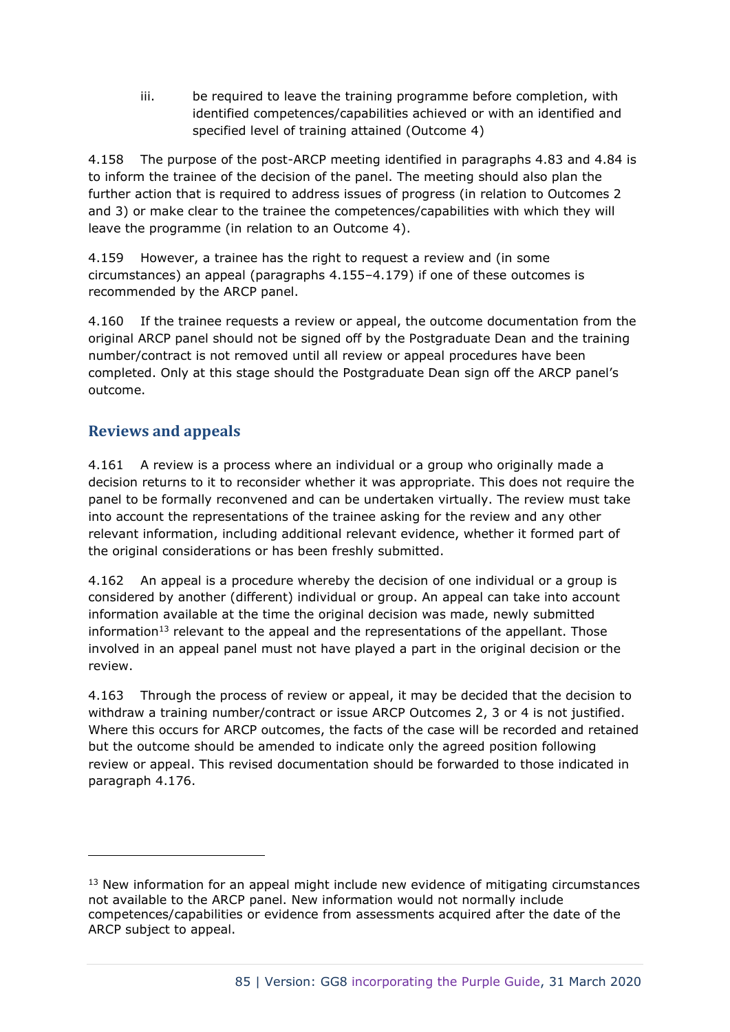iii. be required to leave the training programme before completion, with identified competences/capabilities achieved or with an identified and specified level of training attained (Outcome 4)

4.158 The purpose of the post-ARCP meeting identified in paragraphs 4.83 and 4.84 is to inform the trainee of the decision of the panel. The meeting should also plan the further action that is required to address issues of progress (in relation to Outcomes 2 and 3) or make clear to the trainee the competences/capabilities with which they will leave the programme (in relation to an Outcome 4).

4.159 However, a trainee has the right to request a review and (in some circumstances) an appeal (paragraphs 4.155–4.179) if one of these outcomes is recommended by the ARCP panel.

4.160 If the trainee requests a review or appeal, the outcome documentation from the original ARCP panel should not be signed off by the Postgraduate Dean and the training number/contract is not removed until all review or appeal procedures have been completed. Only at this stage should the Postgraduate Dean sign off the ARCP panel's outcome.

## Reviews and appeals

4.161 A review is a process where an individual or a group who originally made a decision returns to it to reconsider whether it was appropriate. This does not require the panel to be formally reconvened and can be undertaken virtually. The review must take into account the representations of the trainee asking for the review and any other relevant information, including additional relevant evidence, whether it formed part of the original considerations or has been freshly submitted.

4.162 An appeal is a procedure whereby the decision of one individual or a group is considered by another (different) individual or group. An appeal can take into account information available at the time the original decision was made, newly submitted information[13] relevant to the appeal and the representations of the appellant. Those involved in an appeal panel must not have played a part in the original decision or the review.

4.163 Through the process of review or appeal, it may be decided that the decision to withdraw a training number/contract or issue ARCP Outcomes 2, 3 or 4 is not justified. Where this occurs for ARCP outcomes, the facts of the case will be recorded and retained but the outcome should be amended to indicate only the agreed position following review or appeal. This revised documentation should be forwarded to those indicated in paragraph 4.176.

---

[13] New information for an appeal might include new evidence of mitigating circumstances not available to the ARCP panel. New information would not normally include competences/capabilities or evidence from assessments acquired after the date of the ARCP subject to appeal.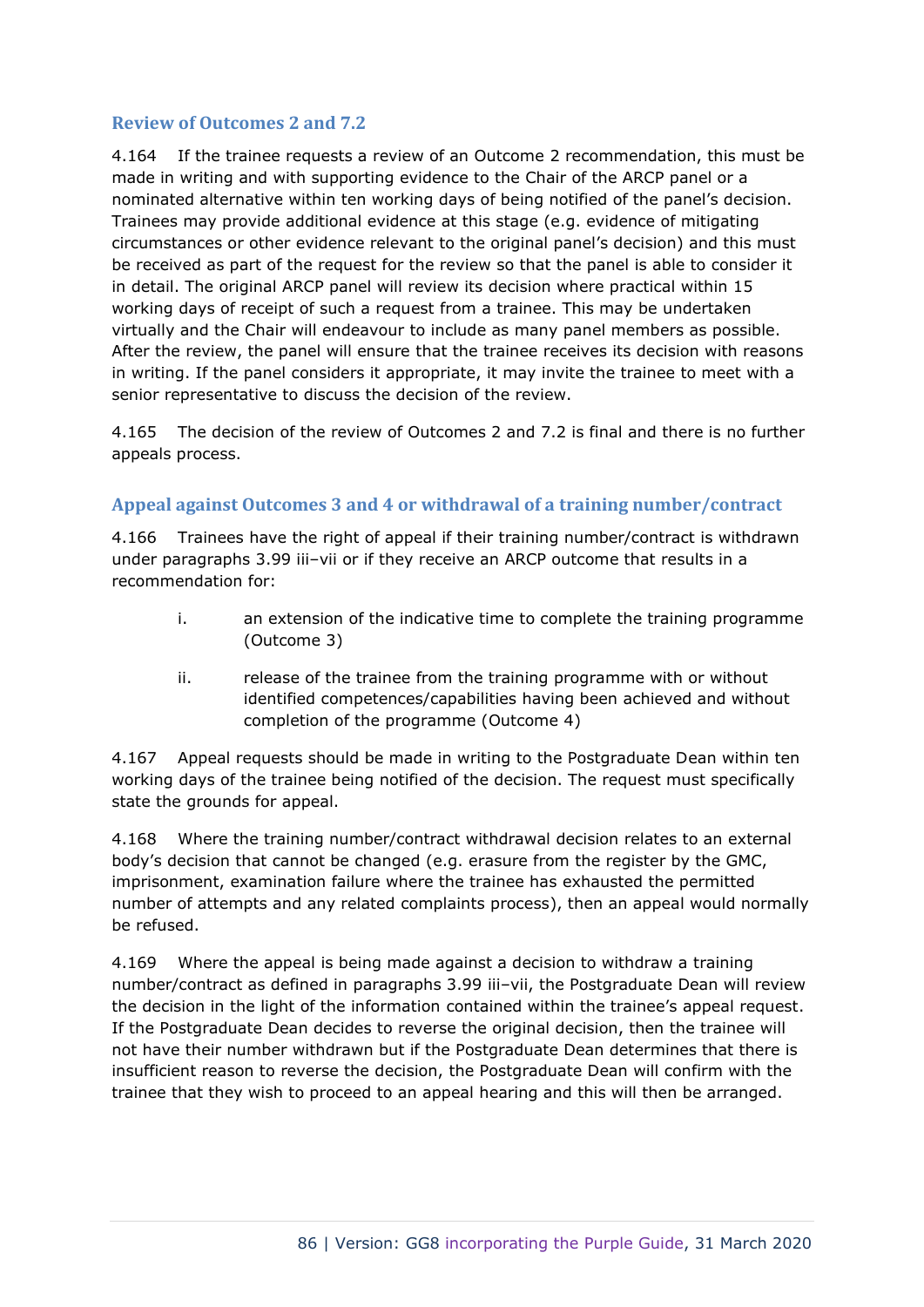### Review of Outcomes 2 and 7.2

4.164 If the trainee requests a review of an Outcome 2 recommendation, this must be made in writing and with supporting evidence to the Chair of the ARCP panel or a nominated alternative within ten working days of being notified of the panel's decision. Trainees may provide additional evidence at this stage (e.g. evidence of mitigating circumstances or other evidence relevant to the original panel's decision) and this must be received as part of the request for the review so that the panel is able to consider it in detail. The original ARCP panel will review its decision where practical within 15 working days of receipt of such a request from a trainee. This may be undertaken virtually and the Chair will endeavour to include as many panel members as possible. After the review, the panel will ensure that the trainee receives its decision with reasons in writing. If the panel considers it appropriate, it may invite the trainee to meet with a senior representative to discuss the decision of the review.

4.165 The decision of the review of Outcomes 2 and 7.2 is final and there is no further appeals process.

### Appeal against Outcomes 3 and 4 or withdrawal of a training number/contract

4.166 Trainees have the right of appeal if their training number/contract is withdrawn under paragraphs 3.99 iii–vii or if they receive an ARCP outcome that results in a recommendation for:

i. an extension of the indicative time to complete the training programme (Outcome 3)

ii. release of the trainee from the training programme with or without identified competences/capabilities having been achieved and without completion of the programme (Outcome 4)

4.167 Appeal requests should be made in writing to the Postgraduate Dean within ten working days of the trainee being notified of the decision. The request must specifically state the grounds for appeal.

4.168 Where the training number/contract withdrawal decision relates to an external body's decision that cannot be changed (e.g. erasure from the register by the GMC, imprisonment, examination failure where the trainee has exhausted the permitted number of attempts and any related complaints process), then an appeal would normally be refused.

4.169 Where the appeal is being made against a decision to withdraw a training number/contract as defined in paragraphs 3.99 iii–vii, the Postgraduate Dean will review the decision in the light of the information contained within the trainee's appeal request. If the Postgraduate Dean decides to reverse the original decision, then the trainee will not have their number withdrawn but if the Postgraduate Dean determines that there is insufficient reason to reverse the decision, the Postgraduate Dean will confirm with the trainee that they wish to proceed to an appeal hearing and this will then be arranged.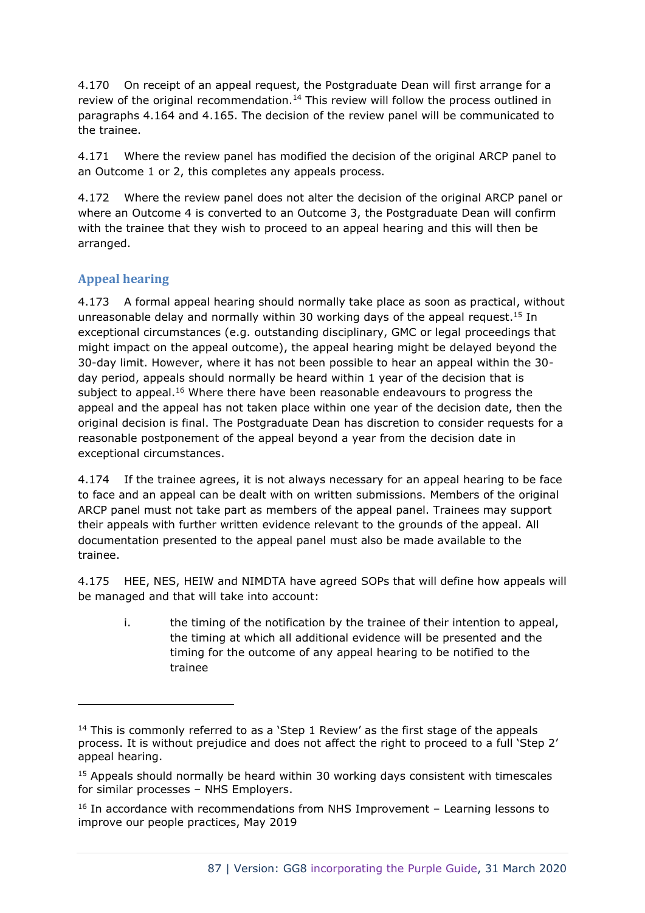4.170 On receipt of an appeal request, the Postgraduate Dean will first arrange for a review of the original recommendation.[14] This review will follow the process outlined in paragraphs 4.164 and 4.165. The decision of the review panel will be communicated to the trainee.

4.171 Where the review panel has modified the decision of the original ARCP panel to an Outcome 1 or 2, this completes any appeals process.

4.172 Where the review panel does not alter the decision of the original ARCP panel or where an Outcome 4 is converted to an Outcome 3, the Postgraduate Dean will confirm with the trainee that they wish to proceed to an appeal hearing and this will then be arranged.

## Appeal hearing

4.173 A formal appeal hearing should normally take place as soon as practical, without unreasonable delay and normally within 30 working days of the appeal request.[15] In exceptional circumstances (e.g. outstanding disciplinary, GMC or legal proceedings that might impact on the appeal outcome), the appeal hearing might be delayed beyond the 30-day limit. However, where it has not been possible to hear an appeal within the 30-day period, appeals should normally be heard within 1 year of the decision that is subject to appeal.[16] Where there have been reasonable endeavours to progress the appeal and the appeal has not taken place within one year of the decision date, then the original decision is final. The Postgraduate Dean has discretion to consider requests for a reasonable postponement of the appeal beyond a year from the decision date in exceptional circumstances.

4.174 If the trainee agrees, it is not always necessary for an appeal hearing to be face to face and an appeal can be dealt with on written submissions. Members of the original ARCP panel must not take part as members of the appeal panel. Trainees may support their appeals with further written evidence relevant to the grounds of the appeal. All documentation presented to the appeal panel must also be made available to the trainee.

4.175 HEE, NES, HEIW and NIMDTA have agreed SOPs that will define how appeals will be managed and that will take into account:

i. the timing of the notification by the trainee of their intention to appeal, the timing at which all additional evidence will be presented and the timing for the outcome of any appeal hearing to be notified to the trainee

---

[14] This is commonly referred to as a 'Step 1 Review' as the first stage of the appeals process. It is without prejudice and does not affect the right to proceed to a full 'Step 2' appeal hearing.

[15] Appeals should normally be heard within 30 working days consistent with timescales for similar processes – NHS Employers.

[16] In accordance with recommendations from NHS Improvement – Learning lessons to improve our people practices, May 2019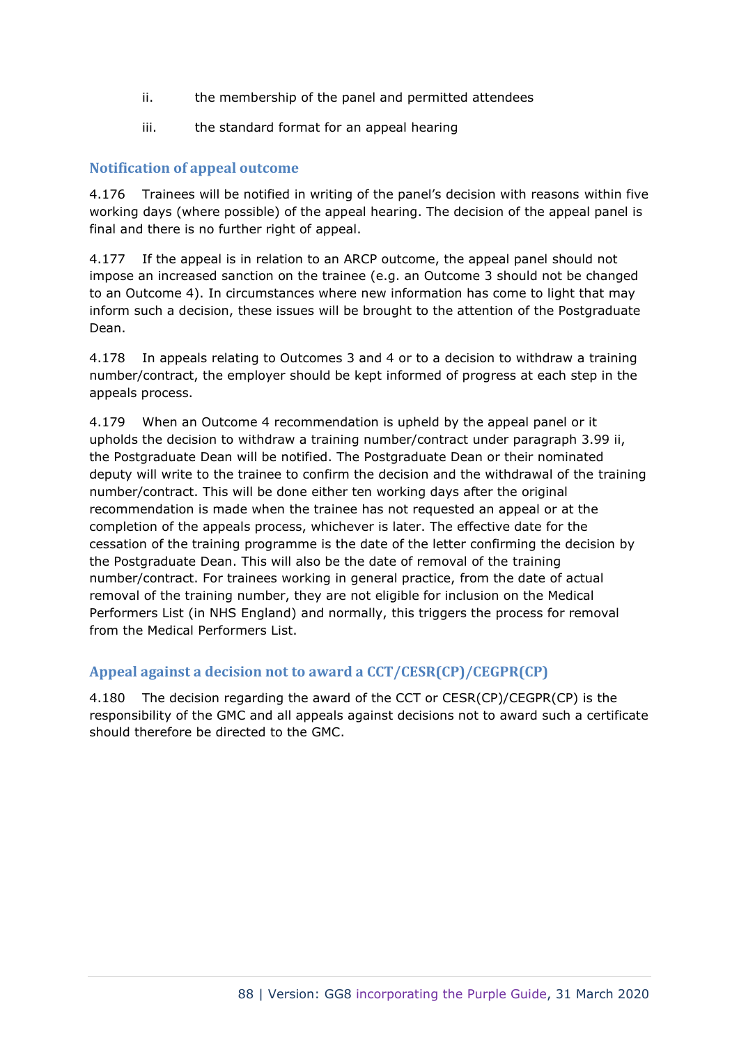ii. the membership of the panel and permitted attendees

iii. the standard format for an appeal hearing

### Notification of appeal outcome

4.176 Trainees will be notified in writing of the panel's decision with reasons within five working days (where possible) of the appeal hearing. The decision of the appeal panel is final and there is no further right of appeal.

4.177 If the appeal is in relation to an ARCP outcome, the appeal panel should not impose an increased sanction on the trainee (e.g. an Outcome 3 should not be changed to an Outcome 4). In circumstances where new information has come to light that may inform such a decision, these issues will be brought to the attention of the Postgraduate Dean.

4.178 In appeals relating to Outcomes 3 and 4 or to a decision to withdraw a training number/contract, the employer should be kept informed of progress at each step in the appeals process.

4.179 When an Outcome 4 recommendation is upheld by the appeal panel or it upholds the decision to withdraw a training number/contract under paragraph 3.99 ii, the Postgraduate Dean will be notified. The Postgraduate Dean or their nominated deputy will write to the trainee to confirm the decision and the withdrawal of the training number/contract. This will be done either ten working days after the original recommendation is made when the trainee has not requested an appeal or at the completion of the appeals process, whichever is later. The effective date for the cessation of the training programme is the date of the letter confirming the decision by the Postgraduate Dean. This will also be the date of removal of the training number/contract. For trainees working in general practice, from the date of actual removal of the training number, they are not eligible for inclusion on the Medical Performers List (in NHS England) and normally, this triggers the process for removal from the Medical Performers List.

### Appeal against a decision not to award a CCT/CESR(CP)/CEGPR(CP)

4.180 The decision regarding the award of the CCT or CESR(CP)/CEGPR(CP) is the responsibility of the GMC and all appeals against decisions not to award such a certificate should therefore be directed to the GMC.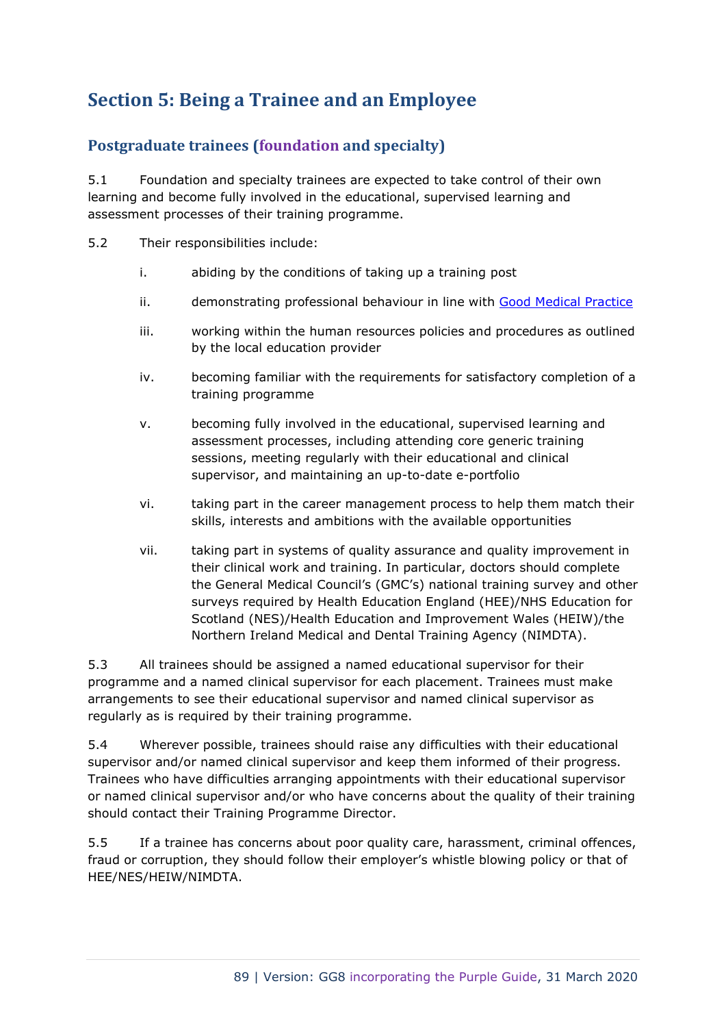## Section 5: Being a Trainee and an Employee

### Postgraduate trainees (foundation and specialty)

5.1 Foundation and specialty trainees are expected to take control of their own learning and become fully involved in the educational, supervised learning and assessment processes of their training programme.

5.2 Their responsibilities include:

i. abiding by the conditions of taking up a training post

ii. demonstrating professional behaviour in line with Good Medical Practice

iii. working within the human resources policies and procedures as outlined by the local education provider

iv. becoming familiar with the requirements for satisfactory completion of a training programme

v. becoming fully involved in the educational, supervised learning and assessment processes, including attending core generic training sessions, meeting regularly with their educational and clinical supervisor, and maintaining an up-to-date e-portfolio

vi. taking part in the career management process to help them match their skills, interests and ambitions with the available opportunities

vii. taking part in systems of quality assurance and quality improvement in their clinical work and training. In particular, doctors should complete the General Medical Council's (GMC's) national training survey and other surveys required by Health Education England (HEE)/NHS Education for Scotland (NES)/Health Education and Improvement Wales (HEIW)/the Northern Ireland Medical and Dental Training Agency (NIMDTA).

5.3 All trainees should be assigned a named educational supervisor for their programme and a named clinical supervisor for each placement. Trainees must make arrangements to see their educational supervisor and named clinical supervisor as regularly as is required by their training programme.

5.4 Wherever possible, trainees should raise any difficulties with their educational supervisor and/or named clinical supervisor and keep them informed of their progress. Trainees who have difficulties arranging appointments with their educational supervisor or named clinical supervisor and/or who have concerns about the quality of their training should contact their Training Programme Director.

5.5 If a trainee has concerns about poor quality care, harassment, criminal offences, fraud or corruption, they should follow their employer's whistle blowing policy or that of HEE/NES/HEIW/NIMDTA.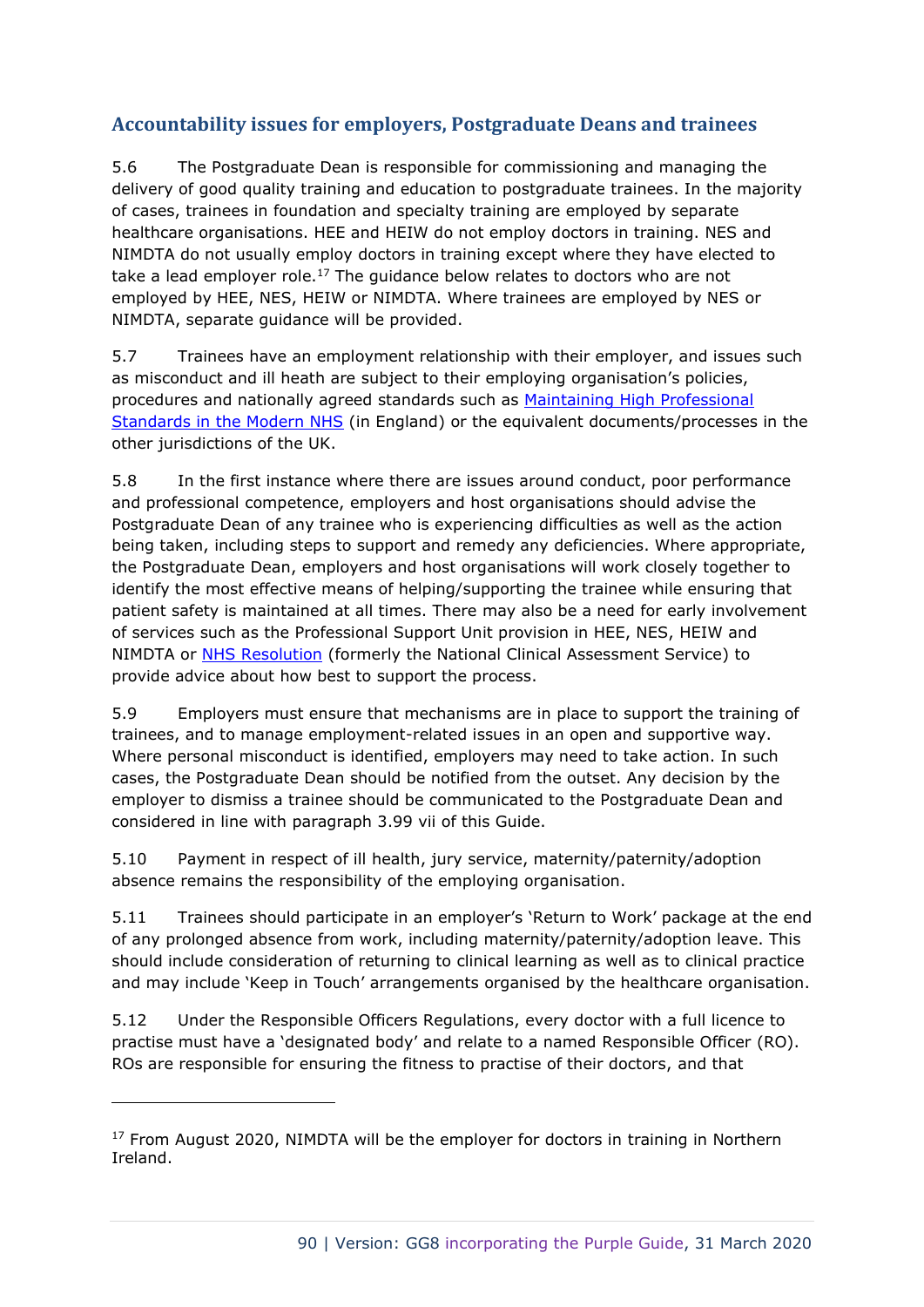## Accountability issues for employers, Postgraduate Deans and trainees

5.6 The Postgraduate Dean is responsible for commissioning and managing the delivery of good quality training and education to postgraduate trainees. In the majority of cases, trainees in foundation and specialty training are employed by separate healthcare organisations. HEE and HEIW do not employ doctors in training. NES and NIMDTA do not usually employ doctors in training except where they have elected to take a lead employer role.[17] The guidance below relates to doctors who are not employed by HEE, NES, HEIW or NIMDTA. Where trainees are employed by NES or NIMDTA, separate guidance will be provided.

5.7 Trainees have an employment relationship with their employer, and issues such as misconduct and ill heath are subject to their employing organisation's policies, procedures and nationally agreed standards such as Maintaining High Professional Standards in the Modern NHS (in England) or the equivalent documents/processes in the other jurisdictions of the UK.

5.8 In the first instance where there are issues around conduct, poor performance and professional competence, employers and host organisations should advise the Postgraduate Dean of any trainee who is experiencing difficulties as well as the action being taken, including steps to support and remedy any deficiencies. Where appropriate, the Postgraduate Dean, employers and host organisations will work closely together to identify the most effective means of helping/supporting the trainee while ensuring that patient safety is maintained at all times. There may also be a need for early involvement of services such as the Professional Support Unit provision in HEE, NES, HEIW and NIMDTA or NHS Resolution (formerly the National Clinical Assessment Service) to provide advice about how best to support the process.

5.9 Employers must ensure that mechanisms are in place to support the training of trainees, and to manage employment-related issues in an open and supportive way. Where personal misconduct is identified, employers may need to take action. In such cases, the Postgraduate Dean should be notified from the outset. Any decision by the employer to dismiss a trainee should be communicated to the Postgraduate Dean and considered in line with paragraph 3.99 vii of this Guide.

5.10 Payment in respect of ill health, jury service, maternity/paternity/adoption absence remains the responsibility of the employing organisation.

5.11 Trainees should participate in an employer's 'Return to Work' package at the end of any prolonged absence from work, including maternity/paternity/adoption leave. This should include consideration of returning to clinical learning as well as to clinical practice and may include 'Keep in Touch' arrangements organised by the healthcare organisation.

5.12 Under the Responsible Officers Regulations, every doctor with a full licence to practise must have a 'designated body' and relate to a named Responsible Officer (RO). ROs are responsible for ensuring the fitness to practise of their doctors, and that

[17] From August 2020, NIMDTA will be the employer for doctors in training in Northern Ireland.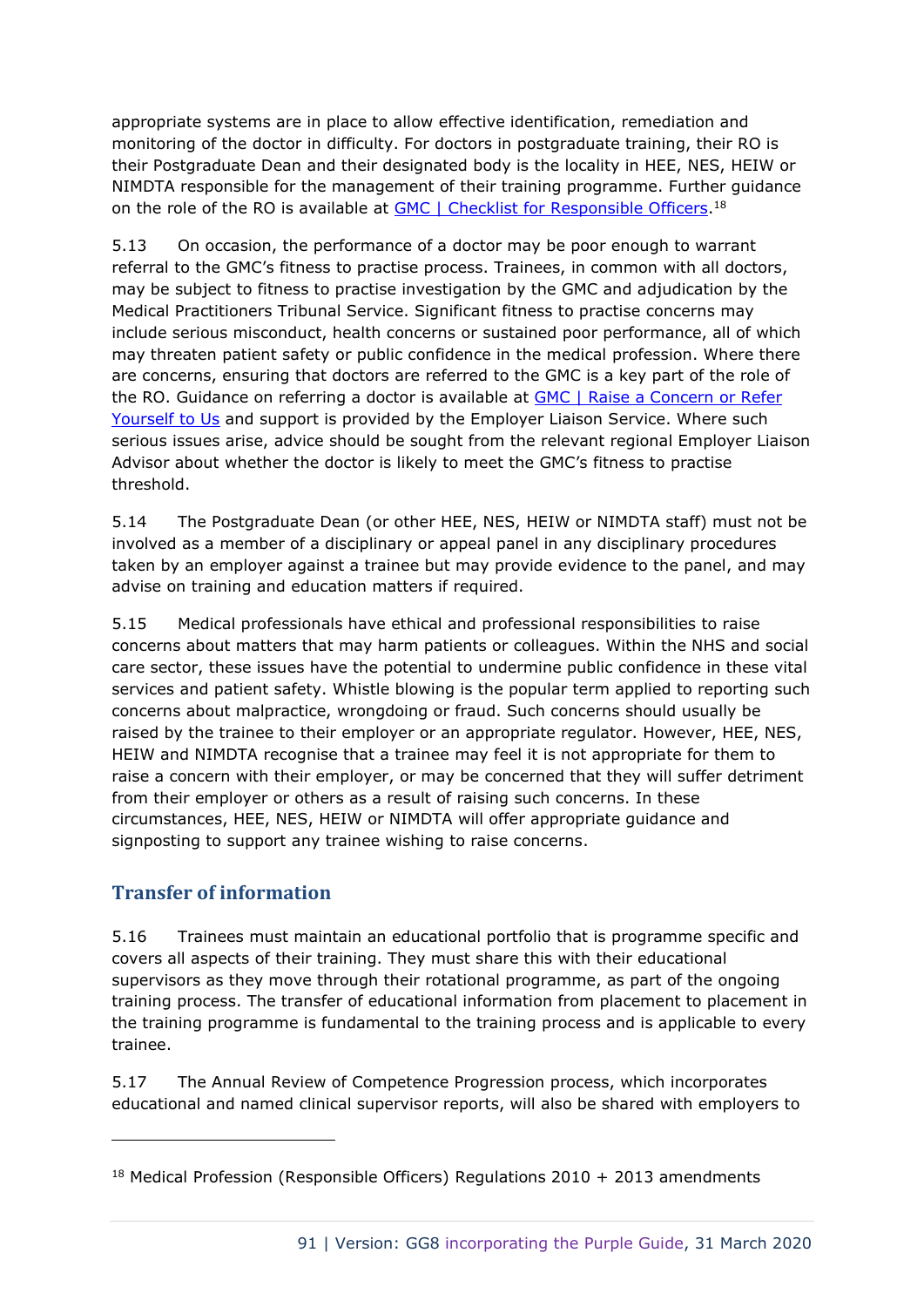appropriate systems are in place to allow effective identification, remediation and monitoring of the doctor in difficulty. For doctors in postgraduate training, their RO is their Postgraduate Dean and their designated body is the locality in HEE, NES, HEIW or NIMDTA responsible for the management of their training programme. Further guidance on the role of the RO is available at [GMC | Checklist for Responsible Officers](#).[18]

5.13 On occasion, the performance of a doctor may be poor enough to warrant referral to the GMC's fitness to practise process. Trainees, in common with all doctors, may be subject to fitness to practise investigation by the GMC and adjudication by the Medical Practitioners Tribunal Service. Significant fitness to practise concerns may include serious misconduct, health concerns or sustained poor performance, all of which may threaten patient safety or public confidence in the medical profession. Where there are concerns, ensuring that doctors are referred to the GMC is a key part of the role of the RO. Guidance on referring a doctor is available at [GMC | Raise a Concern or Refer Yourself to Us](#) and support is provided by the Employer Liaison Service. Where such serious issues arise, advice should be sought from the relevant regional Employer Liaison Advisor about whether the doctor is likely to meet the GMC's fitness to practise threshold.

5.14 The Postgraduate Dean (or other HEE, NES, HEIW or NIMDTA staff) must not be involved as a member of a disciplinary or appeal panel in any disciplinary procedures taken by an employer against a trainee but may provide evidence to the panel, and may advise on training and education matters if required.

5.15 Medical professionals have ethical and professional responsibilities to raise concerns about matters that may harm patients or colleagues. Within the NHS and social care sector, these issues have the potential to undermine public confidence in these vital services and patient safety. Whistle blowing is the popular term applied to reporting such concerns about malpractice, wrongdoing or fraud. Such concerns should usually be raised by the trainee to their employer or an appropriate regulator. However, HEE, NES, HEIW and NIMDTA recognise that a trainee may feel it is not appropriate for them to raise a concern with their employer, or may be concerned that they will suffer detriment from their employer or others as a result of raising such concerns. In these circumstances, HEE, NES, HEIW or NIMDTA will offer appropriate guidance and signposting to support any trainee wishing to raise concerns.

## Transfer of information

5.16 Trainees must maintain an educational portfolio that is programme specific and covers all aspects of their training. They must share this with their educational supervisors as they move through their rotational programme, as part of the ongoing training process. The transfer of educational information from placement to placement in the training programme is fundamental to the training process and is applicable to every trainee.

5.17 The Annual Review of Competence Progression process, which incorporates educational and named clinical supervisor reports, will also be shared with employers to

---

[18] Medical Profession (Responsible Officers) Regulations 2010 + 2013 amendments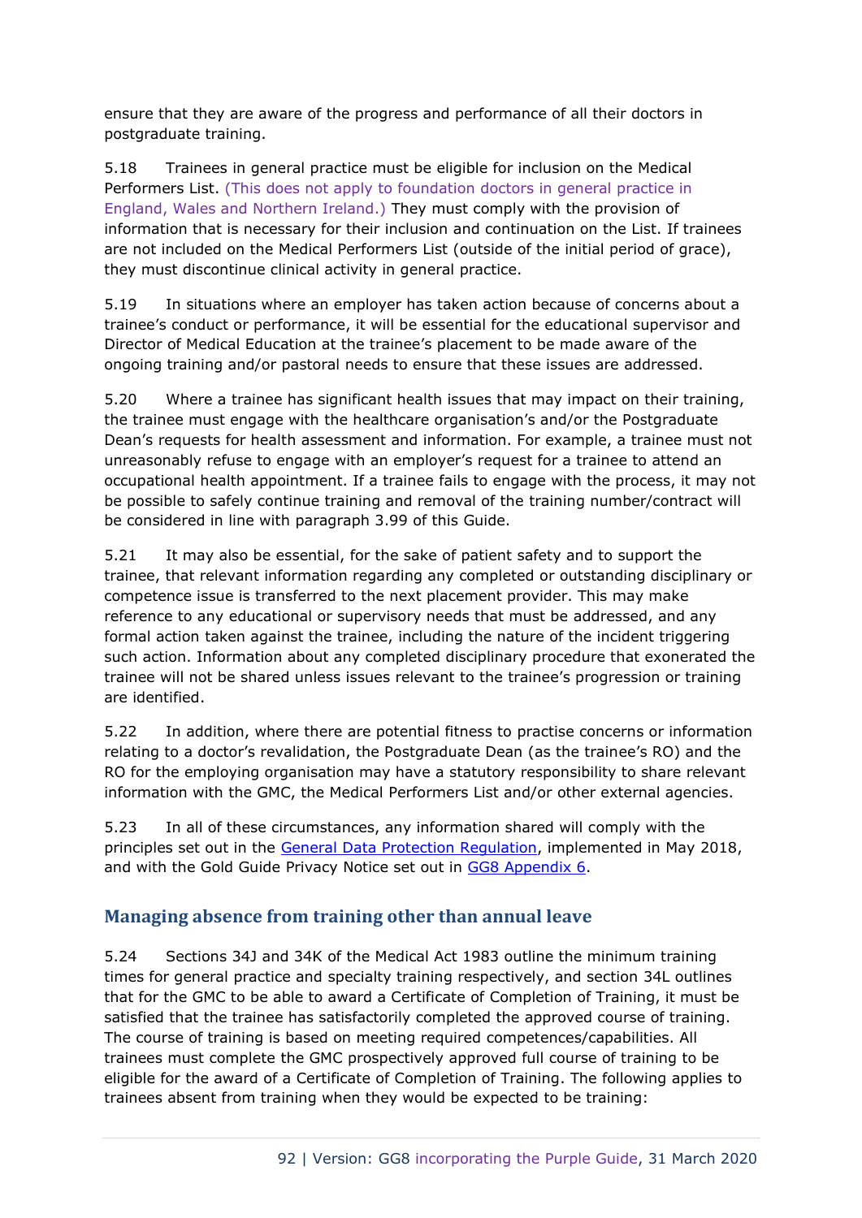ensure that they are aware of the progress and performance of all their doctors in postgraduate training.

5.18 Trainees in general practice must be eligible for inclusion on the Medical Performers List. (This does not apply to foundation doctors in general practice in England, Wales and Northern Ireland.) They must comply with the provision of information that is necessary for their inclusion and continuation on the List. If trainees are not included on the Medical Performers List (outside of the initial period of grace), they must discontinue clinical activity in general practice.

5.19 In situations where an employer has taken action because of concerns about a trainee's conduct or performance, it will be essential for the educational supervisor and Director of Medical Education at the trainee's placement to be made aware of the ongoing training and/or pastoral needs to ensure that these issues are addressed.

5.20 Where a trainee has significant health issues that may impact on their training, the trainee must engage with the healthcare organisation's and/or the Postgraduate Dean's requests for health assessment and information. For example, a trainee must not unreasonably refuse to engage with an employer's request for a trainee to attend an occupational health appointment. If a trainee fails to engage with the process, it may not be possible to safely continue training and removal of the training number/contract will be considered in line with paragraph 3.99 of this Guide.

5.21 It may also be essential, for the sake of patient safety and to support the trainee, that relevant information regarding any completed or outstanding disciplinary or competence issue is transferred to the next placement provider. This may make reference to any educational or supervisory needs that must be addressed, and any formal action taken against the trainee, including the nature of the incident triggering such action. Information about any completed disciplinary procedure that exonerated the trainee will not be shared unless issues relevant to the trainee's progression or training are identified.

5.22 In addition, where there are potential fitness to practise concerns or information relating to a doctor's revalidation, the Postgraduate Dean (as the trainee's RO) and the RO for the employing organisation may have a statutory responsibility to share relevant information with the GMC, the Medical Performers List and/or other external agencies.

5.23 In all of these circumstances, any information shared will comply with the principles set out in the General Data Protection Regulation, implemented in May 2018, and with the Gold Guide Privacy Notice set out in GG8 Appendix 6.

## Managing absence from training other than annual leave

5.24 Sections 34J and 34K of the Medical Act 1983 outline the minimum training times for general practice and specialty training respectively, and section 34L outlines that for the GMC to be able to award a Certificate of Completion of Training, it must be satisfied that the trainee has satisfactorily completed the approved course of training. The course of training is based on meeting required competences/capabilities. All trainees must complete the GMC prospectively approved full course of training to be eligible for the award of a Certificate of Completion of Training. The following applies to trainees absent from training when they would be expected to be training: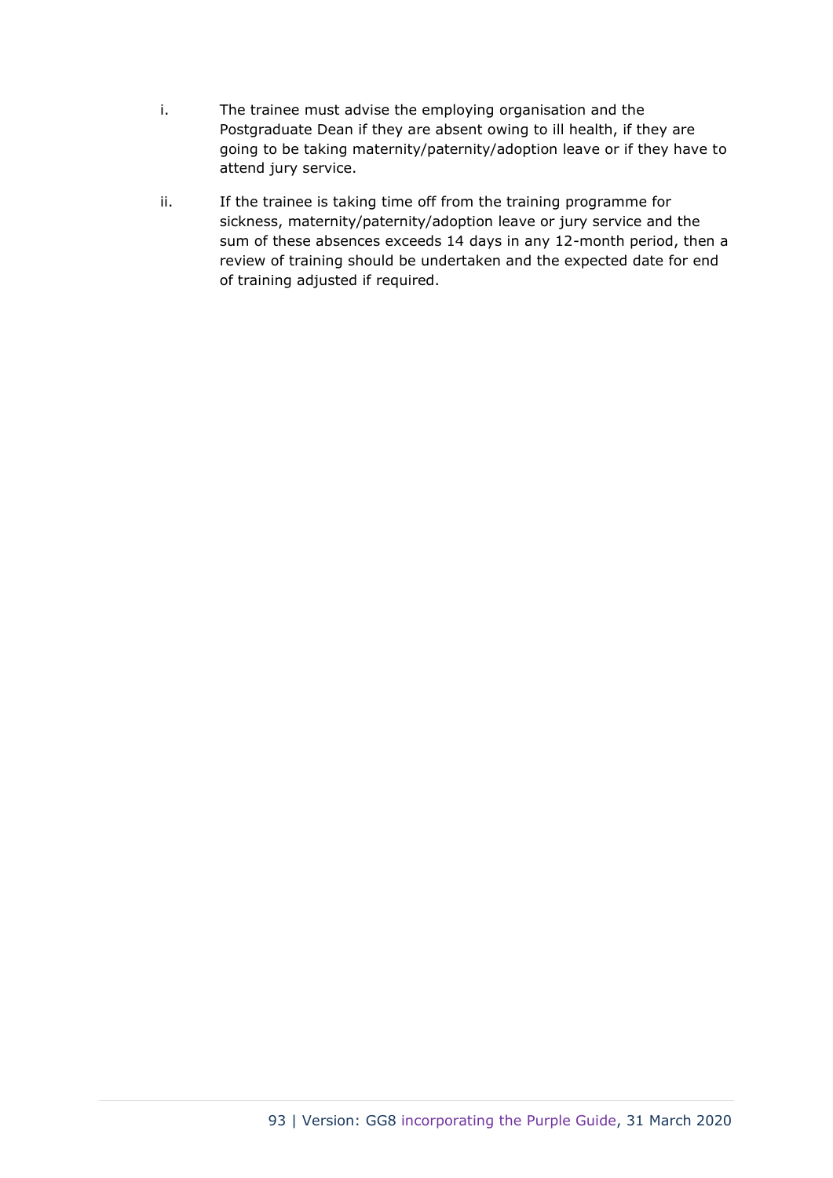i. The trainee must advise the employing organisation and the Postgraduate Dean if they are absent owing to ill health, if they are going to be taking maternity/paternity/adoption leave or if they have to attend jury service.

ii. If the trainee is taking time off from the training programme for sickness, maternity/paternity/adoption leave or jury service and the sum of these absences exceeds 14 days in any 12-month period, then a review of training should be undertaken and the expected date for end of training adjusted if required.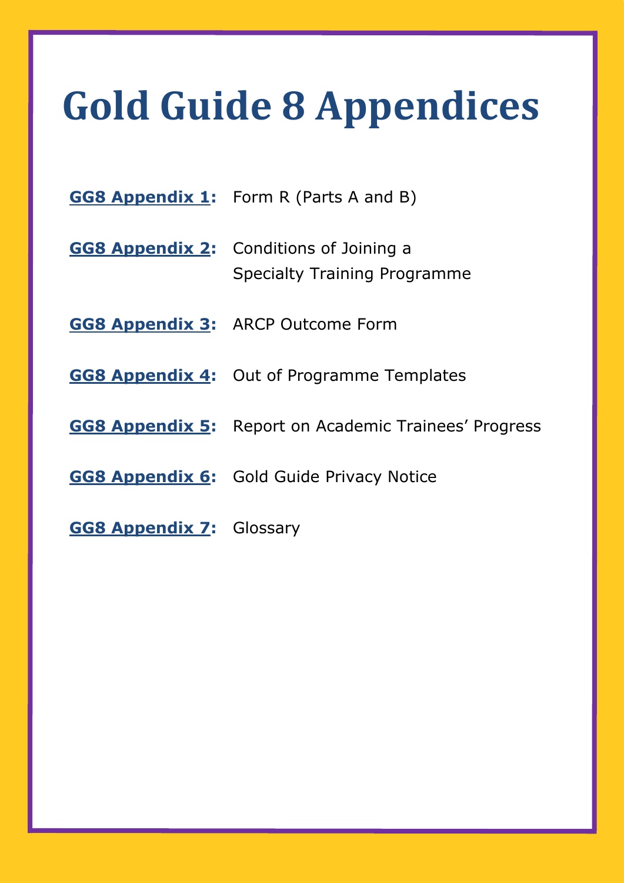# Gold Guide 8 Appendices

**GG8 Appendix 1**: Form R (Parts A and B)

**GG8 Appendix 2**: Conditions of Joining a Specialty Training Programme

**GG8 Appendix 3**: ARCP Outcome Form

**GG8 Appendix 4**: Out of Programme Templates

**GG8 Appendix 5**: Report on Academic Trainees' Progress

**GG8 Appendix 6**: Gold Guide Privacy Notice

**GG8 Appendix 7**: Glossary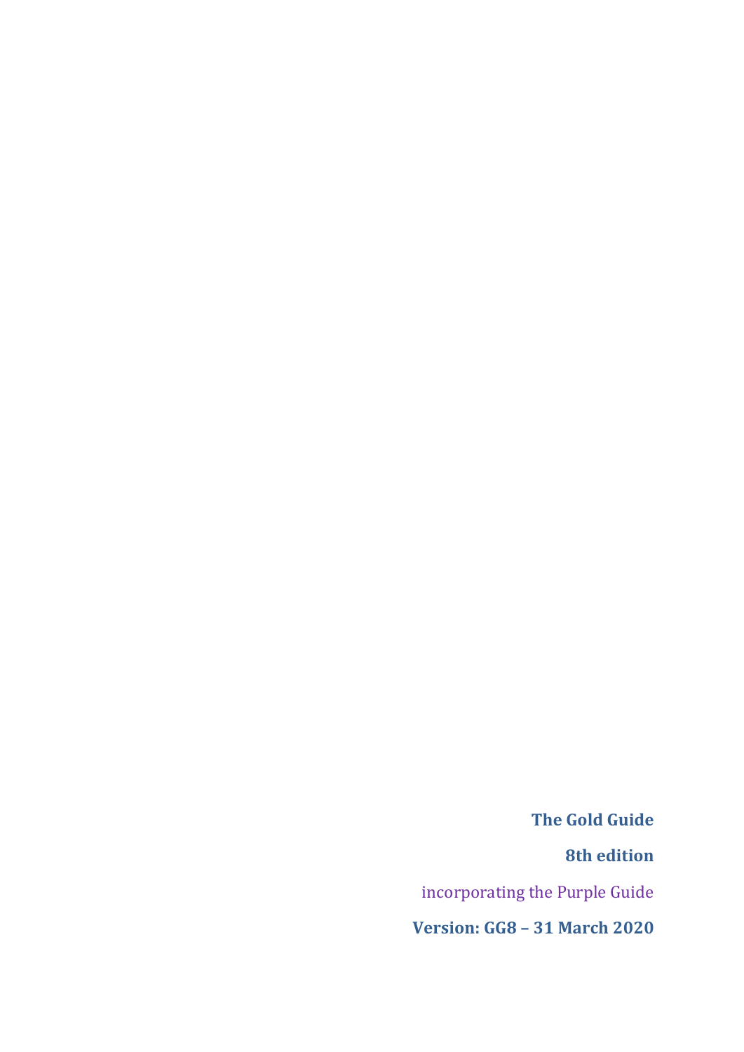**The Gold Guide**

**8th edition**

incorporating the Purple Guide

**Version: GG8 – 31 March 2020**